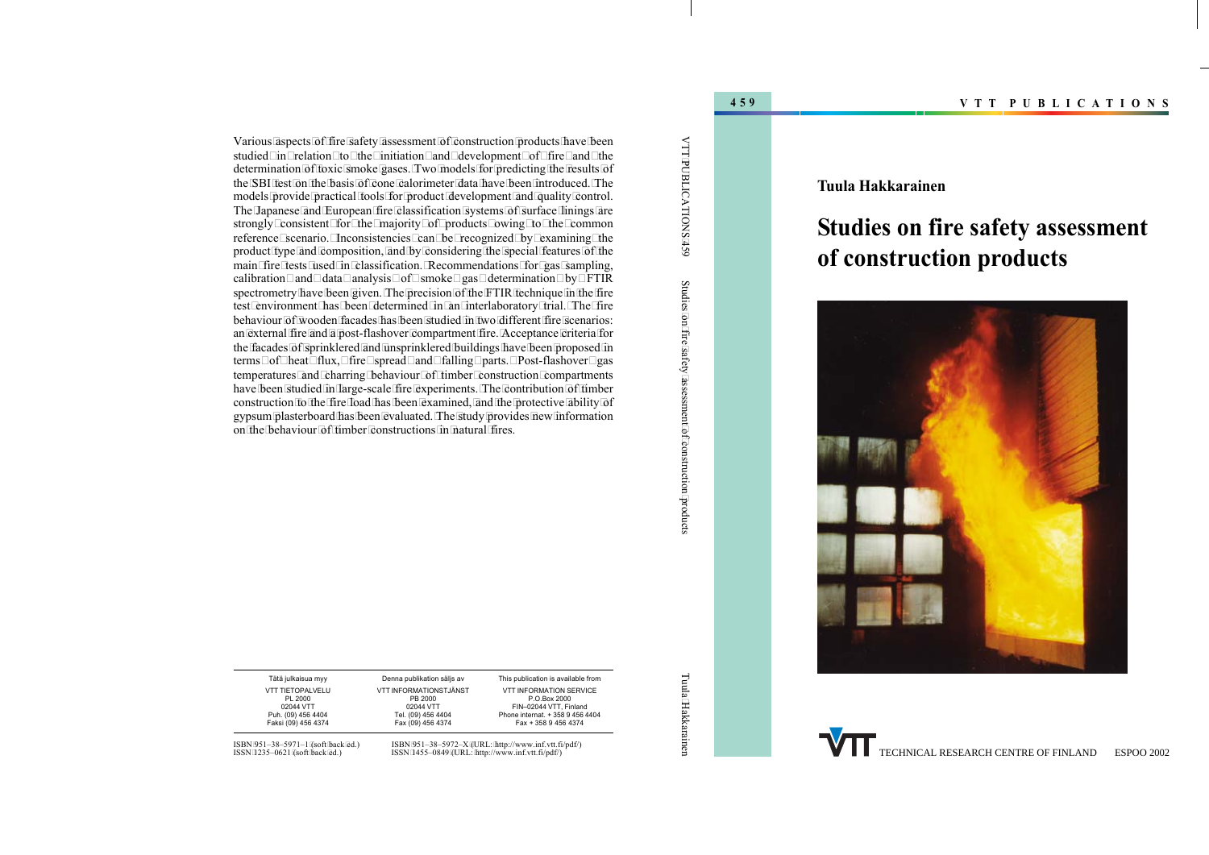VTT PUBLICATIONS 459

# Tuula Hakkarainen

# Studies on fire safety assessment of construction products

TECHNICAL RESEARCH CENTRE OF FINLAND ESPOO 2002

Various aspects of fire safety assessment of construction products have been studied in relation to the initiation and development of fire and the determination of toxic smoke gases. Two models for predicting the results of the SBI test on the basis of cone calorimeter data have been introduced. The models provide practical tools for product development and quality control. The Japanese and European fire classification systems of surface linings are strongly consistent for the majority of products owing to the common reference scenario. Inconsistencies can be recognized by examining the product type and composition, and by considering the special features of the main fire tests used in classification. Recommendations for gas sampling, calibration and data analysis of smoke gas determination by FTIR spectrometry have been given. The precision of the FTIR technique in the fire test environment has been determined in an interlaboratory trial. The fire behaviour of wooden facades has been studied in two different fire scenarios: an external fire and a post-flashover compartment fire. Acceptance criteria for the facades of sprinklered and unsprinklered buildings have been proposed in terms of heat flux, fire spread and falling parts. Post-flashover gas temperatures and charring behaviour of timber construction compartments have been studied in large-scale fire experiments. The contribution of timber construction to the fire load has been examined, and the protective ability of gypsum plasterboard has been evaluated. The study provides new information on the behaviour of timber constructions in natural fires.

| Tätä julkaisua myy | Denna publikation säljs av | This publication is available from |
|---|---|---|
| VTT TIETOPALVELU | VTT INFORMATIONSTJÄNST | VTT INFORMATION SERVICE |
| PL 2000 | PB 2000 | P.O.Box 2000 |
| 02044 VTT | 02044 VTT | FIN–02044 VTT, Finland |
| Puh. (09) 456 4404 | Tel. (09) 456 4404 | Phone internat. + 358 9 456 4404 |
| Faksi (09) 456 4374 | Fax (09) 456 4374 | Fax + 358 9 456 4374 |

ISBN 951–38–5971–1 (soft back ed.)
ISSN 1235–0621 (soft back ed.)

ISBN 951–38–5972–X (URL: http://www.inf.vtt.fi/pdf/)
ISSN 1455–0849 (URL: http://www.inf.vtt.fi/pdf/)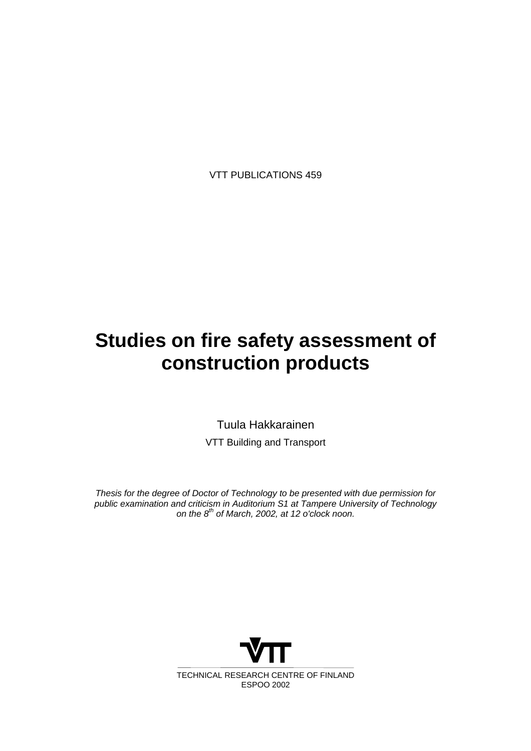VTT PUBLICATIONS 459

# Studies on fire safety assessment of construction products

Tuula Hakkarainen

VTT Building and Transport

*Thesis for the degree of Doctor of Technology to be presented with due permission for public examination and criticism in Auditorium S1 at Tampere University of Technology on the 8th of March, 2002, at 12 o'clock noon.*

VTT

TECHNICAL RESEARCH CENTRE OF FINLAND
ESPOO 2002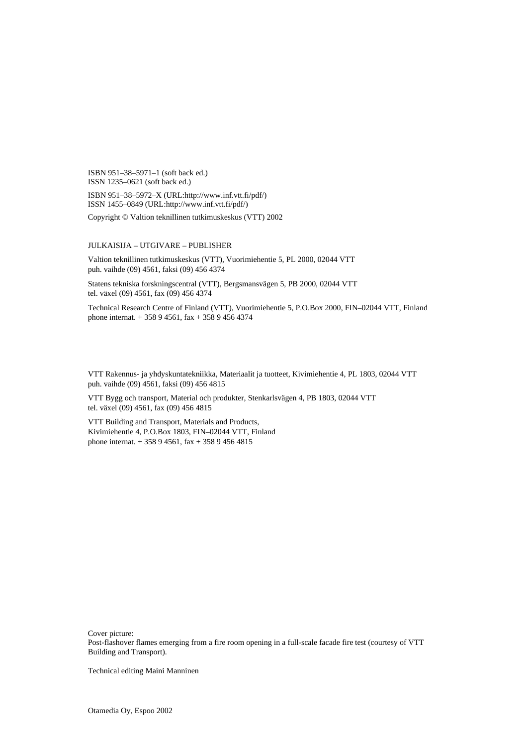ISBN 951–38–5971–1 (soft back ed.)
ISSN 1235–0621 (soft back ed.)

ISBN 951–38–5972–X (URL:http://www.inf.vtt.fi/pdf/)
ISSN 1455–0849 (URL:http://www.inf.vtt.fi/pdf/)

Copyright © Valtion teknillinen tutkimuskeskus (VTT) 2002

JULKAISIJA – UTGIVARE – PUBLISHER

Valtion teknillinen tutkimuskeskus (VTT), Vuorimiehentie 5, PL 2000, 02044 VTT
puh. vaihde (09) 4561, faksi (09) 456 4374

Statens tekniska forskningscentral (VTT), Bergsmansvägen 5, PB 2000, 02044 VTT
tel. växel (09) 4561, fax (09) 456 4374

Technical Research Centre of Finland (VTT), Vuorimiehentie 5, P.O.Box 2000, FIN–02044 VTT, Finland
phone internat. + 358 9 4561, fax + 358 9 456 4374

VTT Rakennus- ja yhdyskuntatekniikka, Materiaalit ja tuotteet, Kivimiehentie 4, PL 1803, 02044 VTT
puh. vaihde (09) 4561, faksi (09) 456 4815

VTT Bygg och transport, Material och produkter, Stenkarlsvägen 4, PB 1803, 02044 VTT
tel. växel (09) 4561, fax (09) 456 4815

VTT Building and Transport, Materials and Products,
Kivimiehentie 4, P.O.Box 1803, FIN–02044 VTT, Finland
phone internat. + 358 9 4561, fax + 358 9 456 4815

Cover picture:
Post-flashover flames emerging from a fire room opening in a full-scale facade fire test (courtesy of VTT Building and Transport).

Technical editing Maini Manninen

Otamedia Oy, Espoo 2002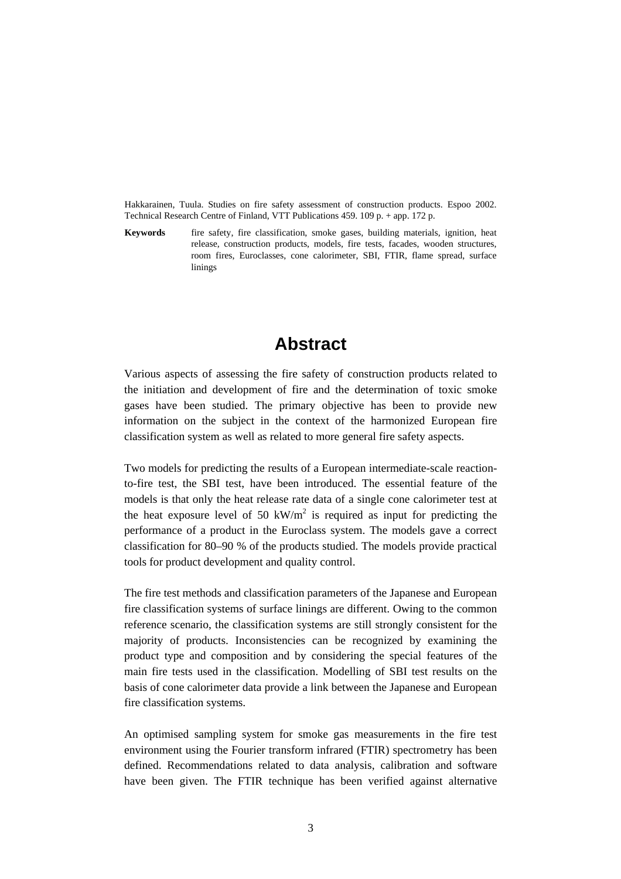Hakkarainen, Tuula. Studies on fire safety assessment of construction products. Espoo 2002. Technical Research Centre of Finland, VTT Publications 459. 109 p. + app. 172 p.

**Keywords** fire safety, fire classification, smoke gases, building materials, ignition, heat release, construction products, models, fire tests, facades, wooden structures, room fires, Euroclasses, cone calorimeter, SBI, FTIR, flame spread, surface linings

# Abstract

Various aspects of assessing the fire safety of construction products related to the initiation and development of fire and the determination of toxic smoke gases have been studied. The primary objective has been to provide new information on the subject in the context of the harmonized European fire classification system as well as related to more general fire safety aspects.

Two models for predicting the results of a European intermediate-scale reaction-to-fire test, the SBI test, have been introduced. The essential feature of the models is that only the heat release rate data of a single cone calorimeter test at the heat exposure level of 50 $kW/m^2$ is required as input for predicting the performance of a product in the Euroclass system. The models gave a correct classification for 80–90 % of the products studied. The models provide practical tools for product development and quality control.

The fire test methods and classification parameters of the Japanese and European fire classification systems of surface linings are different. Owing to the common reference scenario, the classification systems are still strongly consistent for the majority of products. Inconsistencies can be recognized by examining the product type and composition and by considering the special features of the main fire tests used in the classification. Modelling of SBI test results on the basis of cone calorimeter data provide a link between the Japanese and European fire classification systems.

An optimised sampling system for smoke gas measurements in the fire test environment using the Fourier transform infrared (FTIR) spectrometry has been defined. Recommendations related to data analysis, calibration and software have been given. The FTIR technique has been verified against alternative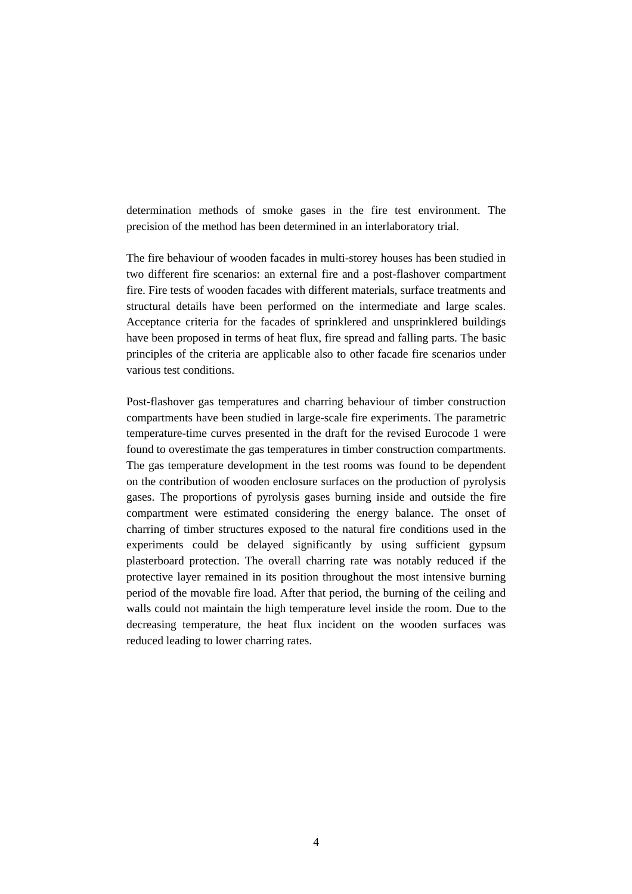determination methods of smoke gases in the fire test environment. The precision of the method has been determined in an interlaboratory trial.

The fire behaviour of wooden facades in multi-storey houses has been studied in two different fire scenarios: an external fire and a post-flashover compartment fire. Fire tests of wooden facades with different materials, surface treatments and structural details have been performed on the intermediate and large scales. Acceptance criteria for the facades of sprinklered and unsprinklered buildings have been proposed in terms of heat flux, fire spread and falling parts. The basic principles of the criteria are applicable also to other facade fire scenarios under various test conditions.

Post-flashover gas temperatures and charring behaviour of timber construction compartments have been studied in large-scale fire experiments. The parametric temperature-time curves presented in the draft for the revised Eurocode 1 were found to overestimate the gas temperatures in timber construction compartments. The gas temperature development in the test rooms was found to be dependent on the contribution of wooden enclosure surfaces on the production of pyrolysis gases. The proportions of pyrolysis gases burning inside and outside the fire compartment were estimated considering the energy balance. The onset of charring of timber structures exposed to the natural fire conditions used in the experiments could be delayed significantly by using sufficient gypsum plasterboard protection. The overall charring rate was notably reduced if the protective layer remained in its position throughout the most intensive burning period of the movable fire load. After that period, the burning of the ceiling and walls could not maintain the high temperature level inside the room. Due to the decreasing temperature, the heat flux incident on the wooden surfaces was reduced leading to lower charring rates.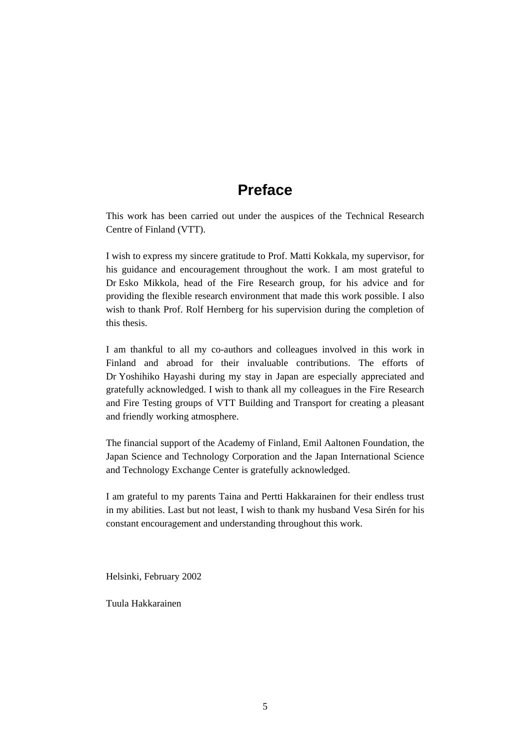# Preface

This work has been carried out under the auspices of the Technical Research Centre of Finland (VTT).

I wish to express my sincere gratitude to Prof. Matti Kokkala, my supervisor, for his guidance and encouragement throughout the work. I am most grateful to Dr Esko Mikkola, head of the Fire Research group, for his advice and for providing the flexible research environment that made this work possible. I also wish to thank Prof. Rolf Hernberg for his supervision during the completion of this thesis.

I am thankful to all my co-authors and colleagues involved in this work in Finland and abroad for their invaluable contributions. The efforts of Dr Yoshihiko Hayashi during my stay in Japan are especially appreciated and gratefully acknowledged. I wish to thank all my colleagues in the Fire Research and Fire Testing groups of VTT Building and Transport for creating a pleasant and friendly working atmosphere.

The financial support of the Academy of Finland, Emil Aaltonen Foundation, the Japan Science and Technology Corporation and the Japan International Science and Technology Exchange Center is gratefully acknowledged.

I am grateful to my parents Taina and Pertti Hakkarainen for their endless trust in my abilities. Last but not least, I wish to thank my husband Vesa Sirén for his constant encouragement and understanding throughout this work.

Helsinki, February 2002

Tuula Hakkarainen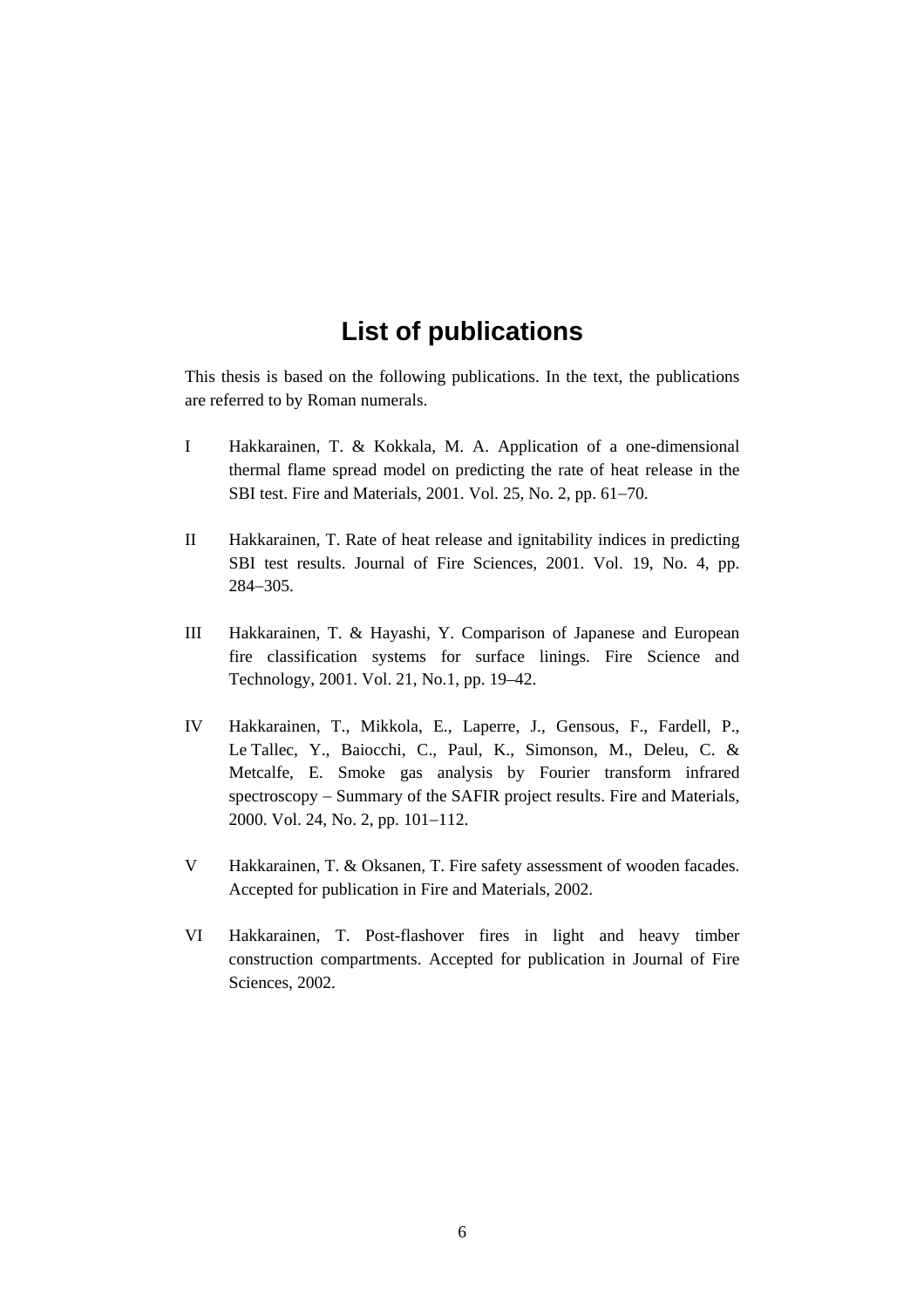# List of publications

This thesis is based on the following publications. In the text, the publications are referred to by Roman numerals.

I Hakkarainen, T. & Kokkala, M. A. Application of a one-dimensional thermal flame spread model on predicting the rate of heat release in the SBI test. Fire and Materials, 2001. Vol. 25, No. 2, pp. 61–70.

II Hakkarainen, T. Rate of heat release and ignitability indices in predicting SBI test results. Journal of Fire Sciences, 2001. Vol. 19, No. 4, pp. 284–305.

III Hakkarainen, T. & Hayashi, Y. Comparison of Japanese and European fire classification systems for surface linings. Fire Science and Technology, 2001. Vol. 21, No.1, pp. 19–42.

IV Hakkarainen, T., Mikkola, E., Laperre, J., Gensous, F., Fardell, P., Le Tallec, Y., Baiocchi, C., Paul, K., Simonson, M., Deleu, C. & Metcalfe, E. Smoke gas analysis by Fourier transform infrared spectroscopy – Summary of the SAFIR project results. Fire and Materials, 2000. Vol. 24, No. 2, pp. 101–112.

V Hakkarainen, T. & Oksanen, T. Fire safety assessment of wooden facades. Accepted for publication in Fire and Materials, 2002.

VI Hakkarainen, T. Post-flashover fires in light and heavy timber construction compartments. Accepted for publication in Journal of Fire Sciences, 2002.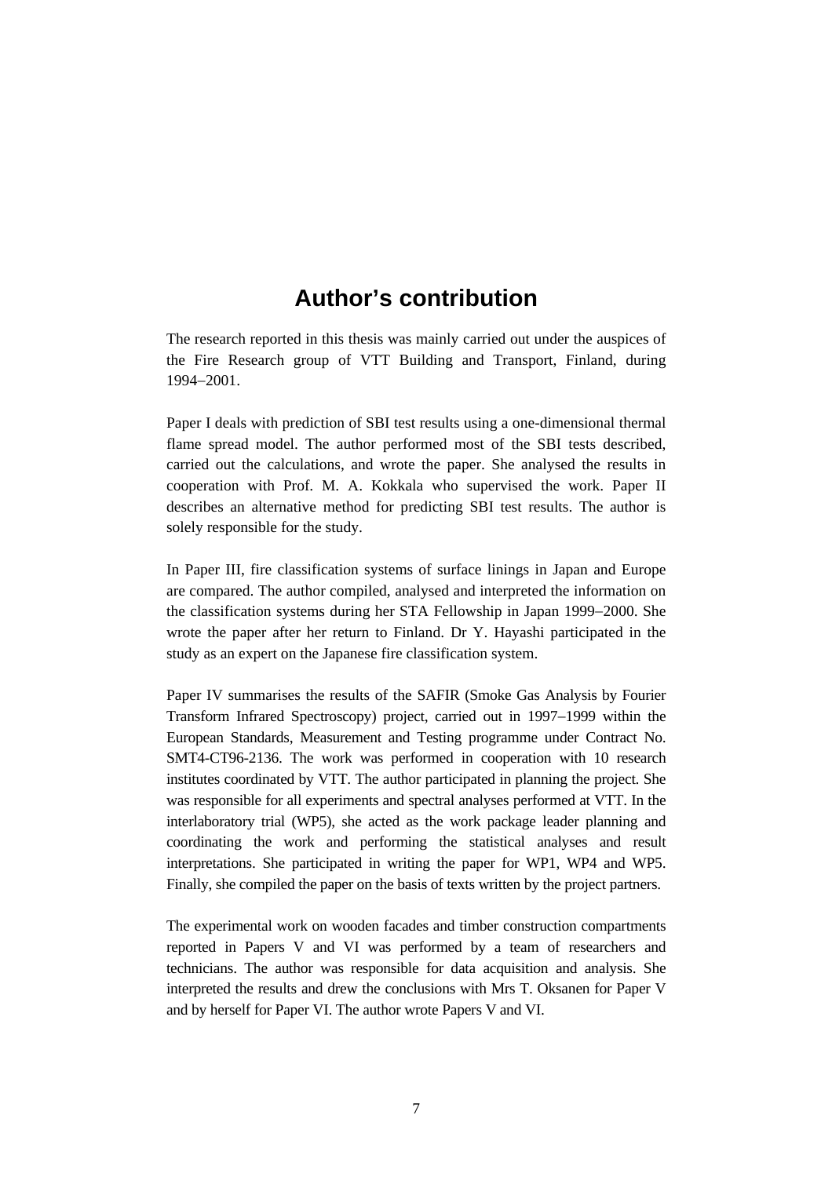# Author's contribution

The research reported in this thesis was mainly carried out under the auspices of the Fire Research group of VTT Building and Transport, Finland, during 1994–2001.

Paper I deals with prediction of SBI test results using a one-dimensional thermal flame spread model. The author performed most of the SBI tests described, carried out the calculations, and wrote the paper. She analysed the results in cooperation with Prof. M. A. Kokkala who supervised the work. Paper II describes an alternative method for predicting SBI test results. The author is solely responsible for the study.

In Paper III, fire classification systems of surface linings in Japan and Europe are compared. The author compiled, analysed and interpreted the information on the classification systems during her STA Fellowship in Japan 1999–2000. She wrote the paper after her return to Finland. Dr Y. Hayashi participated in the study as an expert on the Japanese fire classification system.

Paper IV summarises the results of the SAFIR (Smoke Gas Analysis by Fourier Transform Infrared Spectroscopy) project, carried out in 1997–1999 within the European Standards, Measurement and Testing programme under Contract No. SMT4-CT96-2136. The work was performed in cooperation with 10 research institutes coordinated by VTT. The author participated in planning the project. She was responsible for all experiments and spectral analyses performed at VTT. In the interlaboratory trial (WP5), she acted as the work package leader planning and coordinating the work and performing the statistical analyses and result interpretations. She participated in writing the paper for WP1, WP4 and WP5. Finally, she compiled the paper on the basis of texts written by the project partners.

The experimental work on wooden facades and timber construction compartments reported in Papers V and VI was performed by a team of researchers and technicians. The author was responsible for data acquisition and analysis. She interpreted the results and drew the conclusions with Mrs T. Oksanen for Paper V and by herself for Paper VI. The author wrote Papers V and VI.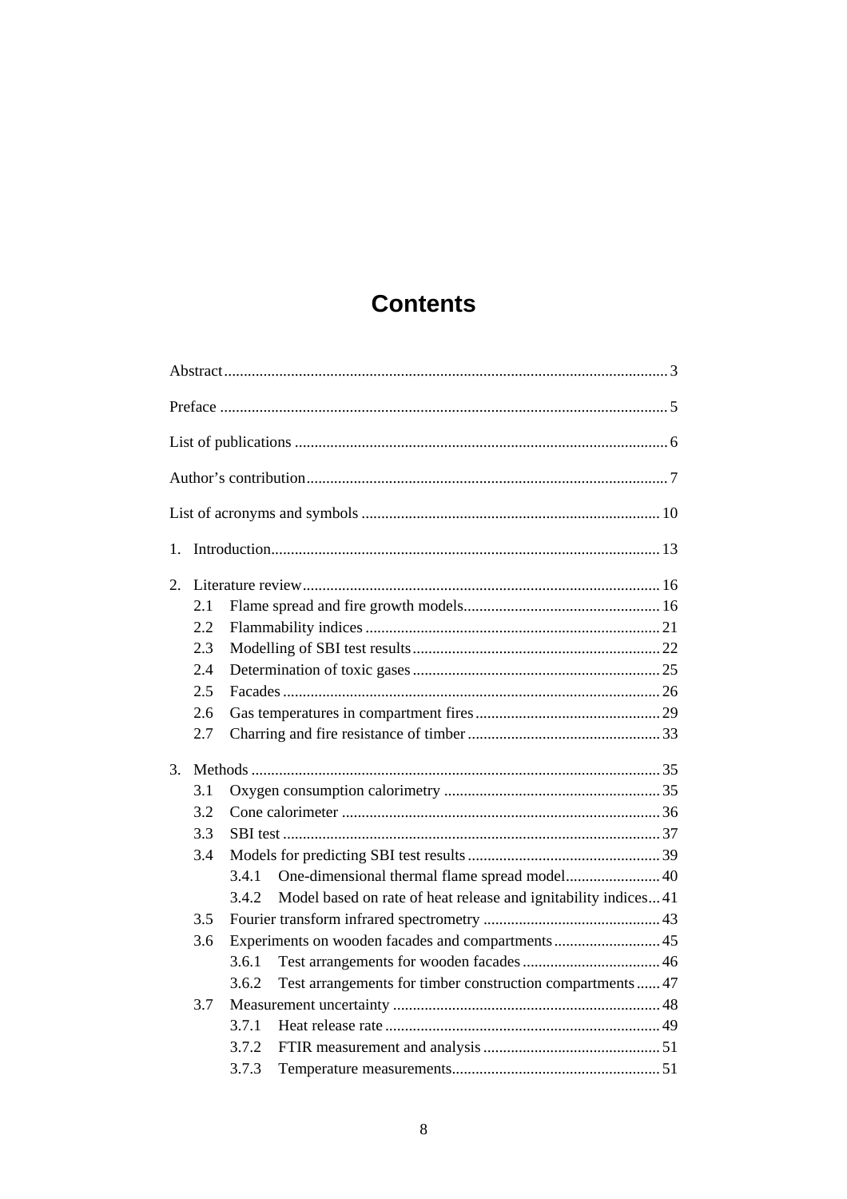# Contents

Abstract ........................................................................................................ 3

Preface ......................................................................................................... 5

List of publications ....................................................................................... 6

Author's contribution..................................................................................... 7

List of acronyms and symbols ..................................................................... 10

1. Introduction............................................................................................ 13

2. Literature review..................................................................................... 16
   - 2.1 Flame spread and fire growth models................................................ 16
   - 2.2 Flammability indices ......................................................................... 21
   - 2.3 Modelling of SBI test results.............................................................. 22
   - 2.4 Determination of toxic gases .............................................................. 25
   - 2.5 Facades ............................................................................................. 26
   - 2.6 Gas temperatures in compartment fires.............................................. 29
   - 2.7 Charring and fire resistance of timber ................................................ 33

3. Methods .................................................................................................. 35
   - 3.1 Oxygen consumption calorimetry ...................................................... 35
   - 3.2 Cone calorimeter ............................................................................... 36
   - 3.3 SBI test .............................................................................................. 37
   - 3.4 Models for predicting SBI test results ................................................ 39
     - 3.4.1 One-dimensional thermal flame spread model........................ 40
     - 3.4.2 Model based on rate of heat release and ignitability indices.... 41
   - 3.5 Fourier transform infrared spectrometry ............................................ 43
   - 3.6 Experiments on wooden facades and compartments.......................... 45
     - 3.6.1 Test arrangements for wooden facades .................................. 46
     - 3.6.2 Test arrangements for timber construction compartments...... 47
   - 3.7 Measurement uncertainty ................................................................... 48
     - 3.7.1 Heat release rate ..................................................................... 49
     - 3.7.2 FTIR measurement and analysis ............................................ 51
     - 3.7.3 Temperature measurements.................................................... 51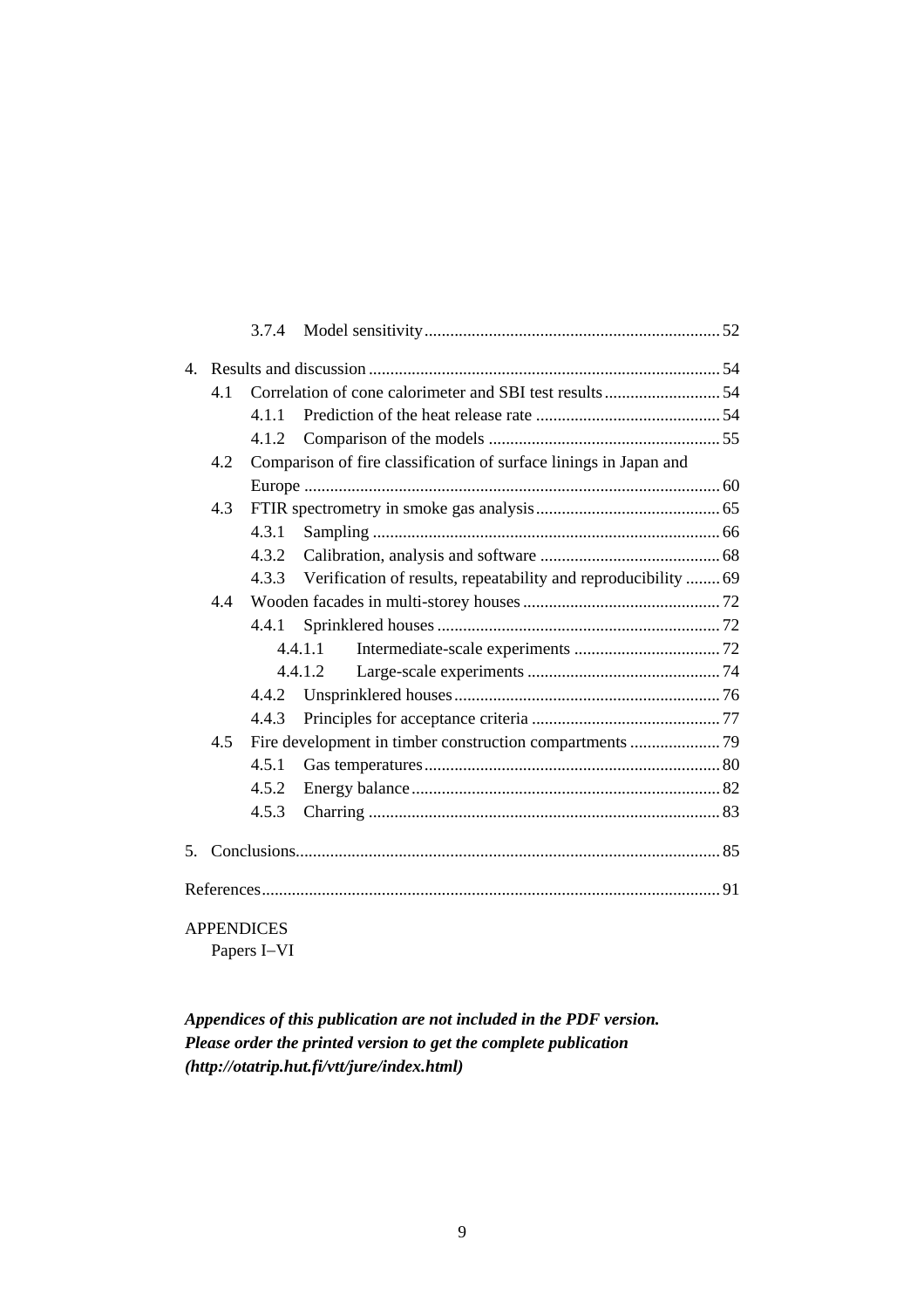3.7.4 Model sensitivity .................................................................... 52

4. Results and discussion ................................................................................. 54
   - 4.1 Correlation of cone calorimeter and SBI test results ........................... 54
     - 4.1.1 Prediction of the heat release rate ........................................... 54
     - 4.1.2 Comparison of the models ...................................................... 55
   - 4.2 Comparison of fire classification of surface linings in Japan and Europe ................................................................................................ 60
   - 4.3 FTIR spectrometry in smoke gas analysis ........................................... 65
     - 4.3.1 Sampling ................................................................................. 66
     - 4.3.2 Calibration, analysis and software .......................................... 68
     - 4.3.3 Verification of results, repeatability and reproducibility ........ 69
   - 4.4 Wooden facades in multi-storey houses .............................................. 72
     - 4.4.1 Sprinklered houses .................................................................. 72
       - 4.4.1.1 Intermediate-scale experiments .................................. 72
       - 4.4.1.2 Large-scale experiments ............................................. 74
     - 4.4.2 Unsprinklered houses .............................................................. 76
     - 4.4.3 Principles for acceptance criteria ............................................ 77
   - 4.5 Fire development in timber construction compartments ..................... 79
     - 4.5.1 Gas temperatures ..................................................................... 80
     - 4.5.2 Energy balance ........................................................................ 82
     - 4.5.3 Charring .................................................................................. 83

5. Conclusions.................................................................................................. 85

References.......................................................................................................... 91

APPENDICES

Papers I–VI

***Appendices of this publication are not included in the PDF version. Please order the printed version to get the complete publication (http://otatrip.hut.fi/vtt/jure/index.html)***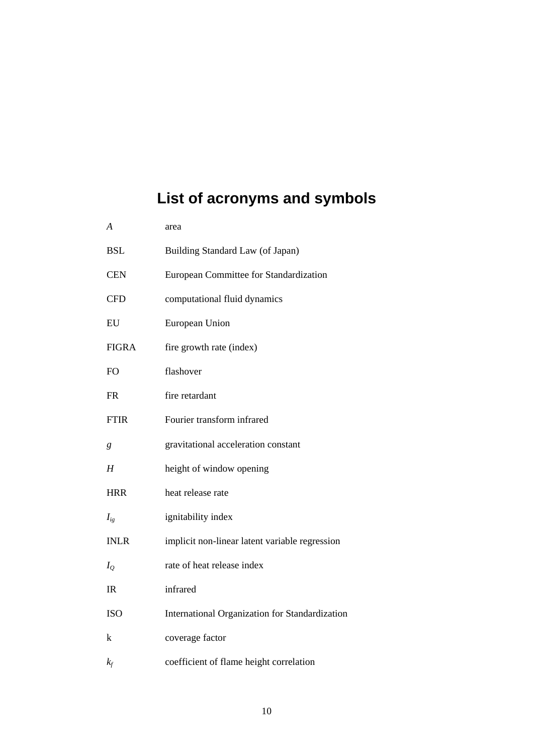# List of acronyms and symbols

| | |
|---|---|
| $A$ | area |
| BSL | Building Standard Law (of Japan) |
| CEN | European Committee for Standardization |
| CFD | computational fluid dynamics |
| EU | European Union |
| FIGRA | fire growth rate (index) |
| FO | flashover |
| FR | fire retardant |
| FTIR | Fourier transform infrared |
| $g$ | gravitational acceleration constant |
| $H$ | height of window opening |
| HRR | heat release rate |
| $I_{ig}$ | ignitability index |
| INLR | implicit non-linear latent variable regression |
| $I_Q$ | rate of heat release index |
| IR | infrared |
| ISO | International Organization for Standardization |
| k | coverage factor |
| $k_f$ | coefficient of flame height correlation |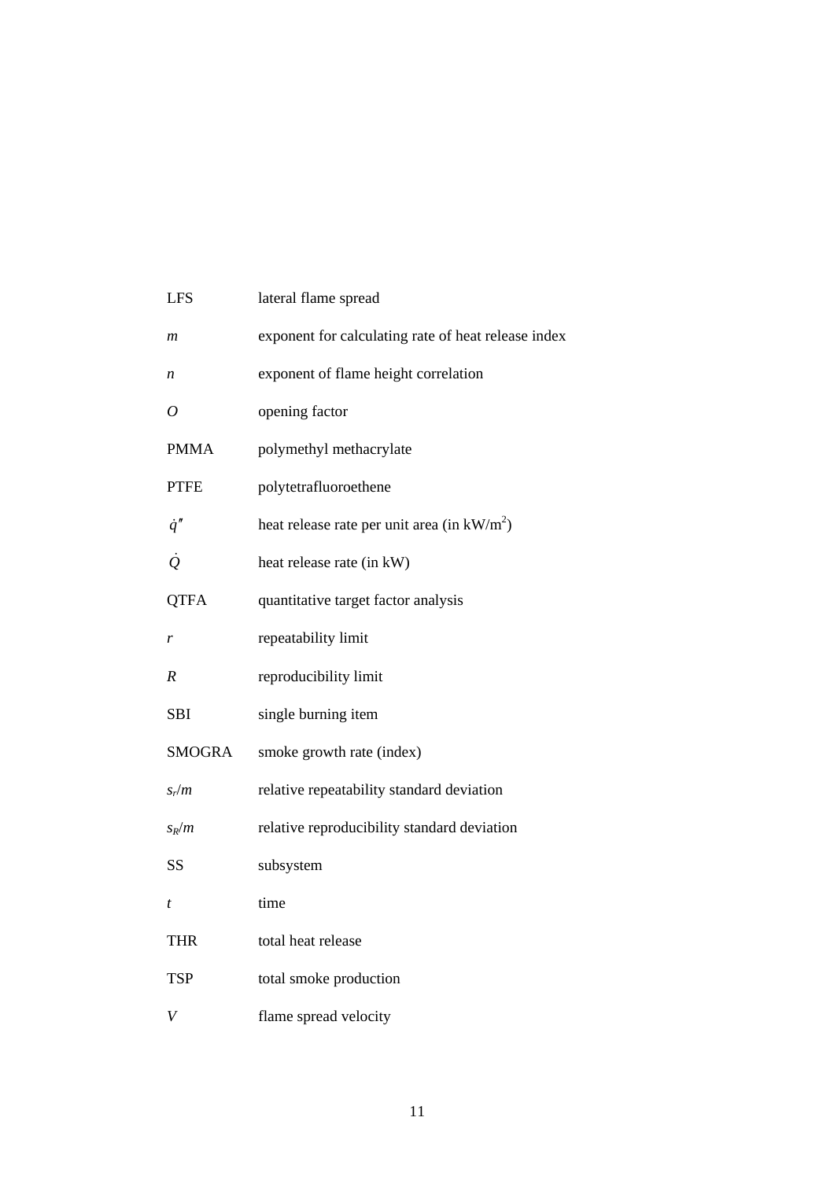| | |
|---|---|
| LFS | lateral flame spread |
| $m$ | exponent for calculating rate of heat release index |
| $n$ | exponent of flame height correlation |
| $O$ | opening factor |
| PMMA | polymethyl methacrylate |
| PTFE | polytetrafluoroethene |
| $\dot{q}''$ | heat release rate per unit area (in $kW/m^2$) |
| $\dot{Q}$ | heat release rate (in kW) |
| QTFA | quantitative target factor analysis |
| $r$ | repeatability limit |
| $R$ | reproducibility limit |
| SBI | single burning item |
| SMOGRA | smoke growth rate (index) |
| $s_r/m$ | relative repeatability standard deviation |
| $s_R/m$ | relative reproducibility standard deviation |
| SS | subsystem |
| $t$ | time |
| THR | total heat release |
| TSP | total smoke production |
| $V$ | flame spread velocity |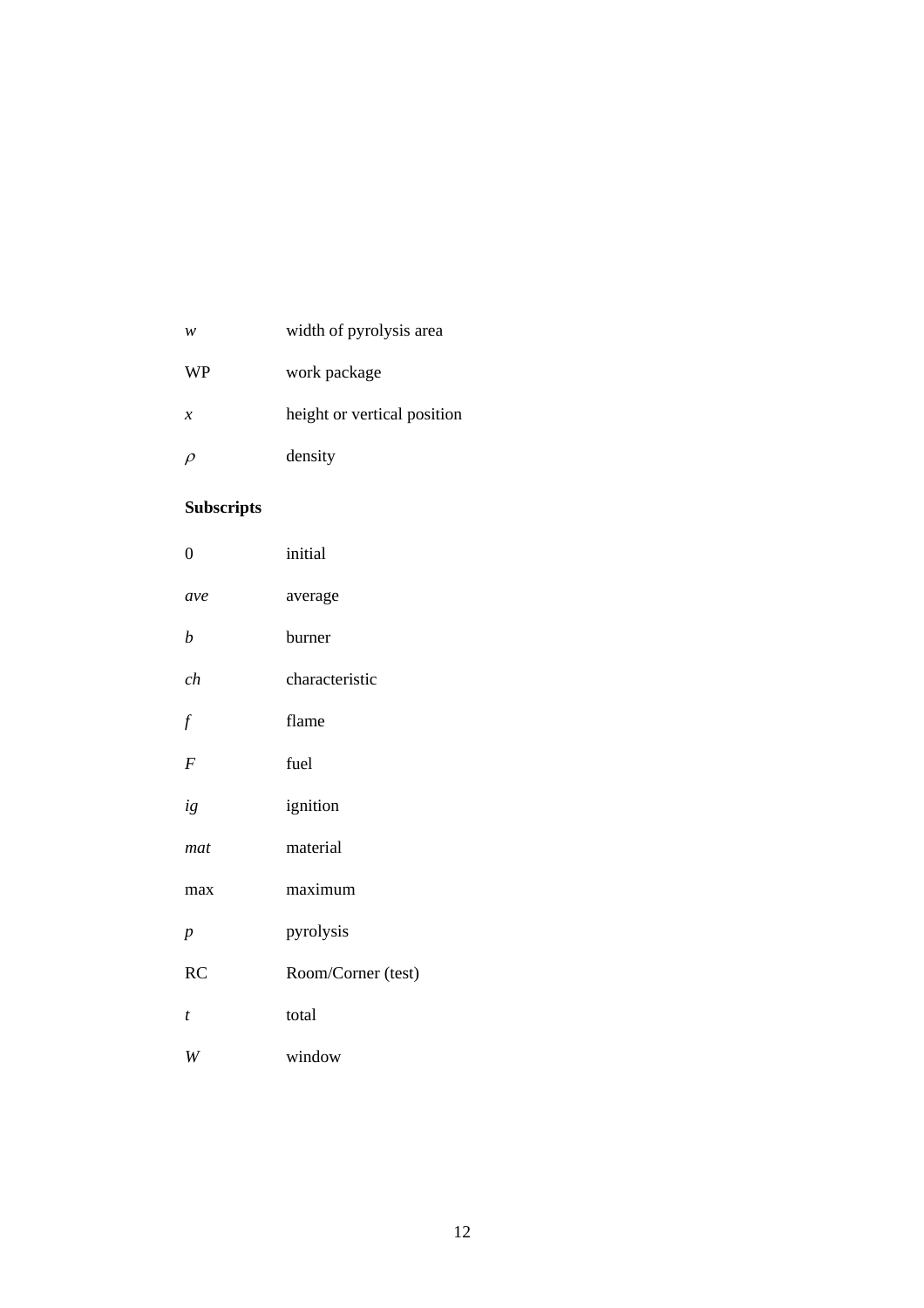| | |
|---|---|
| $w$ | width of pyrolysis area |
| WP | work package |
| $x$ | height or vertical position |
| $\rho$ | density |

**Subscripts**

| | |
|---|---|
| 0 | initial |
| $ave$ | average |
| $b$ | burner |
| $ch$ | characteristic |
| $f$ | flame |
| $F$ | fuel |
| $ig$ | ignition |
| $mat$ | material |
| max | maximum |
| $p$ | pyrolysis |
| RC | Room/Corner (test) |
| $t$ | total |
| $W$ | window |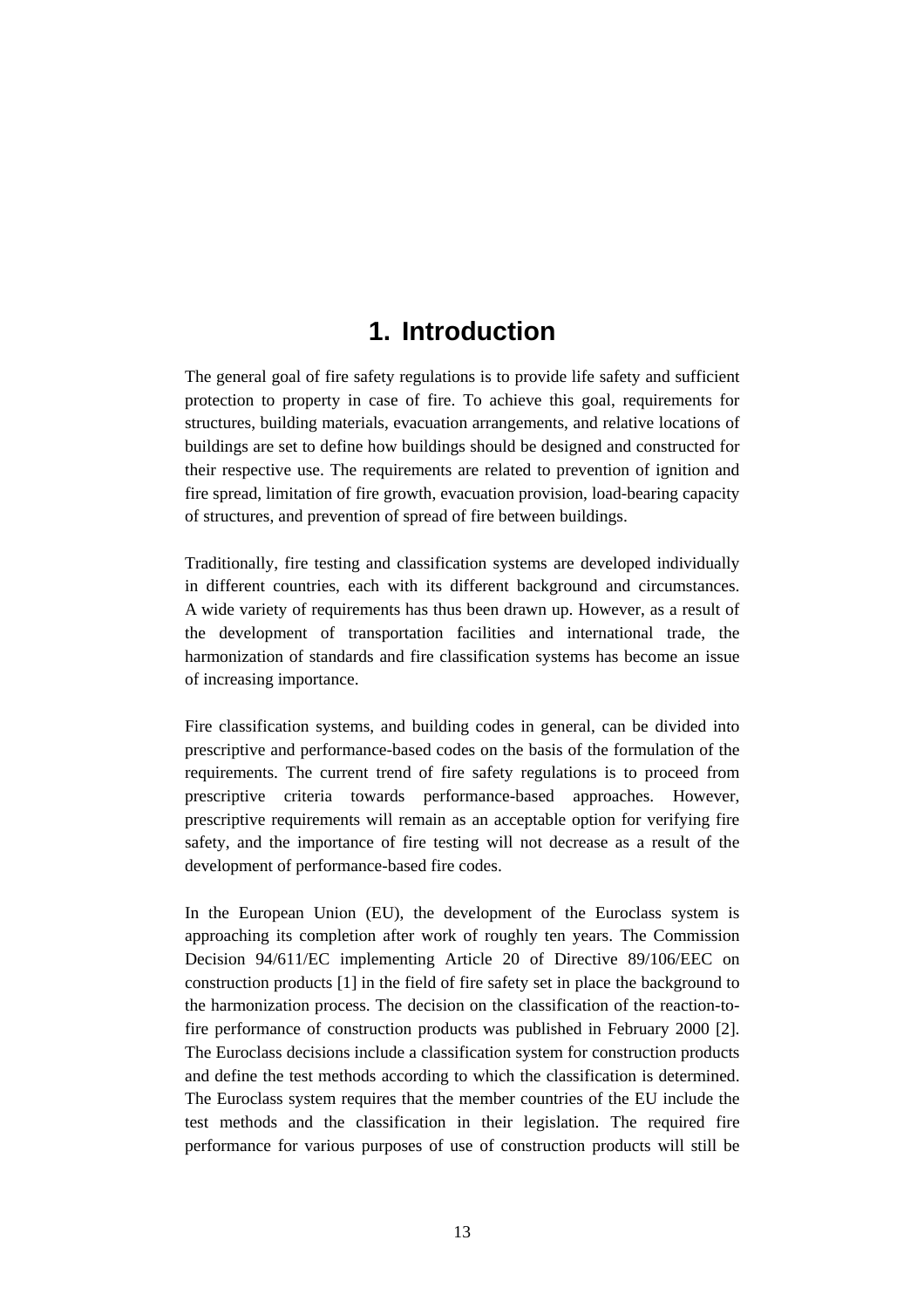# 1. Introduction

The general goal of fire safety regulations is to provide life safety and sufficient protection to property in case of fire. To achieve this goal, requirements for structures, building materials, evacuation arrangements, and relative locations of buildings are set to define how buildings should be designed and constructed for their respective use. The requirements are related to prevention of ignition and fire spread, limitation of fire growth, evacuation provision, load-bearing capacity of structures, and prevention of spread of fire between buildings.

Traditionally, fire testing and classification systems are developed individually in different countries, each with its different background and circumstances. A wide variety of requirements has thus been drawn up. However, as a result of the development of transportation facilities and international trade, the harmonization of standards and fire classification systems has become an issue of increasing importance.

Fire classification systems, and building codes in general, can be divided into prescriptive and performance-based codes on the basis of the formulation of the requirements. The current trend of fire safety regulations is to proceed from prescriptive criteria towards performance-based approaches. However, prescriptive requirements will remain as an acceptable option for verifying fire safety, and the importance of fire testing will not decrease as a result of the development of performance-based fire codes.

In the European Union (EU), the development of the Euroclass system is approaching its completion after work of roughly ten years. The Commission Decision 94/611/EC implementing Article 20 of Directive 89/106/EEC on construction products [1] in the field of fire safety set in place the background to the harmonization process. The decision on the classification of the reaction-to-fire performance of construction products was published in February 2000 [2]. The Euroclass decisions include a classification system for construction products and define the test methods according to which the classification is determined. The Euroclass system requires that the member countries of the EU include the test methods and the classification in their legislation. The required fire performance for various purposes of use of construction products will still be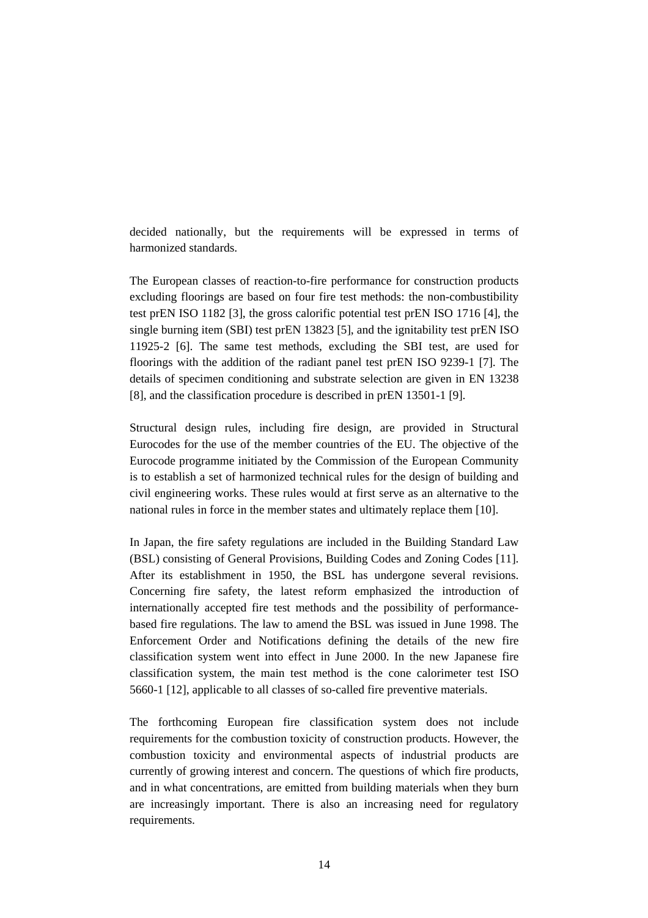decided nationally, but the requirements will be expressed in terms of harmonized standards.

The European classes of reaction-to-fire performance for construction products excluding floorings are based on four fire test methods: the non-combustibility test prEN ISO 1182 [3], the gross calorific potential test prEN ISO 1716 [4], the single burning item (SBI) test prEN 13823 [5], and the ignitability test prEN ISO 11925-2 [6]. The same test methods, excluding the SBI test, are used for floorings with the addition of the radiant panel test prEN ISO 9239-1 [7]. The details of specimen conditioning and substrate selection are given in EN 13238 [8], and the classification procedure is described in prEN 13501-1 [9].

Structural design rules, including fire design, are provided in Structural Eurocodes for the use of the member countries of the EU. The objective of the Eurocode programme initiated by the Commission of the European Community is to establish a set of harmonized technical rules for the design of building and civil engineering works. These rules would at first serve as an alternative to the national rules in force in the member states and ultimately replace them [10].

In Japan, the fire safety regulations are included in the Building Standard Law (BSL) consisting of General Provisions, Building Codes and Zoning Codes [11]. After its establishment in 1950, the BSL has undergone several revisions. Concerning fire safety, the latest reform emphasized the introduction of internationally accepted fire test methods and the possibility of performance-based fire regulations. The law to amend the BSL was issued in June 1998. The Enforcement Order and Notifications defining the details of the new fire classification system went into effect in June 2000. In the new Japanese fire classification system, the main test method is the cone calorimeter test ISO 5660-1 [12], applicable to all classes of so-called fire preventive materials.

The forthcoming European fire classification system does not include requirements for the combustion toxicity of construction products. However, the combustion toxicity and environmental aspects of industrial products are currently of growing interest and concern. The questions of which fire products, and in what concentrations, are emitted from building materials when they burn are increasingly important. There is also an increasing need for regulatory requirements.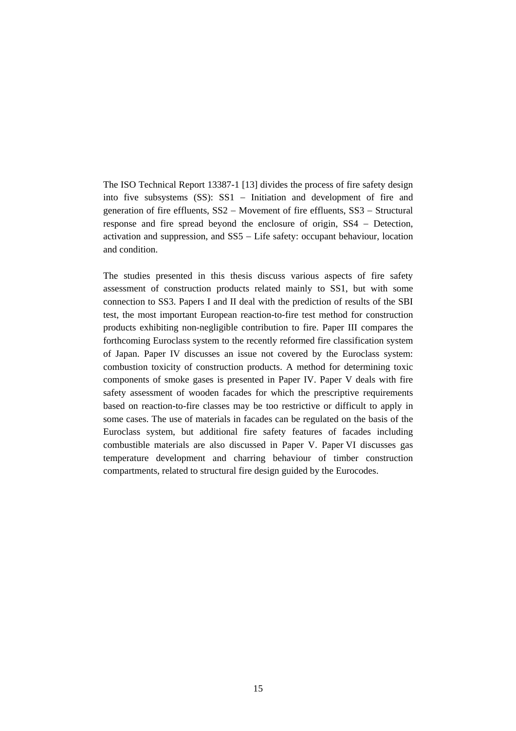The ISO Technical Report 13387-1 [13] divides the process of fire safety design into five subsystems (SS): SS1 – Initiation and development of fire and generation of fire effluents, SS2 – Movement of fire effluents, SS3 – Structural response and fire spread beyond the enclosure of origin, SS4 – Detection, activation and suppression, and SS5 – Life safety: occupant behaviour, location and condition.

The studies presented in this thesis discuss various aspects of fire safety assessment of construction products related mainly to SS1, but with some connection to SS3. Papers I and II deal with the prediction of results of the SBI test, the most important European reaction-to-fire test method for construction products exhibiting non-negligible contribution to fire. Paper III compares the forthcoming Euroclass system to the recently reformed fire classification system of Japan. Paper IV discusses an issue not covered by the Euroclass system: combustion toxicity of construction products. A method for determining toxic components of smoke gases is presented in Paper IV. Paper V deals with fire safety assessment of wooden facades for which the prescriptive requirements based on reaction-to-fire classes may be too restrictive or difficult to apply in some cases. The use of materials in facades can be regulated on the basis of the Euroclass system, but additional fire safety features of facades including combustible materials are also discussed in Paper V. Paper VI discusses gas temperature development and charring behaviour of timber construction compartments, related to structural fire design guided by the Eurocodes.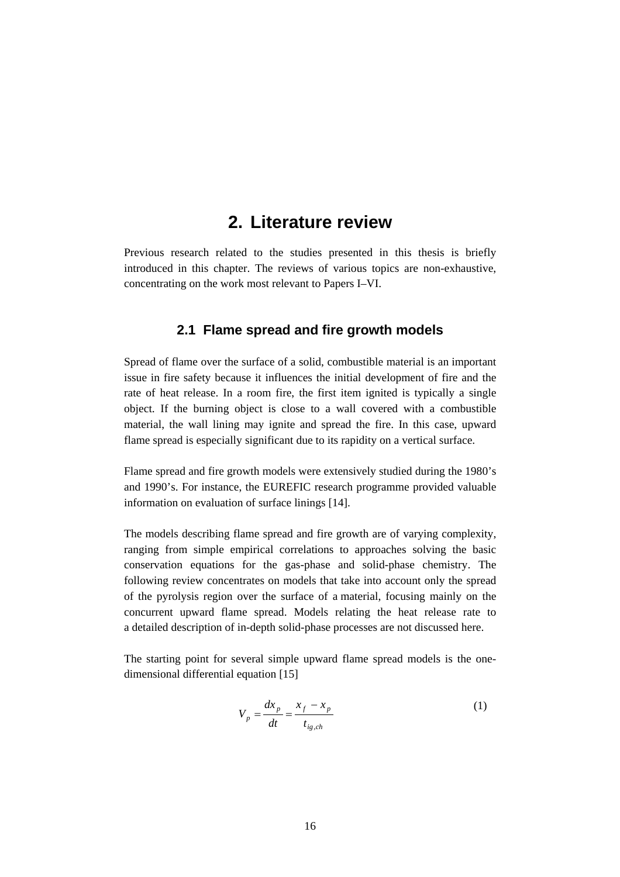# 2. Literature review

Previous research related to the studies presented in this thesis is briefly introduced in this chapter. The reviews of various topics are non-exhaustive, concentrating on the work most relevant to Papers I–VI.

## 2.1 Flame spread and fire growth models

Spread of flame over the surface of a solid, combustible material is an important issue in fire safety because it influences the initial development of fire and the rate of heat release. In a room fire, the first item ignited is typically a single object. If the burning object is close to a wall covered with a combustible material, the wall lining may ignite and spread the fire. In this case, upward flame spread is especially significant due to its rapidity on a vertical surface.

Flame spread and fire growth models were extensively studied during the 1980's and 1990's. For instance, the EUREFIC research programme provided valuable information on evaluation of surface linings [14].

The models describing flame spread and fire growth are of varying complexity, ranging from simple empirical correlations to approaches solving the basic conservation equations for the gas-phase and solid-phase chemistry. The following review concentrates on models that take into account only the spread of the pyrolysis region over the surface of a material, focusing mainly on the concurrent upward flame spread. Models relating the heat release rate to a detailed description of in-depth solid-phase processes are not discussed here.

The starting point for several simple upward flame spread models is the one-dimensional differential equation [15]

$$V_p = \frac{dx_p}{dt} = \frac{x_f - x_p}{t_{ig,ch}} \tag{1}$$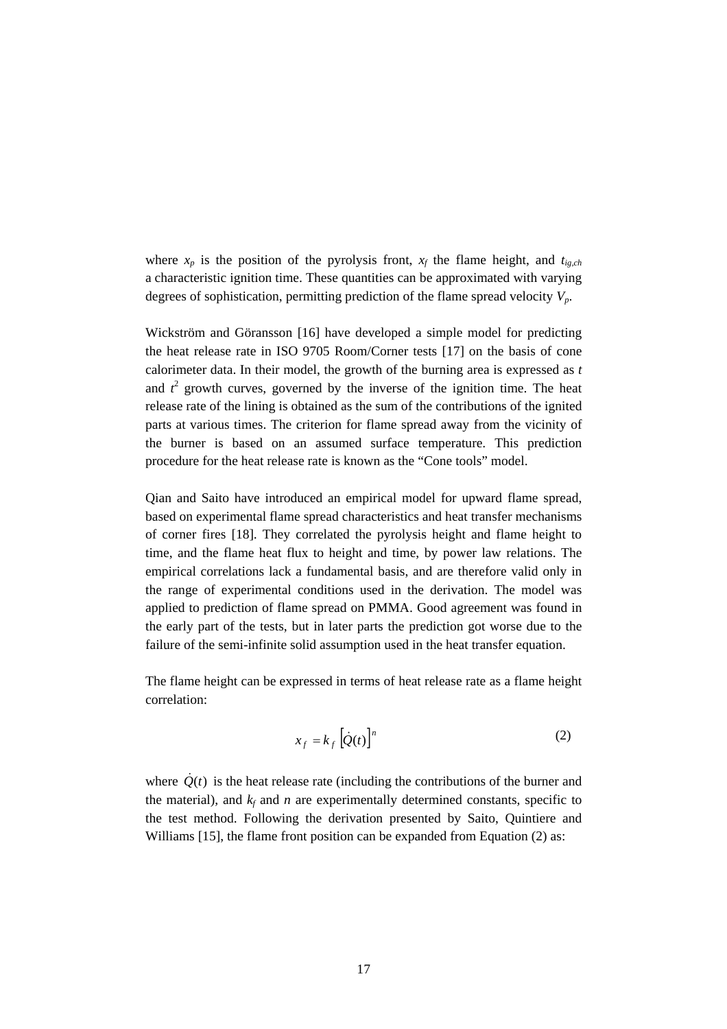where $x_p$ is the position of the pyrolysis front, $x_f$ the flame height, and $t_{ig,ch}$ a characteristic ignition time. These quantities can be approximated with varying degrees of sophistication, permitting prediction of the flame spread velocity $V_p$.

Wickström and Göransson [16] have developed a simple model for predicting the heat release rate in ISO 9705 Room/Corner tests [17] on the basis of cone calorimeter data. In their model, the growth of the burning area is expressed as $t$ and $t^2$ growth curves, governed by the inverse of the ignition time. The heat release rate of the lining is obtained as the sum of the contributions of the ignited parts at various times. The criterion for flame spread away from the vicinity of the burner is based on an assumed surface temperature. This prediction procedure for the heat release rate is known as the "Cone tools" model.

Qian and Saito have introduced an empirical model for upward flame spread, based on experimental flame spread characteristics and heat transfer mechanisms of corner fires [18]. They correlated the pyrolysis height and flame height to time, and the flame heat flux to height and time, by power law relations. The empirical correlations lack a fundamental basis, and are therefore valid only in the range of experimental conditions used in the derivation. The model was applied to prediction of flame spread on PMMA. Good agreement was found in the early part of the tests, but in later parts the prediction got worse due to the failure of the semi-infinite solid assumption used in the heat transfer equation.

The flame height can be expressed in terms of heat release rate as a flame height correlation:

$$x_f = k_f \left[\dot{Q}(t)\right]^n \tag{2}$$

where $\dot{Q}(t)$ is the heat release rate (including the contributions of the burner and the material), and $k_f$ and $n$ are experimentally determined constants, specific to the test method. Following the derivation presented by Saito, Quintiere and Williams [15], the flame front position can be expanded from Equation (2) as: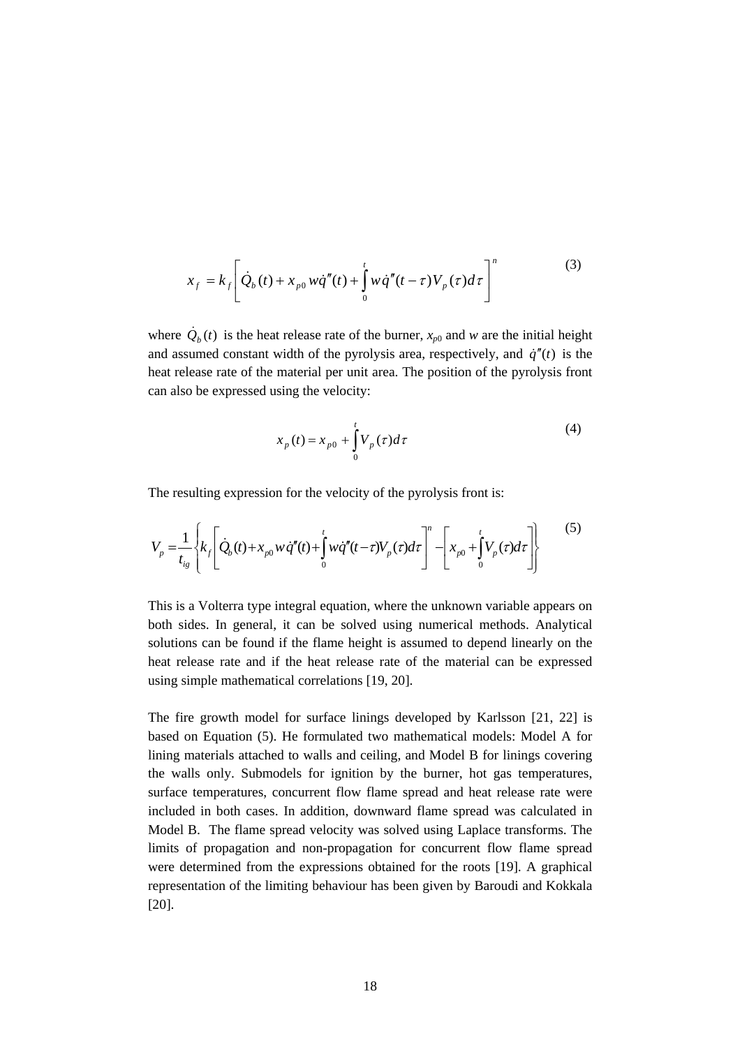$$x_f = k_f \left[ \dot{Q}_b(t) + x_{p0} w \dot{q}''(t) + \int_0^t w \dot{q}''(t-\tau) V_p(\tau) d\tau \right]^n \tag{3}$$

where $\dot{Q}_b(t)$ is the heat release rate of the burner, $x_{p0}$ and $w$ are the initial height and assumed constant width of the pyrolysis area, respectively, and $\dot{q}''(t)$ is the heat release rate of the material per unit area. The position of the pyrolysis front can also be expressed using the velocity:

$$x_p(t) = x_{p0} + \int_0^t V_p(\tau) d\tau \tag{4}$$

The resulting expression for the velocity of the pyrolysis front is:

$$V_p = \frac{1}{t_{ig}} \left\{ k_f \left[ \dot{Q}_b(t) + x_{p0} w \dot{q}''(t) + \int_0^t w \dot{q}''(t-\tau) V_p(\tau) d\tau \right]^n - \left[ x_{p0} + \int_0^t V_p(\tau) d\tau \right] \right\} \tag{5}$$

This is a Volterra type integral equation, where the unknown variable appears on both sides. In general, it can be solved using numerical methods. Analytical solutions can be found if the flame height is assumed to depend linearly on the heat release rate and if the heat release rate of the material can be expressed using simple mathematical correlations [19, 20].

The fire growth model for surface linings developed by Karlsson [21, 22] is based on Equation (5). He formulated two mathematical models: Model A for lining materials attached to walls and ceiling, and Model B for linings covering the walls only. Submodels for ignition by the burner, hot gas temperatures, surface temperatures, concurrent flow flame spread and heat release rate were included in both cases. In addition, downward flame spread was calculated in Model B. The flame spread velocity was solved using Laplace transforms. The limits of propagation and non-propagation for concurrent flow flame spread were determined from the expressions obtained for the roots [19]. A graphical representation of the limiting behaviour has been given by Baroudi and Kokkala [20].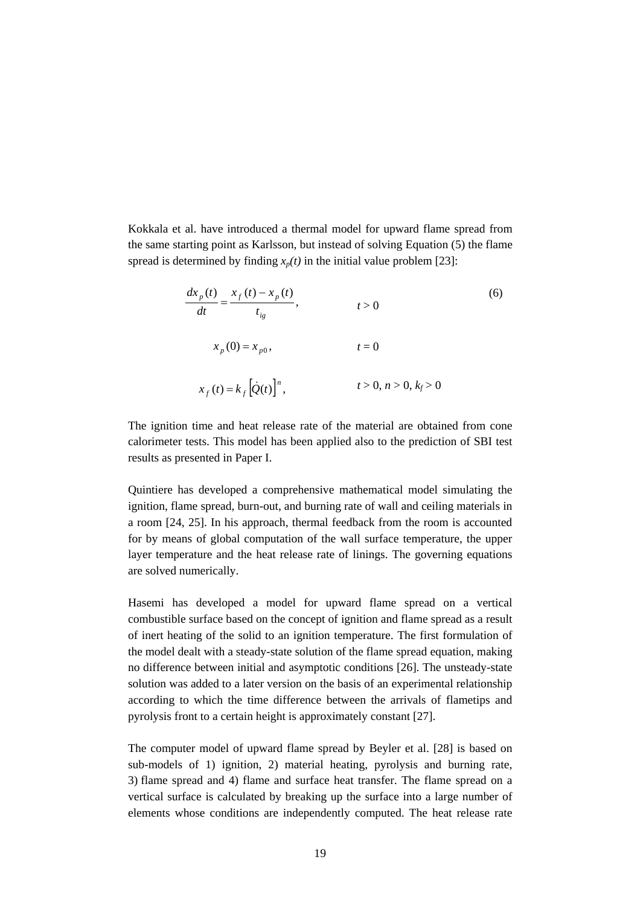Kokkala et al. have introduced a thermal model for upward flame spread from the same starting point as Karlsson, but instead of solving Equation (5) the flame spread is determined by finding $x_p(t)$ in the initial value problem [23]:

$$
\begin{aligned}
&\frac{dx_p(t)}{dt} = \frac{x_f(t) - x_p(t)}{t_{ig}}, && t > 0 \\
&x_p(0) = x_{p0}, && t = 0 \\
&x_f(t) = k_f \left[\dot{Q}(t)\right]^n, && t > 0,\ n > 0,\ k_f > 0
\end{aligned}
\tag{6}
$$

The ignition time and heat release rate of the material are obtained from cone calorimeter tests. This model has been applied also to the prediction of SBI test results as presented in Paper I.

Quintiere has developed a comprehensive mathematical model simulating the ignition, flame spread, burn-out, and burning rate of wall and ceiling materials in a room [24, 25]. In his approach, thermal feedback from the room is accounted for by means of global computation of the wall surface temperature, the upper layer temperature and the heat release rate of linings. The governing equations are solved numerically.

Hasemi has developed a model for upward flame spread on a vertical combustible surface based on the concept of ignition and flame spread as a result of inert heating of the solid to an ignition temperature. The first formulation of the model dealt with a steady-state solution of the flame spread equation, making no difference between initial and asymptotic conditions [26]. The unsteady-state solution was added to a later version on the basis of an experimental relationship according to which the time difference between the arrivals of flametips and pyrolysis front to a certain height is approximately constant [27].

The computer model of upward flame spread by Beyler et al. [28] is based on sub-models of 1) ignition, 2) material heating, pyrolysis and burning rate, 3) flame spread and 4) flame and surface heat transfer. The flame spread on a vertical surface is calculated by breaking up the surface into a large number of elements whose conditions are independently computed. The heat release rate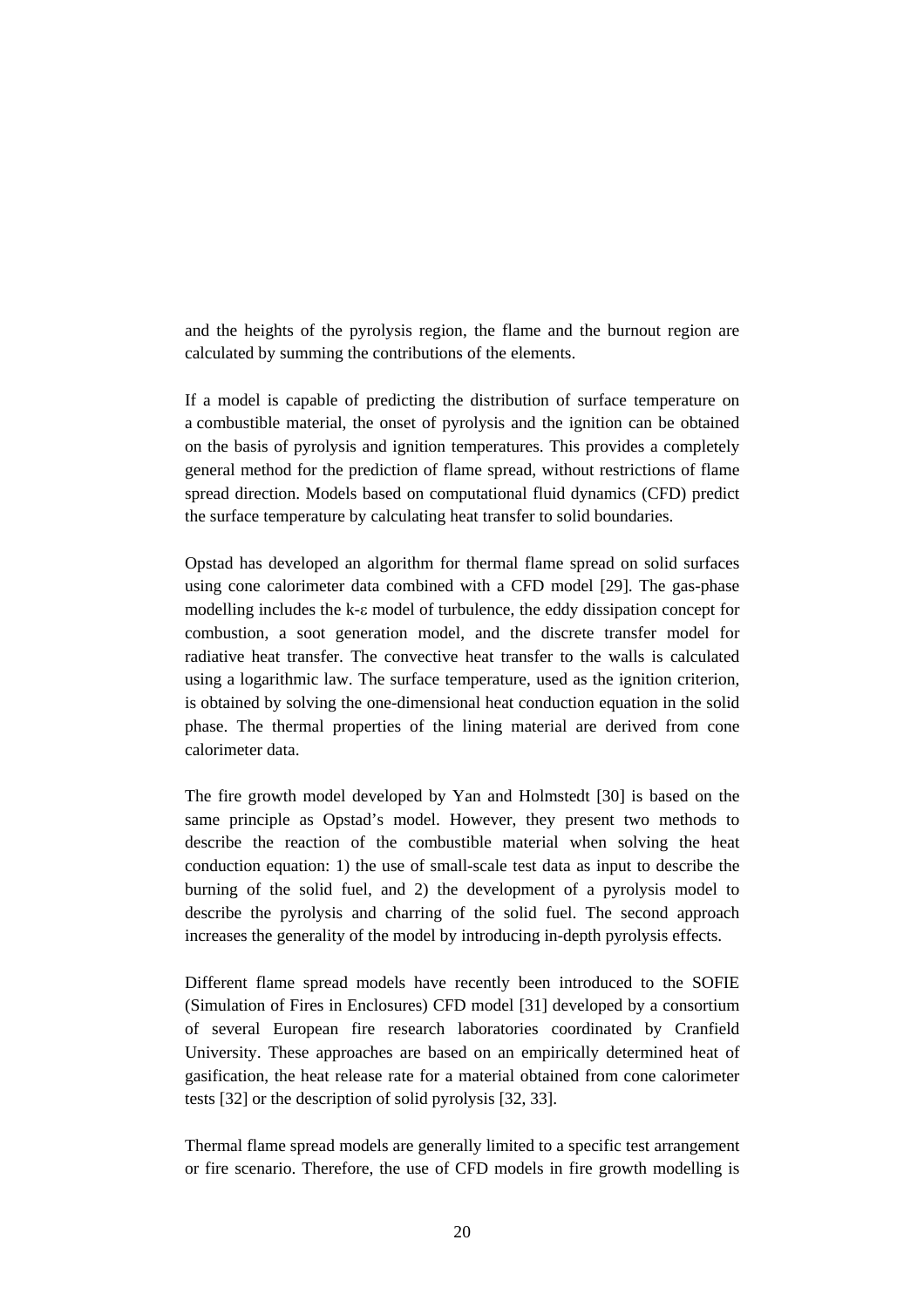and the heights of the pyrolysis region, the flame and the burnout region are calculated by summing the contributions of the elements.

If a model is capable of predicting the distribution of surface temperature on a combustible material, the onset of pyrolysis and the ignition can be obtained on the basis of pyrolysis and ignition temperatures. This provides a completely general method for the prediction of flame spread, without restrictions of flame spread direction. Models based on computational fluid dynamics (CFD) predict the surface temperature by calculating heat transfer to solid boundaries.

Opstad has developed an algorithm for thermal flame spread on solid surfaces using cone calorimeter data combined with a CFD model [29]. The gas-phase modelling includes the k-$\varepsilon$ model of turbulence, the eddy dissipation concept for combustion, a soot generation model, and the discrete transfer model for radiative heat transfer. The convective heat transfer to the walls is calculated using a logarithmic law. The surface temperature, used as the ignition criterion, is obtained by solving the one-dimensional heat conduction equation in the solid phase. The thermal properties of the lining material are derived from cone calorimeter data.

The fire growth model developed by Yan and Holmstedt [30] is based on the same principle as Opstad's model. However, they present two methods to describe the reaction of the combustible material when solving the heat conduction equation: 1) the use of small-scale test data as input to describe the burning of the solid fuel, and 2) the development of a pyrolysis model to describe the pyrolysis and charring of the solid fuel. The second approach increases the generality of the model by introducing in-depth pyrolysis effects.

Different flame spread models have recently been introduced to the SOFIE (Simulation of Fires in Enclosures) CFD model [31] developed by a consortium of several European fire research laboratories coordinated by Cranfield University. These approaches are based on an empirically determined heat of gasification, the heat release rate for a material obtained from cone calorimeter tests [32] or the description of solid pyrolysis [32, 33].

Thermal flame spread models are generally limited to a specific test arrangement or fire scenario. Therefore, the use of CFD models in fire growth modelling is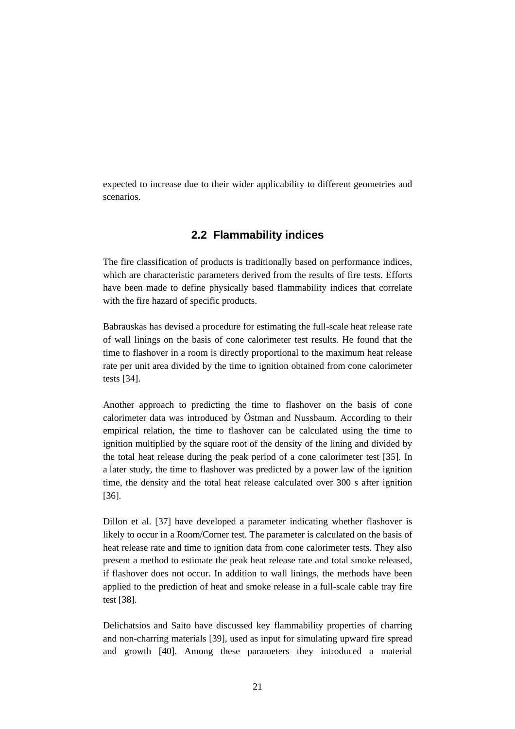expected to increase due to their wider applicability to different geometries and scenarios.

## 2.2 Flammability indices

The fire classification of products is traditionally based on performance indices, which are characteristic parameters derived from the results of fire tests. Efforts have been made to define physically based flammability indices that correlate with the fire hazard of specific products.

Babrauskas has devised a procedure for estimating the full-scale heat release rate of wall linings on the basis of cone calorimeter test results. He found that the time to flashover in a room is directly proportional to the maximum heat release rate per unit area divided by the time to ignition obtained from cone calorimeter tests [34].

Another approach to predicting the time to flashover on the basis of cone calorimeter data was introduced by Östman and Nussbaum. According to their empirical relation, the time to flashover can be calculated using the time to ignition multiplied by the square root of the density of the lining and divided by the total heat release during the peak period of a cone calorimeter test [35]. In a later study, the time to flashover was predicted by a power law of the ignition time, the density and the total heat release calculated over 300 s after ignition [36].

Dillon et al. [37] have developed a parameter indicating whether flashover is likely to occur in a Room/Corner test. The parameter is calculated on the basis of heat release rate and time to ignition data from cone calorimeter tests. They also present a method to estimate the peak heat release rate and total smoke released, if flashover does not occur. In addition to wall linings, the methods have been applied to the prediction of heat and smoke release in a full-scale cable tray fire test [38].

Delichatsios and Saito have discussed key flammability properties of charring and non-charring materials [39], used as input for simulating upward fire spread and growth [40]. Among these parameters they introduced a material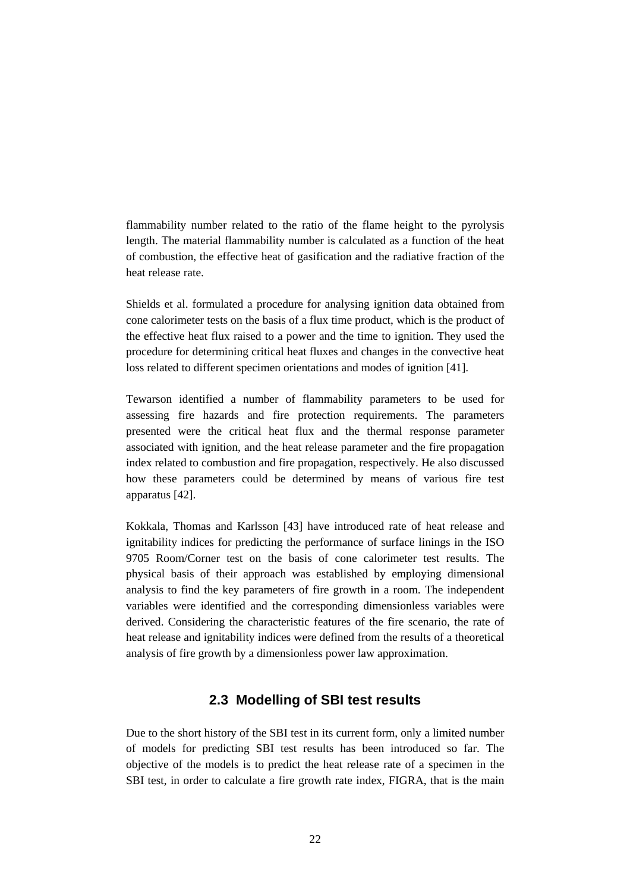flammability number related to the ratio of the flame height to the pyrolysis length. The material flammability number is calculated as a function of the heat of combustion, the effective heat of gasification and the radiative fraction of the heat release rate.

Shields et al. formulated a procedure for analysing ignition data obtained from cone calorimeter tests on the basis of a flux time product, which is the product of the effective heat flux raised to a power and the time to ignition. They used the procedure for determining critical heat fluxes and changes in the convective heat loss related to different specimen orientations and modes of ignition [41].

Tewarson identified a number of flammability parameters to be used for assessing fire hazards and fire protection requirements. The parameters presented were the critical heat flux and the thermal response parameter associated with ignition, and the heat release parameter and the fire propagation index related to combustion and fire propagation, respectively. He also discussed how these parameters could be determined by means of various fire test apparatus [42].

Kokkala, Thomas and Karlsson [43] have introduced rate of heat release and ignitability indices for predicting the performance of surface linings in the ISO 9705 Room/Corner test on the basis of cone calorimeter test results. The physical basis of their approach was established by employing dimensional analysis to find the key parameters of fire growth in a room. The independent variables were identified and the corresponding dimensionless variables were derived. Considering the characteristic features of the fire scenario, the rate of heat release and ignitability indices were defined from the results of a theoretical analysis of fire growth by a dimensionless power law approximation.

## 2.3 Modelling of SBI test results

Due to the short history of the SBI test in its current form, only a limited number of models for predicting SBI test results has been introduced so far. The objective of the models is to predict the heat release rate of a specimen in the SBI test, in order to calculate a fire growth rate index, FIGRA, that is the main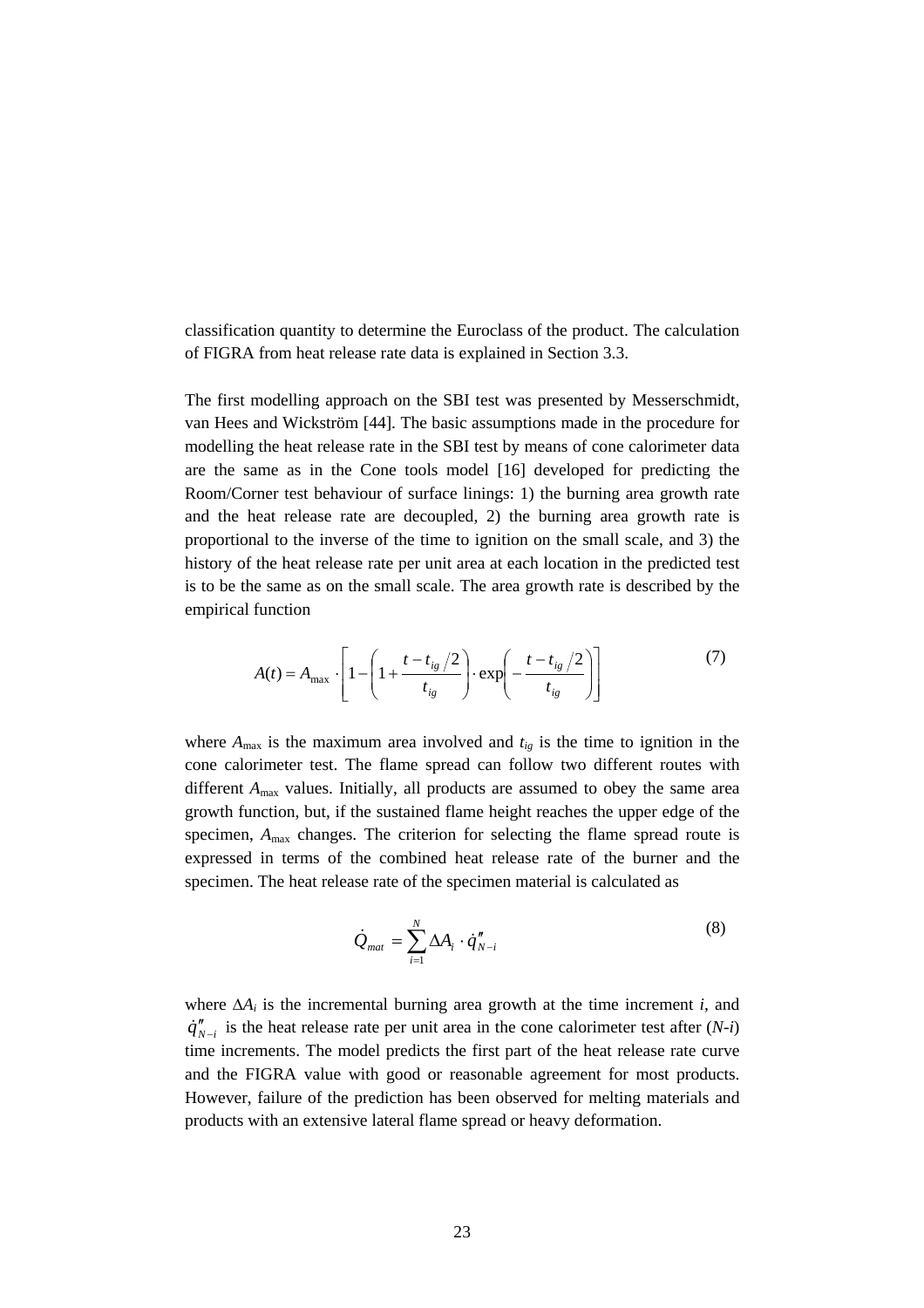classification quantity to determine the Euroclass of the product. The calculation of FIGRA from heat release rate data is explained in Section 3.3.

The first modelling approach on the SBI test was presented by Messerschmidt, van Hees and Wickström [44]. The basic assumptions made in the procedure for modelling the heat release rate in the SBI test by means of cone calorimeter data are the same as in the Cone tools model [16] developed for predicting the Room/Corner test behaviour of surface linings: 1) the burning area growth rate and the heat release rate are decoupled, 2) the burning area growth rate is proportional to the inverse of the time to ignition on the small scale, and 3) the history of the heat release rate per unit area at each location in the predicted test is to be the same as on the small scale. The area growth rate is described by the empirical function

$$A(t) = A_{\max} \cdot \left[ 1 - \left( 1 + \frac{t - t_{ig}/2}{t_{ig}} \right) \cdot \exp\left( - \frac{t - t_{ig}/2}{t_{ig}} \right) \right] \tag{7}$$

where $A_{\max}$ is the maximum area involved and $t_{ig}$ is the time to ignition in the cone calorimeter test. The flame spread can follow two different routes with different $A_{\max}$ values. Initially, all products are assumed to obey the same area growth function, but, if the sustained flame height reaches the upper edge of the specimen, $A_{\max}$ changes. The criterion for selecting the flame spread route is expressed in terms of the combined heat release rate of the burner and the specimen. The heat release rate of the specimen material is calculated as

$$\dot{Q}_{mat} = \sum_{i=1}^{N} \Delta A_i \cdot \dot{q}''_{N-i} \tag{8}$$

where $\Delta A_i$ is the incremental burning area growth at the time increment $i$, and $\dot{q}''_{N-i}$ is the heat release rate per unit area in the cone calorimeter test after ($N$-$i$) time increments. The model predicts the first part of the heat release rate curve and the FIGRA value with good or reasonable agreement for most products. However, failure of the prediction has been observed for melting materials and products with an extensive lateral flame spread or heavy deformation.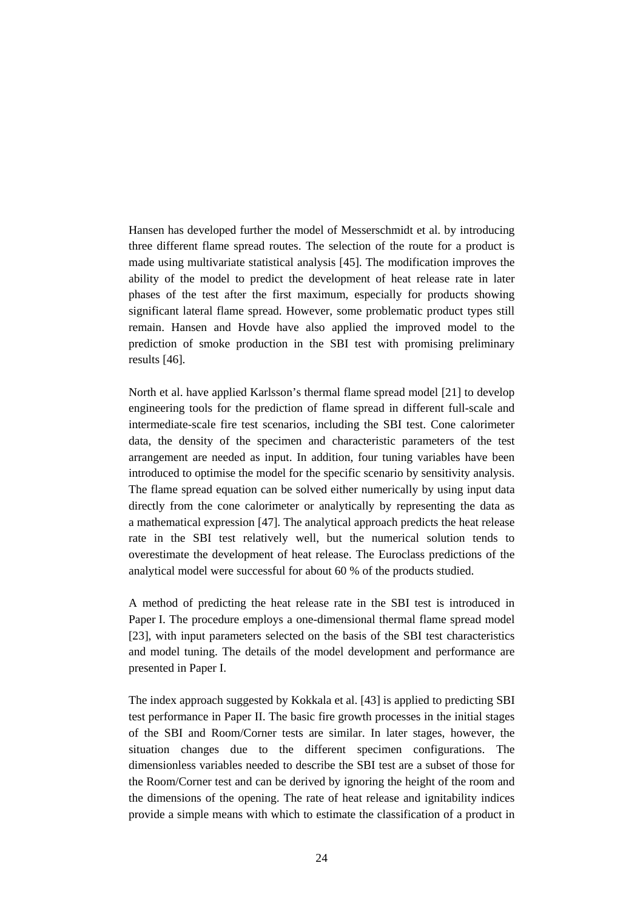Hansen has developed further the model of Messerschmidt et al. by introducing three different flame spread routes. The selection of the route for a product is made using multivariate statistical analysis [45]. The modification improves the ability of the model to predict the development of heat release rate in later phases of the test after the first maximum, especially for products showing significant lateral flame spread. However, some problematic product types still remain. Hansen and Hovde have also applied the improved model to the prediction of smoke production in the SBI test with promising preliminary results [46].

North et al. have applied Karlsson's thermal flame spread model [21] to develop engineering tools for the prediction of flame spread in different full-scale and intermediate-scale fire test scenarios, including the SBI test. Cone calorimeter data, the density of the specimen and characteristic parameters of the test arrangement are needed as input. In addition, four tuning variables have been introduced to optimise the model for the specific scenario by sensitivity analysis. The flame spread equation can be solved either numerically by using input data directly from the cone calorimeter or analytically by representing the data as a mathematical expression [47]. The analytical approach predicts the heat release rate in the SBI test relatively well, but the numerical solution tends to overestimate the development of heat release. The Euroclass predictions of the analytical model were successful for about 60 % of the products studied.

A method of predicting the heat release rate in the SBI test is introduced in Paper I. The procedure employs a one-dimensional thermal flame spread model [23], with input parameters selected on the basis of the SBI test characteristics and model tuning. The details of the model development and performance are presented in Paper I.

The index approach suggested by Kokkala et al. [43] is applied to predicting SBI test performance in Paper II. The basic fire growth processes in the initial stages of the SBI and Room/Corner tests are similar. In later stages, however, the situation changes due to the different specimen configurations. The dimensionless variables needed to describe the SBI test are a subset of those for the Room/Corner test and can be derived by ignoring the height of the room and the dimensions of the opening. The rate of heat release and ignitability indices provide a simple means with which to estimate the classification of a product in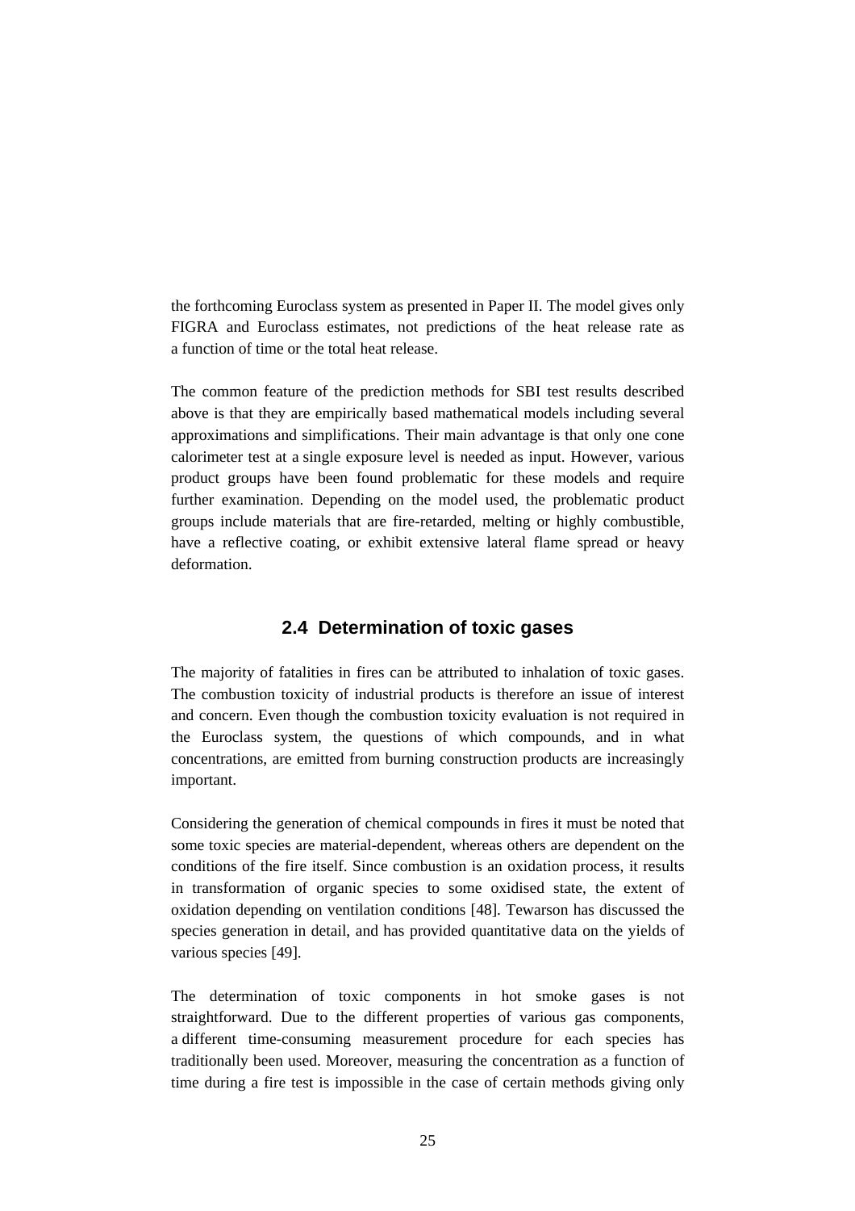the forthcoming Euroclass system as presented in Paper II. The model gives only FIGRA and Euroclass estimates, not predictions of the heat release rate as a function of time or the total heat release.

The common feature of the prediction methods for SBI test results described above is that they are empirically based mathematical models including several approximations and simplifications. Their main advantage is that only one cone calorimeter test at a single exposure level is needed as input. However, various product groups have been found problematic for these models and require further examination. Depending on the model used, the problematic product groups include materials that are fire-retarded, melting or highly combustible, have a reflective coating, or exhibit extensive lateral flame spread or heavy deformation.

## 2.4 Determination of toxic gases

The majority of fatalities in fires can be attributed to inhalation of toxic gases. The combustion toxicity of industrial products is therefore an issue of interest and concern. Even though the combustion toxicity evaluation is not required in the Euroclass system, the questions of which compounds, and in what concentrations, are emitted from burning construction products are increasingly important.

Considering the generation of chemical compounds in fires it must be noted that some toxic species are material-dependent, whereas others are dependent on the conditions of the fire itself. Since combustion is an oxidation process, it results in transformation of organic species to some oxidised state, the extent of oxidation depending on ventilation conditions [48]. Tewarson has discussed the species generation in detail, and has provided quantitative data on the yields of various species [49].

The determination of toxic components in hot smoke gases is not straightforward. Due to the different properties of various gas components, a different time-consuming measurement procedure for each species has traditionally been used. Moreover, measuring the concentration as a function of time during a fire test is impossible in the case of certain methods giving only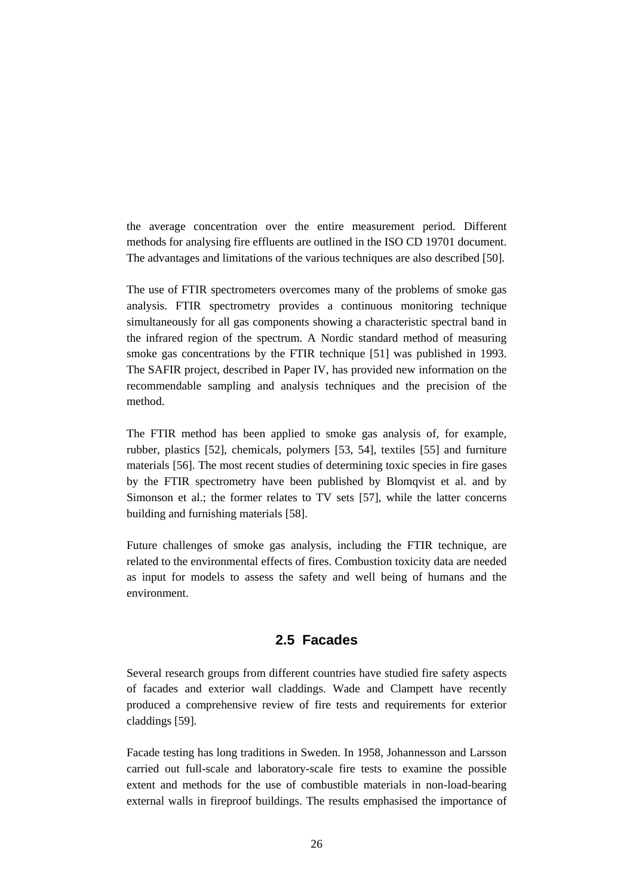the average concentration over the entire measurement period. Different methods for analysing fire effluents are outlined in the ISO CD 19701 document. The advantages and limitations of the various techniques are also described [50].

The use of FTIR spectrometers overcomes many of the problems of smoke gas analysis. FTIR spectrometry provides a continuous monitoring technique simultaneously for all gas components showing a characteristic spectral band in the infrared region of the spectrum. A Nordic standard method of measuring smoke gas concentrations by the FTIR technique [51] was published in 1993. The SAFIR project, described in Paper IV, has provided new information on the recommendable sampling and analysis techniques and the precision of the method.

The FTIR method has been applied to smoke gas analysis of, for example, rubber, plastics [52], chemicals, polymers [53, 54], textiles [55] and furniture materials [56]. The most recent studies of determining toxic species in fire gases by the FTIR spectrometry have been published by Blomqvist et al. and by Simonson et al.; the former relates to TV sets [57], while the latter concerns building and furnishing materials [58].

Future challenges of smoke gas analysis, including the FTIR technique, are related to the environmental effects of fires. Combustion toxicity data are needed as input for models to assess the safety and well being of humans and the environment.

## 2.5 Facades

Several research groups from different countries have studied fire safety aspects of facades and exterior wall claddings. Wade and Clampett have recently produced a comprehensive review of fire tests and requirements for exterior claddings [59].

Facade testing has long traditions in Sweden. In 1958, Johannesson and Larsson carried out full-scale and laboratory-scale fire tests to examine the possible extent and methods for the use of combustible materials in non-load-bearing external walls in fireproof buildings. The results emphasised the importance of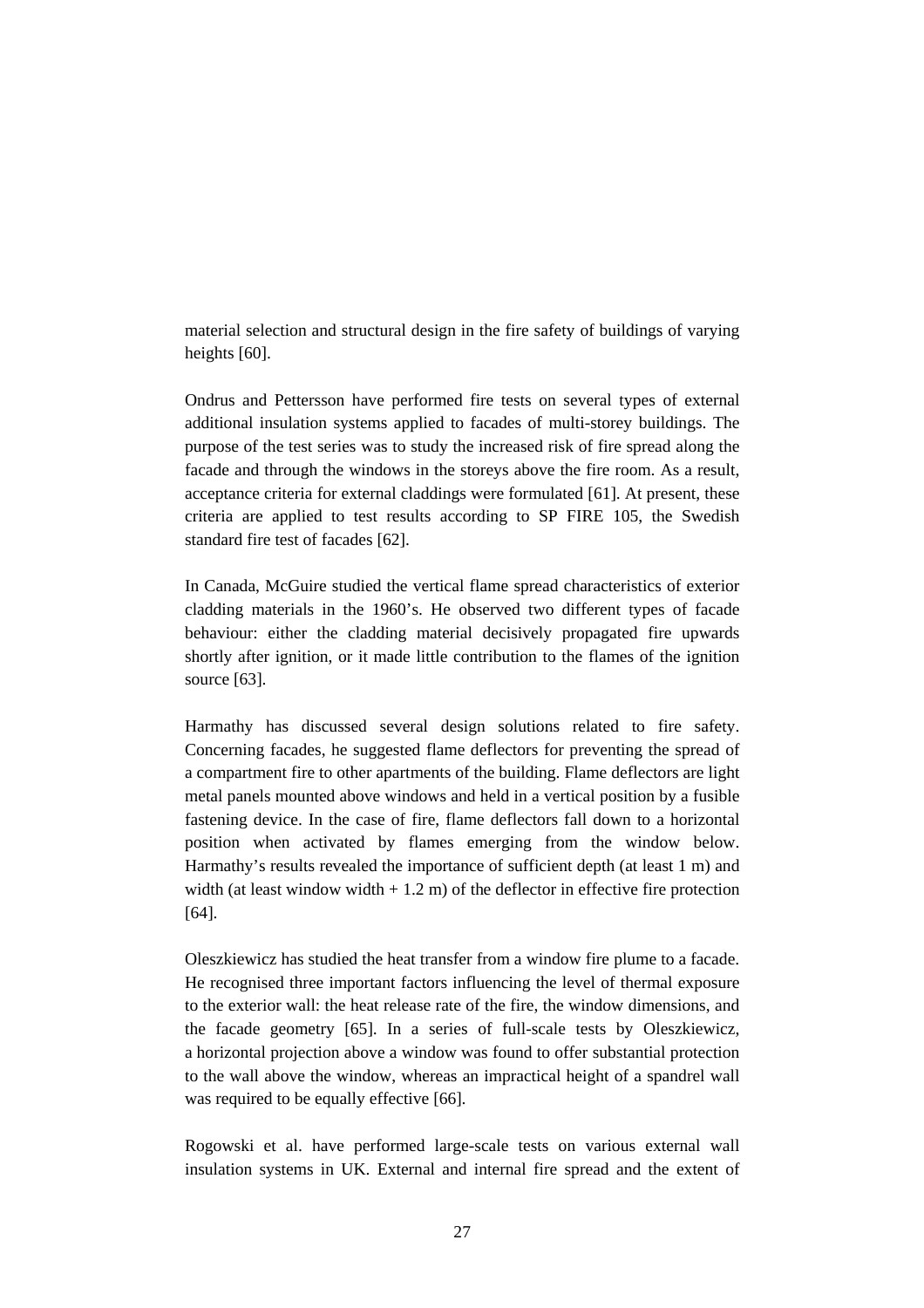material selection and structural design in the fire safety of buildings of varying heights [60].

Ondrus and Pettersson have performed fire tests on several types of external additional insulation systems applied to facades of multi-storey buildings. The purpose of the test series was to study the increased risk of fire spread along the facade and through the windows in the storeys above the fire room. As a result, acceptance criteria for external claddings were formulated [61]. At present, these criteria are applied to test results according to SP FIRE 105, the Swedish standard fire test of facades [62].

In Canada, McGuire studied the vertical flame spread characteristics of exterior cladding materials in the 1960's. He observed two different types of facade behaviour: either the cladding material decisively propagated fire upwards shortly after ignition, or it made little contribution to the flames of the ignition source [63].

Harmathy has discussed several design solutions related to fire safety. Concerning facades, he suggested flame deflectors for preventing the spread of a compartment fire to other apartments of the building. Flame deflectors are light metal panels mounted above windows and held in a vertical position by a fusible fastening device. In the case of fire, flame deflectors fall down to a horizontal position when activated by flames emerging from the window below. Harmathy's results revealed the importance of sufficient depth (at least 1 m) and width (at least window width + 1.2 m) of the deflector in effective fire protection [64].

Oleszkiewicz has studied the heat transfer from a window fire plume to a facade. He recognised three important factors influencing the level of thermal exposure to the exterior wall: the heat release rate of the fire, the window dimensions, and the facade geometry [65]. In a series of full-scale tests by Oleszkiewicz, a horizontal projection above a window was found to offer substantial protection to the wall above the window, whereas an impractical height of a spandrel wall was required to be equally effective [66].

Rogowski et al. have performed large-scale tests on various external wall insulation systems in UK. External and internal fire spread and the extent of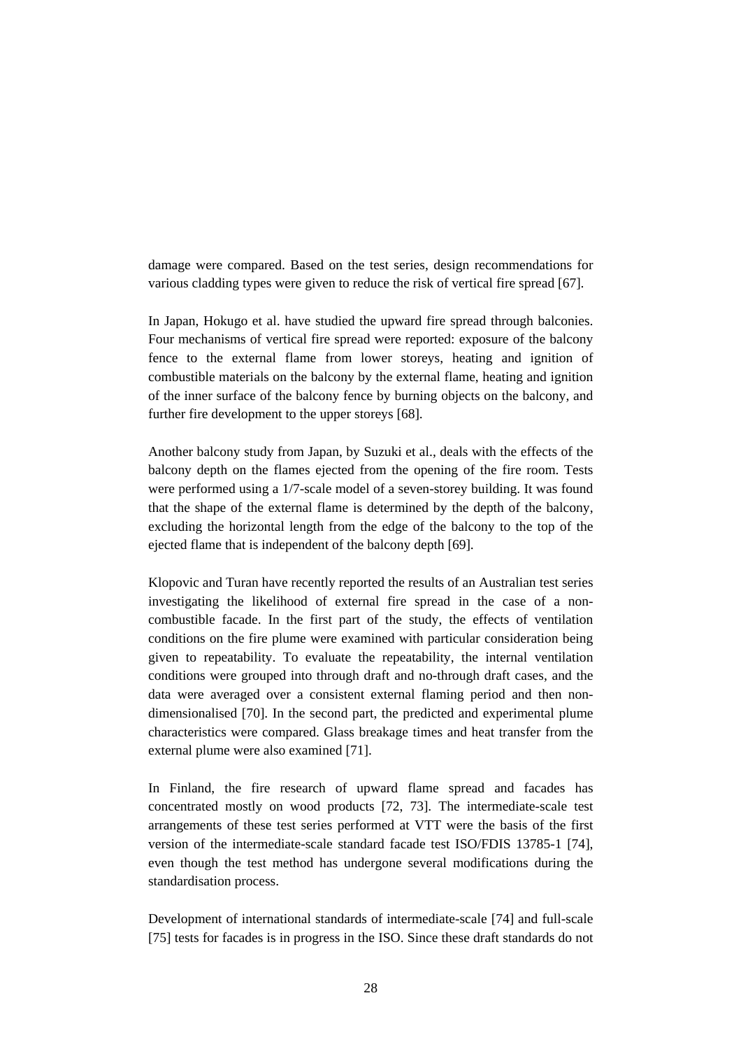damage were compared. Based on the test series, design recommendations for various cladding types were given to reduce the risk of vertical fire spread [67].

In Japan, Hokugo et al. have studied the upward fire spread through balconies. Four mechanisms of vertical fire spread were reported: exposure of the balcony fence to the external flame from lower storeys, heating and ignition of combustible materials on the balcony by the external flame, heating and ignition of the inner surface of the balcony fence by burning objects on the balcony, and further fire development to the upper storeys [68].

Another balcony study from Japan, by Suzuki et al., deals with the effects of the balcony depth on the flames ejected from the opening of the fire room. Tests were performed using a 1/7-scale model of a seven-storey building. It was found that the shape of the external flame is determined by the depth of the balcony, excluding the horizontal length from the edge of the balcony to the top of the ejected flame that is independent of the balcony depth [69].

Klopovic and Turan have recently reported the results of an Australian test series investigating the likelihood of external fire spread in the case of a non-combustible facade. In the first part of the study, the effects of ventilation conditions on the fire plume were examined with particular consideration being given to repeatability. To evaluate the repeatability, the internal ventilation conditions were grouped into through draft and no-through draft cases, and the data were averaged over a consistent external flaming period and then non-dimensionalised [70]. In the second part, the predicted and experimental plume characteristics were compared. Glass breakage times and heat transfer from the external plume were also examined [71].

In Finland, the fire research of upward flame spread and facades has concentrated mostly on wood products [72, 73]. The intermediate-scale test arrangements of these test series performed at VTT were the basis of the first version of the intermediate-scale standard facade test ISO/FDIS 13785-1 [74], even though the test method has undergone several modifications during the standardisation process.

Development of international standards of intermediate-scale [74] and full-scale [75] tests for facades is in progress in the ISO. Since these draft standards do not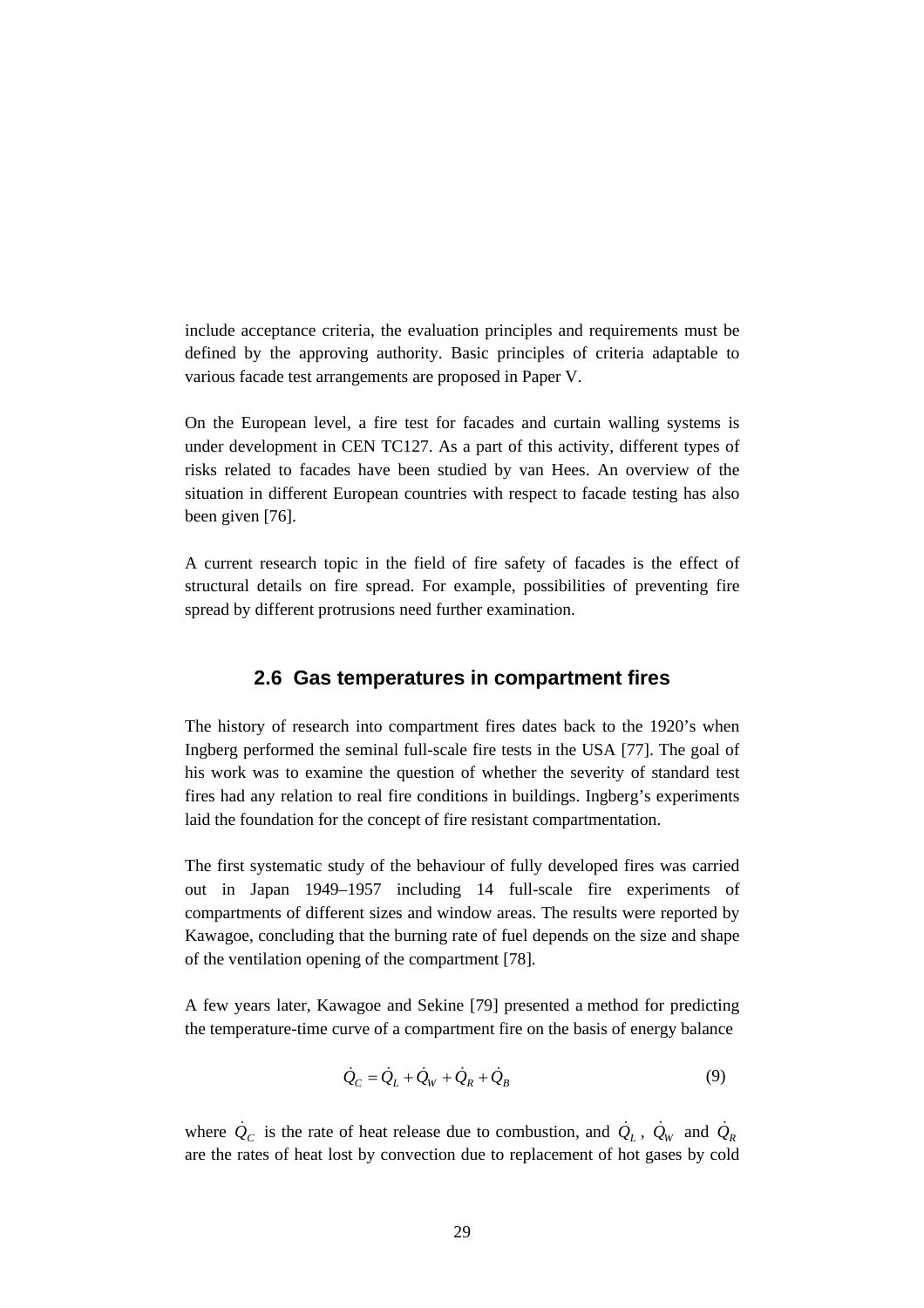include acceptance criteria, the evaluation principles and requirements must be defined by the approving authority. Basic principles of criteria adaptable to various facade test arrangements are proposed in Paper V.

On the European level, a fire test for facades and curtain walling systems is under development in CEN TC127. As a part of this activity, different types of risks related to facades have been studied by van Hees. An overview of the situation in different European countries with respect to facade testing has also been given [76].

A current research topic in the field of fire safety of facades is the effect of structural details on fire spread. For example, possibilities of preventing fire spread by different protrusions need further examination.

## 2.6 Gas temperatures in compartment fires

The history of research into compartment fires dates back to the 1920's when Ingberg performed the seminal full-scale fire tests in the USA [77]. The goal of his work was to examine the question of whether the severity of standard test fires had any relation to real fire conditions in buildings. Ingberg's experiments laid the foundation for the concept of fire resistant compartmentation.

The first systematic study of the behaviour of fully developed fires was carried out in Japan 1949–1957 including 14 full-scale fire experiments of compartments of different sizes and window areas. The results were reported by Kawagoe, concluding that the burning rate of fuel depends on the size and shape of the ventilation opening of the compartment [78].

A few years later, Kawagoe and Sekine [79] presented a method for predicting the temperature-time curve of a compartment fire on the basis of energy balance

$$\dot{Q}_C = \dot{Q}_L + \dot{Q}_W + \dot{Q}_R + \dot{Q}_B \tag{9}$$

where $\dot{Q}_C$ is the rate of heat release due to combustion, and $\dot{Q}_L$, $\dot{Q}_W$ and $\dot{Q}_R$ are the rates of heat lost by convection due to replacement of hot gases by cold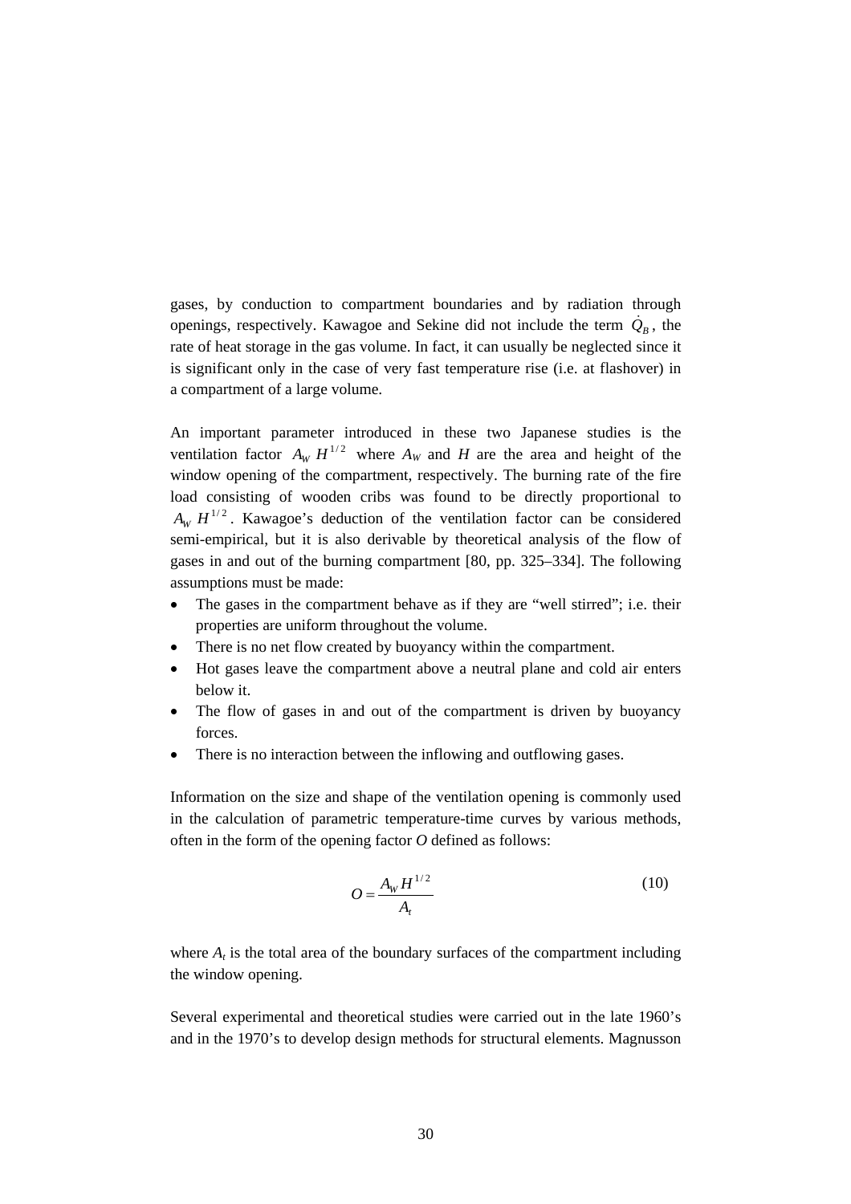gases, by conduction to compartment boundaries and by radiation through openings, respectively. Kawagoe and Sekine did not include the term $\dot{Q}_B$, the rate of heat storage in the gas volume. In fact, it can usually be neglected since it is significant only in the case of very fast temperature rise (i.e. at flashover) in a compartment of a large volume.

An important parameter introduced in these two Japanese studies is the ventilation factor $A_W H^{1/2}$ where $A_W$ and $H$ are the area and height of the window opening of the compartment, respectively. The burning rate of the fire load consisting of wooden cribs was found to be directly proportional to $A_W H^{1/2}$. Kawagoe's deduction of the ventilation factor can be considered semi-empirical, but it is also derivable by theoretical analysis of the flow of gases in and out of the burning compartment [80, pp. 325–334]. The following assumptions must be made:

- The gases in the compartment behave as if they are "well stirred"; i.e. their properties are uniform throughout the volume.
- There is no net flow created by buoyancy within the compartment.
- Hot gases leave the compartment above a neutral plane and cold air enters below it.
- The flow of gases in and out of the compartment is driven by buoyancy forces.
- There is no interaction between the inflowing and outflowing gases.

Information on the size and shape of the ventilation opening is commonly used in the calculation of parametric temperature-time curves by various methods, often in the form of the opening factor $O$ defined as follows:

$$O = \frac{A_W H^{1/2}}{A_t} \tag{10}$$

where $A_t$ is the total area of the boundary surfaces of the compartment including the window opening.

Several experimental and theoretical studies were carried out in the late 1960's and in the 1970's to develop design methods for structural elements. Magnusson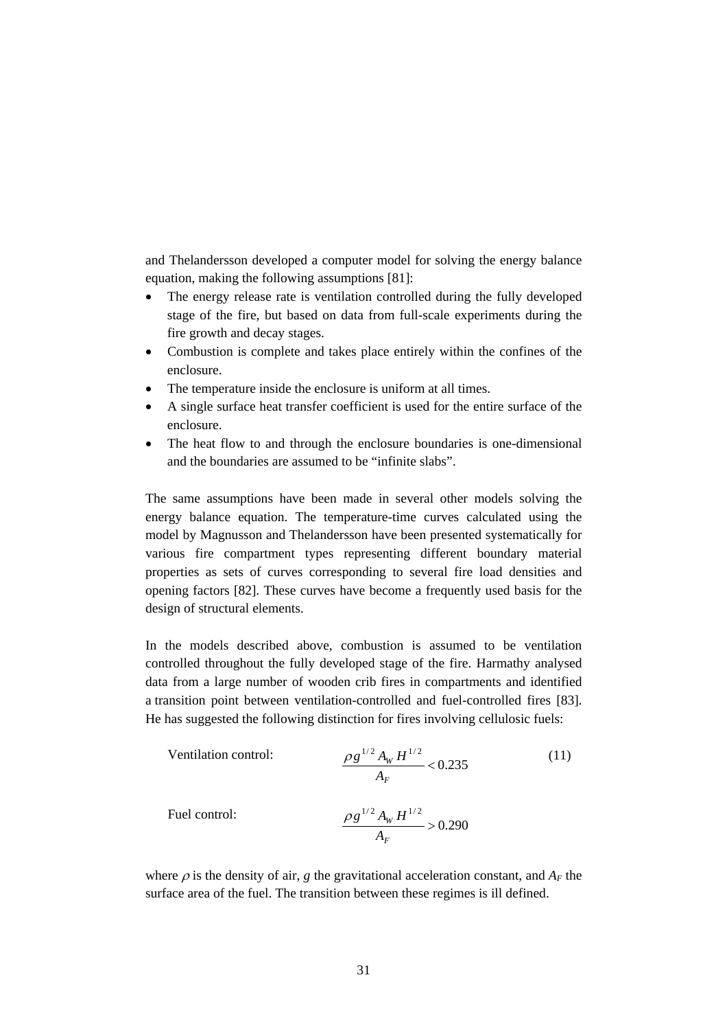and Thelandersson developed a computer model for solving the energy balance equation, making the following assumptions [81]:

- The energy release rate is ventilation controlled during the fully developed stage of the fire, but based on data from full-scale experiments during the fire growth and decay stages.
- Combustion is complete and takes place entirely within the confines of the enclosure.
- The temperature inside the enclosure is uniform at all times.
- A single surface heat transfer coefficient is used for the entire surface of the enclosure.
- The heat flow to and through the enclosure boundaries is one-dimensional and the boundaries are assumed to be "infinite slabs".

The same assumptions have been made in several other models solving the energy balance equation. The temperature-time curves calculated using the model by Magnusson and Thelandersson have been presented systematically for various fire compartment types representing different boundary material properties as sets of curves corresponding to several fire load densities and opening factors [82]. These curves have become a frequently used basis for the design of structural elements.

In the models described above, combustion is assumed to be ventilation controlled throughout the fully developed stage of the fire. Harmathy analysed data from a large number of wooden crib fires in compartments and identified a transition point between ventilation-controlled and fuel-controlled fires [83]. He has suggested the following distinction for fires involving cellulosic fuels:

Ventilation control:
$$\frac{\rho g^{1/2} A_W H^{1/2}}{A_F} < 0.235 \qquad (11)$$

Fuel control:
$$\frac{\rho g^{1/2} A_W H^{1/2}}{A_F} > 0.290$$

where $\rho$ is the density of air, $g$ the gravitational acceleration constant, and $A_F$ the surface area of the fuel. The transition between these regimes is ill defined.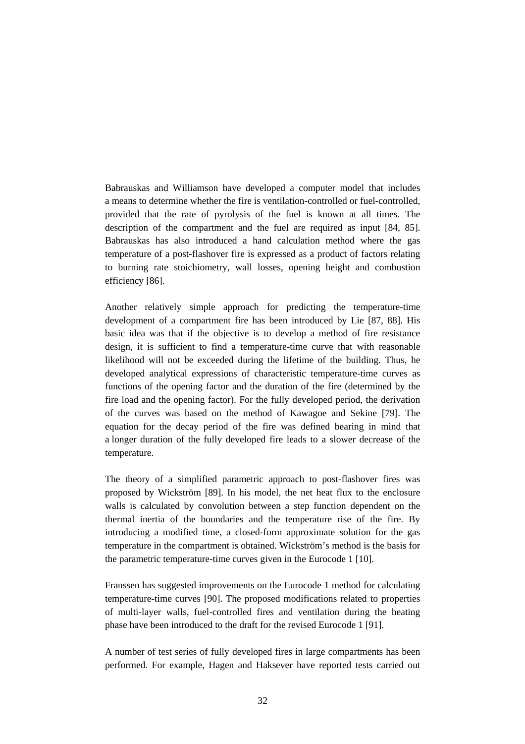Babrauskas and Williamson have developed a computer model that includes a means to determine whether the fire is ventilation-controlled or fuel-controlled, provided that the rate of pyrolysis of the fuel is known at all times. The description of the compartment and the fuel are required as input [84, 85]. Babrauskas has also introduced a hand calculation method where the gas temperature of a post-flashover fire is expressed as a product of factors relating to burning rate stoichiometry, wall losses, opening height and combustion efficiency [86].

Another relatively simple approach for predicting the temperature-time development of a compartment fire has been introduced by Lie [87, 88]. His basic idea was that if the objective is to develop a method of fire resistance design, it is sufficient to find a temperature-time curve that with reasonable likelihood will not be exceeded during the lifetime of the building. Thus, he developed analytical expressions of characteristic temperature-time curves as functions of the opening factor and the duration of the fire (determined by the fire load and the opening factor). For the fully developed period, the derivation of the curves was based on the method of Kawagoe and Sekine [79]. The equation for the decay period of the fire was defined bearing in mind that a longer duration of the fully developed fire leads to a slower decrease of the temperature.

The theory of a simplified parametric approach to post-flashover fires was proposed by Wickström [89]. In his model, the net heat flux to the enclosure walls is calculated by convolution between a step function dependent on the thermal inertia of the boundaries and the temperature rise of the fire. By introducing a modified time, a closed-form approximate solution for the gas temperature in the compartment is obtained. Wickström's method is the basis for the parametric temperature-time curves given in the Eurocode 1 [10].

Franssen has suggested improvements on the Eurocode 1 method for calculating temperature-time curves [90]. The proposed modifications related to properties of multi-layer walls, fuel-controlled fires and ventilation during the heating phase have been introduced to the draft for the revised Eurocode 1 [91].

A number of test series of fully developed fires in large compartments has been performed. For example, Hagen and Haksever have reported tests carried out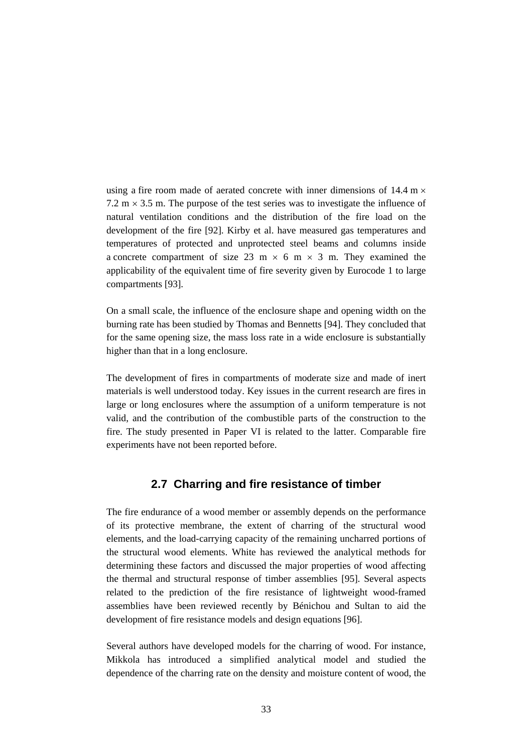using a fire room made of aerated concrete with inner dimensions of 14.4 m $\times$ 7.2 m $\times$ 3.5 m. The purpose of the test series was to investigate the influence of natural ventilation conditions and the distribution of the fire load on the development of the fire [92]. Kirby et al. have measured gas temperatures and temperatures of protected and unprotected steel beams and columns inside a concrete compartment of size 23 m $\times$ 6 m $\times$ 3 m. They examined the applicability of the equivalent time of fire severity given by Eurocode 1 to large compartments [93].

On a small scale, the influence of the enclosure shape and opening width on the burning rate has been studied by Thomas and Bennetts [94]. They concluded that for the same opening size, the mass loss rate in a wide enclosure is substantially higher than that in a long enclosure.

The development of fires in compartments of moderate size and made of inert materials is well understood today. Key issues in the current research are fires in large or long enclosures where the assumption of a uniform temperature is not valid, and the contribution of the combustible parts of the construction to the fire. The study presented in Paper VI is related to the latter. Comparable fire experiments have not been reported before.

## 2.7 Charring and fire resistance of timber

The fire endurance of a wood member or assembly depends on the performance of its protective membrane, the extent of charring of the structural wood elements, and the load-carrying capacity of the remaining uncharred portions of the structural wood elements. White has reviewed the analytical methods for determining these factors and discussed the major properties of wood affecting the thermal and structural response of timber assemblies [95]. Several aspects related to the prediction of the fire resistance of lightweight wood-framed assemblies have been reviewed recently by Bénichou and Sultan to aid the development of fire resistance models and design equations [96].

Several authors have developed models for the charring of wood. For instance, Mikkola has introduced a simplified analytical model and studied the dependence of the charring rate on the density and moisture content of wood, the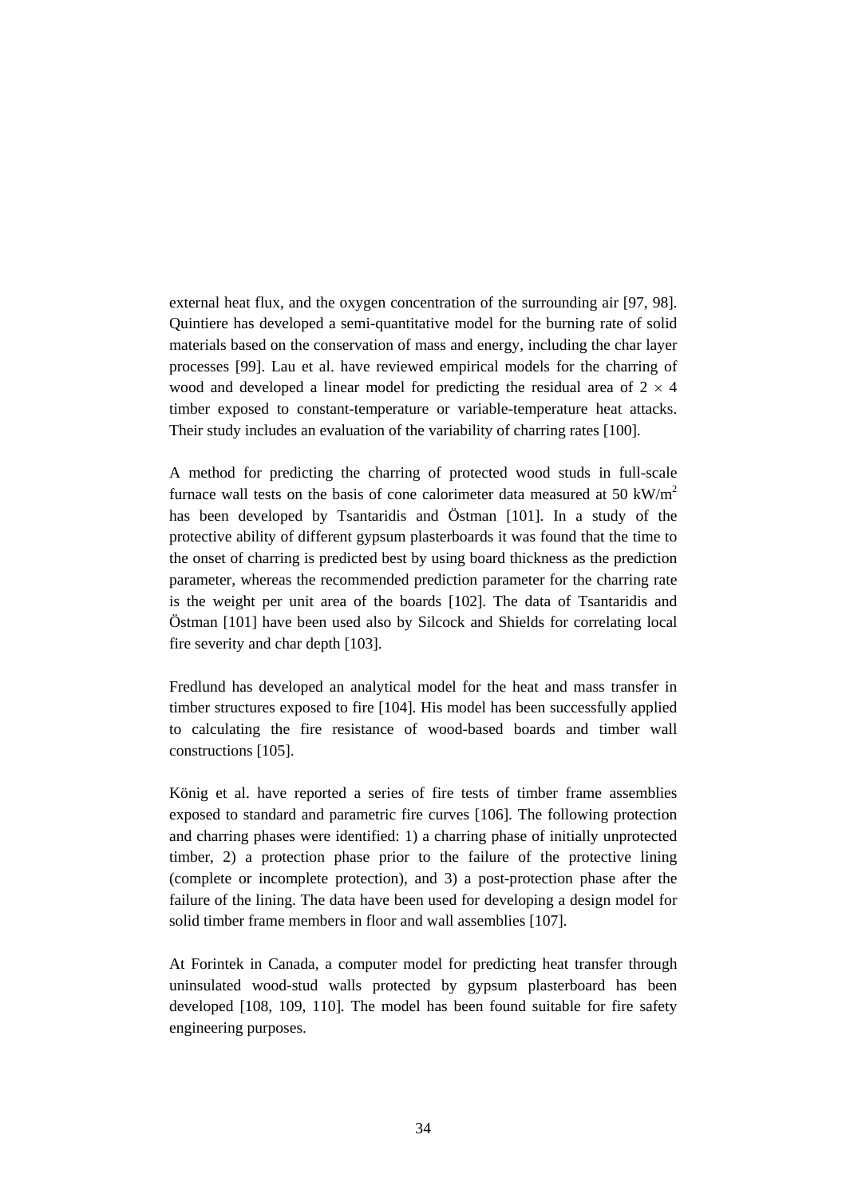external heat flux, and the oxygen concentration of the surrounding air [97, 98]. Quintiere has developed a semi-quantitative model for the burning rate of solid materials based on the conservation of mass and energy, including the char layer processes [99]. Lau et al. have reviewed empirical models for the charring of wood and developed a linear model for predicting the residual area of $2 \times 4$ timber exposed to constant-temperature or variable-temperature heat attacks. Their study includes an evaluation of the variability of charring rates [100].

A method for predicting the charring of protected wood studs in full-scale furnace wall tests on the basis of cone calorimeter data measured at 50 $kW/m^2$ has been developed by Tsantaridis and Östman [101]. In a study of the protective ability of different gypsum plasterboards it was found that the time to the onset of charring is predicted best by using board thickness as the prediction parameter, whereas the recommended prediction parameter for the charring rate is the weight per unit area of the boards [102]. The data of Tsantaridis and Östman [101] have been used also by Silcock and Shields for correlating local fire severity and char depth [103].

Fredlund has developed an analytical model for the heat and mass transfer in timber structures exposed to fire [104]. His model has been successfully applied to calculating the fire resistance of wood-based boards and timber wall constructions [105].

König et al. have reported a series of fire tests of timber frame assemblies exposed to standard and parametric fire curves [106]. The following protection and charring phases were identified: 1) a charring phase of initially unprotected timber, 2) a protection phase prior to the failure of the protective lining (complete or incomplete protection), and 3) a post-protection phase after the failure of the lining. The data have been used for developing a design model for solid timber frame members in floor and wall assemblies [107].

At Forintek in Canada, a computer model for predicting heat transfer through uninsulated wood-stud walls protected by gypsum plasterboard has been developed [108, 109, 110]. The model has been found suitable for fire safety engineering purposes.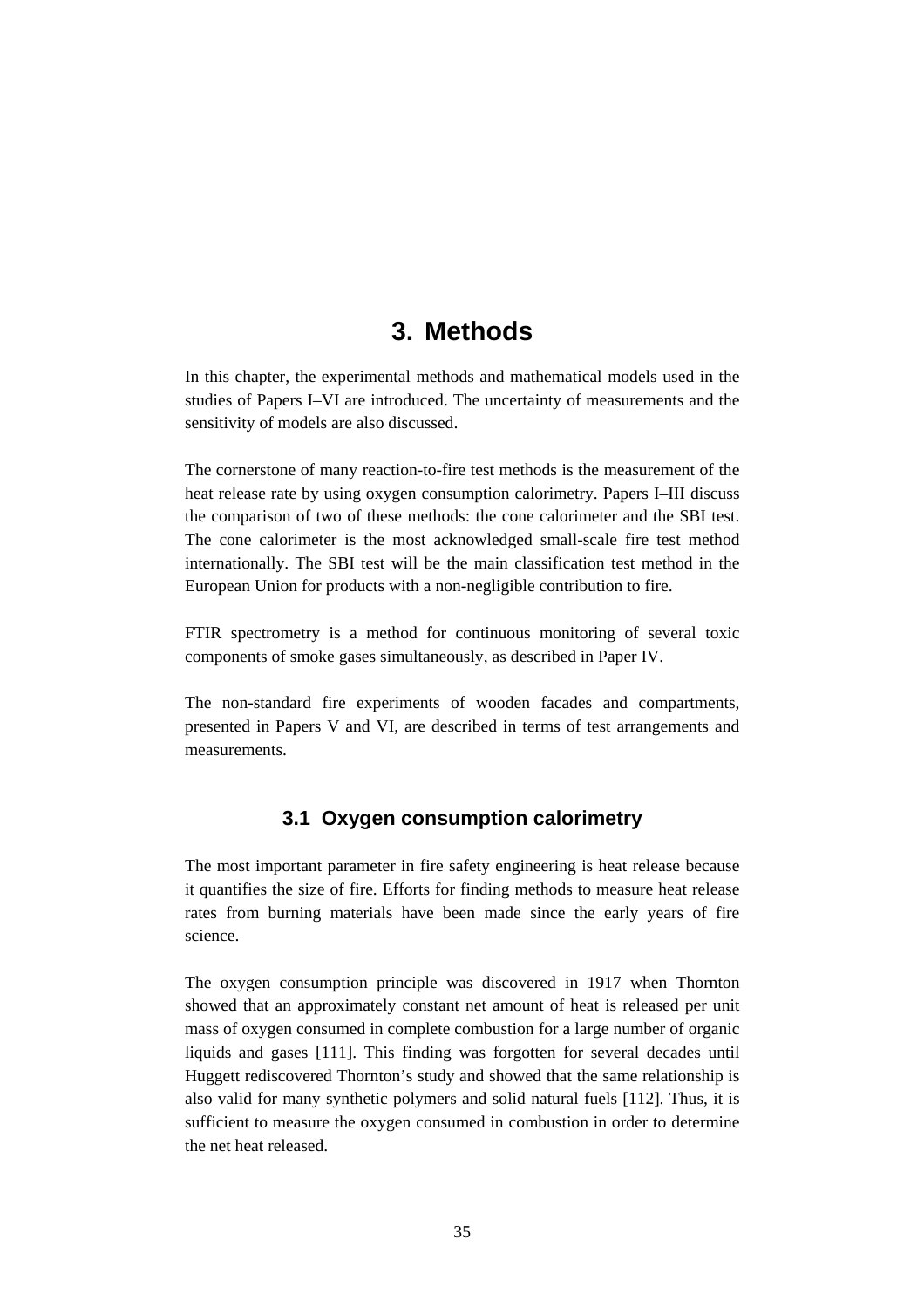# 3. Methods

In this chapter, the experimental methods and mathematical models used in the studies of Papers I–VI are introduced. The uncertainty of measurements and the sensitivity of models are also discussed.

The cornerstone of many reaction-to-fire test methods is the measurement of the heat release rate by using oxygen consumption calorimetry. Papers I–III discuss the comparison of two of these methods: the cone calorimeter and the SBI test. The cone calorimeter is the most acknowledged small-scale fire test method internationally. The SBI test will be the main classification test method in the European Union for products with a non-negligible contribution to fire.

FTIR spectrometry is a method for continuous monitoring of several toxic components of smoke gases simultaneously, as described in Paper IV.

The non-standard fire experiments of wooden facades and compartments, presented in Papers V and VI, are described in terms of test arrangements and measurements.

## 3.1 Oxygen consumption calorimetry

The most important parameter in fire safety engineering is heat release because it quantifies the size of fire. Efforts for finding methods to measure heat release rates from burning materials have been made since the early years of fire science.

The oxygen consumption principle was discovered in 1917 when Thornton showed that an approximately constant net amount of heat is released per unit mass of oxygen consumed in complete combustion for a large number of organic liquids and gases [111]. This finding was forgotten for several decades until Huggett rediscovered Thornton's study and showed that the same relationship is also valid for many synthetic polymers and solid natural fuels [112]. Thus, it is sufficient to measure the oxygen consumed in combustion in order to determine the net heat released.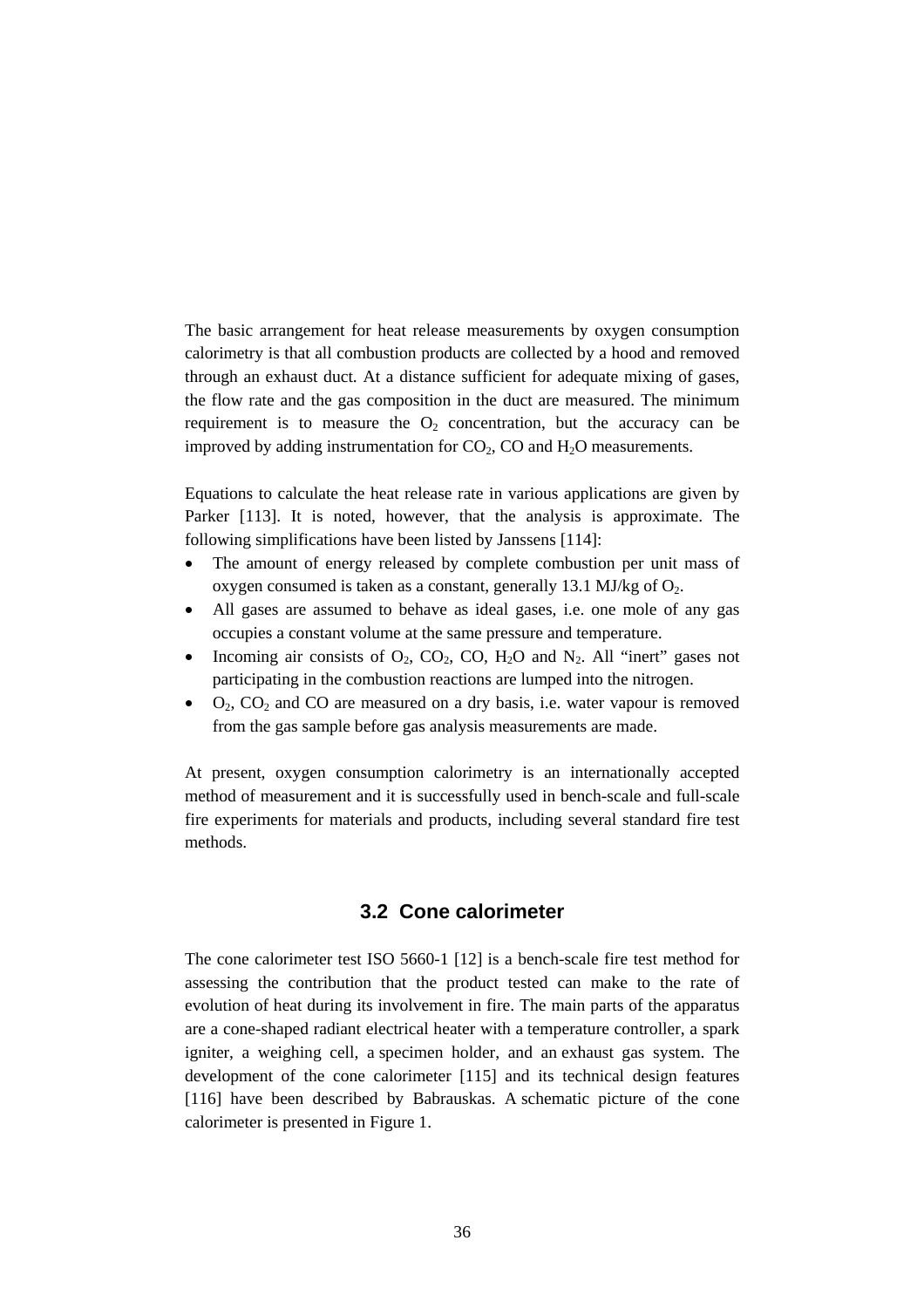The basic arrangement for heat release measurements by oxygen consumption calorimetry is that all combustion products are collected by a hood and removed through an exhaust duct. At a distance sufficient for adequate mixing of gases, the flow rate and the gas composition in the duct are measured. The minimum requirement is to measure the $O_2$ concentration, but the accuracy can be improved by adding instrumentation for $CO_2$, CO and $H_2O$ measurements.

Equations to calculate the heat release rate in various applications are given by Parker [113]. It is noted, however, that the analysis is approximate. The following simplifications have been listed by Janssens [114]:

- The amount of energy released by complete combustion per unit mass of oxygen consumed is taken as a constant, generally 13.1 MJ/kg of $O_2$.
- All gases are assumed to behave as ideal gases, i.e. one mole of any gas occupies a constant volume at the same pressure and temperature.
- Incoming air consists of $O_2$, $CO_2$, CO, $H_2O$ and $N_2$. All "inert" gases not participating in the combustion reactions are lumped into the nitrogen.
- $O_2$, $CO_2$ and CO are measured on a dry basis, i.e. water vapour is removed from the gas sample before gas analysis measurements are made.

At present, oxygen consumption calorimetry is an internationally accepted method of measurement and it is successfully used in bench-scale and full-scale fire experiments for materials and products, including several standard fire test methods.

## 3.2 Cone calorimeter

The cone calorimeter test ISO 5660-1 [12] is a bench-scale fire test method for assessing the contribution that the product tested can make to the rate of evolution of heat during its involvement in fire. The main parts of the apparatus are a cone-shaped radiant electrical heater with a temperature controller, a spark igniter, a weighing cell, a specimen holder, and an exhaust gas system. The development of the cone calorimeter [115] and its technical design features [116] have been described by Babrauskas. A schematic picture of the cone calorimeter is presented in Figure 1.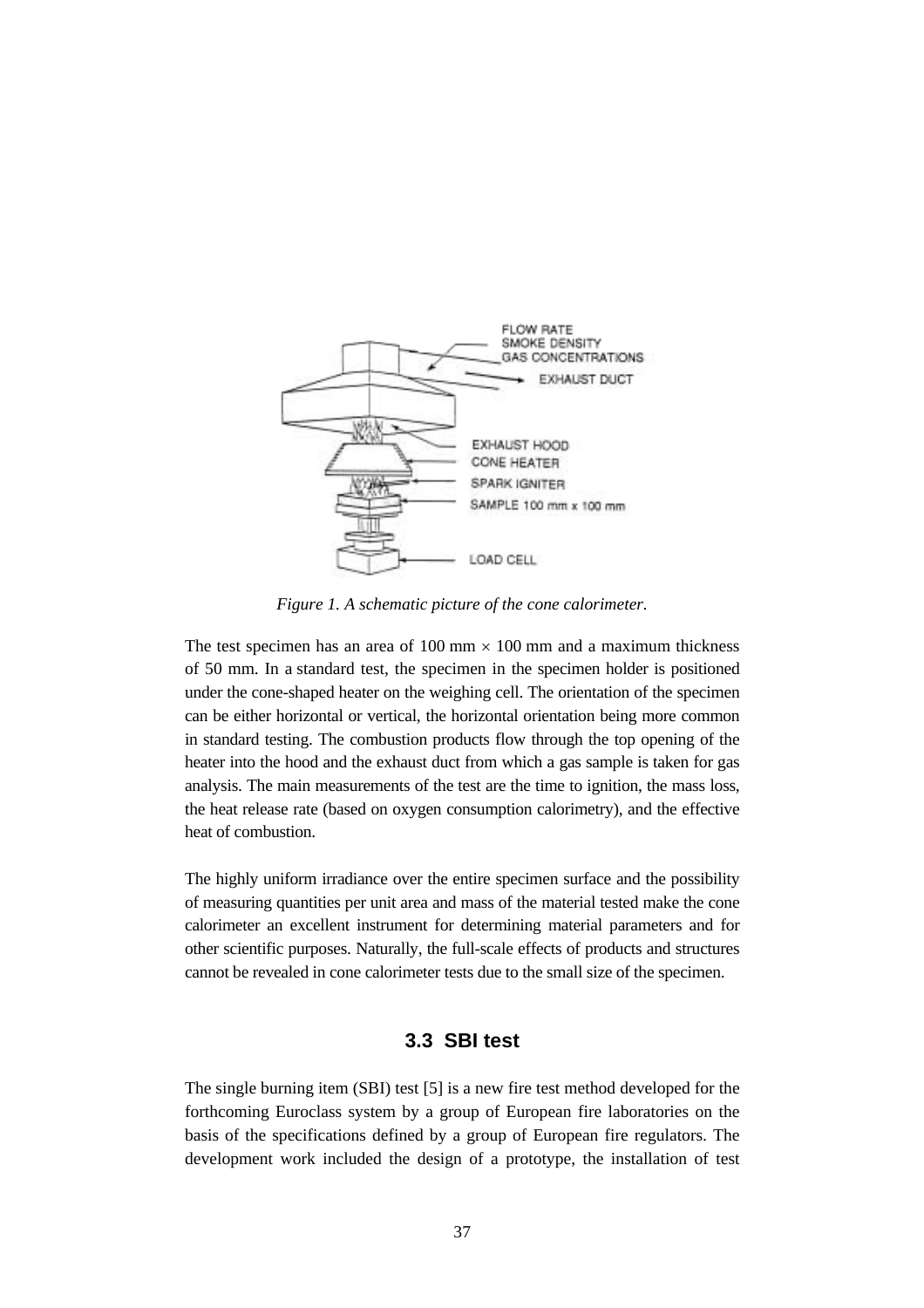*Figure 1. A schematic picture of the cone calorimeter.*

The test specimen has an area of 100 mm $\times$ 100 mm and a maximum thickness of 50 mm. In a standard test, the specimen in the specimen holder is positioned under the cone-shaped heater on the weighing cell. The orientation of the specimen can be either horizontal or vertical, the horizontal orientation being more common in standard testing. The combustion products flow through the top opening of the heater into the hood and the exhaust duct from which a gas sample is taken for gas analysis. The main measurements of the test are the time to ignition, the mass loss, the heat release rate (based on oxygen consumption calorimetry), and the effective heat of combustion.

The highly uniform irradiance over the entire specimen surface and the possibility of measuring quantities per unit area and mass of the material tested make the cone calorimeter an excellent instrument for determining material parameters and for other scientific purposes. Naturally, the full-scale effects of products and structures cannot be revealed in cone calorimeter tests due to the small size of the specimen.

### 3.3 SBI test

The single burning item (SBI) test [5] is a new fire test method developed for the forthcoming Euroclass system by a group of European fire laboratories on the basis of the specifications defined by a group of European fire regulators. The development work included the design of a prototype, the installation of test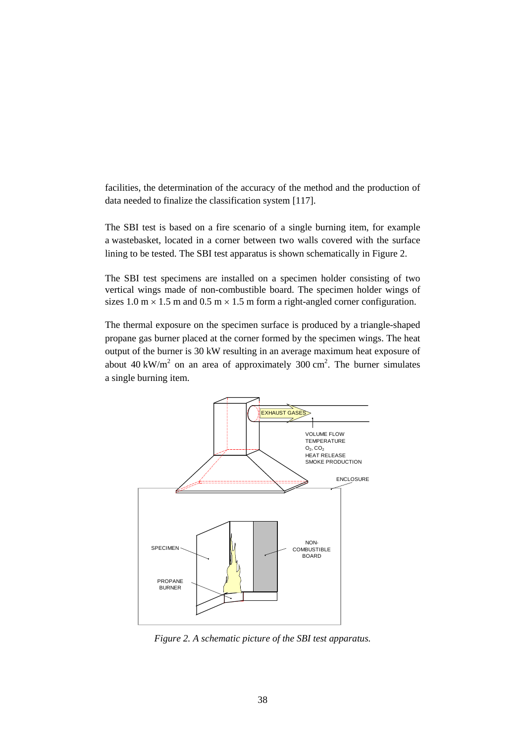facilities, the determination of the accuracy of the method and the production of data needed to finalize the classification system [117].

The SBI test is based on a fire scenario of a single burning item, for example a wastebasket, located in a corner between two walls covered with the surface lining to be tested. The SBI test apparatus is shown schematically in Figure 2.

The SBI test specimens are installed on a specimen holder consisting of two vertical wings made of non-combustible board. The specimen holder wings of sizes 1.0 m × 1.5 m and 0.5 m × 1.5 m form a right-angled corner configuration.

The thermal exposure on the specimen surface is produced by a triangle-shaped propane gas burner placed at the corner formed by the specimen wings. The heat output of the burner is 30 kW resulting in an average maximum heat exposure of about 40 kW/m$^2$ on an area of approximately 300 cm$^2$. The burner simulates a single burning item.

*Figure 2. A schematic picture of the SBI test apparatus.*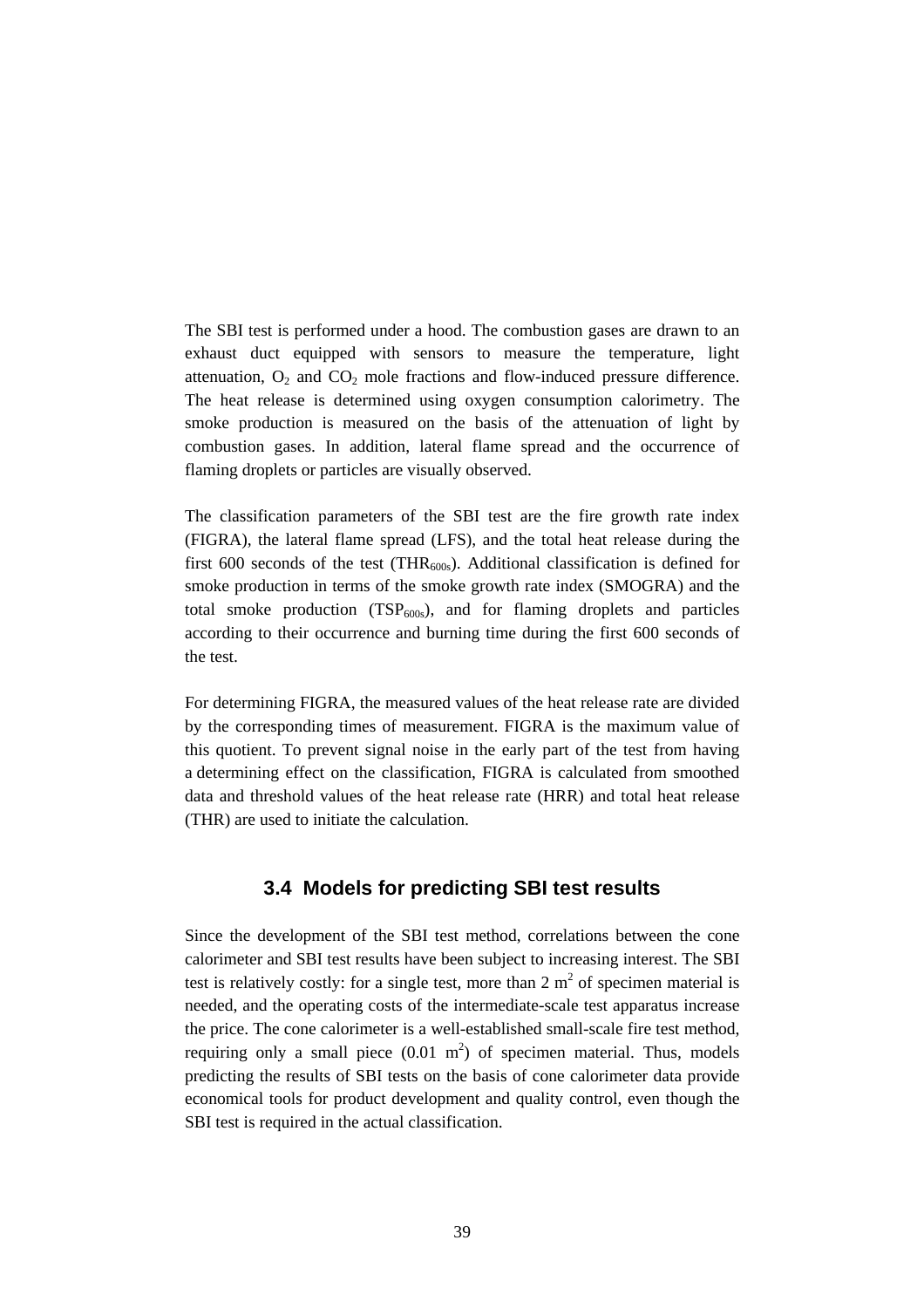The SBI test is performed under a hood. The combustion gases are drawn to an exhaust duct equipped with sensors to measure the temperature, light attenuation, $O_2$ and $CO_2$ mole fractions and flow-induced pressure difference. The heat release is determined using oxygen consumption calorimetry. The smoke production is measured on the basis of the attenuation of light by combustion gases. In addition, lateral flame spread and the occurrence of flaming droplets or particles are visually observed.

The classification parameters of the SBI test are the fire growth rate index (FIGRA), the lateral flame spread (LFS), and the total heat release during the first 600 seconds of the test ($THR_{600s}$). Additional classification is defined for smoke production in terms of the smoke growth rate index (SMOGRA) and the total smoke production ($TSP_{600s}$), and for flaming droplets and particles according to their occurrence and burning time during the first 600 seconds of the test.

For determining FIGRA, the measured values of the heat release rate are divided by the corresponding times of measurement. FIGRA is the maximum value of this quotient. To prevent signal noise in the early part of the test from having a determining effect on the classification, FIGRA is calculated from smoothed data and threshold values of the heat release rate (HRR) and total heat release (THR) are used to initiate the calculation.

## 3.4 Models for predicting SBI test results

Since the development of the SBI test method, correlations between the cone calorimeter and SBI test results have been subject to increasing interest. The SBI test is relatively costly: for a single test, more than 2 $m^2$ of specimen material is needed, and the operating costs of the intermediate-scale test apparatus increase the price. The cone calorimeter is a well-established small-scale fire test method, requiring only a small piece (0.01 $m^2$) of specimen material. Thus, models predicting the results of SBI tests on the basis of cone calorimeter data provide economical tools for product development and quality control, even though the SBI test is required in the actual classification.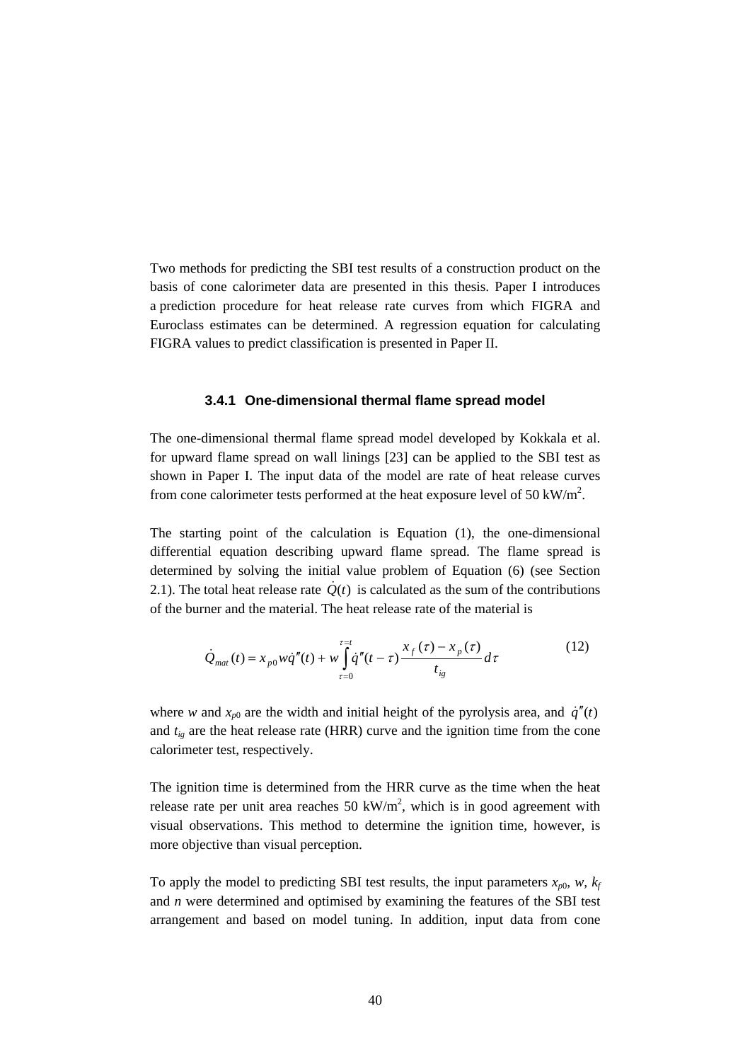Two methods for predicting the SBI test results of a construction product on the basis of cone calorimeter data are presented in this thesis. Paper I introduces a prediction procedure for heat release rate curves from which FIGRA and Euroclass estimates can be determined. A regression equation for calculating FIGRA values to predict classification is presented in Paper II.

### 3.4.1 One-dimensional thermal flame spread model

The one-dimensional thermal flame spread model developed by Kokkala et al. for upward flame spread on wall linings [23] can be applied to the SBI test as shown in Paper I. The input data of the model are rate of heat release curves from cone calorimeter tests performed at the heat exposure level of 50 kW/m$^2$.

The starting point of the calculation is Equation (1), the one-dimensional differential equation describing upward flame spread. The flame spread is determined by solving the initial value problem of Equation (6) (see Section 2.1). The total heat release rate $\dot{Q}(t)$ is calculated as the sum of the contributions of the burner and the material. The heat release rate of the material is

$$\dot{Q}_{mat}(t) = x_{p0} w \dot{q}''(t) + w \int_{\tau=0}^{\tau=t} \dot{q}''(t-\tau) \frac{x_f(\tau) - x_p(\tau)}{t_{ig}} d\tau \qquad (12)$$

where $w$ and $x_{p0}$ are the width and initial height of the pyrolysis area, and $\dot{q}''(t)$ and $t_{ig}$ are the heat release rate (HRR) curve and the ignition time from the cone calorimeter test, respectively.

The ignition time is determined from the HRR curve as the time when the heat release rate per unit area reaches 50 kW/m$^2$, which is in good agreement with visual observations. This method to determine the ignition time, however, is more objective than visual perception.

To apply the model to predicting SBI test results, the input parameters $x_{p0}$, $w$, $k_f$ and $n$ were determined and optimised by examining the features of the SBI test arrangement and based on model tuning. In addition, input data from cone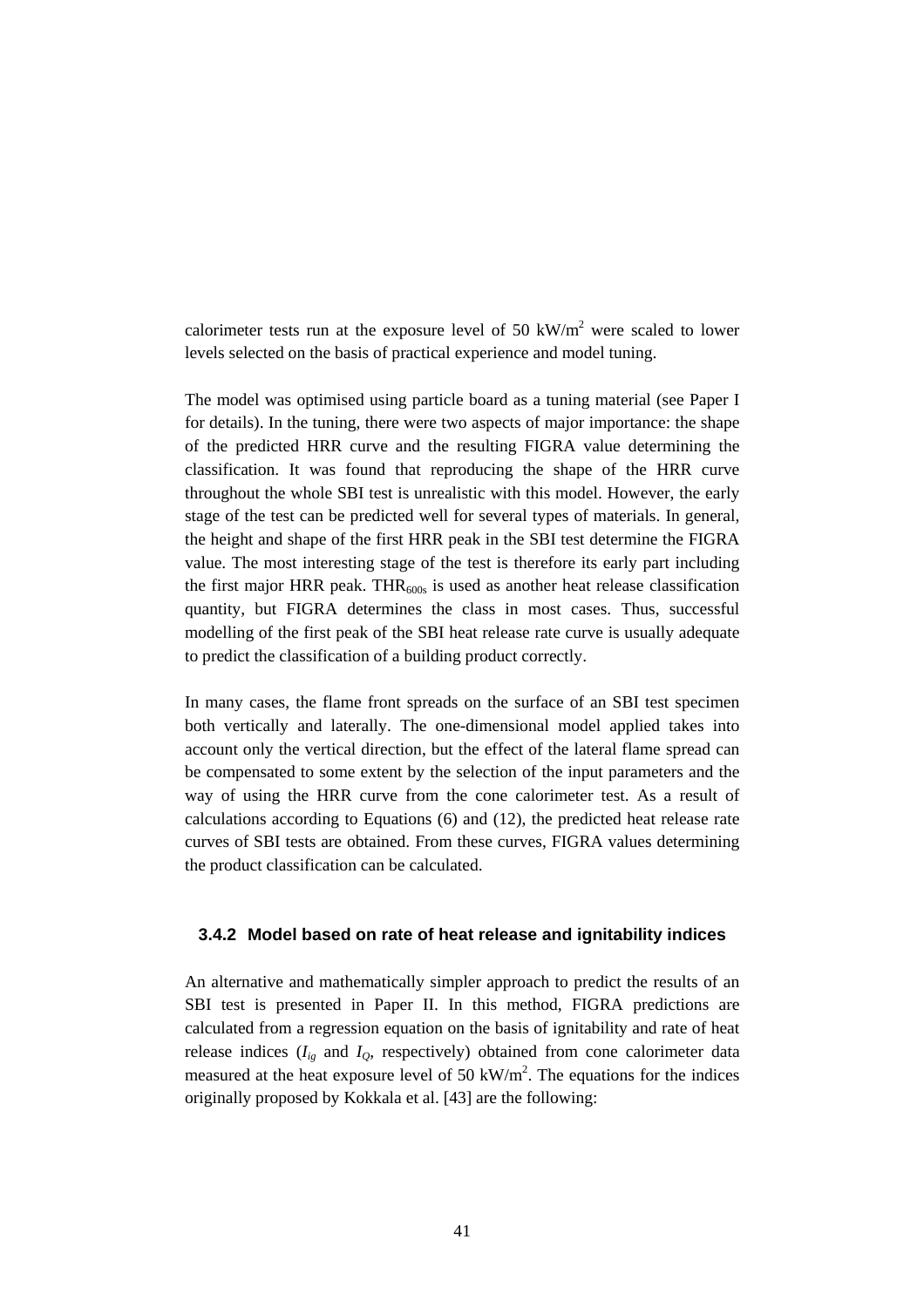calorimeter tests run at the exposure level of 50 $kW/m^2$ were scaled to lower levels selected on the basis of practical experience and model tuning.

The model was optimised using particle board as a tuning material (see Paper I for details). In the tuning, there were two aspects of major importance: the shape of the predicted HRR curve and the resulting FIGRA value determining the classification. It was found that reproducing the shape of the HRR curve throughout the whole SBI test is unrealistic with this model. However, the early stage of the test can be predicted well for several types of materials. In general, the height and shape of the first HRR peak in the SBI test determine the FIGRA value. The most interesting stage of the test is therefore its early part including the first major HRR peak. $THR_{600s}$ is used as another heat release classification quantity, but FIGRA determines the class in most cases. Thus, successful modelling of the first peak of the SBI heat release rate curve is usually adequate to predict the classification of a building product correctly.

In many cases, the flame front spreads on the surface of an SBI test specimen both vertically and laterally. The one-dimensional model applied takes into account only the vertical direction, but the effect of the lateral flame spread can be compensated to some extent by the selection of the input parameters and the way of using the HRR curve from the cone calorimeter test. As a result of calculations according to Equations (6) and (12), the predicted heat release rate curves of SBI tests are obtained. From these curves, FIGRA values determining the product classification can be calculated.

### 3.4.2 Model based on rate of heat release and ignitability indices

An alternative and mathematically simpler approach to predict the results of an SBI test is presented in Paper II. In this method, FIGRA predictions are calculated from a regression equation on the basis of ignitability and rate of heat release indices ($I_{ig}$ and $I_Q$, respectively) obtained from cone calorimeter data measured at the heat exposure level of 50 $kW/m^2$. The equations for the indices originally proposed by Kokkala et al. [43] are the following: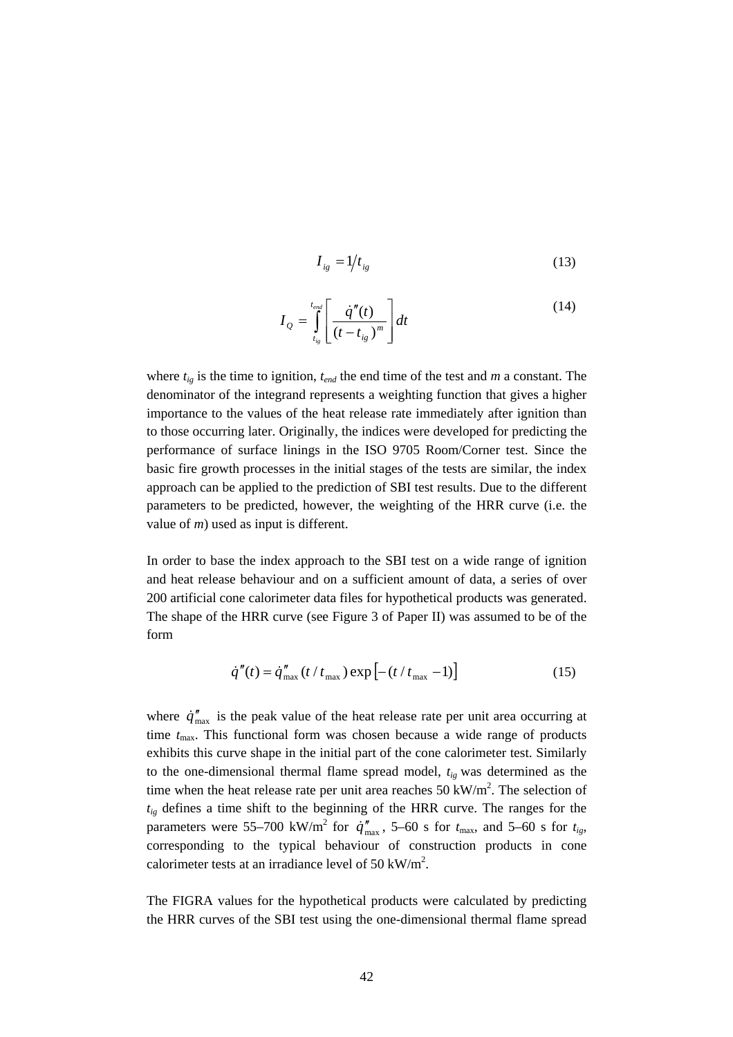$$I_{ig} = 1/t_{ig} \tag{13}$$

$$I_Q = \int_{t_{ig}}^{t_{end}} \left[ \frac{\dot{q}''(t)}{(t - t_{ig})^m} \right] dt \tag{14}$$

where $t_{ig}$ is the time to ignition, $t_{end}$ the end time of the test and $m$ a constant. The denominator of the integrand represents a weighting function that gives a higher importance to the values of the heat release rate immediately after ignition than to those occurring later. Originally, the indices were developed for predicting the performance of surface linings in the ISO 9705 Room/Corner test. Since the basic fire growth processes in the initial stages of the tests are similar, the index approach can be applied to the prediction of SBI test results. Due to the different parameters to be predicted, however, the weighting of the HRR curve (i.e. the value of $m$) used as input is different.

In order to base the index approach to the SBI test on a wide range of ignition and heat release behaviour and on a sufficient amount of data, a series of over 200 artificial cone calorimeter data files for hypothetical products was generated. The shape of the HRR curve (see Figure 3 of Paper II) was assumed to be of the form

$$\dot{q}''(t) = \dot{q}''_{\max} (t / t_{\max}) \exp\left[ -(t / t_{\max} - 1) \right] \tag{15}$$

where $\dot{q}''_{\max}$ is the peak value of the heat release rate per unit area occurring at time $t_{\max}$. This functional form was chosen because a wide range of products exhibits this curve shape in the initial part of the cone calorimeter test. Similarly to the one-dimensional thermal flame spread model, $t_{ig}$ was determined as the time when the heat release rate per unit area reaches 50 kW/m$^2$. The selection of $t_{ig}$ defines a time shift to the beginning of the HRR curve. The ranges for the parameters were 55–700 kW/m$^2$ for $\dot{q}''_{\max}$, 5–60 s for $t_{\max}$, and 5–60 s for $t_{ig}$, corresponding to the typical behaviour of construction products in cone calorimeter tests at an irradiance level of 50 kW/m$^2$.

The FIGRA values for the hypothetical products were calculated by predicting the HRR curves of the SBI test using the one-dimensional thermal flame spread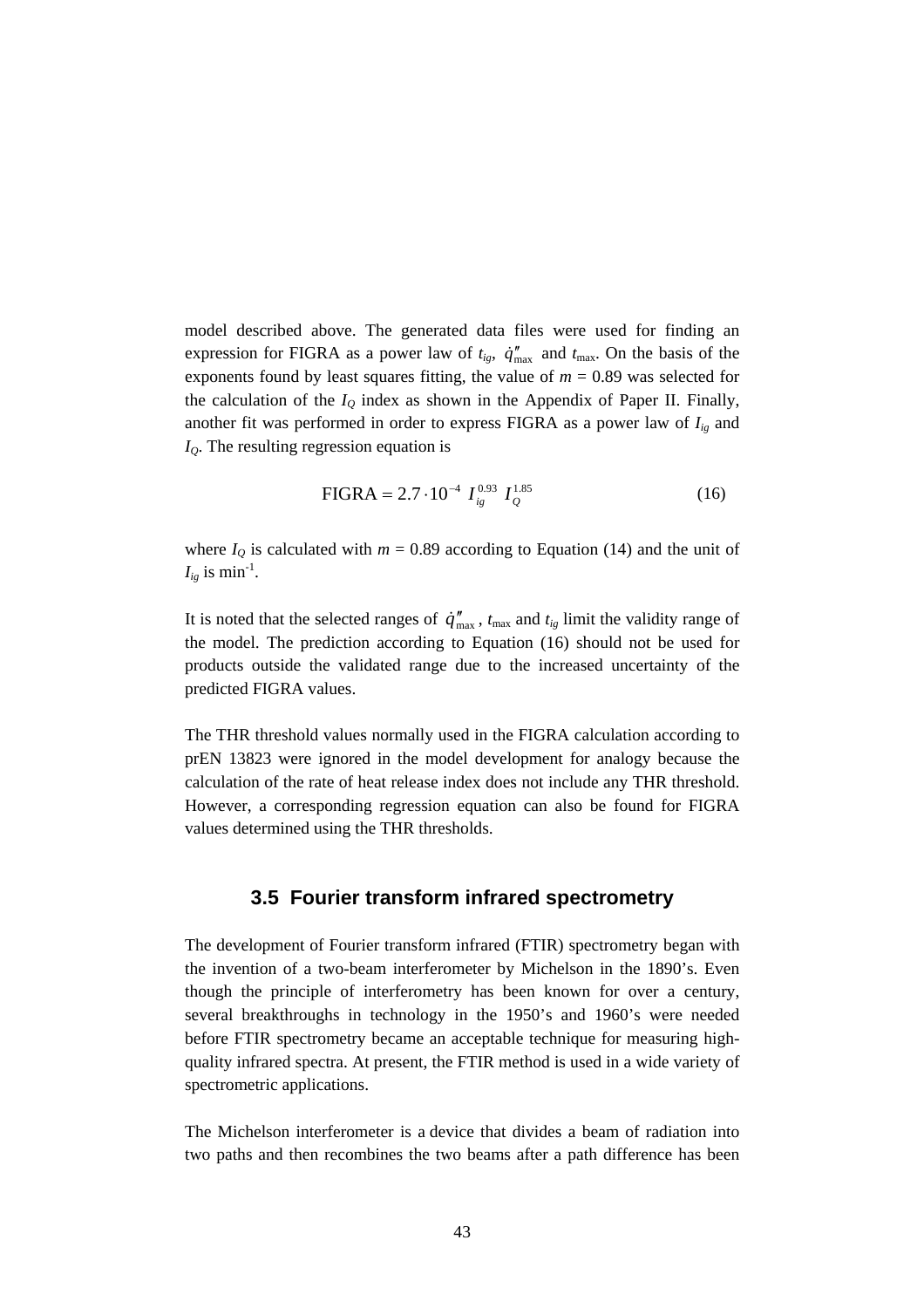model described above. The generated data files were used for finding an expression for FIGRA as a power law of $t_{ig}$, $\dot{q}''_{max}$ and $t_{max}$. On the basis of the exponents found by least squares fitting, the value of $m = 0.89$ was selected for the calculation of the $I_Q$ index as shown in the Appendix of Paper II. Finally, another fit was performed in order to express FIGRA as a power law of $I_{ig}$ and $I_Q$. The resulting regression equation is

$$\text{FIGRA} = 2.7 \cdot 10^{-4}\ I_{ig}^{\,0.93}\ I_Q^{\,1.85} \tag{16}$$

where $I_Q$ is calculated with $m = 0.89$ according to Equation (14) and the unit of $I_{ig}$ is $\text{min}^{-1}$.

It is noted that the selected ranges of $\dot{q}''_{max}$, $t_{max}$ and $t_{ig}$ limit the validity range of the model. The prediction according to Equation (16) should not be used for products outside the validated range due to the increased uncertainty of the predicted FIGRA values.

The THR threshold values normally used in the FIGRA calculation according to prEN 13823 were ignored in the model development for analogy because the calculation of the rate of heat release index does not include any THR threshold. However, a corresponding regression equation can also be found for FIGRA values determined using the THR thresholds.

## 3.5 Fourier transform infrared spectrometry

The development of Fourier transform infrared (FTIR) spectrometry began with the invention of a two-beam interferometer by Michelson in the 1890's. Even though the principle of interferometry has been known for over a century, several breakthroughs in technology in the 1950's and 1960's were needed before FTIR spectrometry became an acceptable technique for measuring high-quality infrared spectra. At present, the FTIR method is used in a wide variety of spectrometric applications.

The Michelson interferometer is a device that divides a beam of radiation into two paths and then recombines the two beams after a path difference has been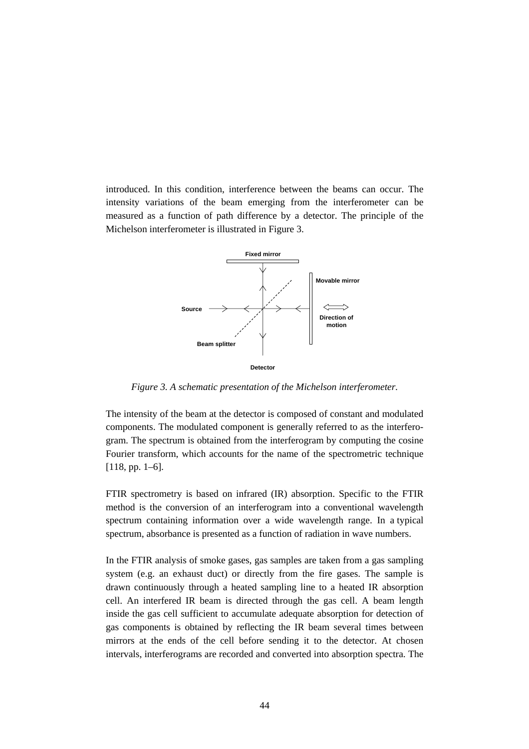introduced. In this condition, interference between the beams can occur. The intensity variations of the beam emerging from the interferometer can be measured as a function of path difference by a detector. The principle of the Michelson interferometer is illustrated in Figure 3.

*Figure 3. A schematic presentation of the Michelson interferometer.*

The intensity of the beam at the detector is composed of constant and modulated components. The modulated component is generally referred to as the interferogram. The spectrum is obtained from the interferogram by computing the cosine Fourier transform, which accounts for the name of the spectrometric technique [118, pp. 1–6].

FTIR spectrometry is based on infrared (IR) absorption. Specific to the FTIR method is the conversion of an interferogram into a conventional wavelength spectrum containing information over a wide wavelength range. In a typical spectrum, absorbance is presented as a function of radiation in wave numbers.

In the FTIR analysis of smoke gases, gas samples are taken from a gas sampling system (e.g. an exhaust duct) or directly from the fire gases. The sample is drawn continuously through a heated sampling line to a heated IR absorption cell. An interfered IR beam is directed through the gas cell. A beam length inside the gas cell sufficient to accumulate adequate absorption for detection of gas components is obtained by reflecting the IR beam several times between mirrors at the ends of the cell before sending it to the detector. At chosen intervals, interferograms are recorded and converted into absorption spectra. The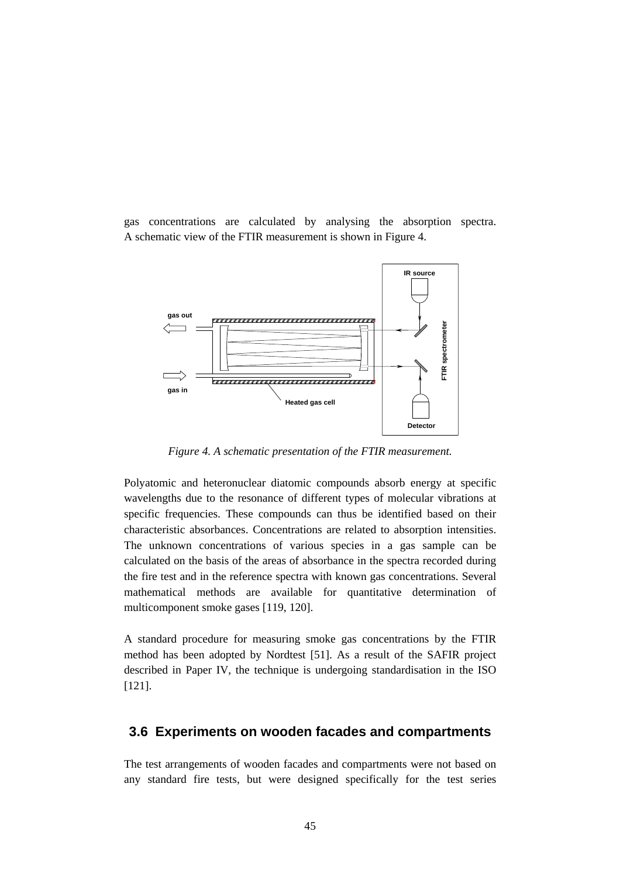gas concentrations are calculated by analysing the absorption spectra. A schematic view of the FTIR measurement is shown in Figure 4.

*Figure 4. A schematic presentation of the FTIR measurement.*

Polyatomic and heteronuclear diatomic compounds absorb energy at specific wavelengths due to the resonance of different types of molecular vibrations at specific frequencies. These compounds can thus be identified based on their characteristic absorbances. Concentrations are related to absorption intensities. The unknown concentrations of various species in a gas sample can be calculated on the basis of the areas of absorbance in the spectra recorded during the fire test and in the reference spectra with known gas concentrations. Several mathematical methods are available for quantitative determination of multicomponent smoke gases [119, 120].

A standard procedure for measuring smoke gas concentrations by the FTIR method has been adopted by Nordtest [51]. As a result of the SAFIR project described in Paper IV, the technique is undergoing standardisation in the ISO [121].

## 3.6 Experiments on wooden facades and compartments

The test arrangements of wooden facades and compartments were not based on any standard fire tests, but were designed specifically for the test series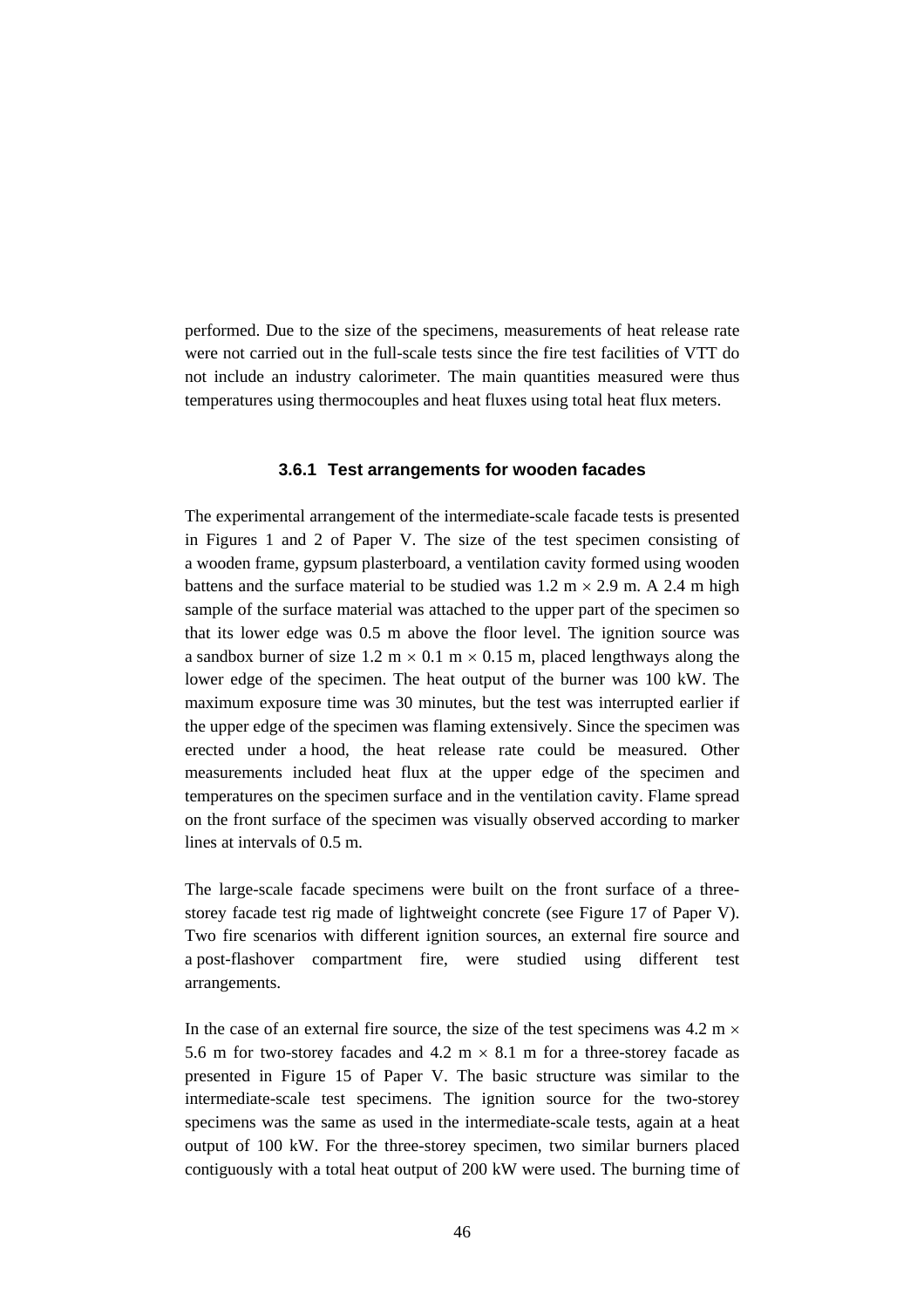performed. Due to the size of the specimens, measurements of heat release rate were not carried out in the full-scale tests since the fire test facilities of VTT do not include an industry calorimeter. The main quantities measured were thus temperatures using thermocouples and heat fluxes using total heat flux meters.

### 3.6.1 Test arrangements for wooden facades

The experimental arrangement of the intermediate-scale facade tests is presented in Figures 1 and 2 of Paper V. The size of the test specimen consisting of a wooden frame, gypsum plasterboard, a ventilation cavity formed using wooden battens and the surface material to be studied was 1.2 m × 2.9 m. A 2.4 m high sample of the surface material was attached to the upper part of the specimen so that its lower edge was 0.5 m above the floor level. The ignition source was a sandbox burner of size 1.2 m × 0.1 m × 0.15 m, placed lengthways along the lower edge of the specimen. The heat output of the burner was 100 kW. The maximum exposure time was 30 minutes, but the test was interrupted earlier if the upper edge of the specimen was flaming extensively. Since the specimen was erected under a hood, the heat release rate could be measured. Other measurements included heat flux at the upper edge of the specimen and temperatures on the specimen surface and in the ventilation cavity. Flame spread on the front surface of the specimen was visually observed according to marker lines at intervals of 0.5 m.

The large-scale facade specimens were built on the front surface of a three-storey facade test rig made of lightweight concrete (see Figure 17 of Paper V). Two fire scenarios with different ignition sources, an external fire source and a post-flashover compartment fire, were studied using different test arrangements.

In the case of an external fire source, the size of the test specimens was 4.2 m × 5.6 m for two-storey facades and 4.2 m × 8.1 m for a three-storey facade as presented in Figure 15 of Paper V. The basic structure was similar to the intermediate-scale test specimens. The ignition source for the two-storey specimens was the same as used in the intermediate-scale tests, again at a heat output of 100 kW. For the three-storey specimen, two similar burners placed contiguously with a total heat output of 200 kW were used. The burning time of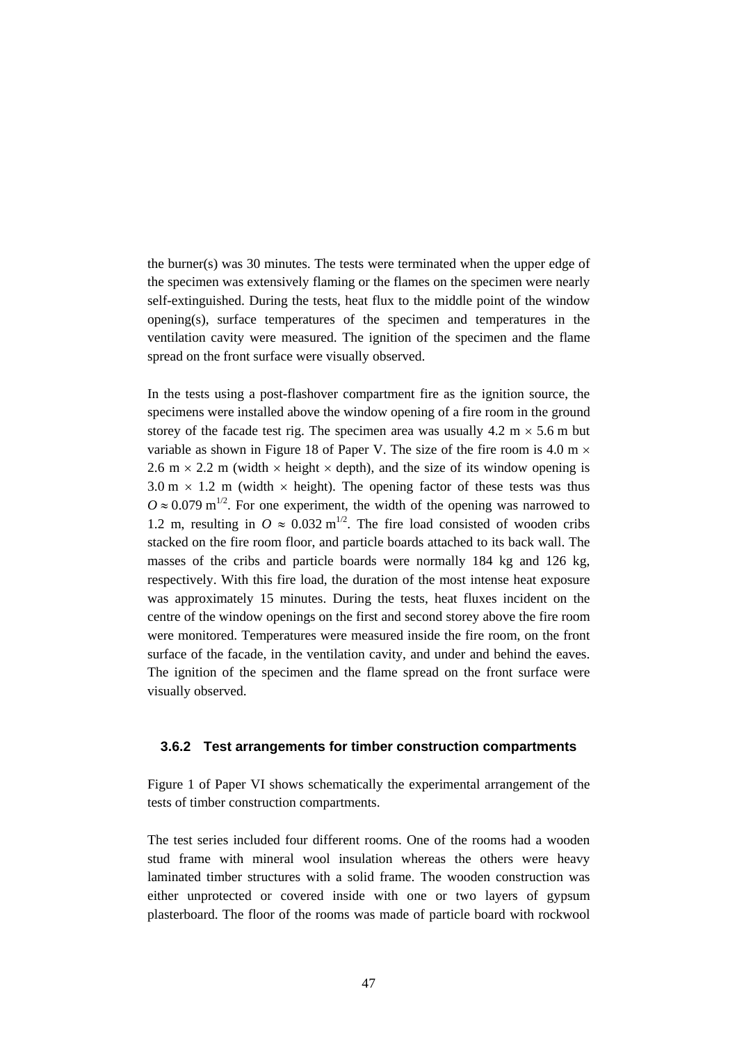the burner(s) was 30 minutes. The tests were terminated when the upper edge of the specimen was extensively flaming or the flames on the specimen were nearly self-extinguished. During the tests, heat flux to the middle point of the window opening(s), surface temperatures of the specimen and temperatures in the ventilation cavity were measured. The ignition of the specimen and the flame spread on the front surface were visually observed.

In the tests using a post-flashover compartment fire as the ignition source, the specimens were installed above the window opening of a fire room in the ground storey of the facade test rig. The specimen area was usually 4.2 m × 5.6 m but variable as shown in Figure 18 of Paper V. The size of the fire room is 4.0 m × 2.6 m × 2.2 m (width × height × depth), and the size of its window opening is 3.0 m × 1.2 m (width × height). The opening factor of these tests was thus $O \approx 0.079\ \text{m}^{1/2}$. For one experiment, the width of the opening was narrowed to 1.2 m, resulting in $O \approx 0.032\ \text{m}^{1/2}$. The fire load consisted of wooden cribs stacked on the fire room floor, and particle boards attached to its back wall. The masses of the cribs and particle boards were normally 184 kg and 126 kg, respectively. With this fire load, the duration of the most intense heat exposure was approximately 15 minutes. During the tests, heat fluxes incident on the centre of the window openings on the first and second storey above the fire room were monitored. Temperatures were measured inside the fire room, on the front surface of the facade, in the ventilation cavity, and under and behind the eaves. The ignition of the specimen and the flame spread on the front surface were visually observed.

### 3.6.2 Test arrangements for timber construction compartments

Figure 1 of Paper VI shows schematically the experimental arrangement of the tests of timber construction compartments.

The test series included four different rooms. One of the rooms had a wooden stud frame with mineral wool insulation whereas the others were heavy laminated timber structures with a solid frame. The wooden construction was either unprotected or covered inside with one or two layers of gypsum plasterboard. The floor of the rooms was made of particle board with rockwool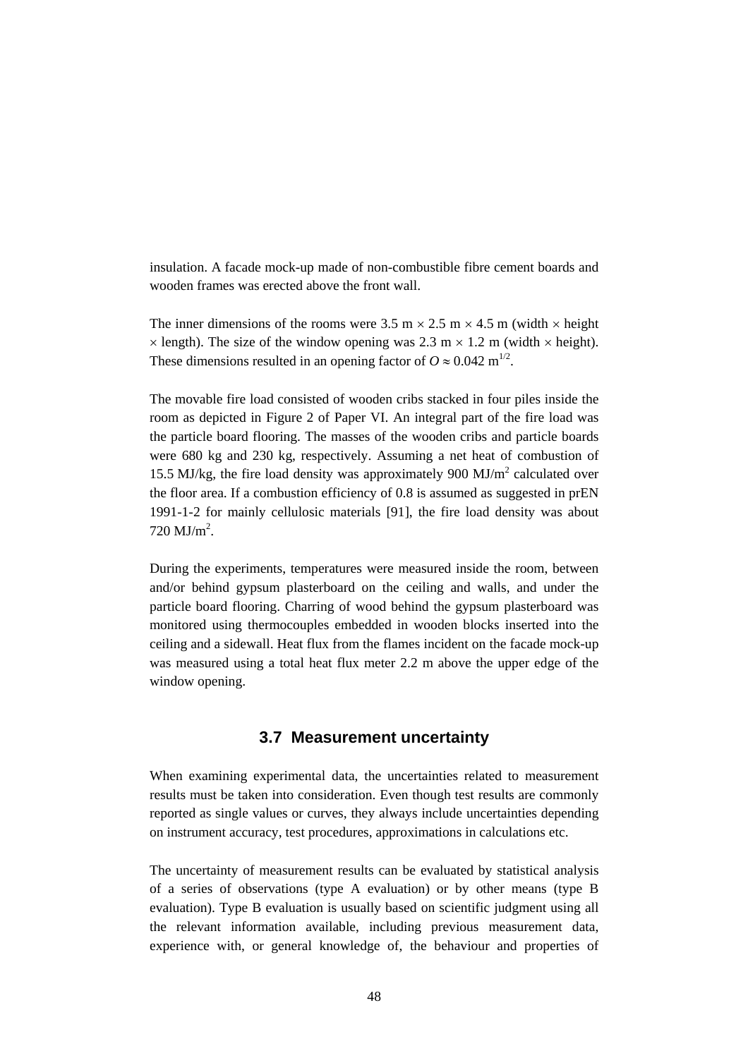insulation. A facade mock-up made of non-combustible fibre cement boards and wooden frames was erected above the front wall.

The inner dimensions of the rooms were 3.5 m × 2.5 m × 4.5 m (width × height × length). The size of the window opening was 2.3 m × 1.2 m (width × height). These dimensions resulted in an opening factor of $O \approx 0.042\ \text{m}^{1/2}$.

The movable fire load consisted of wooden cribs stacked in four piles inside the room as depicted in Figure 2 of Paper VI. An integral part of the fire load was the particle board flooring. The masses of the wooden cribs and particle boards were 680 kg and 230 kg, respectively. Assuming a net heat of combustion of 15.5 MJ/kg, the fire load density was approximately 900 $\text{MJ/m}^2$ calculated over the floor area. If a combustion efficiency of 0.8 is assumed as suggested in prEN 1991-1-2 for mainly cellulosic materials [91], the fire load density was about 720 $\text{MJ/m}^2$.

During the experiments, temperatures were measured inside the room, between and/or behind gypsum plasterboard on the ceiling and walls, and under the particle board flooring. Charring of wood behind the gypsum plasterboard was monitored using thermocouples embedded in wooden blocks inserted into the ceiling and a sidewall. Heat flux from the flames incident on the facade mock-up was measured using a total heat flux meter 2.2 m above the upper edge of the window opening.

### 3.7 Measurement uncertainty

When examining experimental data, the uncertainties related to measurement results must be taken into consideration. Even though test results are commonly reported as single values or curves, they always include uncertainties depending on instrument accuracy, test procedures, approximations in calculations etc.

The uncertainty of measurement results can be evaluated by statistical analysis of a series of observations (type A evaluation) or by other means (type B evaluation). Type B evaluation is usually based on scientific judgment using all the relevant information available, including previous measurement data, experience with, or general knowledge of, the behaviour and properties of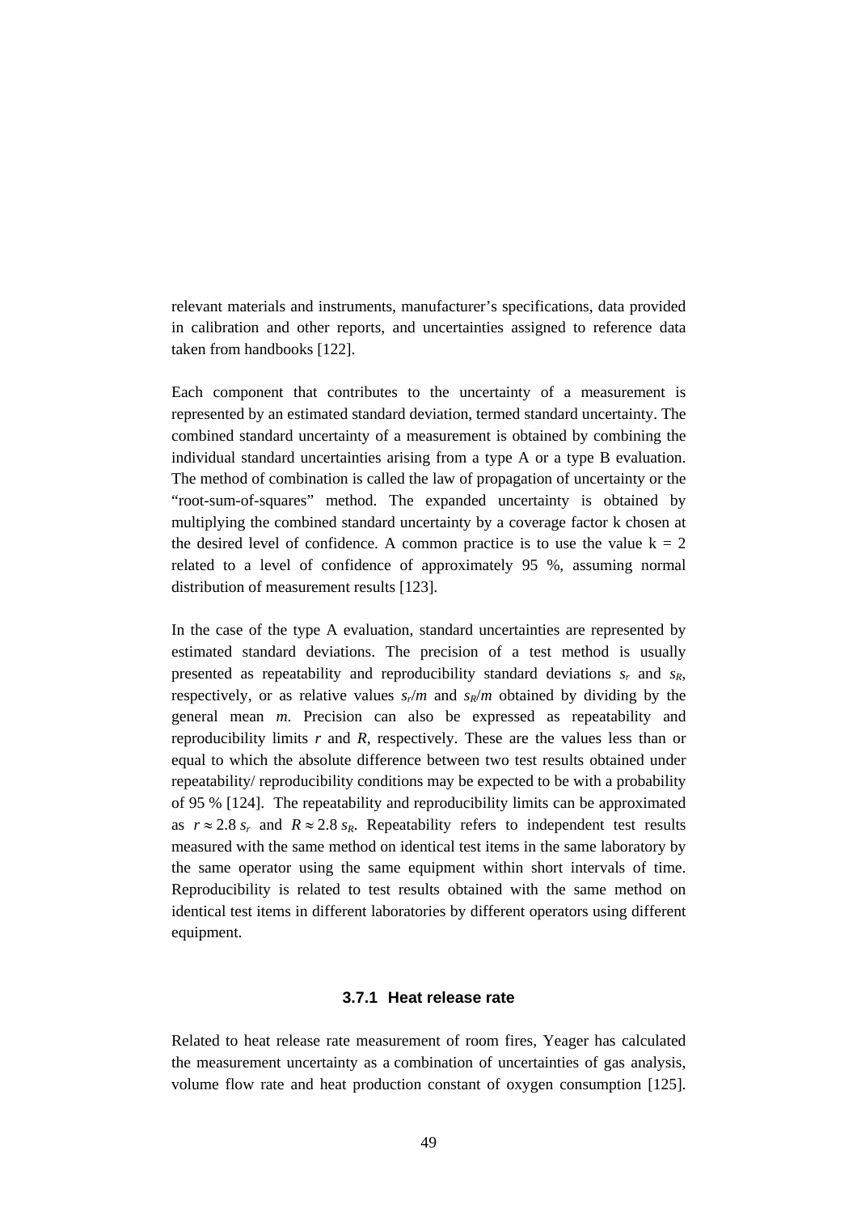relevant materials and instruments, manufacturer's specifications, data provided in calibration and other reports, and uncertainties assigned to reference data taken from handbooks [122].

Each component that contributes to the uncertainty of a measurement is represented by an estimated standard deviation, termed standard uncertainty. The combined standard uncertainty of a measurement is obtained by combining the individual standard uncertainties arising from a type A or a type B evaluation. The method of combination is called the law of propagation of uncertainty or the "root-sum-of-squares" method. The expanded uncertainty is obtained by multiplying the combined standard uncertainty by a coverage factor k chosen at the desired level of confidence. A common practice is to use the value $k = 2$ related to a level of confidence of approximately 95 %, assuming normal distribution of measurement results [123].

In the case of the type A evaluation, standard uncertainties are represented by estimated standard deviations. The precision of a test method is usually presented as repeatability and reproducibility standard deviations $s_r$ and $s_R$, respectively, or as relative values $s_r/m$ and $s_R/m$ obtained by dividing by the general mean $m$. Precision can also be expressed as repeatability and reproducibility limits $r$ and $R$, respectively. These are the values less than or equal to which the absolute difference between two test results obtained under repeatability/ reproducibility conditions may be expected to be with a probability of 95 % [124]. The repeatability and reproducibility limits can be approximated as $r \approx 2.8\, s_r$ and $R \approx 2.8\, s_R$. Repeatability refers to independent test results measured with the same method on identical test items in the same laboratory by the same operator using the same equipment within short intervals of time. Reproducibility is related to test results obtained with the same method on identical test items in different laboratories by different operators using different equipment.

### 3.7.1 Heat release rate

Related to heat release rate measurement of room fires, Yeager has calculated the measurement uncertainty as a combination of uncertainties of gas analysis, volume flow rate and heat production constant of oxygen consumption [125].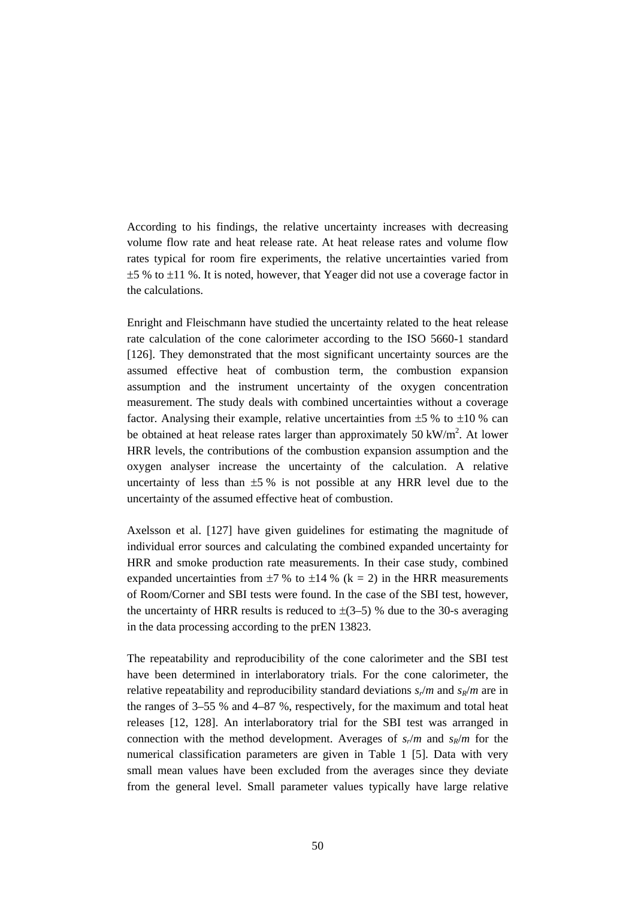According to his findings, the relative uncertainty increases with decreasing volume flow rate and heat release rate. At heat release rates and volume flow rates typical for room fire experiments, the relative uncertainties varied from ±5 % to ±11 %. It is noted, however, that Yeager did not use a coverage factor in the calculations.

Enright and Fleischmann have studied the uncertainty related to the heat release rate calculation of the cone calorimeter according to the ISO 5660-1 standard [126]. They demonstrated that the most significant uncertainty sources are the assumed effective heat of combustion term, the combustion expansion assumption and the instrument uncertainty of the oxygen concentration measurement. The study deals with combined uncertainties without a coverage factor. Analysing their example, relative uncertainties from ±5 % to ±10 % can be obtained at heat release rates larger than approximately 50 $kW/m^2$. At lower HRR levels, the contributions of the combustion expansion assumption and the oxygen analyser increase the uncertainty of the calculation. A relative uncertainty of less than ±5 % is not possible at any HRR level due to the uncertainty of the assumed effective heat of combustion.

Axelsson et al. [127] have given guidelines for estimating the magnitude of individual error sources and calculating the combined expanded uncertainty for HRR and smoke production rate measurements. In their case study, combined expanded uncertainties from ±7 % to ±14 % ($k = 2$) in the HRR measurements of Room/Corner and SBI tests were found. In the case of the SBI test, however, the uncertainty of HRR results is reduced to ±(3–5) % due to the 30-s averaging in the data processing according to the prEN 13823.

The repeatability and reproducibility of the cone calorimeter and the SBI test have been determined in interlaboratory trials. For the cone calorimeter, the relative repeatability and reproducibility standard deviations $s_r/m$ and $s_R/m$ are in the ranges of 3–55 % and 4–87 %, respectively, for the maximum and total heat releases [12, 128]. An interlaboratory trial for the SBI test was arranged in connection with the method development. Averages of $s_r/m$ and $s_R/m$ for the numerical classification parameters are given in Table 1 [5]. Data with very small mean values have been excluded from the averages since they deviate from the general level. Small parameter values typically have large relative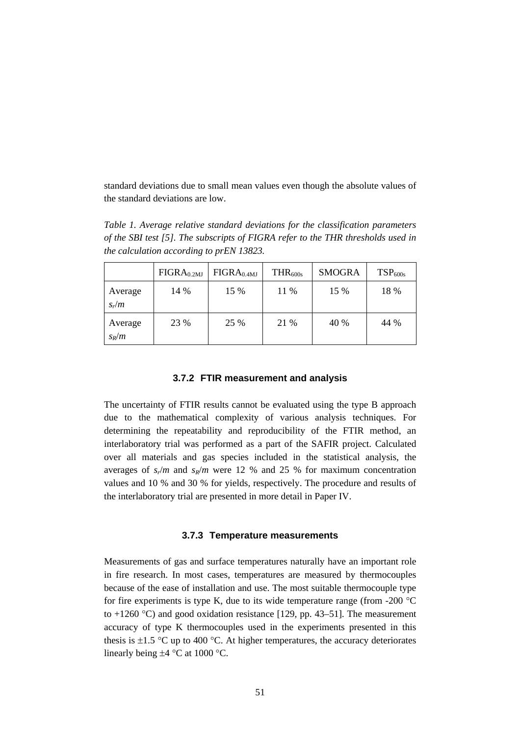standard deviations due to small mean values even though the absolute values of the standard deviations are low.

*Table 1. Average relative standard deviations for the classification parameters of the SBI test [5]. The subscripts of FIGRA refer to the THR thresholds used in the calculation according to prEN 13823.*

| | $FIGRA_{0.2MJ}$ | $FIGRA_{0.4MJ}$ | $THR_{600s}$ | SMOGRA | $TSP_{600s}$ |
|---|---|---|---|---|---|
| Average $s_r/m$ | 14 % | 15 % | 11 % | 15 % | 18 % |
| Average $s_R/m$ | 23 % | 25 % | 21 % | 40 % | 44 % |

### 3.7.2 FTIR measurement and analysis

The uncertainty of FTIR results cannot be evaluated using the type B approach due to the mathematical complexity of various analysis techniques. For determining the repeatability and reproducibility of the FTIR method, an interlaboratory trial was performed as a part of the SAFIR project. Calculated over all materials and gas species included in the statistical analysis, the averages of $s_r/m$ and $s_R/m$ were 12 % and 25 % for maximum concentration values and 10 % and 30 % for yields, respectively. The procedure and results of the interlaboratory trial are presented in more detail in Paper IV.

### 3.7.3 Temperature measurements

Measurements of gas and surface temperatures naturally have an important role in fire research. In most cases, temperatures are measured by thermocouples because of the ease of installation and use. The most suitable thermocouple type for fire experiments is type K, due to its wide temperature range (from -200 °C to +1260 °C) and good oxidation resistance [129, pp. 43–51]. The measurement accuracy of type K thermocouples used in the experiments presented in this thesis is ±1.5 °C up to 400 °C. At higher temperatures, the accuracy deteriorates linearly being ±4 °C at 1000 °C.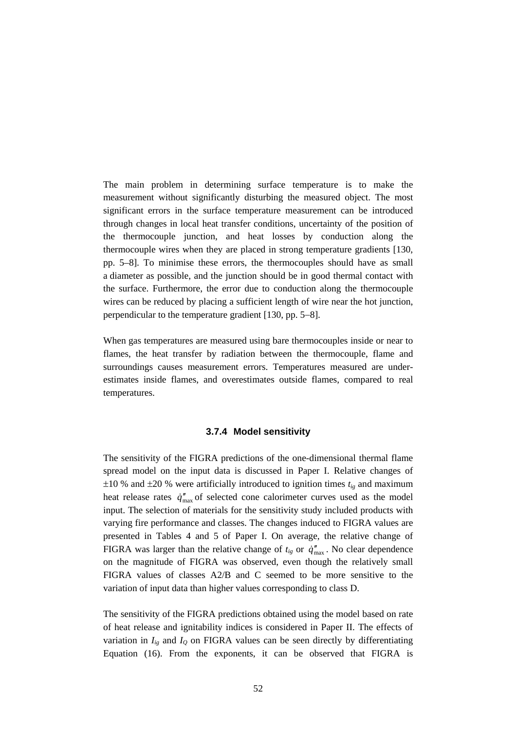The main problem in determining surface temperature is to make the measurement without significantly disturbing the measured object. The most significant errors in the surface temperature measurement can be introduced through changes in local heat transfer conditions, uncertainty of the position of the thermocouple junction, and heat losses by conduction along the thermocouple wires when they are placed in strong temperature gradients [130, pp. 5–8]. To minimise these errors, the thermocouples should have as small a diameter as possible, and the junction should be in good thermal contact with the surface. Furthermore, the error due to conduction along the thermocouple wires can be reduced by placing a sufficient length of wire near the hot junction, perpendicular to the temperature gradient [130, pp. 5–8].

When gas temperatures are measured using bare thermocouples inside or near to flames, the heat transfer by radiation between the thermocouple, flame and surroundings causes measurement errors. Temperatures measured are underestimates inside flames, and overestimates outside flames, compared to real temperatures.

### 3.7.4 Model sensitivity

The sensitivity of the FIGRA predictions of the one-dimensional thermal flame spread model on the input data is discussed in Paper I. Relative changes of ±10 % and ±20 % were artificially introduced to ignition times $t_{ig}$ and maximum heat release rates $\dot{q}''_{\max}$ of selected cone calorimeter curves used as the model input. The selection of materials for the sensitivity study included products with varying fire performance and classes. The changes induced to FIGRA values are presented in Tables 4 and 5 of Paper I. On average, the relative change of FIGRA was larger than the relative change of $t_{ig}$ or $\dot{q}''_{\max}$. No clear dependence on the magnitude of FIGRA was observed, even though the relatively small FIGRA values of classes A2/B and C seemed to be more sensitive to the variation of input data than higher values corresponding to class D.

The sensitivity of the FIGRA predictions obtained using the model based on rate of heat release and ignitability indices is considered in Paper II. The effects of variation in $I_{ig}$ and $I_Q$ on FIGRA values can be seen directly by differentiating Equation (16). From the exponents, it can be observed that FIGRA is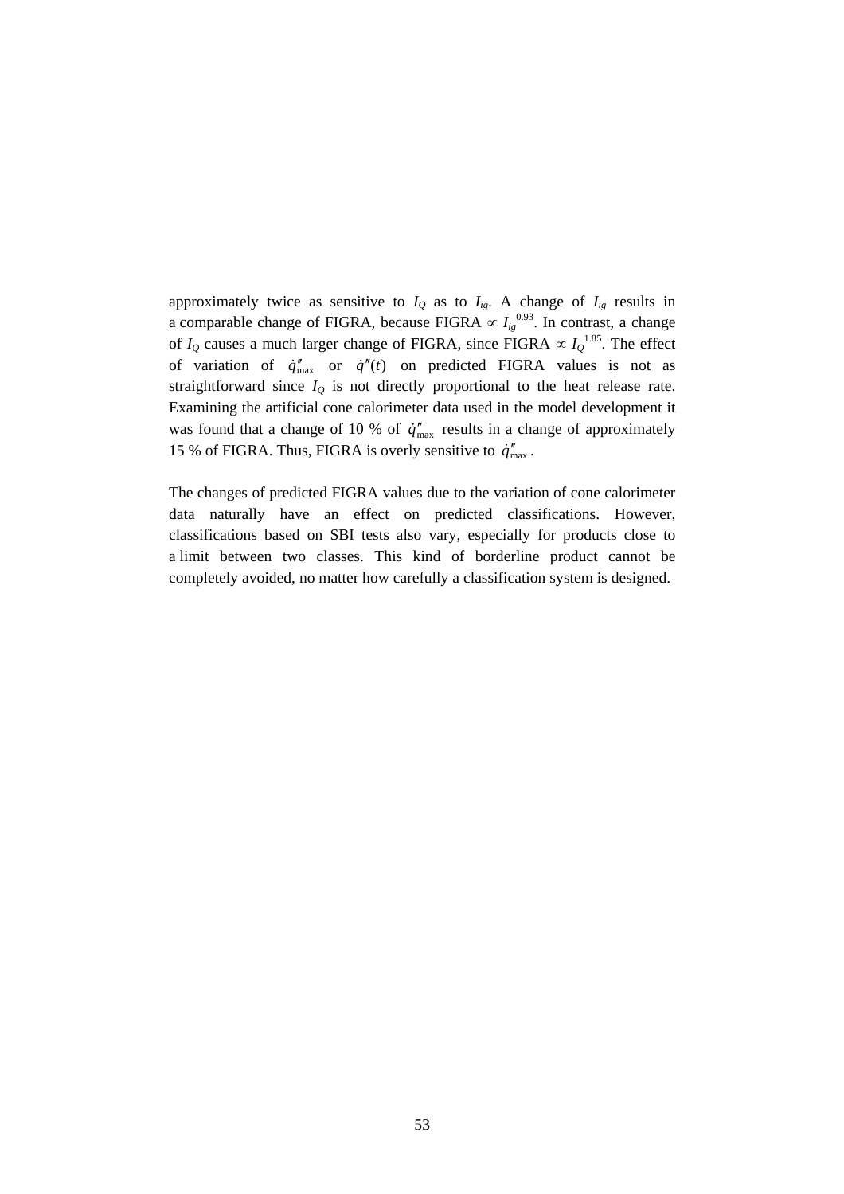approximately twice as sensitive to $I_Q$ as to $I_{ig}$. A change of $I_{ig}$ results in a comparable change of FIGRA, because FIGRA $\propto I_{ig}^{0.93}$. In contrast, a change of $I_Q$ causes a much larger change of FIGRA, since FIGRA $\propto I_Q^{1.85}$. The effect of variation of $\dot{q}''_{\max}$ or $\dot{q}''(t)$ on predicted FIGRA values is not as straightforward since $I_Q$ is not directly proportional to the heat release rate. Examining the artificial cone calorimeter data used in the model development it was found that a change of 10 % of $\dot{q}''_{\max}$ results in a change of approximately 15 % of FIGRA. Thus, FIGRA is overly sensitive to $\dot{q}''_{\max}$.

The changes of predicted FIGRA values due to the variation of cone calorimeter data naturally have an effect on predicted classifications. However, classifications based on SBI tests also vary, especially for products close to a limit between two classes. This kind of borderline product cannot be completely avoided, no matter how carefully a classification system is designed.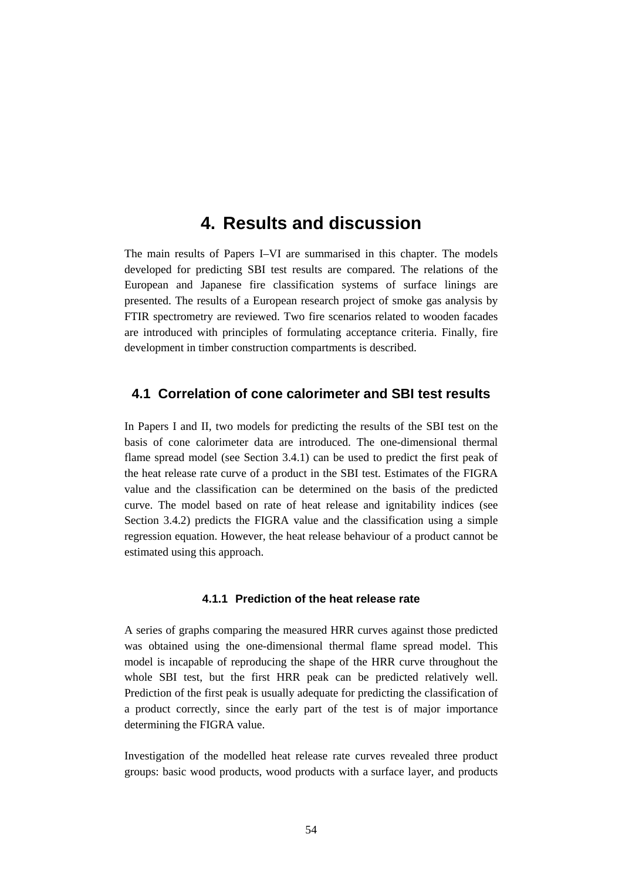# 4. Results and discussion

The main results of Papers I–VI are summarised in this chapter. The models developed for predicting SBI test results are compared. The relations of the European and Japanese fire classification systems of surface linings are presented. The results of a European research project of smoke gas analysis by FTIR spectrometry are reviewed. Two fire scenarios related to wooden facades are introduced with principles of formulating acceptance criteria. Finally, fire development in timber construction compartments is described.

## 4.1 Correlation of cone calorimeter and SBI test results

In Papers I and II, two models for predicting the results of the SBI test on the basis of cone calorimeter data are introduced. The one-dimensional thermal flame spread model (see Section 3.4.1) can be used to predict the first peak of the heat release rate curve of a product in the SBI test. Estimates of the FIGRA value and the classification can be determined on the basis of the predicted curve. The model based on rate of heat release and ignitability indices (see Section 3.4.2) predicts the FIGRA value and the classification using a simple regression equation. However, the heat release behaviour of a product cannot be estimated using this approach.

### 4.1.1 Prediction of the heat release rate

A series of graphs comparing the measured HRR curves against those predicted was obtained using the one-dimensional thermal flame spread model. This model is incapable of reproducing the shape of the HRR curve throughout the whole SBI test, but the first HRR peak can be predicted relatively well. Prediction of the first peak is usually adequate for predicting the classification of a product correctly, since the early part of the test is of major importance determining the FIGRA value.

Investigation of the modelled heat release rate curves revealed three product groups: basic wood products, wood products with a surface layer, and products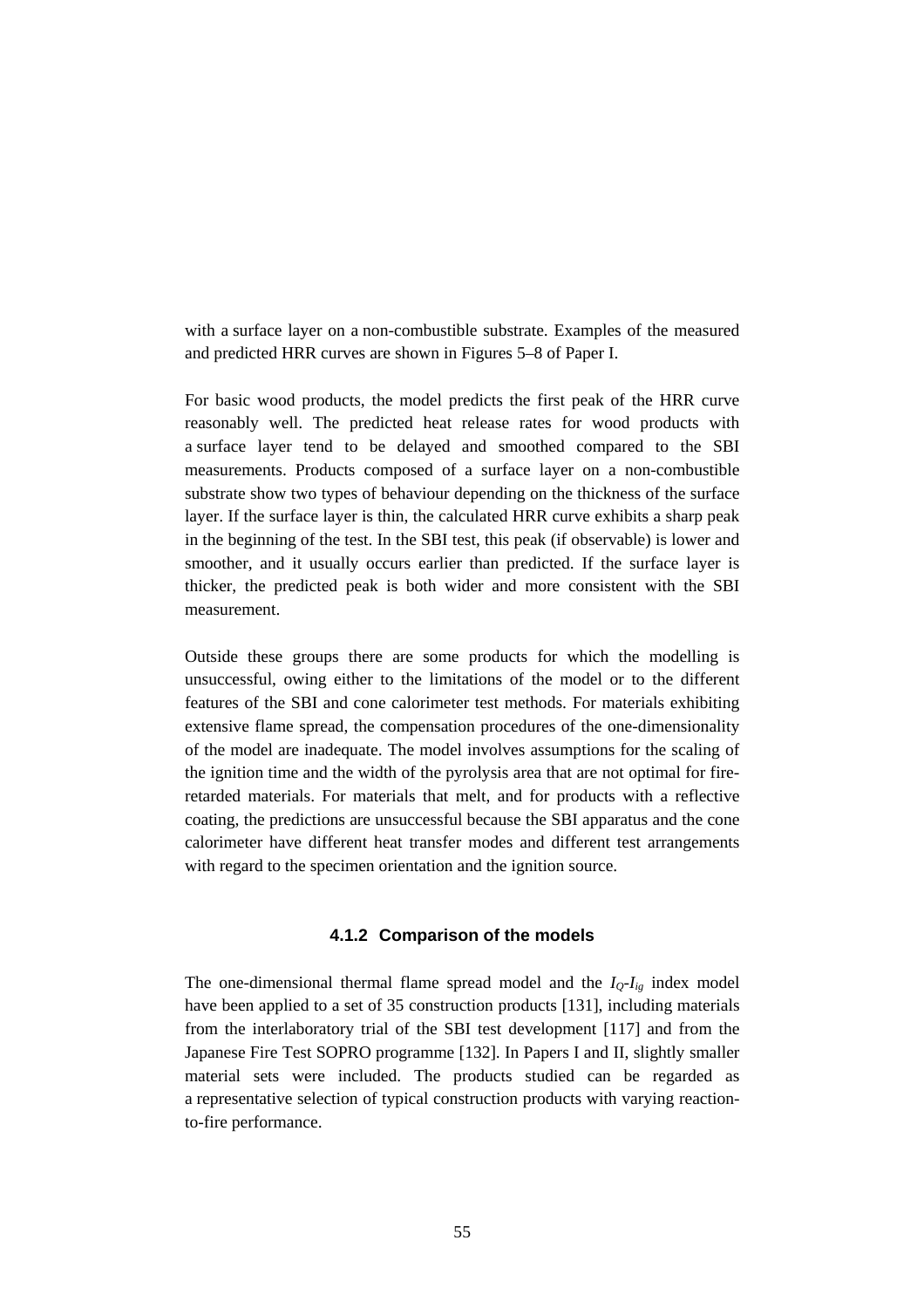with a surface layer on a non-combustible substrate. Examples of the measured and predicted HRR curves are shown in Figures 5–8 of Paper I.

For basic wood products, the model predicts the first peak of the HRR curve reasonably well. The predicted heat release rates for wood products with a surface layer tend to be delayed and smoothed compared to the SBI measurements. Products composed of a surface layer on a non-combustible substrate show two types of behaviour depending on the thickness of the surface layer. If the surface layer is thin, the calculated HRR curve exhibits a sharp peak in the beginning of the test. In the SBI test, this peak (if observable) is lower and smoother, and it usually occurs earlier than predicted. If the surface layer is thicker, the predicted peak is both wider and more consistent with the SBI measurement.

Outside these groups there are some products for which the modelling is unsuccessful, owing either to the limitations of the model or to the different features of the SBI and cone calorimeter test methods. For materials exhibiting extensive flame spread, the compensation procedures of the one-dimensionality of the model are inadequate. The model involves assumptions for the scaling of the ignition time and the width of the pyrolysis area that are not optimal for fire-retarded materials. For materials that melt, and for products with a reflective coating, the predictions are unsuccessful because the SBI apparatus and the cone calorimeter have different heat transfer modes and different test arrangements with regard to the specimen orientation and the ignition source.

### 4.1.2 Comparison of the models

The one-dimensional thermal flame spread model and the $I_Q$-$I_{ig}$ index model have been applied to a set of 35 construction products [131], including materials from the interlaboratory trial of the SBI test development [117] and from the Japanese Fire Test SOPRO programme [132]. In Papers I and II, slightly smaller material sets were included. The products studied can be regarded as a representative selection of typical construction products with varying reaction-to-fire performance.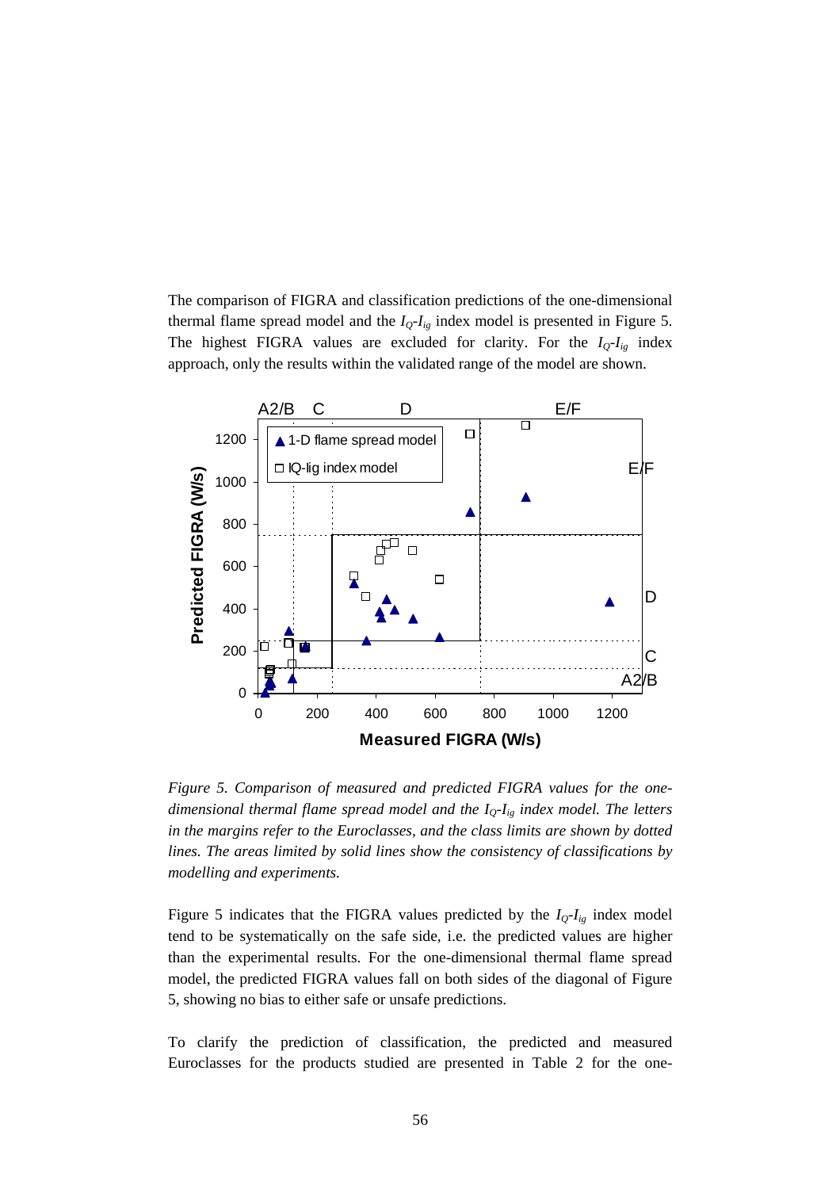The comparison of FIGRA and classification predictions of the one-dimensional thermal flame spread model and the $I_Q$-$I_{ig}$ index model is presented in Figure 5. The highest FIGRA values are excluded for clarity. For the $I_Q$-$I_{ig}$ index approach, only the results within the validated range of the model are shown.

*Figure 5. Comparison of measured and predicted FIGRA values for the one-dimensional thermal flame spread model and the $I_Q$-$I_{ig}$ index model. The letters in the margins refer to the Euroclasses, and the class limits are shown by dotted lines. The areas limited by solid lines show the consistency of classifications by modelling and experiments.*

Figure 5 indicates that the FIGRA values predicted by the $I_Q$-$I_{ig}$ index model tend to be systematically on the safe side, i.e. the predicted values are higher than the experimental results. For the one-dimensional thermal flame spread model, the predicted FIGRA values fall on both sides of the diagonal of Figure 5, showing no bias to either safe or unsafe predictions.

To clarify the prediction of classification, the predicted and measured Euroclasses for the products studied are presented in Table 2 for the one-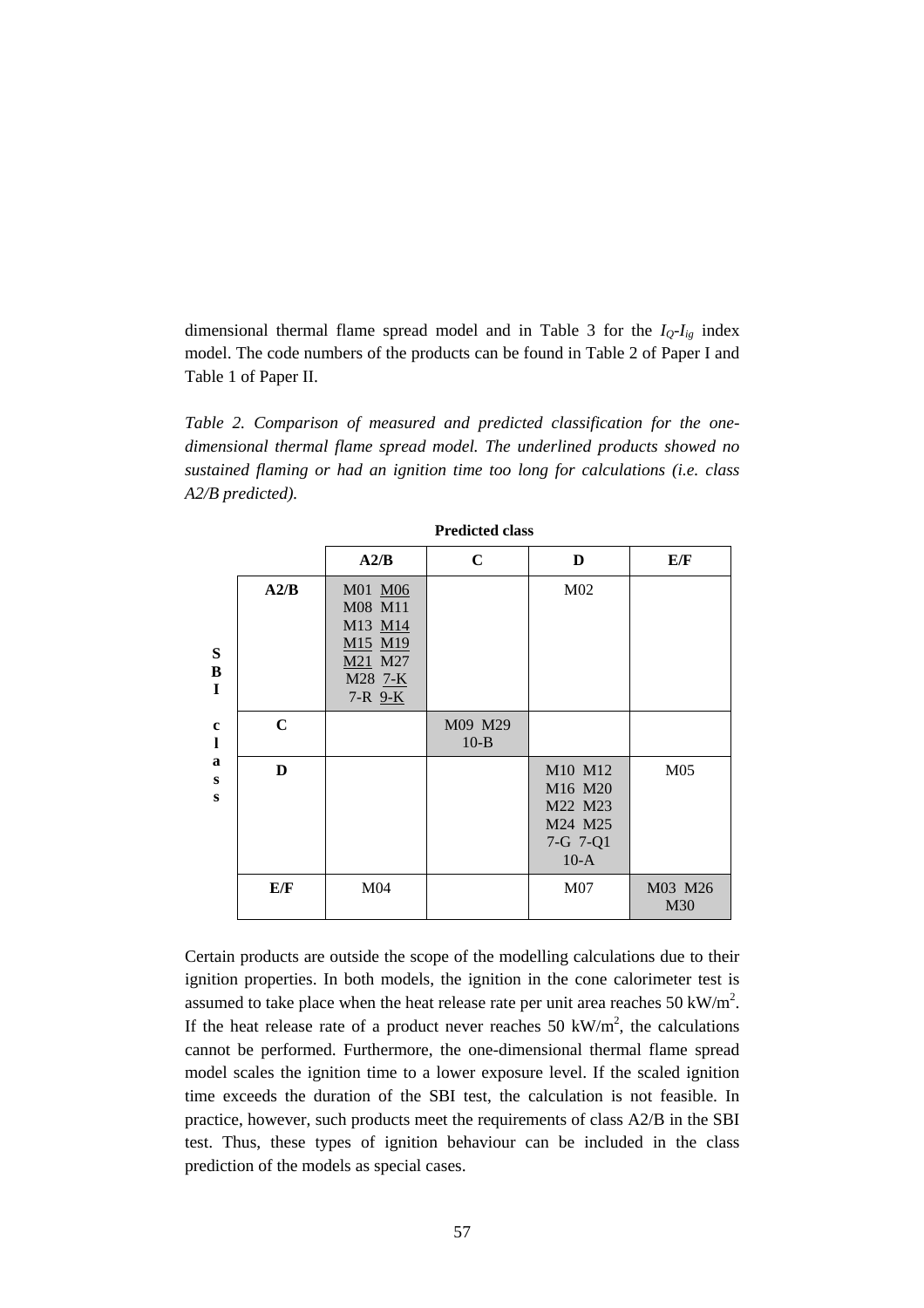dimensional thermal flame spread model and in Table 3 for the $I_Q$-$I_{ig}$ index model. The code numbers of the products can be found in Table 2 of Paper I and Table 1 of Paper II.

*Table 2. Comparison of measured and predicted classification for the one-dimensional thermal flame spread model. The underlined products showed no sustained flaming or had an ignition time too long for calculations (i.e. class A2/B predicted).*

| | | **Predicted class** | | | |
|---|---|---|---|---|---|
| | | **A2/B** | **C** | **D** | **E/F** |
| **SBI class** | **A2/B** | M01 <u>M06</u> M08 M11 M13 <u>M14</u> <u>M15</u> <u>M19</u> <u>M21</u> M27 M28 <u>7-K</u> 7-R <u>9-K</u> | | M02 | |
| | **C** | | M09 M29 10-B | | |
| | **D** | | | M10 M12 M16 M20 M22 M23 M24 M25 7-G 7-Q1 10-A | M05 |
| | **E/F** | M04 | | M07 | M03 M26 M30 |

Certain products are outside the scope of the modelling calculations due to their ignition properties. In both models, the ignition in the cone calorimeter test is assumed to take place when the heat release rate per unit area reaches 50 kW/m$^2$. If the heat release rate of a product never reaches 50 kW/m$^2$, the calculations cannot be performed. Furthermore, the one-dimensional thermal flame spread model scales the ignition time to a lower exposure level. If the scaled ignition time exceeds the duration of the SBI test, the calculation is not feasible. In practice, however, such products meet the requirements of class A2/B in the SBI test. Thus, these types of ignition behaviour can be included in the class prediction of the models as special cases.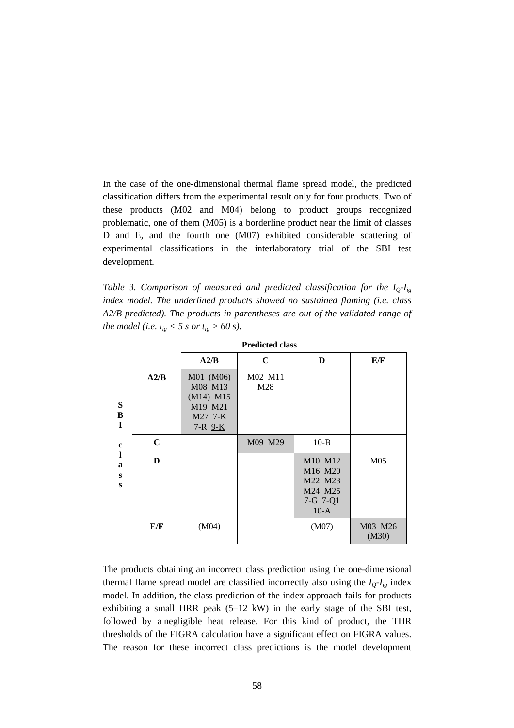In the case of the one-dimensional thermal flame spread model, the predicted classification differs from the experimental result only for four products. Two of these products (M02 and M04) belong to product groups recognized problematic, one of them (M05) is a borderline product near the limit of classes D and E, and the fourth one (M07) exhibited considerable scattering of experimental classifications in the interlaboratory trial of the SBI test development.

*Table 3. Comparison of measured and predicted classification for the $I_Q$-$I_{ig}$ index model. The underlined products showed no sustained flaming (i.e. class A2/B predicted). The products in parentheses are out of the validated range of the model (i.e. $t_{ig}$ < 5 s or $t_{ig}$ > 60 s).*

| | | Predicted class | | | |
|---|---|---|---|---|---|
| | | **A2/B** | **C** | **D** | **E/F** |
| **SBI class** | **A2/B** | M01 (M06) M08 M13 (M14) M15 M19 M21 M27 7-K 7-R 9-K | M02 M11 M28 | | |
| | **C** | | M09 M29 | 10-B | |
| | **D** | | | M10 M12 M16 M20 M22 M23 M24 M25 7-G 7-Q1 10-A | M05 |
| | **E/F** | (M04) | | (M07) | M03 M26 (M30) |

The products obtaining an incorrect class prediction using the one-dimensional thermal flame spread model are classified incorrectly also using the $I_Q$-$I_{ig}$ index model. In addition, the class prediction of the index approach fails for products exhibiting a small HRR peak (5–12 kW) in the early stage of the SBI test, followed by a negligible heat release. For this kind of product, the THR thresholds of the FIGRA calculation have a significant effect on FIGRA values. The reason for these incorrect class predictions is the model development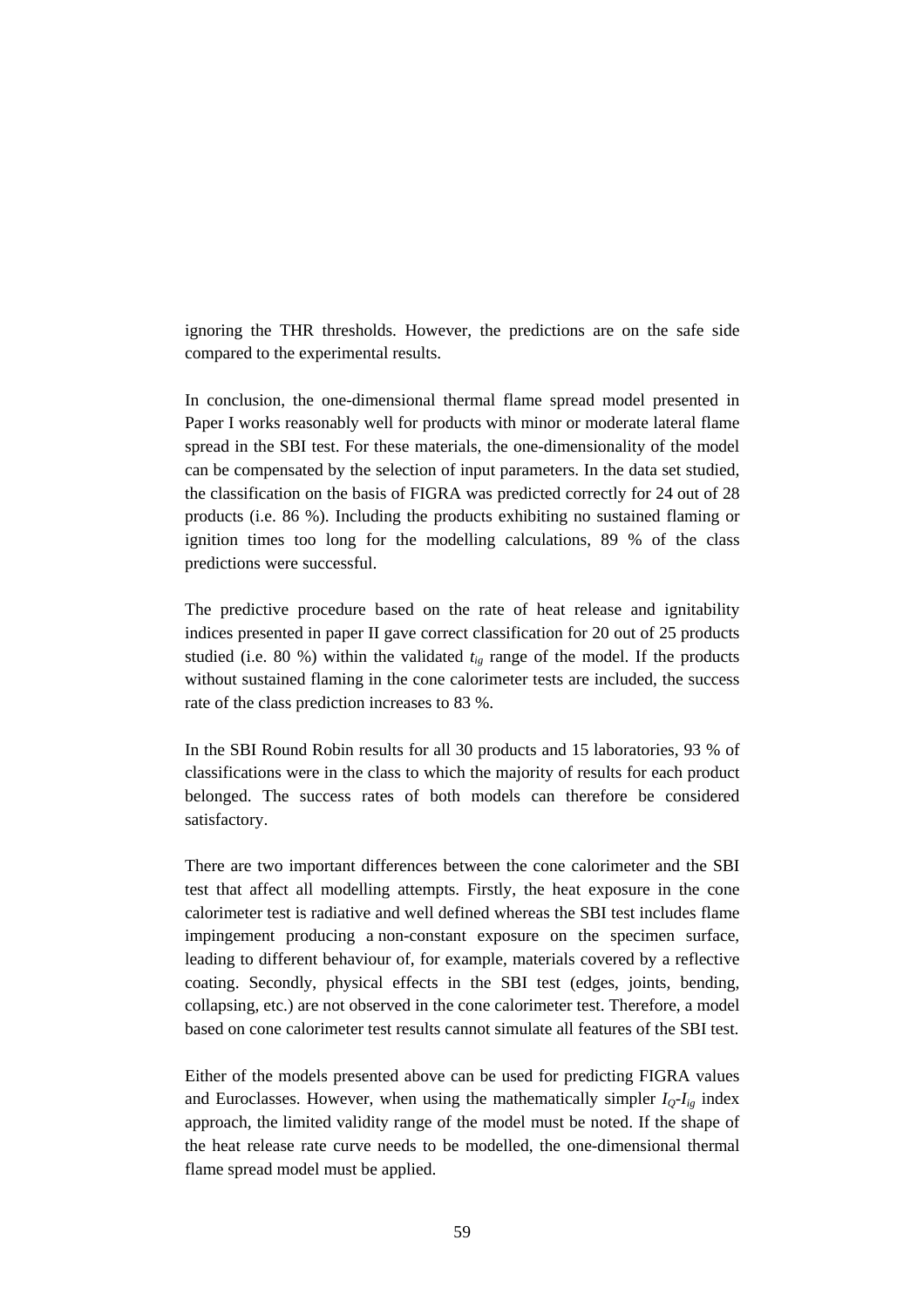ignoring the THR thresholds. However, the predictions are on the safe side compared to the experimental results.

In conclusion, the one-dimensional thermal flame spread model presented in Paper I works reasonably well for products with minor or moderate lateral flame spread in the SBI test. For these materials, the one-dimensionality of the model can be compensated by the selection of input parameters. In the data set studied, the classification on the basis of FIGRA was predicted correctly for 24 out of 28 products (i.e. 86 %). Including the products exhibiting no sustained flaming or ignition times too long for the modelling calculations, 89 % of the class predictions were successful.

The predictive procedure based on the rate of heat release and ignitability indices presented in paper II gave correct classification for 20 out of 25 products studied (i.e. 80 %) within the validated $t_{ig}$ range of the model. If the products without sustained flaming in the cone calorimeter tests are included, the success rate of the class prediction increases to 83 %.

In the SBI Round Robin results for all 30 products and 15 laboratories, 93 % of classifications were in the class to which the majority of results for each product belonged. The success rates of both models can therefore be considered satisfactory.

There are two important differences between the cone calorimeter and the SBI test that affect all modelling attempts. Firstly, the heat exposure in the cone calorimeter test is radiative and well defined whereas the SBI test includes flame impingement producing a non-constant exposure on the specimen surface, leading to different behaviour of, for example, materials covered by a reflective coating. Secondly, physical effects in the SBI test (edges, joints, bending, collapsing, etc.) are not observed in the cone calorimeter test. Therefore, a model based on cone calorimeter test results cannot simulate all features of the SBI test.

Either of the models presented above can be used for predicting FIGRA values and Euroclasses. However, when using the mathematically simpler $I_Q$-$I_{ig}$ index approach, the limited validity range of the model must be noted. If the shape of the heat release rate curve needs to be modelled, the one-dimensional thermal flame spread model must be applied.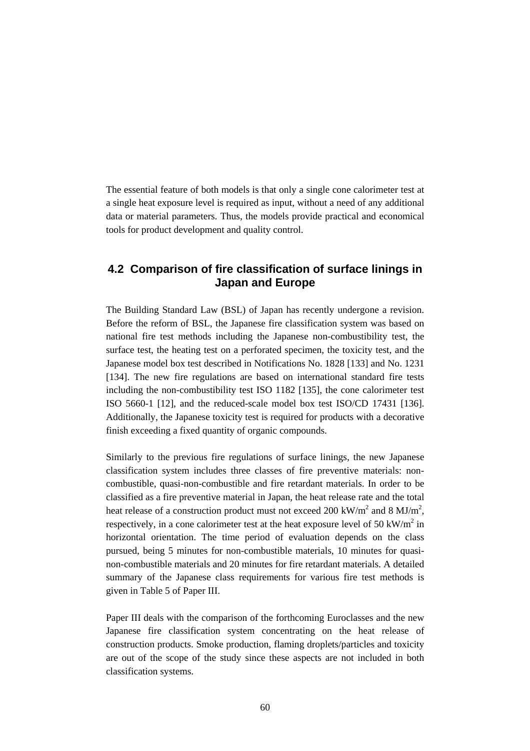The essential feature of both models is that only a single cone calorimeter test at a single heat exposure level is required as input, without a need of any additional data or material parameters. Thus, the models provide practical and economical tools for product development and quality control.

## 4.2 Comparison of fire classification of surface linings in Japan and Europe

The Building Standard Law (BSL) of Japan has recently undergone a revision. Before the reform of BSL, the Japanese fire classification system was based on national fire test methods including the Japanese non-combustibility test, the surface test, the heating test on a perforated specimen, the toxicity test, and the Japanese model box test described in Notifications No. 1828 [133] and No. 1231 [134]. The new fire regulations are based on international standard fire tests including the non-combustibility test ISO 1182 [135], the cone calorimeter test ISO 5660-1 [12], and the reduced-scale model box test ISO/CD 17431 [136]. Additionally, the Japanese toxicity test is required for products with a decorative finish exceeding a fixed quantity of organic compounds.

Similarly to the previous fire regulations of surface linings, the new Japanese classification system includes three classes of fire preventive materials: non-combustible, quasi-non-combustible and fire retardant materials. In order to be classified as a fire preventive material in Japan, the heat release rate and the total heat release of a construction product must not exceed 200 $kW/m^2$ and 8 $MJ/m^2$, respectively, in a cone calorimeter test at the heat exposure level of 50 $kW/m^2$ in horizontal orientation. The time period of evaluation depends on the class pursued, being 5 minutes for non-combustible materials, 10 minutes for quasi-non-combustible materials and 20 minutes for fire retardant materials. A detailed summary of the Japanese class requirements for various fire test methods is given in Table 5 of Paper III.

Paper III deals with the comparison of the forthcoming Euroclasses and the new Japanese fire classification system concentrating on the heat release of construction products. Smoke production, flaming droplets/particles and toxicity are out of the scope of the study since these aspects are not included in both classification systems.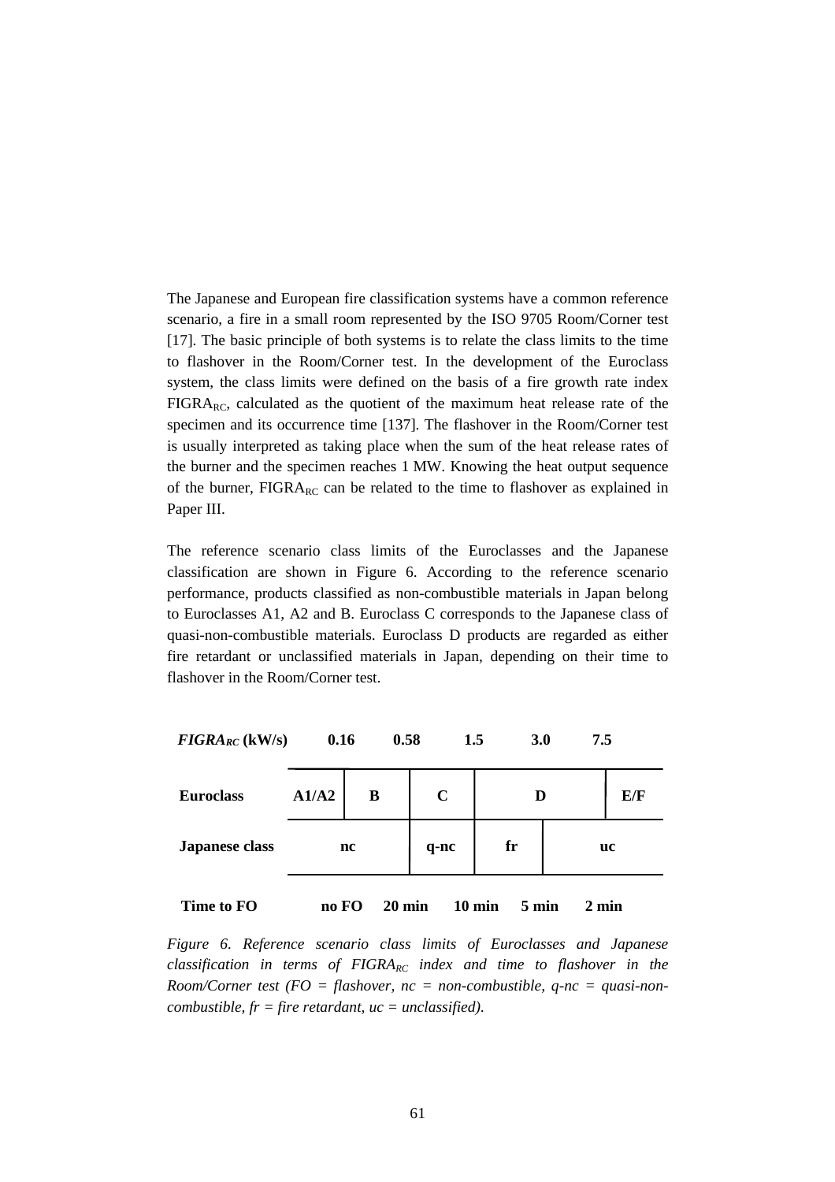The Japanese and European fire classification systems have a common reference scenario, a fire in a small room represented by the ISO 9705 Room/Corner test [17]. The basic principle of both systems is to relate the class limits to the time to flashover in the Room/Corner test. In the development of the Euroclass system, the class limits were defined on the basis of a fire growth rate index $FIGRA_{RC}$, calculated as the quotient of the maximum heat release rate of the specimen and its occurrence time [137]. The flashover in the Room/Corner test is usually interpreted as taking place when the sum of the heat release rates of the burner and the specimen reaches 1 MW. Knowing the heat output sequence of the burner, $FIGRA_{RC}$ can be related to the time to flashover as explained in Paper III.

The reference scenario class limits of the Euroclasses and the Japanese classification are shown in Figure 6. According to the reference scenario performance, products classified as non-combustible materials in Japan belong to Euroclasses A1, A2 and B. Euroclass C corresponds to the Japanese class of quasi-non-combustible materials. Euroclass D products are regarded as either fire retardant or unclassified materials in Japan, depending on their time to flashover in the Room/Corner test.

| ***$FIGRA_{RC}$* (kW/s)** | | **0.16** | | **0.58** | | **1.5** | | **3.0** | | **7.5** | |
|---|---|---|---|---|---|---|---|---|---|---|---|
| **Euroclass** | **A1/A2** | | **B** | | **C** | | **D** | | | | **E/F** |
| **Japanese class** | **nc** | | | | **q-nc** | | **fr** | | **uc** | | |
| **Time to FO** | | **no FO** | | **20 min** | | **10 min** | | **5 min** | | **2 min** | |

*Figure 6. Reference scenario class limits of Euroclasses and Japanese classification in terms of $FIGRA_{RC}$ index and time to flashover in the Room/Corner test (FO = flashover, nc = non-combustible, q-nc = quasi-non-combustible, fr = fire retardant, uc = unclassified).*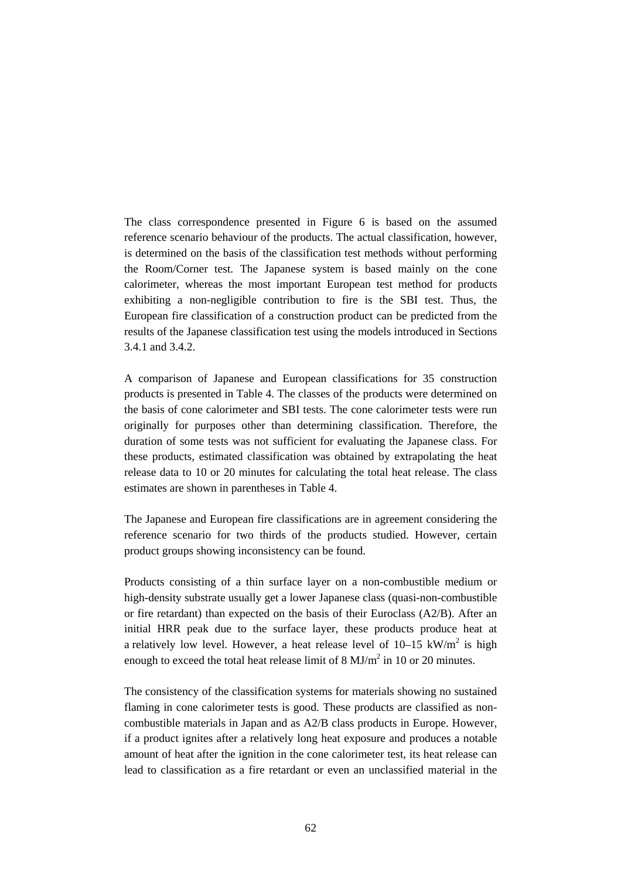The class correspondence presented in Figure 6 is based on the assumed reference scenario behaviour of the products. The actual classification, however, is determined on the basis of the classification test methods without performing the Room/Corner test. The Japanese system is based mainly on the cone calorimeter, whereas the most important European test method for products exhibiting a non-negligible contribution to fire is the SBI test. Thus, the European fire classification of a construction product can be predicted from the results of the Japanese classification test using the models introduced in Sections 3.4.1 and 3.4.2.

A comparison of Japanese and European classifications for 35 construction products is presented in Table 4. The classes of the products were determined on the basis of cone calorimeter and SBI tests. The cone calorimeter tests were run originally for purposes other than determining classification. Therefore, the duration of some tests was not sufficient for evaluating the Japanese class. For these products, estimated classification was obtained by extrapolating the heat release data to 10 or 20 minutes for calculating the total heat release. The class estimates are shown in parentheses in Table 4.

The Japanese and European fire classifications are in agreement considering the reference scenario for two thirds of the products studied. However, certain product groups showing inconsistency can be found.

Products consisting of a thin surface layer on a non-combustible medium or high-density substrate usually get a lower Japanese class (quasi-non-combustible or fire retardant) than expected on the basis of their Euroclass (A2/B). After an initial HRR peak due to the surface layer, these products produce heat at a relatively low level. However, a heat release level of 10–15 kW/m$^2$ is high enough to exceed the total heat release limit of 8 MJ/m$^2$ in 10 or 20 minutes.

The consistency of the classification systems for materials showing no sustained flaming in cone calorimeter tests is good. These products are classified as non-combustible materials in Japan and as A2/B class products in Europe. However, if a product ignites after a relatively long heat exposure and produces a notable amount of heat after the ignition in the cone calorimeter test, its heat release can lead to classification as a fire retardant or even an unclassified material in the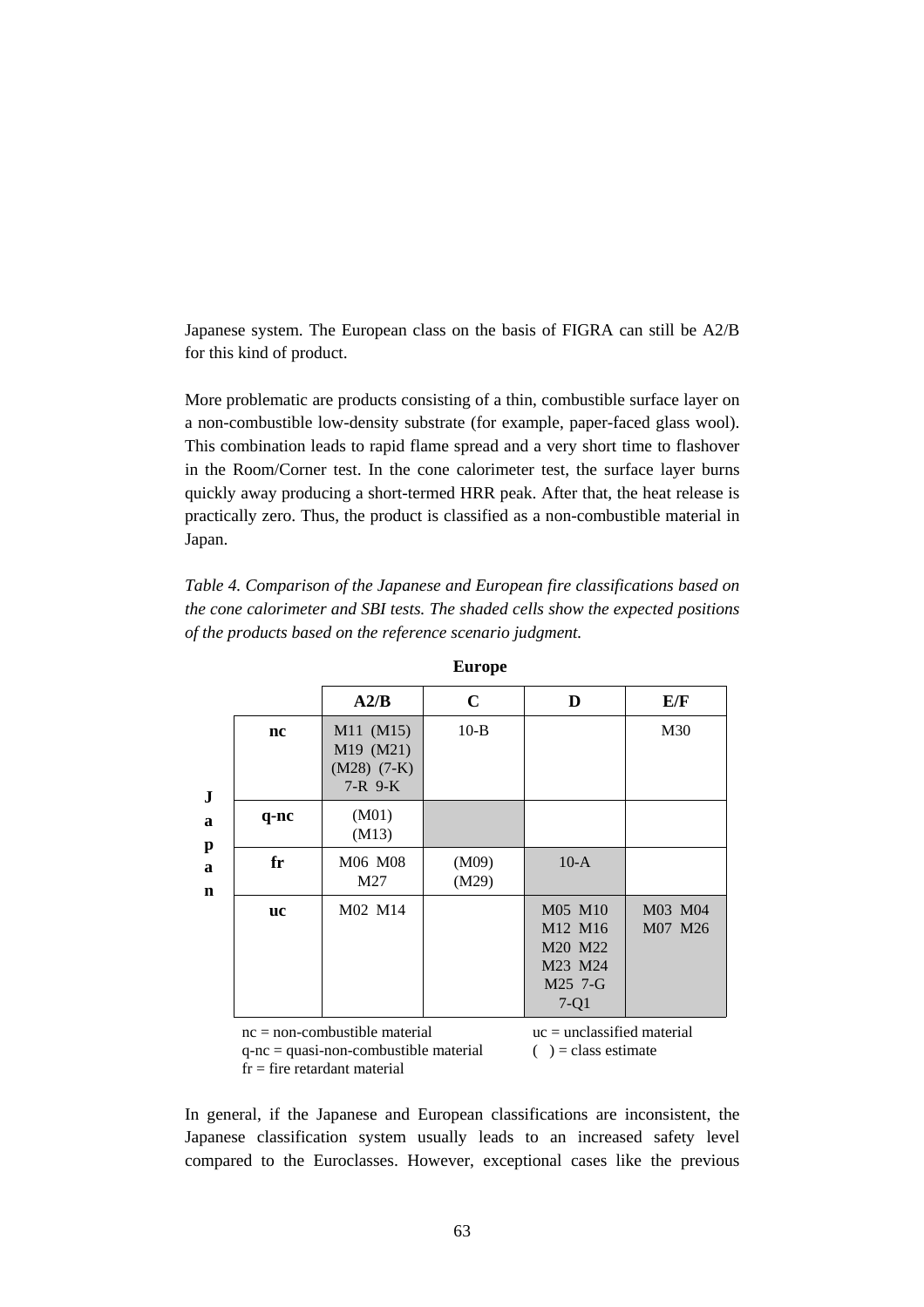Japanese system. The European class on the basis of FIGRA can still be A2/B for this kind of product.

More problematic are products consisting of a thin, combustible surface layer on a non-combustible low-density substrate (for example, paper-faced glass wool). This combination leads to rapid flame spread and a very short time to flashover in the Room/Corner test. In the cone calorimeter test, the surface layer burns quickly away producing a short-termed HRR peak. After that, the heat release is practically zero. Thus, the product is classified as a non-combustible material in Japan.

*Table 4. Comparison of the Japanese and European fire classifications based on the cone calorimeter and SBI tests. The shaded cells show the expected positions of the products based on the reference scenario judgment.*

| Japan \ Europe | **A2/B** | **C** | **D** | **E/F** |
|---|---|---|---|---|
| **nc** | M11 (M15) M19 (M21) (M28) (7-K) 7-R 9-K | 10-B | | M30 |
| **q-nc** | (M01) (M13) | | | |
| **fr** | M06 M08 M27 | (M09) (M29) | 10-A | |
| **uc** | M02 M14 | | M05 M10 M12 M16 M20 M22 M23 M24 M25 7-G 7-Q1 | M03 M04 M07 M26 |

nc = non-combustible material
q-nc = quasi-non-combustible material
fr = fire retardant material
uc = unclassified material
( ) = class estimate

In general, if the Japanese and European classifications are inconsistent, the Japanese classification system usually leads to an increased safety level compared to the Euroclasses. However, exceptional cases like the previous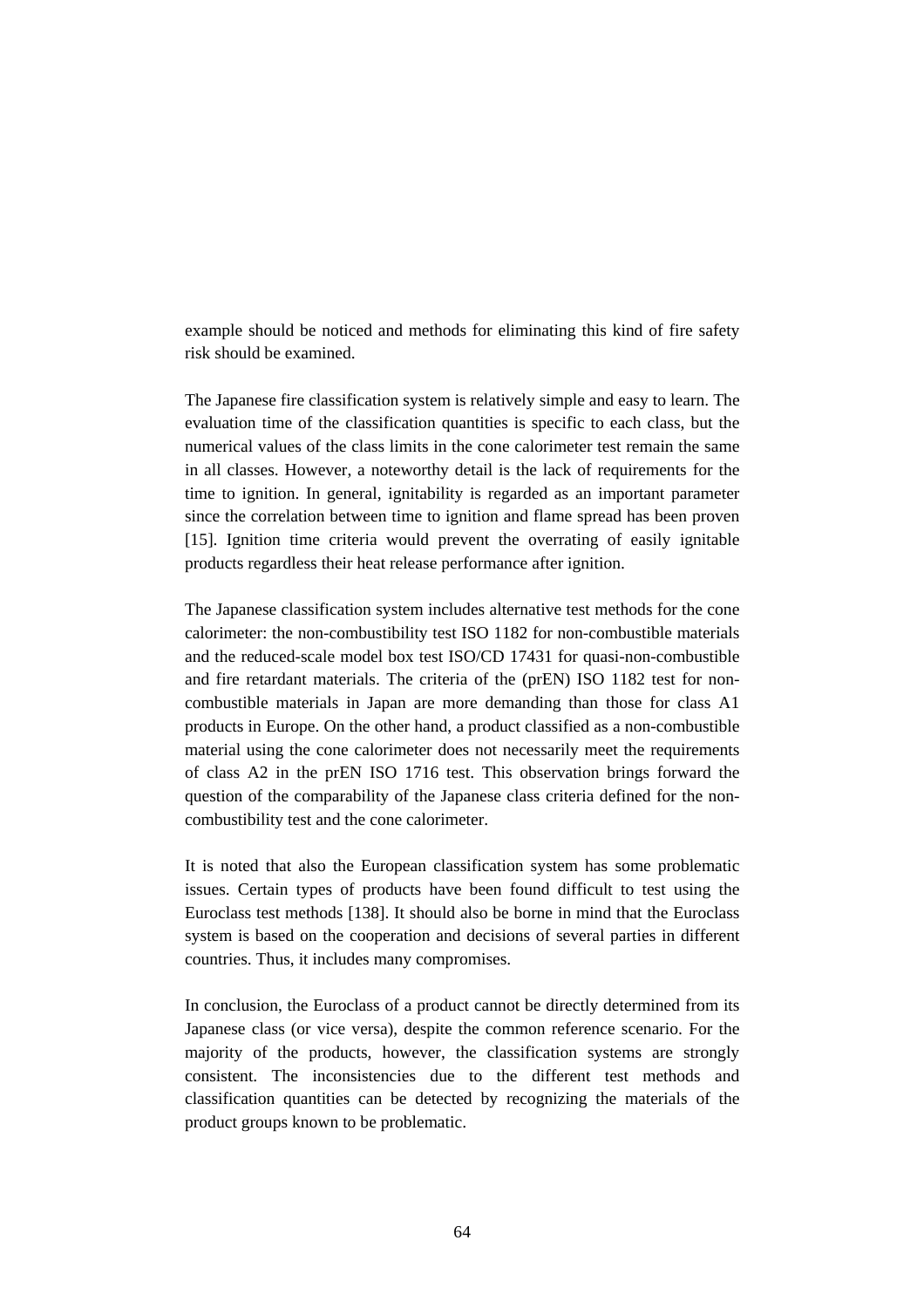example should be noticed and methods for eliminating this kind of fire safety risk should be examined.

The Japanese fire classification system is relatively simple and easy to learn. The evaluation time of the classification quantities is specific to each class, but the numerical values of the class limits in the cone calorimeter test remain the same in all classes. However, a noteworthy detail is the lack of requirements for the time to ignition. In general, ignitability is regarded as an important parameter since the correlation between time to ignition and flame spread has been proven [15]. Ignition time criteria would prevent the overrating of easily ignitable products regardless their heat release performance after ignition.

The Japanese classification system includes alternative test methods for the cone calorimeter: the non-combustibility test ISO 1182 for non-combustible materials and the reduced-scale model box test ISO/CD 17431 for quasi-non-combustible and fire retardant materials. The criteria of the (prEN) ISO 1182 test for non-combustible materials in Japan are more demanding than those for class A1 products in Europe. On the other hand, a product classified as a non-combustible material using the cone calorimeter does not necessarily meet the requirements of class A2 in the prEN ISO 1716 test. This observation brings forward the question of the comparability of the Japanese class criteria defined for the non-combustibility test and the cone calorimeter.

It is noted that also the European classification system has some problematic issues. Certain types of products have been found difficult to test using the Euroclass test methods [138]. It should also be borne in mind that the Euroclass system is based on the cooperation and decisions of several parties in different countries. Thus, it includes many compromises.

In conclusion, the Euroclass of a product cannot be directly determined from its Japanese class (or vice versa), despite the common reference scenario. For the majority of the products, however, the classification systems are strongly consistent. The inconsistencies due to the different test methods and classification quantities can be detected by recognizing the materials of the product groups known to be problematic.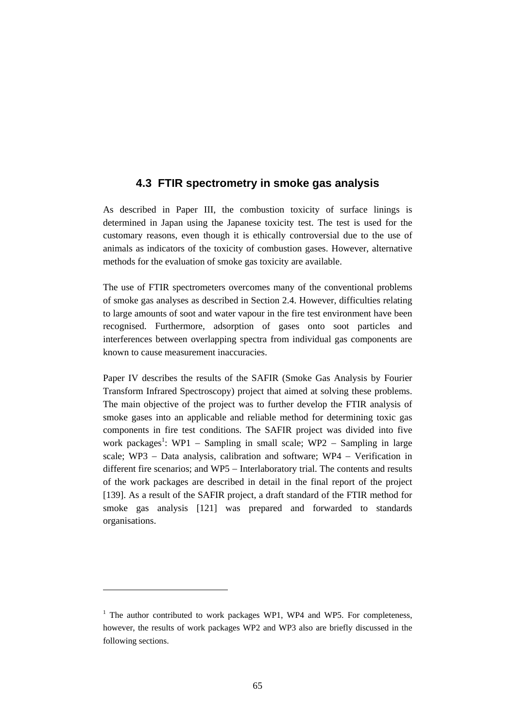### 4.3 FTIR spectrometry in smoke gas analysis

As described in Paper III, the combustion toxicity of surface linings is determined in Japan using the Japanese toxicity test. The test is used for the customary reasons, even though it is ethically controversial due to the use of animals as indicators of the toxicity of combustion gases. However, alternative methods for the evaluation of smoke gas toxicity are available.

The use of FTIR spectrometers overcomes many of the conventional problems of smoke gas analyses as described in Section 2.4. However, difficulties relating to large amounts of soot and water vapour in the fire test environment have been recognised. Furthermore, adsorption of gases onto soot particles and interferences between overlapping spectra from individual gas components are known to cause measurement inaccuracies.

Paper IV describes the results of the SAFIR (Smoke Gas Analysis by Fourier Transform Infrared Spectroscopy) project that aimed at solving these problems. The main objective of the project was to further develop the FTIR analysis of smoke gases into an applicable and reliable method for determining toxic gas components in fire test conditions. The SAFIR project was divided into five work packages[1]: WP1 – Sampling in small scale; WP2 – Sampling in large scale; WP3 – Data analysis, calibration and software; WP4 – Verification in different fire scenarios; and WP5 – Interlaboratory trial. The contents and results of the work packages are described in detail in the final report of the project [139]. As a result of the SAFIR project, a draft standard of the FTIR method for smoke gas analysis [121] was prepared and forwarded to standards organisations.

[1] The author contributed to work packages WP1, WP4 and WP5. For completeness, however, the results of work packages WP2 and WP3 also are briefly discussed in the following sections.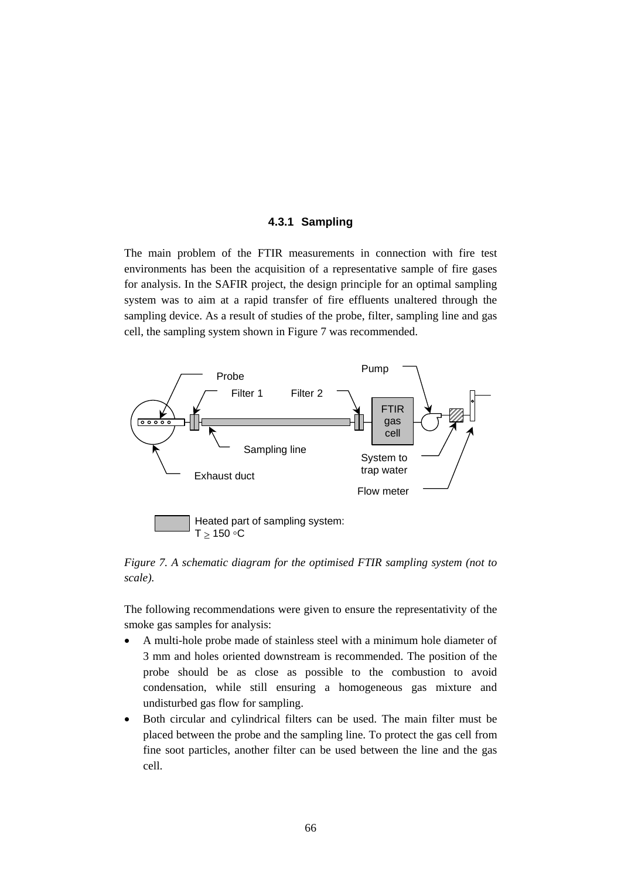### 4.3.1 Sampling

The main problem of the FTIR measurements in connection with fire test environments has been the acquisition of a representative sample of fire gases for analysis. In the SAFIR project, the design principle for an optimal sampling system was to aim at a rapid transfer of fire effluents unaltered through the sampling device. As a result of studies of the probe, filter, sampling line and gas cell, the sampling system shown in Figure 7 was recommended.

*Figure 7. A schematic diagram for the optimised FTIR sampling system (not to scale).*

The following recommendations were given to ensure the representativity of the smoke gas samples for analysis:

- A multi-hole probe made of stainless steel with a minimum hole diameter of 3 mm and holes oriented downstream is recommended. The position of the probe should be as close as possible to the combustion to avoid condensation, while still ensuring a homogeneous gas mixture and undisturbed gas flow for sampling.
- Both circular and cylindrical filters can be used. The main filter must be placed between the probe and the sampling line. To protect the gas cell from fine soot particles, another filter can be used between the line and the gas cell.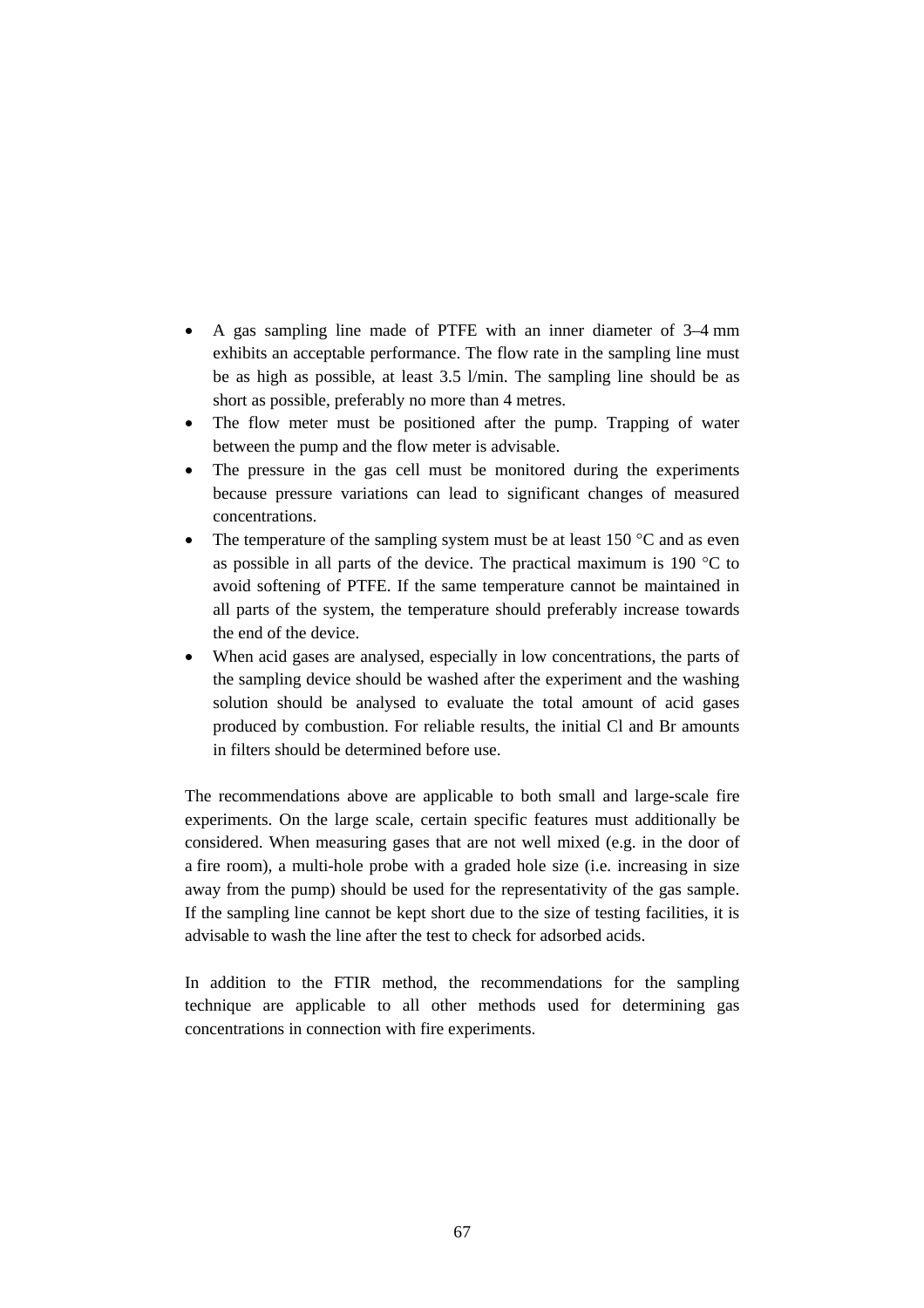- A gas sampling line made of PTFE with an inner diameter of 3–4 mm exhibits an acceptable performance. The flow rate in the sampling line must be as high as possible, at least 3.5 l/min. The sampling line should be as short as possible, preferably no more than 4 metres.
- The flow meter must be positioned after the pump. Trapping of water between the pump and the flow meter is advisable.
- The pressure in the gas cell must be monitored during the experiments because pressure variations can lead to significant changes of measured concentrations.
- The temperature of the sampling system must be at least 150 °C and as even as possible in all parts of the device. The practical maximum is 190 °C to avoid softening of PTFE. If the same temperature cannot be maintained in all parts of the system, the temperature should preferably increase towards the end of the device.
- When acid gases are analysed, especially in low concentrations, the parts of the sampling device should be washed after the experiment and the washing solution should be analysed to evaluate the total amount of acid gases produced by combustion. For reliable results, the initial Cl and Br amounts in filters should be determined before use.

The recommendations above are applicable to both small and large-scale fire experiments. On the large scale, certain specific features must additionally be considered. When measuring gases that are not well mixed (e.g. in the door of a fire room), a multi-hole probe with a graded hole size (i.e. increasing in size away from the pump) should be used for the representativity of the gas sample. If the sampling line cannot be kept short due to the size of testing facilities, it is advisable to wash the line after the test to check for adsorbed acids.

In addition to the FTIR method, the recommendations for the sampling technique are applicable to all other methods used for determining gas concentrations in connection with fire experiments.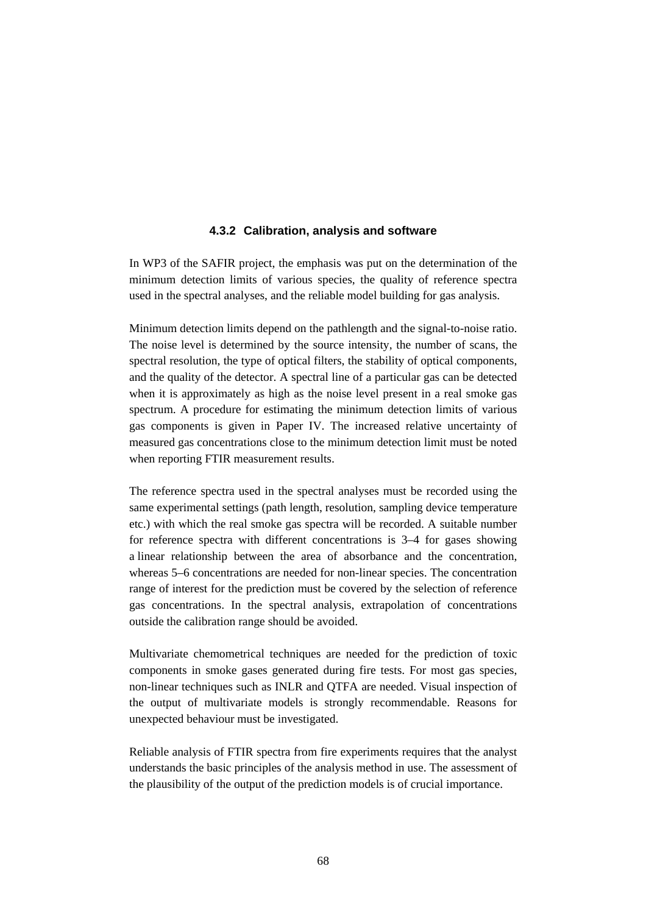### 4.3.2 Calibration, analysis and software

In WP3 of the SAFIR project, the emphasis was put on the determination of the minimum detection limits of various species, the quality of reference spectra used in the spectral analyses, and the reliable model building for gas analysis.

Minimum detection limits depend on the pathlength and the signal-to-noise ratio. The noise level is determined by the source intensity, the number of scans, the spectral resolution, the type of optical filters, the stability of optical components, and the quality of the detector. A spectral line of a particular gas can be detected when it is approximately as high as the noise level present in a real smoke gas spectrum. A procedure for estimating the minimum detection limits of various gas components is given in Paper IV. The increased relative uncertainty of measured gas concentrations close to the minimum detection limit must be noted when reporting FTIR measurement results.

The reference spectra used in the spectral analyses must be recorded using the same experimental settings (path length, resolution, sampling device temperature etc.) with which the real smoke gas spectra will be recorded. A suitable number for reference spectra with different concentrations is 3–4 for gases showing a linear relationship between the area of absorbance and the concentration, whereas 5–6 concentrations are needed for non-linear species. The concentration range of interest for the prediction must be covered by the selection of reference gas concentrations. In the spectral analysis, extrapolation of concentrations outside the calibration range should be avoided.

Multivariate chemometrical techniques are needed for the prediction of toxic components in smoke gases generated during fire tests. For most gas species, non-linear techniques such as INLR and QTFA are needed. Visual inspection of the output of multivariate models is strongly recommendable. Reasons for unexpected behaviour must be investigated.

Reliable analysis of FTIR spectra from fire experiments requires that the analyst understands the basic principles of the analysis method in use. The assessment of the plausibility of the output of the prediction models is of crucial importance.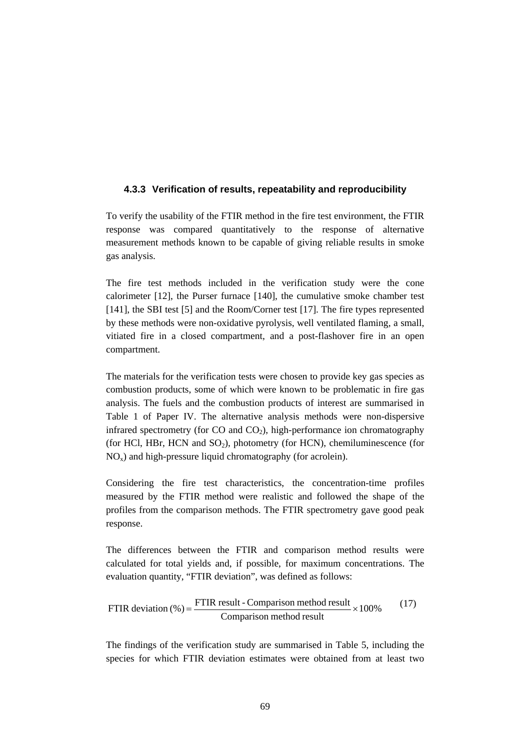### 4.3.3 Verification of results, repeatability and reproducibility

To verify the usability of the FTIR method in the fire test environment, the FTIR response was compared quantitatively to the response of alternative measurement methods known to be capable of giving reliable results in smoke gas analysis.

The fire test methods included in the verification study were the cone calorimeter [12], the Purser furnace [140], the cumulative smoke chamber test [141], the SBI test [5] and the Room/Corner test [17]. The fire types represented by these methods were non-oxidative pyrolysis, well ventilated flaming, a small, vitiated fire in a closed compartment, and a post-flashover fire in an open compartment.

The materials for the verification tests were chosen to provide key gas species as combustion products, some of which were known to be problematic in fire gas analysis. The fuels and the combustion products of interest are summarised in Table 1 of Paper IV. The alternative analysis methods were non-dispersive infrared spectrometry (for CO and $CO_2$), high-performance ion chromatography (for HCl, HBr, HCN and $SO_2$), photometry (for HCN), chemiluminescence (for $NO_x$) and high-pressure liquid chromatography (for acrolein).

Considering the fire test characteristics, the concentration-time profiles measured by the FTIR method were realistic and followed the shape of the profiles from the comparison methods. The FTIR spectrometry gave good peak response.

The differences between the FTIR and comparison method results were calculated for total yields and, if possible, for maximum concentrations. The evaluation quantity, "FTIR deviation", was defined as follows:

$$\text{FTIR deviation (\%)} = \frac{\text{FTIR result - Comparison method result}}{\text{Comparison method result}} \times 100\% \qquad (17)$$

The findings of the verification study are summarised in Table 5, including the species for which FTIR deviation estimates were obtained from at least two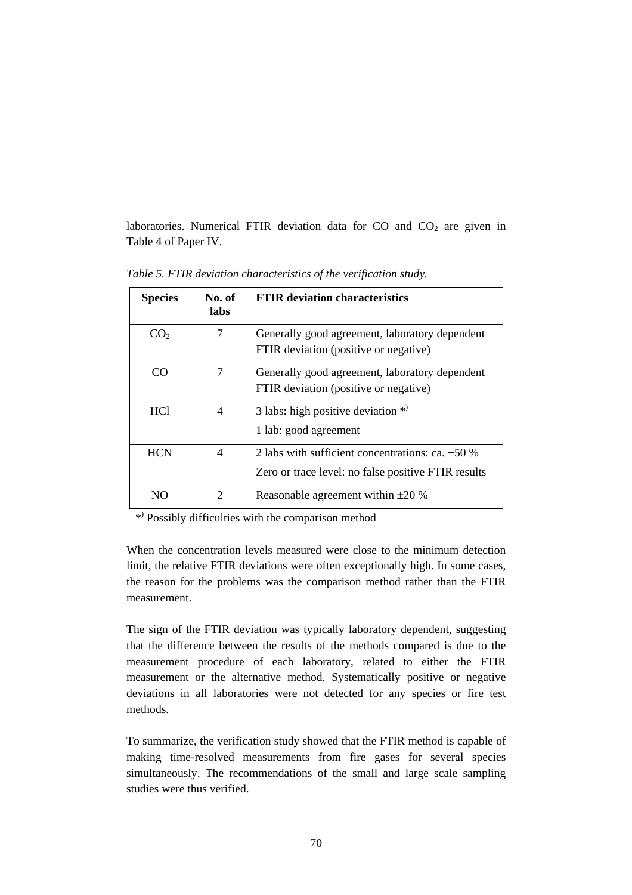laboratories. Numerical FTIR deviation data for CO and $CO_2$ are given in Table 4 of Paper IV.

*Table 5. FTIR deviation characteristics of the verification study.*

| **Species** | **No. of labs** | **FTIR deviation characteristics** |
|---|---|---|
| $CO_2$ | 7 | Generally good agreement, laboratory dependent FTIR deviation (positive or negative) |
| CO | 7 | Generally good agreement, laboratory dependent FTIR deviation (positive or negative) |
| HCl | 4 | 3 labs: high positive deviation *) <br> 1 lab: good agreement |
| HCN | 4 | 2 labs with sufficient concentrations: ca. +50 % <br> Zero or trace level: no false positive FTIR results |
| NO | 2 | Reasonable agreement within ±20 % |

*) Possibly difficulties with the comparison method

When the concentration levels measured were close to the minimum detection limit, the relative FTIR deviations were often exceptionally high. In some cases, the reason for the problems was the comparison method rather than the FTIR measurement.

The sign of the FTIR deviation was typically laboratory dependent, suggesting that the difference between the results of the methods compared is due to the measurement procedure of each laboratory, related to either the FTIR measurement or the alternative method. Systematically positive or negative deviations in all laboratories were not detected for any species or fire test methods.

To summarize, the verification study showed that the FTIR method is capable of making time-resolved measurements from fire gases for several species simultaneously. The recommendations of the small and large scale sampling studies were thus verified.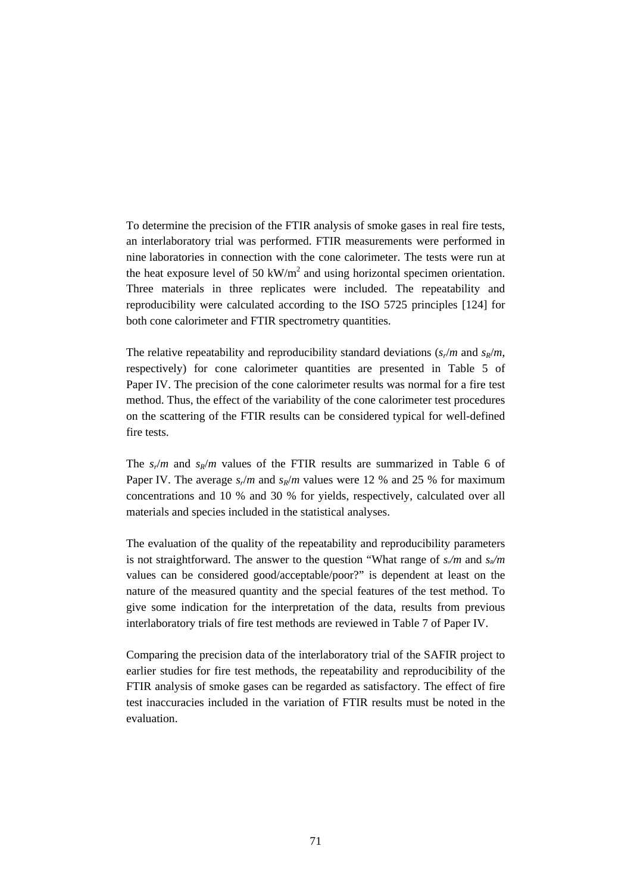To determine the precision of the FTIR analysis of smoke gases in real fire tests, an interlaboratory trial was performed. FTIR measurements were performed in nine laboratories in connection with the cone calorimeter. The tests were run at the heat exposure level of 50 kW/m$^2$ and using horizontal specimen orientation. Three materials in three replicates were included. The repeatability and reproducibility were calculated according to the ISO 5725 principles [124] for both cone calorimeter and FTIR spectrometry quantities.

The relative repeatability and reproducibility standard deviations ($s_r/m$ and $s_R/m$, respectively) for cone calorimeter quantities are presented in Table 5 of Paper IV. The precision of the cone calorimeter results was normal for a fire test method. Thus, the effect of the variability of the cone calorimeter test procedures on the scattering of the FTIR results can be considered typical for well-defined fire tests.

The $s_r/m$ and $s_R/m$ values of the FTIR results are summarized in Table 6 of Paper IV. The average $s_r/m$ and $s_R/m$ values were 12 % and 25 % for maximum concentrations and 10 % and 30 % for yields, respectively, calculated over all materials and species included in the statistical analyses.

The evaluation of the quality of the repeatability and reproducibility parameters is not straightforward. The answer to the question "What range of $s_r/m$ and $s_R/m$ values can be considered good/acceptable/poor?" is dependent at least on the nature of the measured quantity and the special features of the test method. To give some indication for the interpretation of the data, results from previous interlaboratory trials of fire test methods are reviewed in Table 7 of Paper IV.

Comparing the precision data of the interlaboratory trial of the SAFIR project to earlier studies for fire test methods, the repeatability and reproducibility of the FTIR analysis of smoke gases can be regarded as satisfactory. The effect of fire test inaccuracies included in the variation of FTIR results must be noted in the evaluation.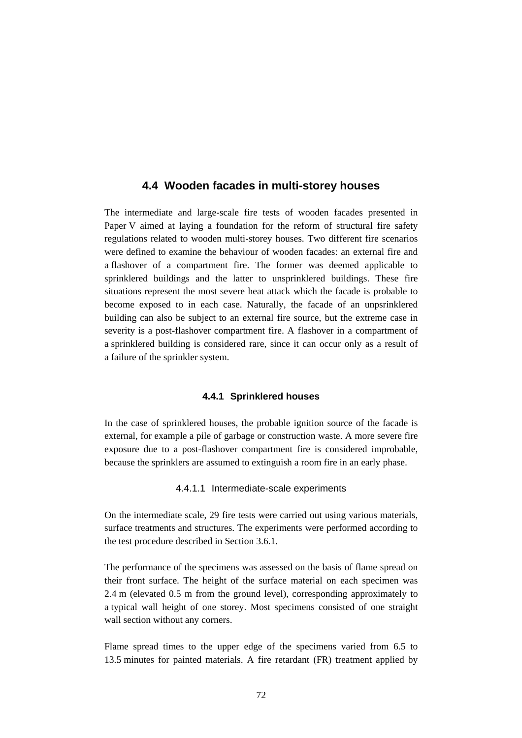## 4.4 Wooden facades in multi-storey houses

The intermediate and large-scale fire tests of wooden facades presented in Paper V aimed at laying a foundation for the reform of structural fire safety regulations related to wooden multi-storey houses. Two different fire scenarios were defined to examine the behaviour of wooden facades: an external fire and a flashover of a compartment fire. The former was deemed applicable to sprinklered buildings and the latter to unsprinklered buildings. These fire situations represent the most severe heat attack which the facade is probable to become exposed to in each case. Naturally, the facade of an unpsrinklered building can also be subject to an external fire source, but the extreme case in severity is a post-flashover compartment fire. A flashover in a compartment of a sprinklered building is considered rare, since it can occur only as a result of a failure of the sprinkler system.

### 4.4.1 Sprinklered houses

In the case of sprinklered houses, the probable ignition source of the facade is external, for example a pile of garbage or construction waste. A more severe fire exposure due to a post-flashover compartment fire is considered improbable, because the sprinklers are assumed to extinguish a room fire in an early phase.

#### 4.4.1.1 Intermediate-scale experiments

On the intermediate scale, 29 fire tests were carried out using various materials, surface treatments and structures. The experiments were performed according to the test procedure described in Section 3.6.1.

The performance of the specimens was assessed on the basis of flame spread on their front surface. The height of the surface material on each specimen was 2.4 m (elevated 0.5 m from the ground level), corresponding approximately to a typical wall height of one storey. Most specimens consisted of one straight wall section without any corners.

Flame spread times to the upper edge of the specimens varied from 6.5 to 13.5 minutes for painted materials. A fire retardant (FR) treatment applied by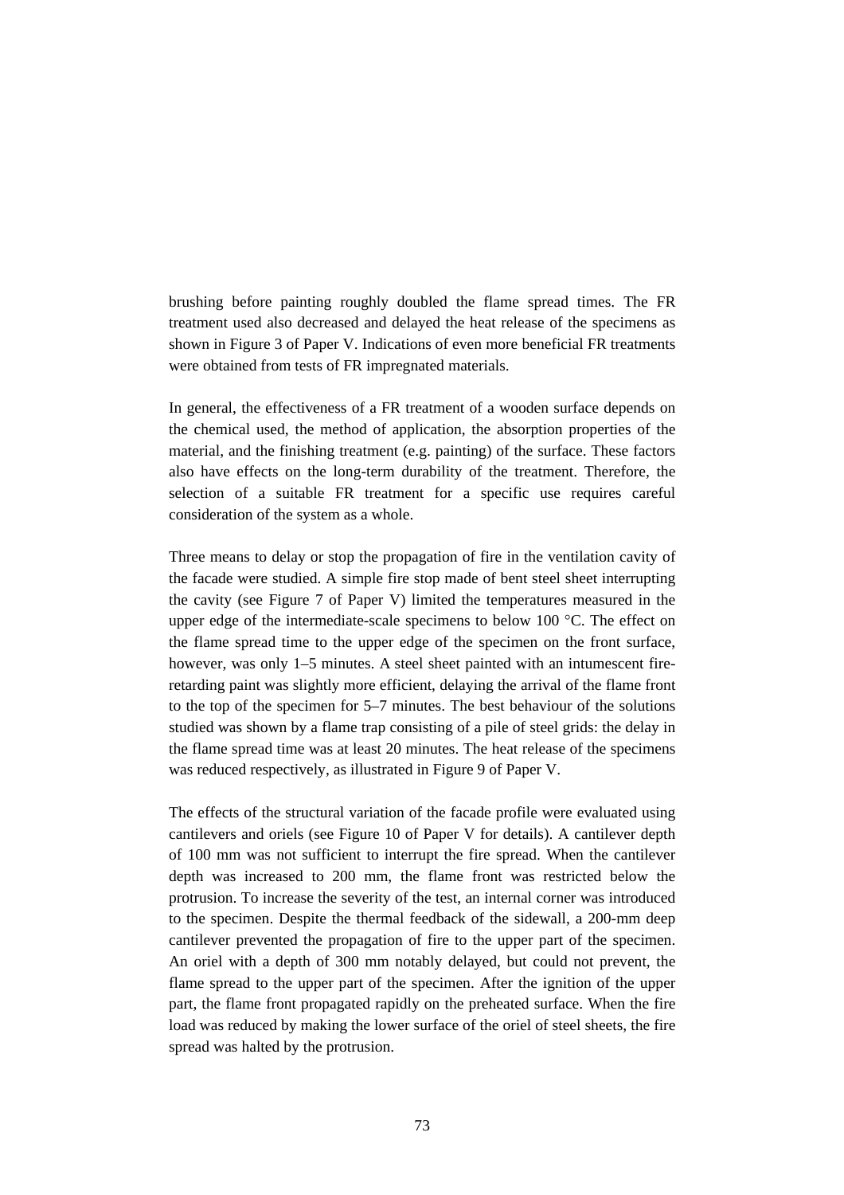brushing before painting roughly doubled the flame spread times. The FR treatment used also decreased and delayed the heat release of the specimens as shown in Figure 3 of Paper V. Indications of even more beneficial FR treatments were obtained from tests of FR impregnated materials.

In general, the effectiveness of a FR treatment of a wooden surface depends on the chemical used, the method of application, the absorption properties of the material, and the finishing treatment (e.g. painting) of the surface. These factors also have effects on the long-term durability of the treatment. Therefore, the selection of a suitable FR treatment for a specific use requires careful consideration of the system as a whole.

Three means to delay or stop the propagation of fire in the ventilation cavity of the facade were studied. A simple fire stop made of bent steel sheet interrupting the cavity (see Figure 7 of Paper V) limited the temperatures measured in the upper edge of the intermediate-scale specimens to below 100 °C. The effect on the flame spread time to the upper edge of the specimen on the front surface, however, was only 1–5 minutes. A steel sheet painted with an intumescent fire-retarding paint was slightly more efficient, delaying the arrival of the flame front to the top of the specimen for 5–7 minutes. The best behaviour of the solutions studied was shown by a flame trap consisting of a pile of steel grids: the delay in the flame spread time was at least 20 minutes. The heat release of the specimens was reduced respectively, as illustrated in Figure 9 of Paper V.

The effects of the structural variation of the facade profile were evaluated using cantilevers and oriels (see Figure 10 of Paper V for details). A cantilever depth of 100 mm was not sufficient to interrupt the fire spread. When the cantilever depth was increased to 200 mm, the flame front was restricted below the protrusion. To increase the severity of the test, an internal corner was introduced to the specimen. Despite the thermal feedback of the sidewall, a 200-mm deep cantilever prevented the propagation of fire to the upper part of the specimen. An oriel with a depth of 300 mm notably delayed, but could not prevent, the flame spread to the upper part of the specimen. After the ignition of the upper part, the flame front propagated rapidly on the preheated surface. When the fire load was reduced by making the lower surface of the oriel of steel sheets, the fire spread was halted by the protrusion.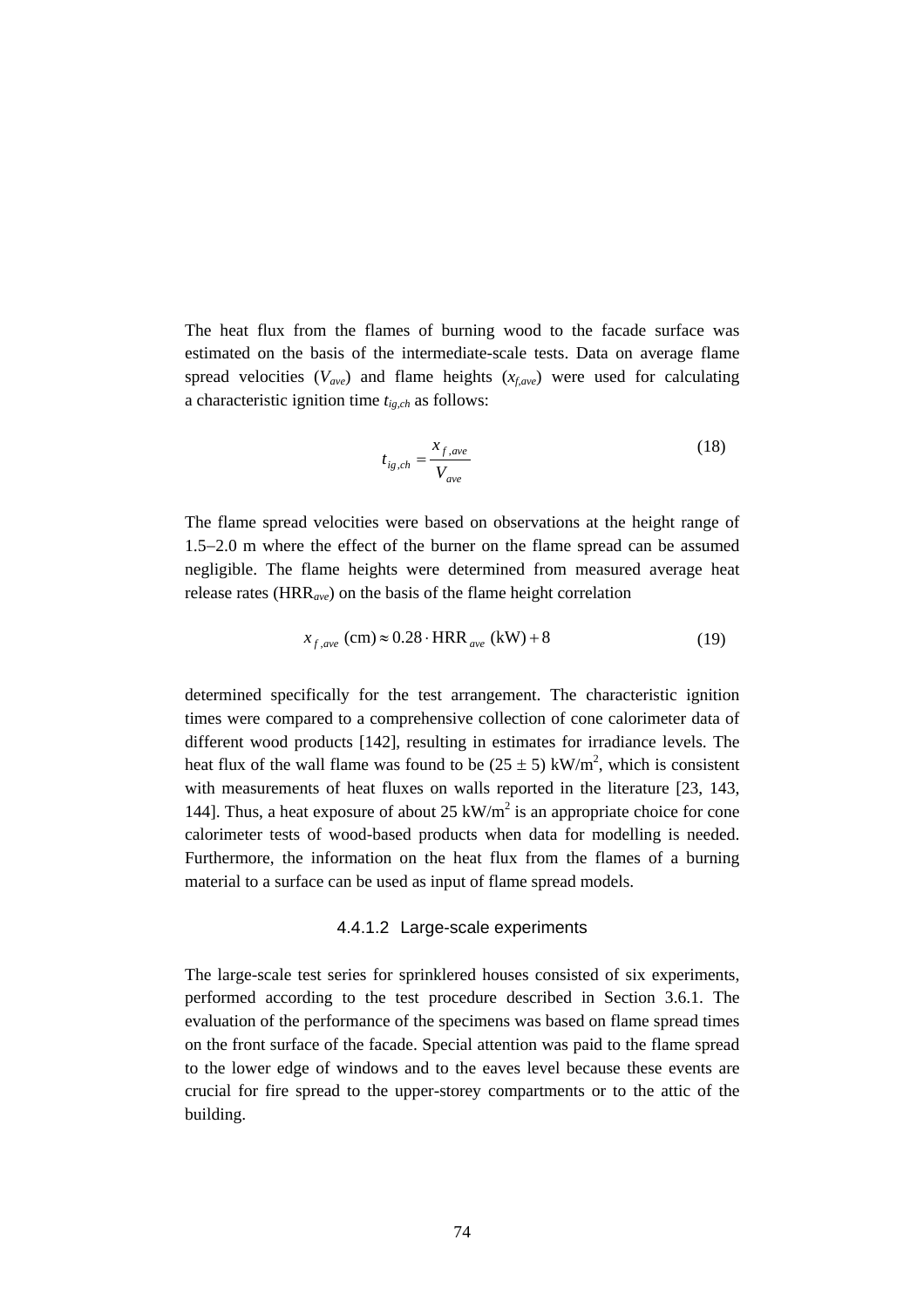The heat flux from the flames of burning wood to the facade surface was estimated on the basis of the intermediate-scale tests. Data on average flame spread velocities ($V_{ave}$) and flame heights ($x_{f,ave}$) were used for calculating a characteristic ignition time $t_{ig,ch}$ as follows:

$$t_{ig,ch} = \frac{x_{f,ave}}{V_{ave}} \tag{18}$$

The flame spread velocities were based on observations at the height range of 1.5–2.0 m where the effect of the burner on the flame spread can be assumed negligible. The flame heights were determined from measured average heat release rates ($\mathrm{HRR}_{ave}$) on the basis of the flame height correlation

$$x_{f,ave}\ (\mathrm{cm}) \approx 0.28 \cdot \mathrm{HRR}_{ave}\ (\mathrm{kW}) + 8 \tag{19}$$

determined specifically for the test arrangement. The characteristic ignition times were compared to a comprehensive collection of cone calorimeter data of different wood products [142], resulting in estimates for irradiance levels. The heat flux of the wall flame was found to be $(25 \pm 5)$ kW/m$^2$, which is consistent with measurements of heat fluxes on walls reported in the literature [23, 143, 144]. Thus, a heat exposure of about 25 kW/m$^2$ is an appropriate choice for cone calorimeter tests of wood-based products when data for modelling is needed. Furthermore, the information on the heat flux from the flames of a burning material to a surface can be used as input of flame spread models.

#### 4.4.1.2 Large-scale experiments

The large-scale test series for sprinklered houses consisted of six experiments, performed according to the test procedure described in Section 3.6.1. The evaluation of the performance of the specimens was based on flame spread times on the front surface of the facade. Special attention was paid to the flame spread to the lower edge of windows and to the eaves level because these events are crucial for fire spread to the upper-storey compartments or to the attic of the building.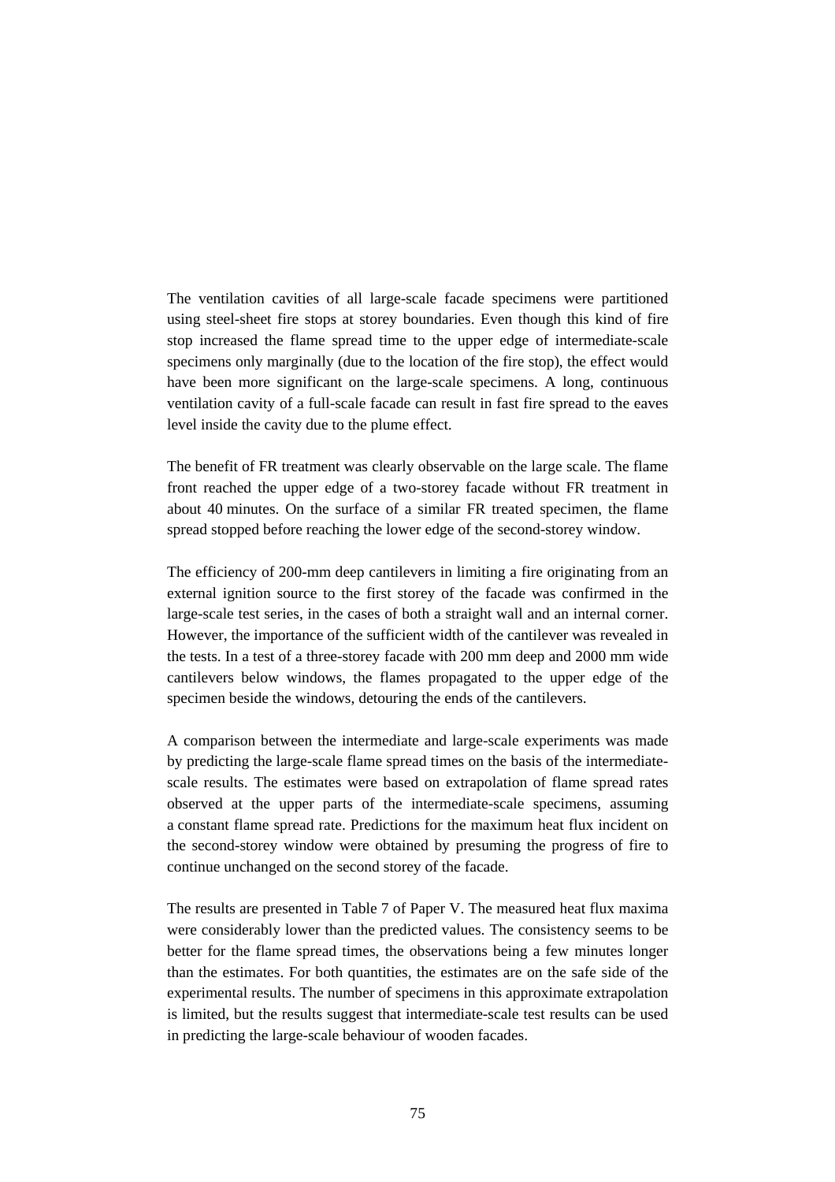The ventilation cavities of all large-scale facade specimens were partitioned using steel-sheet fire stops at storey boundaries. Even though this kind of fire stop increased the flame spread time to the upper edge of intermediate-scale specimens only marginally (due to the location of the fire stop), the effect would have been more significant on the large-scale specimens. A long, continuous ventilation cavity of a full-scale facade can result in fast fire spread to the eaves level inside the cavity due to the plume effect.

The benefit of FR treatment was clearly observable on the large scale. The flame front reached the upper edge of a two-storey facade without FR treatment in about 40 minutes. On the surface of a similar FR treated specimen, the flame spread stopped before reaching the lower edge of the second-storey window.

The efficiency of 200-mm deep cantilevers in limiting a fire originating from an external ignition source to the first storey of the facade was confirmed in the large-scale test series, in the cases of both a straight wall and an internal corner. However, the importance of the sufficient width of the cantilever was revealed in the tests. In a test of a three-storey facade with 200 mm deep and 2000 mm wide cantilevers below windows, the flames propagated to the upper edge of the specimen beside the windows, detouring the ends of the cantilevers.

A comparison between the intermediate and large-scale experiments was made by predicting the large-scale flame spread times on the basis of the intermediate-scale results. The estimates were based on extrapolation of flame spread rates observed at the upper parts of the intermediate-scale specimens, assuming a constant flame spread rate. Predictions for the maximum heat flux incident on the second-storey window were obtained by presuming the progress of fire to continue unchanged on the second storey of the facade.

The results are presented in Table 7 of Paper V. The measured heat flux maxima were considerably lower than the predicted values. The consistency seems to be better for the flame spread times, the observations being a few minutes longer than the estimates. For both quantities, the estimates are on the safe side of the experimental results. The number of specimens in this approximate extrapolation is limited, but the results suggest that intermediate-scale test results can be used in predicting the large-scale behaviour of wooden facades.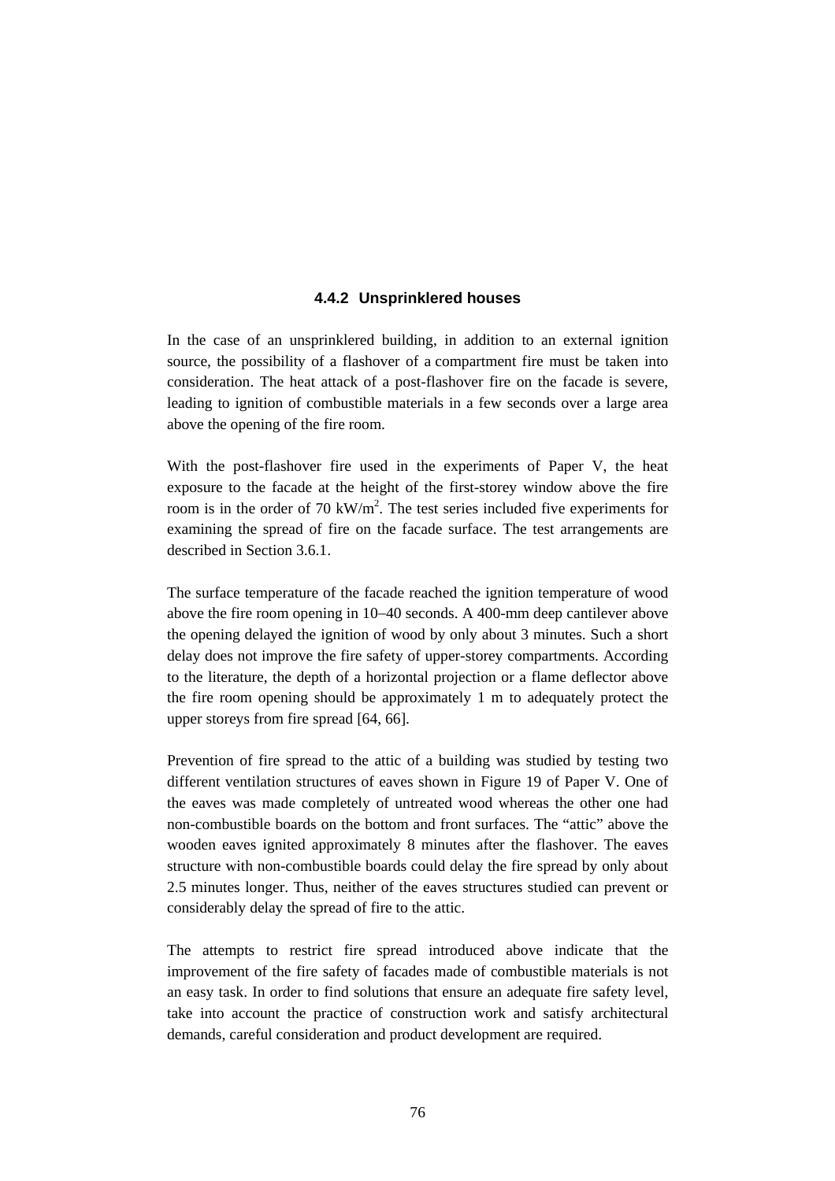#### 4.4.2 Unsprinklered houses

In the case of an unsprinklered building, in addition to an external ignition source, the possibility of a flashover of a compartment fire must be taken into consideration. The heat attack of a post-flashover fire on the facade is severe, leading to ignition of combustible materials in a few seconds over a large area above the opening of the fire room.

With the post-flashover fire used in the experiments of Paper V, the heat exposure to the facade at the height of the first-storey window above the fire room is in the order of 70 $kW/m^2$. The test series included five experiments for examining the spread of fire on the facade surface. The test arrangements are described in Section 3.6.1.

The surface temperature of the facade reached the ignition temperature of wood above the fire room opening in 10–40 seconds. A 400-mm deep cantilever above the opening delayed the ignition of wood by only about 3 minutes. Such a short delay does not improve the fire safety of upper-storey compartments. According to the literature, the depth of a horizontal projection or a flame deflector above the fire room opening should be approximately 1 m to adequately protect the upper storeys from fire spread [64, 66].

Prevention of fire spread to the attic of a building was studied by testing two different ventilation structures of eaves shown in Figure 19 of Paper V. One of the eaves was made completely of untreated wood whereas the other one had non-combustible boards on the bottom and front surfaces. The "attic" above the wooden eaves ignited approximately 8 minutes after the flashover. The eaves structure with non-combustible boards could delay the fire spread by only about 2.5 minutes longer. Thus, neither of the eaves structures studied can prevent or considerably delay the spread of fire to the attic.

The attempts to restrict fire spread introduced above indicate that the improvement of the fire safety of facades made of combustible materials is not an easy task. In order to find solutions that ensure an adequate fire safety level, take into account the practice of construction work and satisfy architectural demands, careful consideration and product development are required.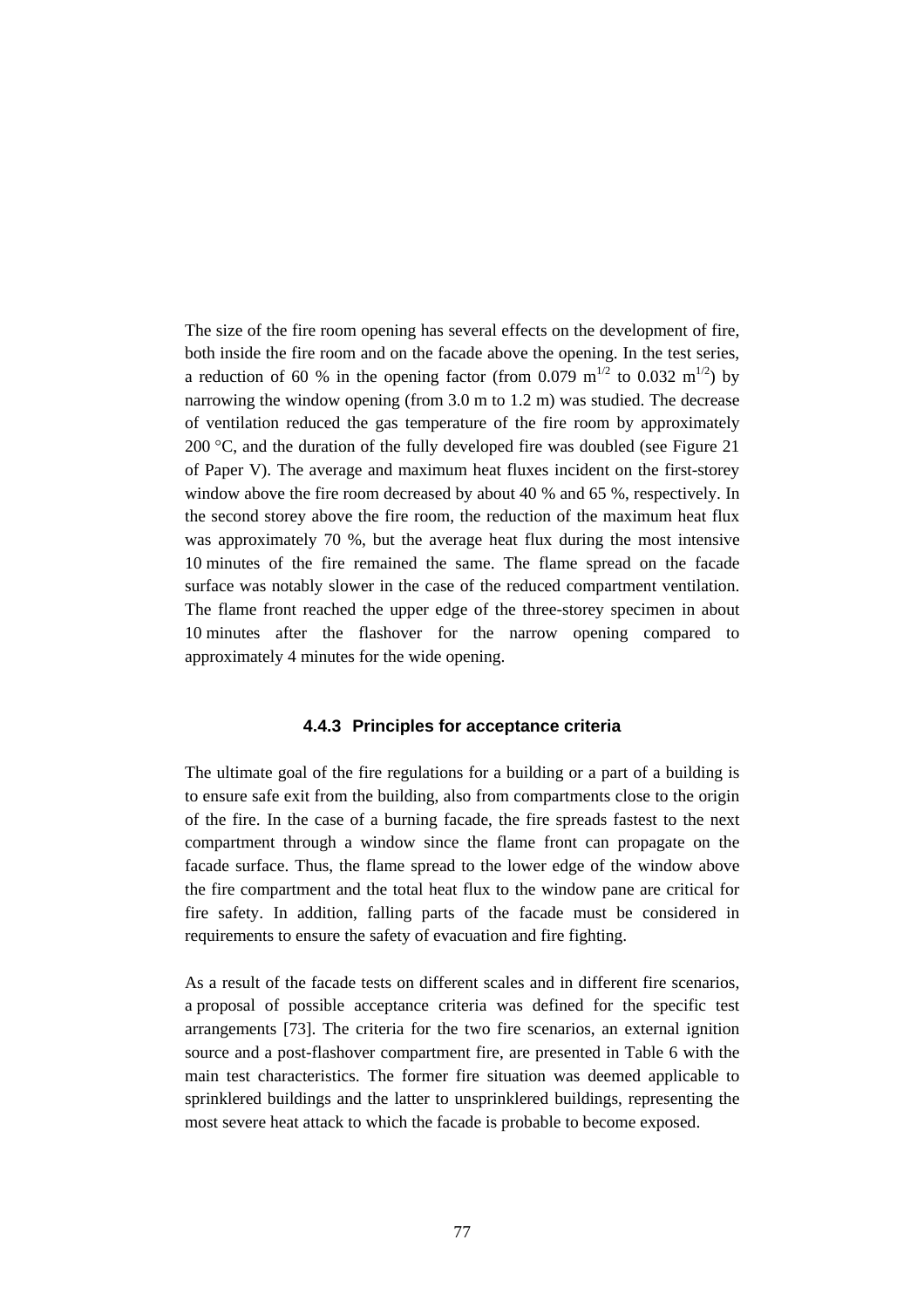The size of the fire room opening has several effects on the development of fire, both inside the fire room and on the facade above the opening. In the test series, a reduction of 60 % in the opening factor (from 0.079 $m^{1/2}$ to 0.032 $m^{1/2}$) by narrowing the window opening (from 3.0 m to 1.2 m) was studied. The decrease of ventilation reduced the gas temperature of the fire room by approximately 200 °C, and the duration of the fully developed fire was doubled (see Figure 21 of Paper V). The average and maximum heat fluxes incident on the first-storey window above the fire room decreased by about 40 % and 65 %, respectively. In the second storey above the fire room, the reduction of the maximum heat flux was approximately 70 %, but the average heat flux during the most intensive 10 minutes of the fire remained the same. The flame spread on the facade surface was notably slower in the case of the reduced compartment ventilation. The flame front reached the upper edge of the three-storey specimen in about 10 minutes after the flashover for the narrow opening compared to approximately 4 minutes for the wide opening.

### 4.4.3 Principles for acceptance criteria

The ultimate goal of the fire regulations for a building or a part of a building is to ensure safe exit from the building, also from compartments close to the origin of the fire. In the case of a burning facade, the fire spreads fastest to the next compartment through a window since the flame front can propagate on the facade surface. Thus, the flame spread to the lower edge of the window above the fire compartment and the total heat flux to the window pane are critical for fire safety. In addition, falling parts of the facade must be considered in requirements to ensure the safety of evacuation and fire fighting.

As a result of the facade tests on different scales and in different fire scenarios, a proposal of possible acceptance criteria was defined for the specific test arrangements [73]. The criteria for the two fire scenarios, an external ignition source and a post-flashover compartment fire, are presented in Table 6 with the main test characteristics. The former fire situation was deemed applicable to sprinklered buildings and the latter to unsprinklered buildings, representing the most severe heat attack to which the facade is probable to become exposed.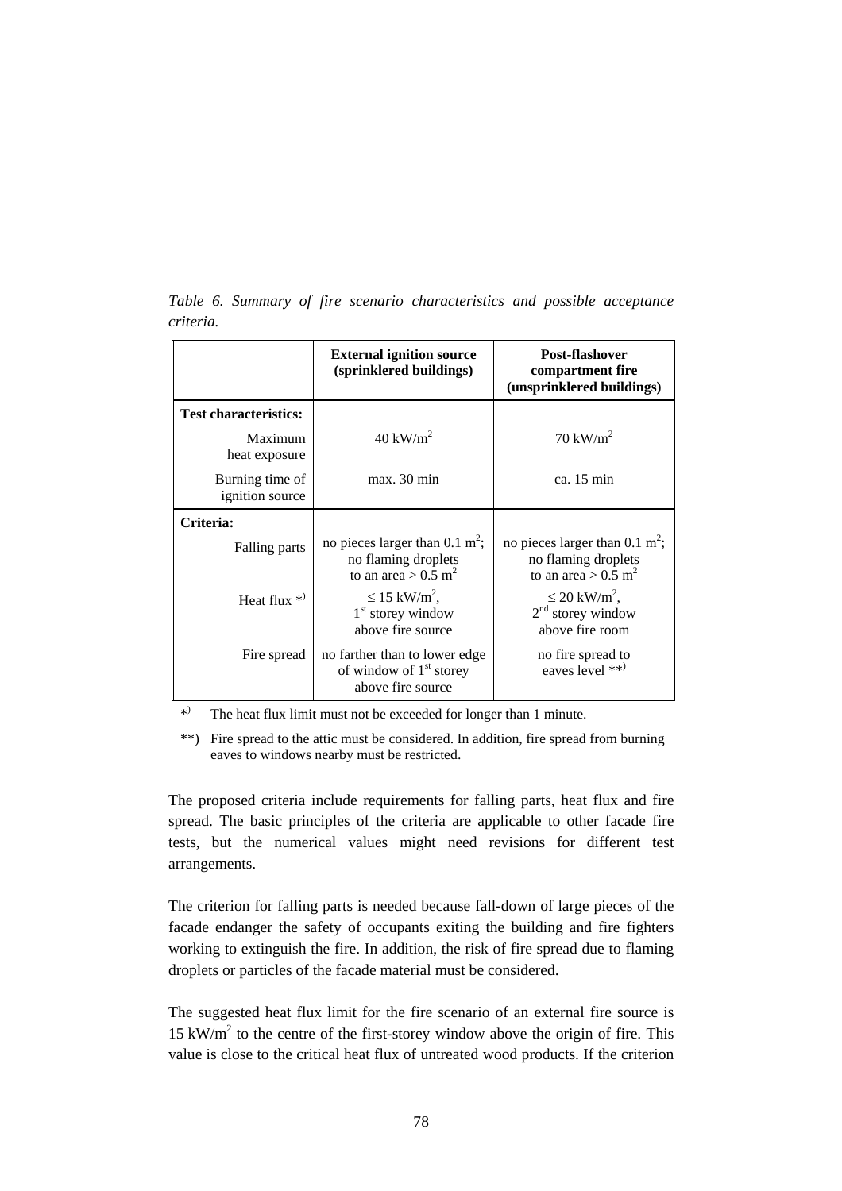*Table 6. Summary of fire scenario characteristics and possible acceptance criteria.*

| | **External ignition source (sprinklered buildings)** | **Post-flashover compartment fire (unsprinklered buildings)** |
|---|---|---|
| **Test characteristics:** | | |
| Maximum heat exposure | 40 kW/m$^2$ | 70 kW/m$^2$ |
| Burning time of ignition source | max. 30 min | ca. 15 min |
| **Criteria:** | | |
| Falling parts | no pieces larger than 0.1 m$^2$; no flaming droplets to an area > 0.5 m$^2$ | no pieces larger than 0.1 m$^2$; no flaming droplets to an area > 0.5 m$^2$ |
| Heat flux *) | ≤ 15 kW/m$^2$, 1st storey window above fire source | ≤ 20 kW/m$^2$, 2nd storey window above fire room |
| Fire spread | no farther than to lower edge of window of 1st storey above fire source | no fire spread to eaves level **) |

*) The heat flux limit must not be exceeded for longer than 1 minute.

**) Fire spread to the attic must be considered. In addition, fire spread from burning eaves to windows nearby must be restricted.

The proposed criteria include requirements for falling parts, heat flux and fire spread. The basic principles of the criteria are applicable to other facade fire tests, but the numerical values might need revisions for different test arrangements.

The criterion for falling parts is needed because fall-down of large pieces of the facade endanger the safety of occupants exiting the building and fire fighters working to extinguish the fire. In addition, the risk of fire spread due to flaming droplets or particles of the facade material must be considered.

The suggested heat flux limit for the fire scenario of an external fire source is 15 kW/m$^2$ to the centre of the first-storey window above the origin of fire. This value is close to the critical heat flux of untreated wood products. If the criterion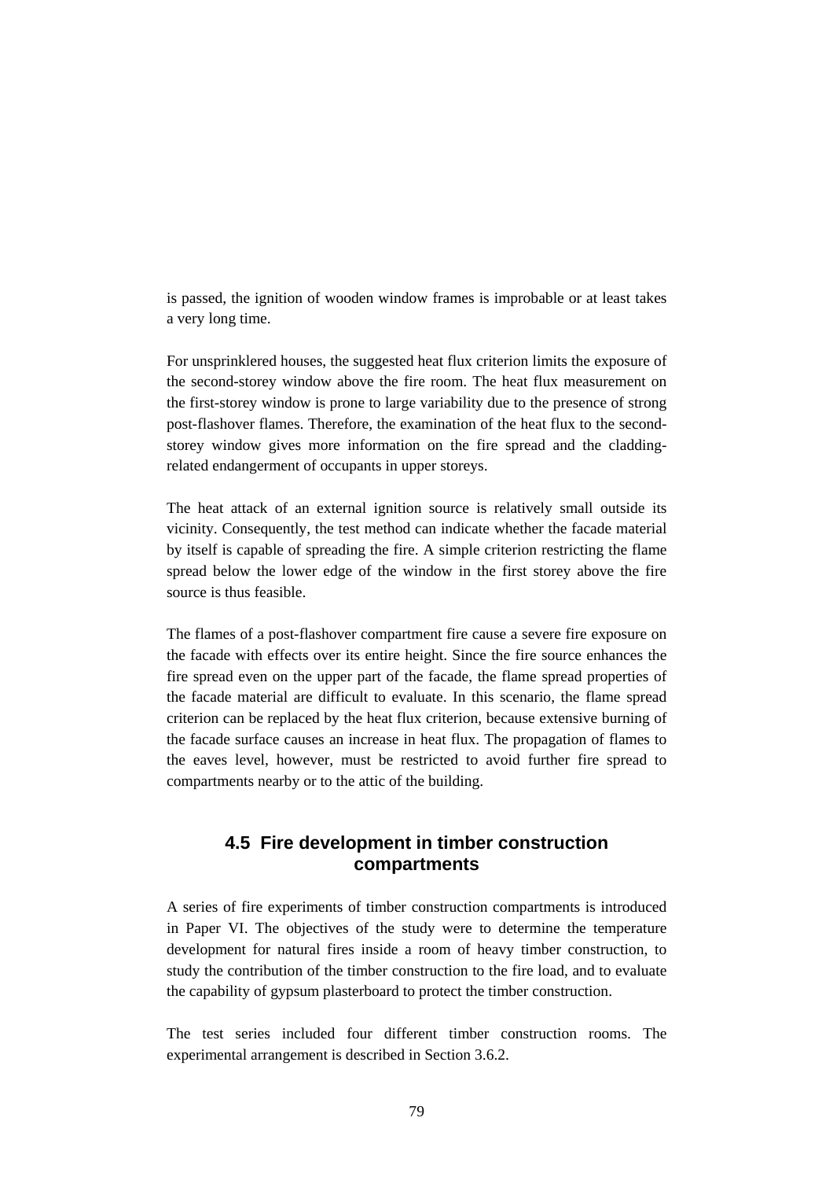is passed, the ignition of wooden window frames is improbable or at least takes a very long time.

For unsprinklered houses, the suggested heat flux criterion limits the exposure of the second-storey window above the fire room. The heat flux measurement on the first-storey window is prone to large variability due to the presence of strong post-flashover flames. Therefore, the examination of the heat flux to the second-storey window gives more information on the fire spread and the cladding-related endangerment of occupants in upper storeys.

The heat attack of an external ignition source is relatively small outside its vicinity. Consequently, the test method can indicate whether the facade material by itself is capable of spreading the fire. A simple criterion restricting the flame spread below the lower edge of the window in the first storey above the fire source is thus feasible.

The flames of a post-flashover compartment fire cause a severe fire exposure on the facade with effects over its entire height. Since the fire source enhances the fire spread even on the upper part of the facade, the flame spread properties of the facade material are difficult to evaluate. In this scenario, the flame spread criterion can be replaced by the heat flux criterion, because extensive burning of the facade surface causes an increase in heat flux. The propagation of flames to the eaves level, however, must be restricted to avoid further fire spread to compartments nearby or to the attic of the building.

## 4.5 Fire development in timber construction compartments

A series of fire experiments of timber construction compartments is introduced in Paper VI. The objectives of the study were to determine the temperature development for natural fires inside a room of heavy timber construction, to study the contribution of the timber construction to the fire load, and to evaluate the capability of gypsum plasterboard to protect the timber construction.

The test series included four different timber construction rooms. The experimental arrangement is described in Section 3.6.2.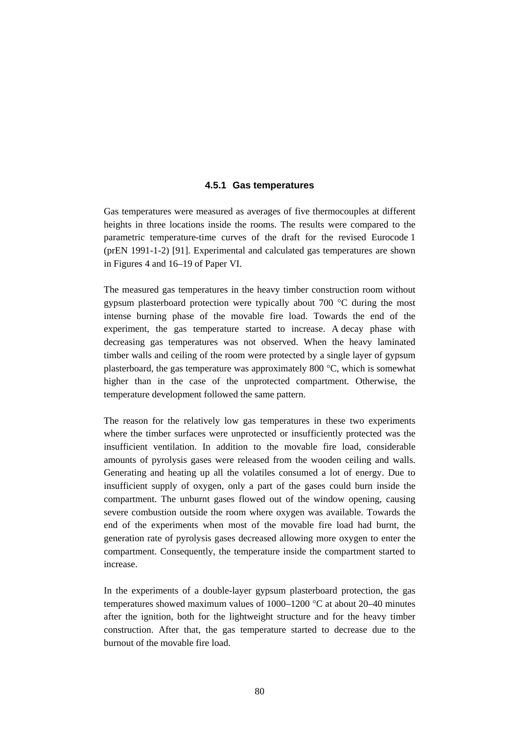#### 4.5.1 Gas temperatures

Gas temperatures were measured as averages of five thermocouples at different heights in three locations inside the rooms. The results were compared to the parametric temperature-time curves of the draft for the revised Eurocode 1 (prEN 1991-1-2) [91]. Experimental and calculated gas temperatures are shown in Figures 4 and 16–19 of Paper VI.

The measured gas temperatures in the heavy timber construction room without gypsum plasterboard protection were typically about 700 °C during the most intense burning phase of the movable fire load. Towards the end of the experiment, the gas temperature started to increase. A decay phase with decreasing gas temperatures was not observed. When the heavy laminated timber walls and ceiling of the room were protected by a single layer of gypsum plasterboard, the gas temperature was approximately 800 °C, which is somewhat higher than in the case of the unprotected compartment. Otherwise, the temperature development followed the same pattern.

The reason for the relatively low gas temperatures in these two experiments where the timber surfaces were unprotected or insufficiently protected was the insufficient ventilation. In addition to the movable fire load, considerable amounts of pyrolysis gases were released from the wooden ceiling and walls. Generating and heating up all the volatiles consumed a lot of energy. Due to insufficient supply of oxygen, only a part of the gases could burn inside the compartment. The unburnt gases flowed out of the window opening, causing severe combustion outside the room where oxygen was available. Towards the end of the experiments when most of the movable fire load had burnt, the generation rate of pyrolysis gases decreased allowing more oxygen to enter the compartment. Consequently, the temperature inside the compartment started to increase.

In the experiments of a double-layer gypsum plasterboard protection, the gas temperatures showed maximum values of 1000–1200 °C at about 20–40 minutes after the ignition, both for the lightweight structure and for the heavy timber construction. After that, the gas temperature started to decrease due to the burnout of the movable fire load.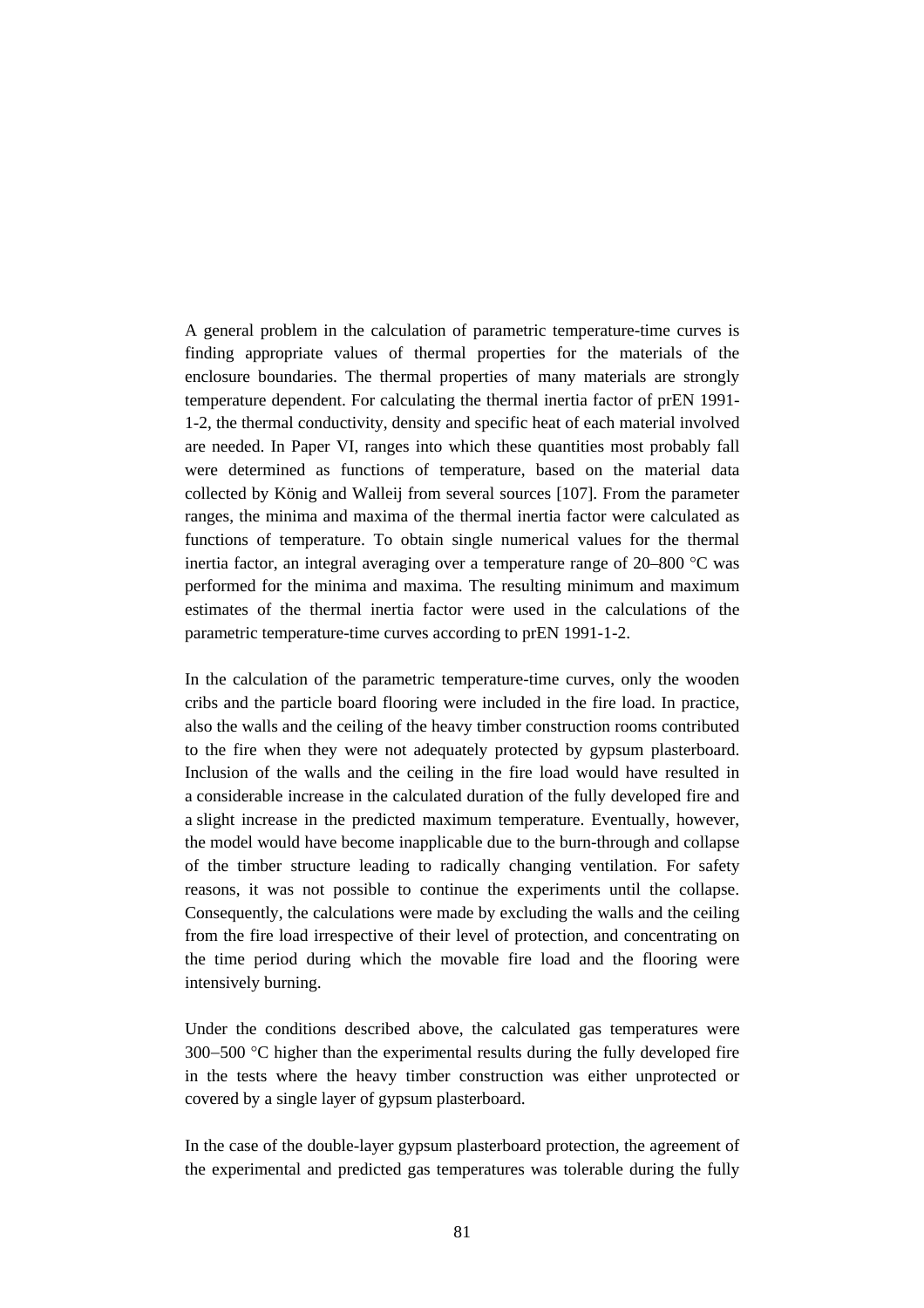A general problem in the calculation of parametric temperature-time curves is finding appropriate values of thermal properties for the materials of the enclosure boundaries. The thermal properties of many materials are strongly temperature dependent. For calculating the thermal inertia factor of prEN 1991-1-2, the thermal conductivity, density and specific heat of each material involved are needed. In Paper VI, ranges into which these quantities most probably fall were determined as functions of temperature, based on the material data collected by König and Walleij from several sources [107]. From the parameter ranges, the minima and maxima of the thermal inertia factor were calculated as functions of temperature. To obtain single numerical values for the thermal inertia factor, an integral averaging over a temperature range of 20–800 °C was performed for the minima and maxima. The resulting minimum and maximum estimates of the thermal inertia factor were used in the calculations of the parametric temperature-time curves according to prEN 1991-1-2.

In the calculation of the parametric temperature-time curves, only the wooden cribs and the particle board flooring were included in the fire load. In practice, also the walls and the ceiling of the heavy timber construction rooms contributed to the fire when they were not adequately protected by gypsum plasterboard. Inclusion of the walls and the ceiling in the fire load would have resulted in a considerable increase in the calculated duration of the fully developed fire and a slight increase in the predicted maximum temperature. Eventually, however, the model would have become inapplicable due to the burn-through and collapse of the timber structure leading to radically changing ventilation. For safety reasons, it was not possible to continue the experiments until the collapse. Consequently, the calculations were made by excluding the walls and the ceiling from the fire load irrespective of their level of protection, and concentrating on the time period during which the movable fire load and the flooring were intensively burning.

Under the conditions described above, the calculated gas temperatures were 300–500 °C higher than the experimental results during the fully developed fire in the tests where the heavy timber construction was either unprotected or covered by a single layer of gypsum plasterboard.

In the case of the double-layer gypsum plasterboard protection, the agreement of the experimental and predicted gas temperatures was tolerable during the fully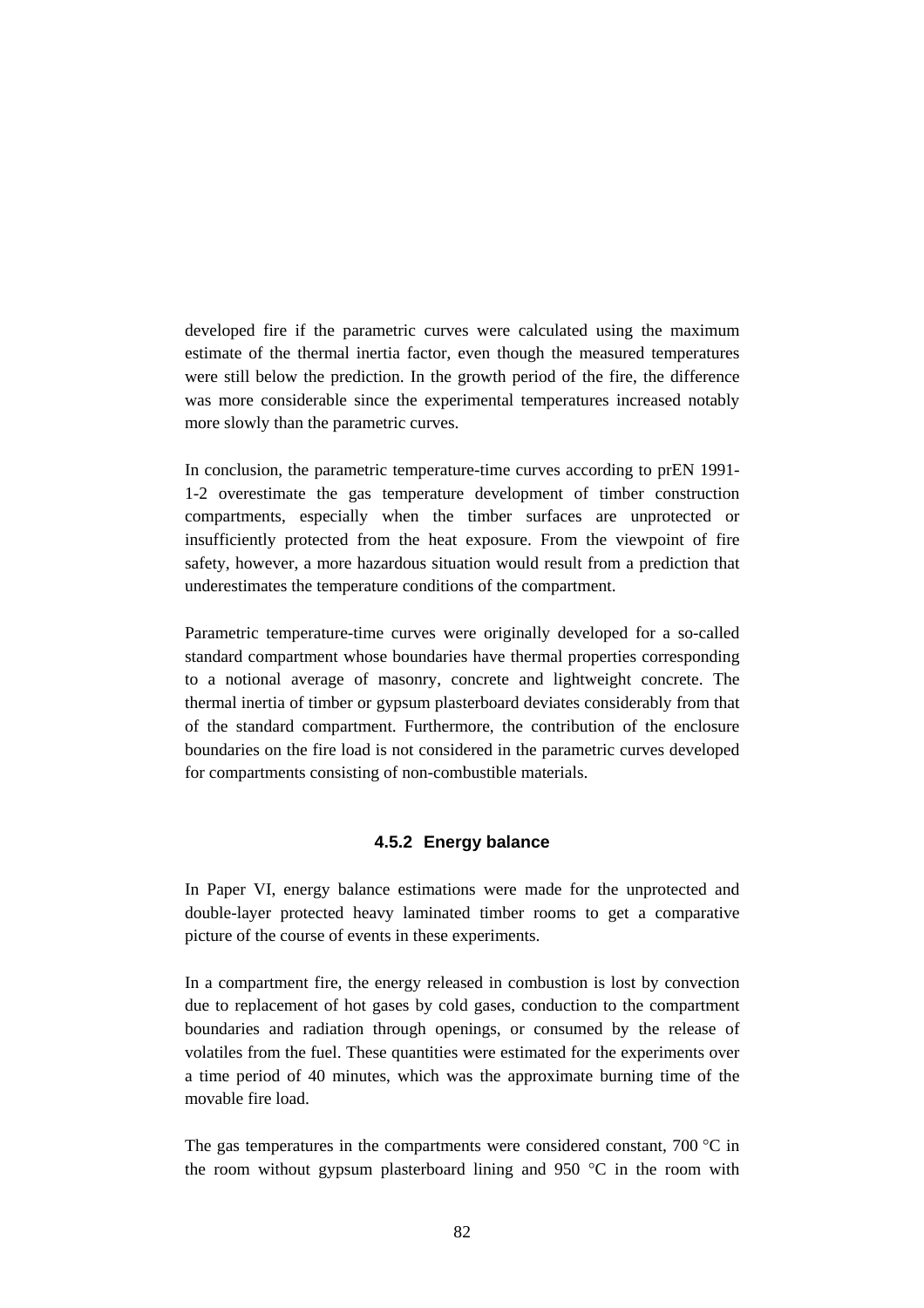developed fire if the parametric curves were calculated using the maximum estimate of the thermal inertia factor, even though the measured temperatures were still below the prediction. In the growth period of the fire, the difference was more considerable since the experimental temperatures increased notably more slowly than the parametric curves.

In conclusion, the parametric temperature-time curves according to prEN 1991-1-2 overestimate the gas temperature development of timber construction compartments, especially when the timber surfaces are unprotected or insufficiently protected from the heat exposure. From the viewpoint of fire safety, however, a more hazardous situation would result from a prediction that underestimates the temperature conditions of the compartment.

Parametric temperature-time curves were originally developed for a so-called standard compartment whose boundaries have thermal properties corresponding to a notional average of masonry, concrete and lightweight concrete. The thermal inertia of timber or gypsum plasterboard deviates considerably from that of the standard compartment. Furthermore, the contribution of the enclosure boundaries on the fire load is not considered in the parametric curves developed for compartments consisting of non-combustible materials.

### 4.5.2 Energy balance

In Paper VI, energy balance estimations were made for the unprotected and double-layer protected heavy laminated timber rooms to get a comparative picture of the course of events in these experiments.

In a compartment fire, the energy released in combustion is lost by convection due to replacement of hot gases by cold gases, conduction to the compartment boundaries and radiation through openings, or consumed by the release of volatiles from the fuel. These quantities were estimated for the experiments over a time period of 40 minutes, which was the approximate burning time of the movable fire load.

The gas temperatures in the compartments were considered constant, 700 °C in the room without gypsum plasterboard lining and 950 °C in the room with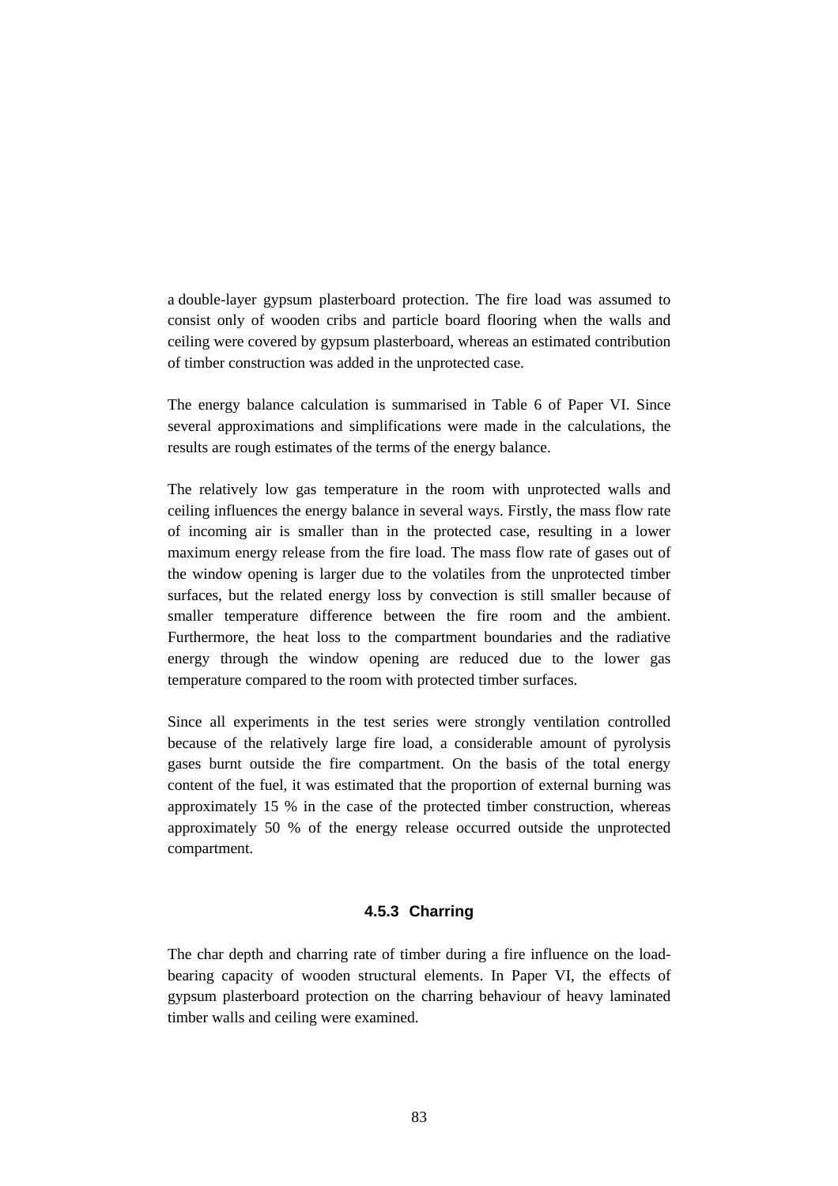a double-layer gypsum plasterboard protection. The fire load was assumed to consist only of wooden cribs and particle board flooring when the walls and ceiling were covered by gypsum plasterboard, whereas an estimated contribution of timber construction was added in the unprotected case.

The energy balance calculation is summarised in Table 6 of Paper VI. Since several approximations and simplifications were made in the calculations, the results are rough estimates of the terms of the energy balance.

The relatively low gas temperature in the room with unprotected walls and ceiling influences the energy balance in several ways. Firstly, the mass flow rate of incoming air is smaller than in the protected case, resulting in a lower maximum energy release from the fire load. The mass flow rate of gases out of the window opening is larger due to the volatiles from the unprotected timber surfaces, but the related energy loss by convection is still smaller because of smaller temperature difference between the fire room and the ambient. Furthermore, the heat loss to the compartment boundaries and the radiative energy through the window opening are reduced due to the lower gas temperature compared to the room with protected timber surfaces.

Since all experiments in the test series were strongly ventilation controlled because of the relatively large fire load, a considerable amount of pyrolysis gases burnt outside the fire compartment. On the basis of the total energy content of the fuel, it was estimated that the proportion of external burning was approximately 15 % in the case of the protected timber construction, whereas approximately 50 % of the energy release occurred outside the unprotected compartment.

### 4.5.3 Charring

The char depth and charring rate of timber during a fire influence on the load-bearing capacity of wooden structural elements. In Paper VI, the effects of gypsum plasterboard protection on the charring behaviour of heavy laminated timber walls and ceiling were examined.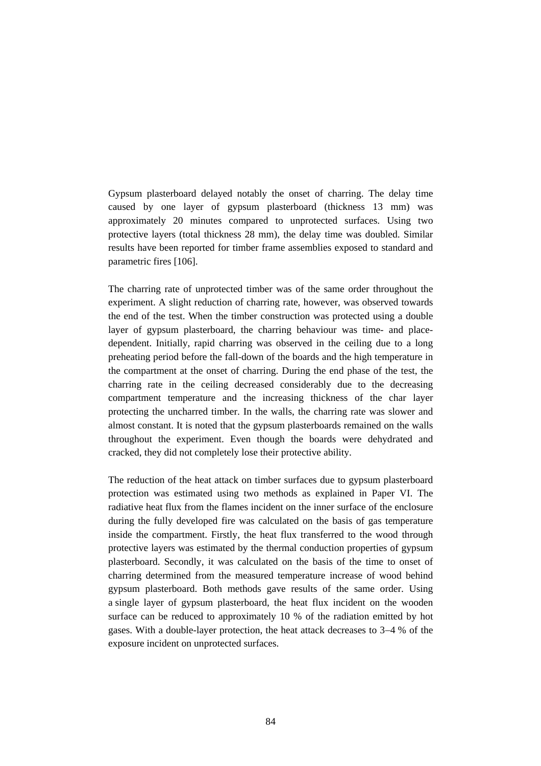Gypsum plasterboard delayed notably the onset of charring. The delay time caused by one layer of gypsum plasterboard (thickness 13 mm) was approximately 20 minutes compared to unprotected surfaces. Using two protective layers (total thickness 28 mm), the delay time was doubled. Similar results have been reported for timber frame assemblies exposed to standard and parametric fires [106].

The charring rate of unprotected timber was of the same order throughout the experiment. A slight reduction of charring rate, however, was observed towards the end of the test. When the timber construction was protected using a double layer of gypsum plasterboard, the charring behaviour was time- and place-dependent. Initially, rapid charring was observed in the ceiling due to a long preheating period before the fall-down of the boards and the high temperature in the compartment at the onset of charring. During the end phase of the test, the charring rate in the ceiling decreased considerably due to the decreasing compartment temperature and the increasing thickness of the char layer protecting the uncharred timber. In the walls, the charring rate was slower and almost constant. It is noted that the gypsum plasterboards remained on the walls throughout the experiment. Even though the boards were dehydrated and cracked, they did not completely lose their protective ability.

The reduction of the heat attack on timber surfaces due to gypsum plasterboard protection was estimated using two methods as explained in Paper VI. The radiative heat flux from the flames incident on the inner surface of the enclosure during the fully developed fire was calculated on the basis of gas temperature inside the compartment. Firstly, the heat flux transferred to the wood through protective layers was estimated by the thermal conduction properties of gypsum plasterboard. Secondly, it was calculated on the basis of the time to onset of charring determined from the measured temperature increase of wood behind gypsum plasterboard. Both methods gave results of the same order. Using a single layer of gypsum plasterboard, the heat flux incident on the wooden surface can be reduced to approximately 10 % of the radiation emitted by hot gases. With a double-layer protection, the heat attack decreases to 3–4 % of the exposure incident on unprotected surfaces.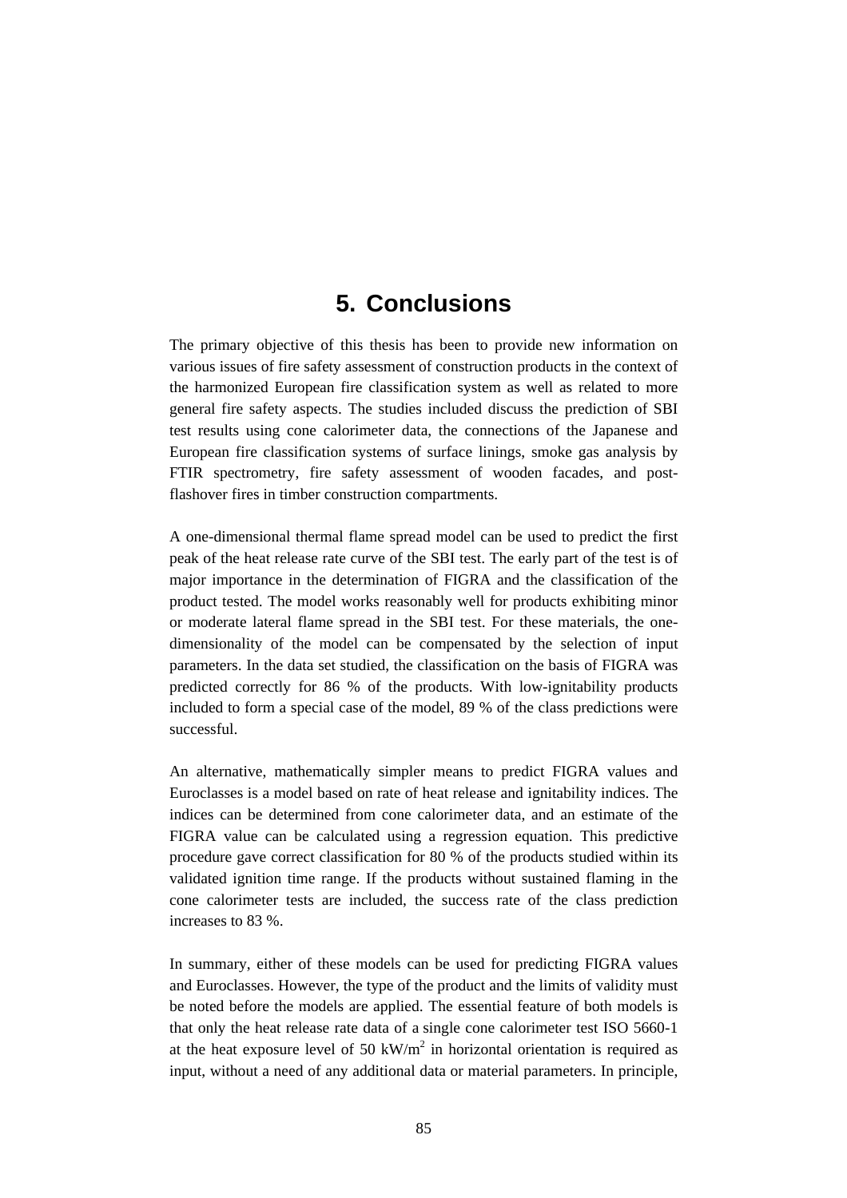# 5. Conclusions

The primary objective of this thesis has been to provide new information on various issues of fire safety assessment of construction products in the context of the harmonized European fire classification system as well as related to more general fire safety aspects. The studies included discuss the prediction of SBI test results using cone calorimeter data, the connections of the Japanese and European fire classification systems of surface linings, smoke gas analysis by FTIR spectrometry, fire safety assessment of wooden facades, and post-flashover fires in timber construction compartments.

A one-dimensional thermal flame spread model can be used to predict the first peak of the heat release rate curve of the SBI test. The early part of the test is of major importance in the determination of FIGRA and the classification of the product tested. The model works reasonably well for products exhibiting minor or moderate lateral flame spread in the SBI test. For these materials, the one-dimensionality of the model can be compensated by the selection of input parameters. In the data set studied, the classification on the basis of FIGRA was predicted correctly for 86 % of the products. With low-ignitability products included to form a special case of the model, 89 % of the class predictions were successful.

An alternative, mathematically simpler means to predict FIGRA values and Euroclasses is a model based on rate of heat release and ignitability indices. The indices can be determined from cone calorimeter data, and an estimate of the FIGRA value can be calculated using a regression equation. This predictive procedure gave correct classification for 80 % of the products studied within its validated ignition time range. If the products without sustained flaming in the cone calorimeter tests are included, the success rate of the class prediction increases to 83 %.

In summary, either of these models can be used for predicting FIGRA values and Euroclasses. However, the type of the product and the limits of validity must be noted before the models are applied. The essential feature of both models is that only the heat release rate data of a single cone calorimeter test ISO 5660-1 at the heat exposure level of 50 $kW/m^2$ in horizontal orientation is required as input, without a need of any additional data or material parameters. In principle,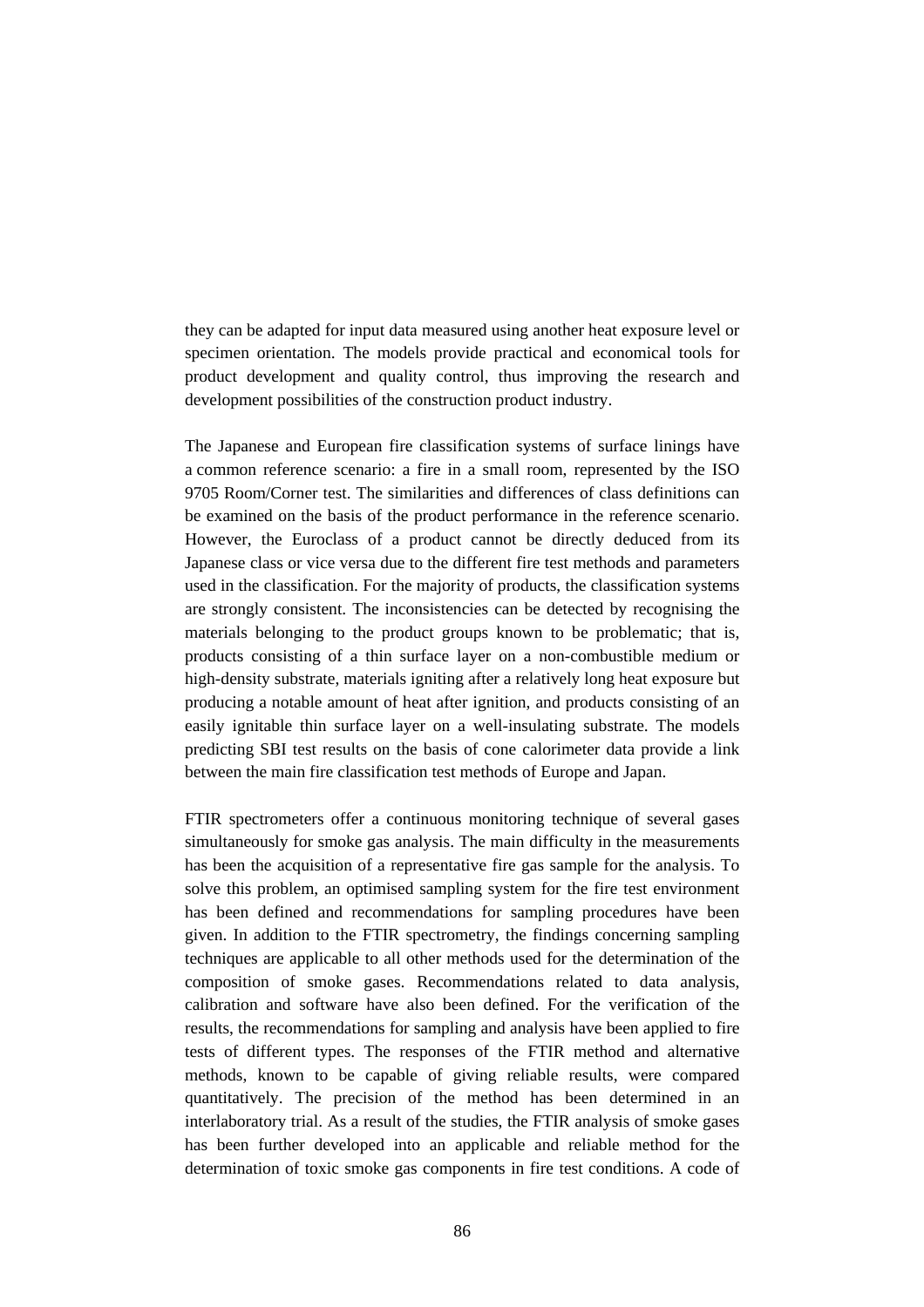they can be adapted for input data measured using another heat exposure level or specimen orientation. The models provide practical and economical tools for product development and quality control, thus improving the research and development possibilities of the construction product industry.

The Japanese and European fire classification systems of surface linings have a common reference scenario: a fire in a small room, represented by the ISO 9705 Room/Corner test. The similarities and differences of class definitions can be examined on the basis of the product performance in the reference scenario. However, the Euroclass of a product cannot be directly deduced from its Japanese class or vice versa due to the different fire test methods and parameters used in the classification. For the majority of products, the classification systems are strongly consistent. The inconsistencies can be detected by recognising the materials belonging to the product groups known to be problematic; that is, products consisting of a thin surface layer on a non-combustible medium or high-density substrate, materials igniting after a relatively long heat exposure but producing a notable amount of heat after ignition, and products consisting of an easily ignitable thin surface layer on a well-insulating substrate. The models predicting SBI test results on the basis of cone calorimeter data provide a link between the main fire classification test methods of Europe and Japan.

FTIR spectrometers offer a continuous monitoring technique of several gases simultaneously for smoke gas analysis. The main difficulty in the measurements has been the acquisition of a representative fire gas sample for the analysis. To solve this problem, an optimised sampling system for the fire test environment has been defined and recommendations for sampling procedures have been given. In addition to the FTIR spectrometry, the findings concerning sampling techniques are applicable to all other methods used for the determination of the composition of smoke gases. Recommendations related to data analysis, calibration and software have also been defined. For the verification of the results, the recommendations for sampling and analysis have been applied to fire tests of different types. The responses of the FTIR method and alternative methods, known to be capable of giving reliable results, were compared quantitatively. The precision of the method has been determined in an interlaboratory trial. As a result of the studies, the FTIR analysis of smoke gases has been further developed into an applicable and reliable method for the determination of toxic smoke gas components in fire test conditions. A code of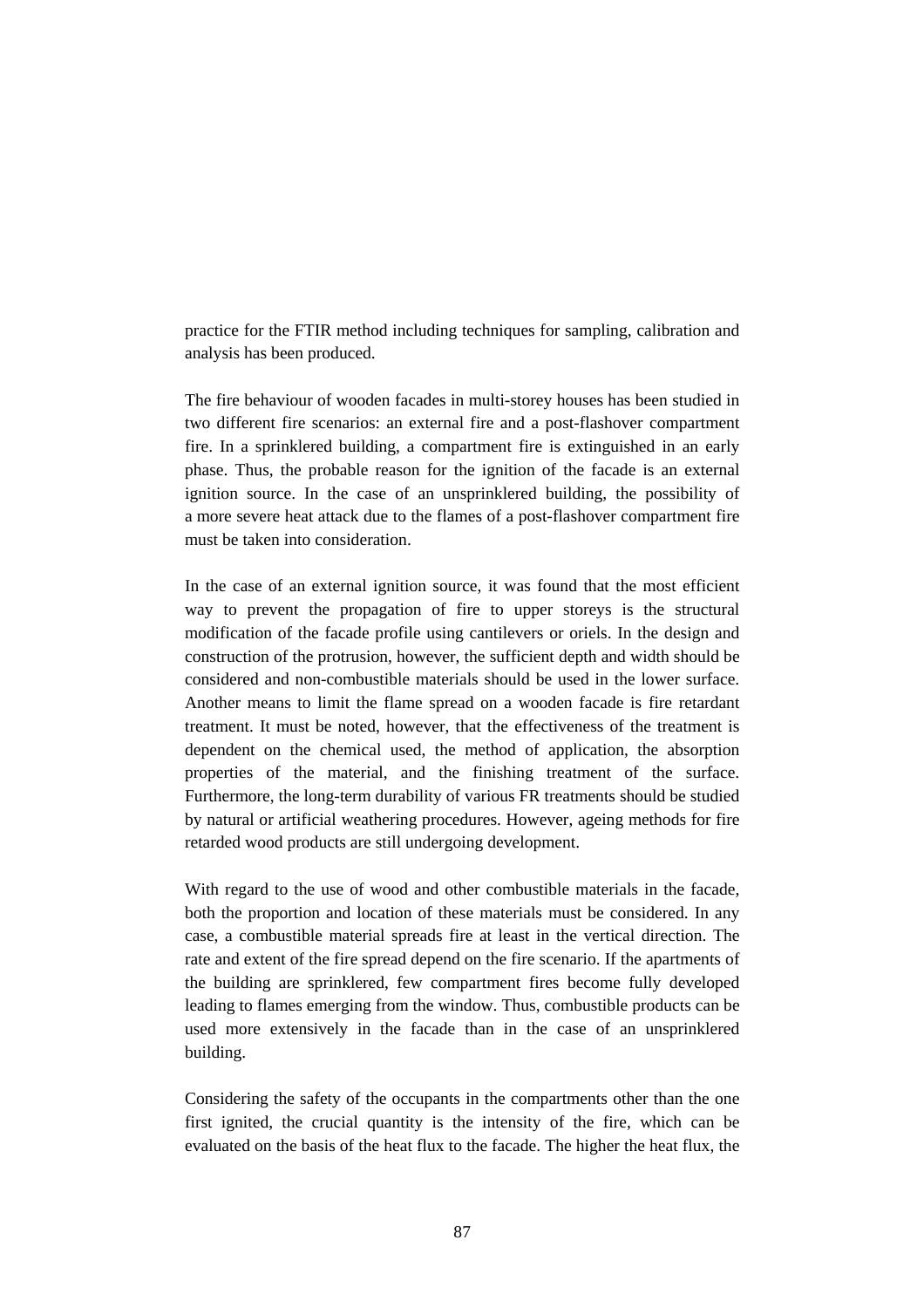practice for the FTIR method including techniques for sampling, calibration and analysis has been produced.

The fire behaviour of wooden facades in multi-storey houses has been studied in two different fire scenarios: an external fire and a post-flashover compartment fire. In a sprinklered building, a compartment fire is extinguished in an early phase. Thus, the probable reason for the ignition of the facade is an external ignition source. In the case of an unsprinklered building, the possibility of a more severe heat attack due to the flames of a post-flashover compartment fire must be taken into consideration.

In the case of an external ignition source, it was found that the most efficient way to prevent the propagation of fire to upper storeys is the structural modification of the facade profile using cantilevers or oriels. In the design and construction of the protrusion, however, the sufficient depth and width should be considered and non-combustible materials should be used in the lower surface. Another means to limit the flame spread on a wooden facade is fire retardant treatment. It must be noted, however, that the effectiveness of the treatment is dependent on the chemical used, the method of application, the absorption properties of the material, and the finishing treatment of the surface. Furthermore, the long-term durability of various FR treatments should be studied by natural or artificial weathering procedures. However, ageing methods for fire retarded wood products are still undergoing development.

With regard to the use of wood and other combustible materials in the facade, both the proportion and location of these materials must be considered. In any case, a combustible material spreads fire at least in the vertical direction. The rate and extent of the fire spread depend on the fire scenario. If the apartments of the building are sprinklered, few compartment fires become fully developed leading to flames emerging from the window. Thus, combustible products can be used more extensively in the facade than in the case of an unsprinklered building.

Considering the safety of the occupants in the compartments other than the one first ignited, the crucial quantity is the intensity of the fire, which can be evaluated on the basis of the heat flux to the facade. The higher the heat flux, the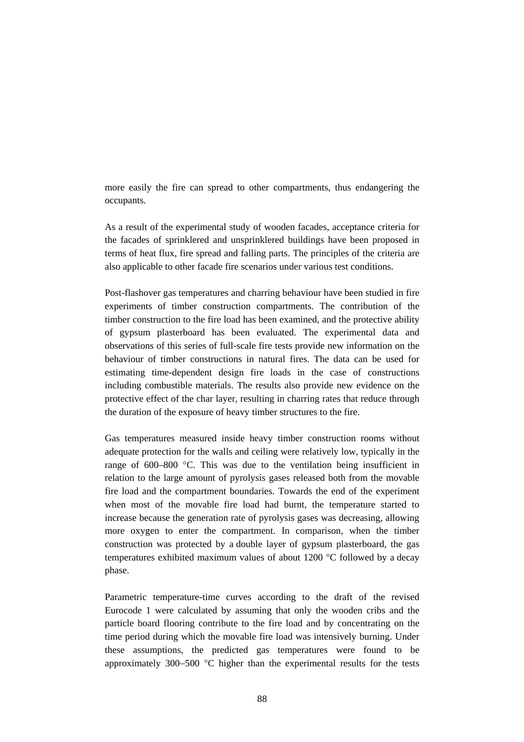more easily the fire can spread to other compartments, thus endangering the occupants.

As a result of the experimental study of wooden facades, acceptance criteria for the facades of sprinklered and unsprinklered buildings have been proposed in terms of heat flux, fire spread and falling parts. The principles of the criteria are also applicable to other facade fire scenarios under various test conditions.

Post-flashover gas temperatures and charring behaviour have been studied in fire experiments of timber construction compartments. The contribution of the timber construction to the fire load has been examined, and the protective ability of gypsum plasterboard has been evaluated. The experimental data and observations of this series of full-scale fire tests provide new information on the behaviour of timber constructions in natural fires. The data can be used for estimating time-dependent design fire loads in the case of constructions including combustible materials. The results also provide new evidence on the protective effect of the char layer, resulting in charring rates that reduce through the duration of the exposure of heavy timber structures to the fire.

Gas temperatures measured inside heavy timber construction rooms without adequate protection for the walls and ceiling were relatively low, typically in the range of 600–800 °C. This was due to the ventilation being insufficient in relation to the large amount of pyrolysis gases released both from the movable fire load and the compartment boundaries. Towards the end of the experiment when most of the movable fire load had burnt, the temperature started to increase because the generation rate of pyrolysis gases was decreasing, allowing more oxygen to enter the compartment. In comparison, when the timber construction was protected by a double layer of gypsum plasterboard, the gas temperatures exhibited maximum values of about 1200 °C followed by a decay phase.

Parametric temperature-time curves according to the draft of the revised Eurocode 1 were calculated by assuming that only the wooden cribs and the particle board flooring contribute to the fire load and by concentrating on the time period during which the movable fire load was intensively burning. Under these assumptions, the predicted gas temperatures were found to be approximately 300–500 °C higher than the experimental results for the tests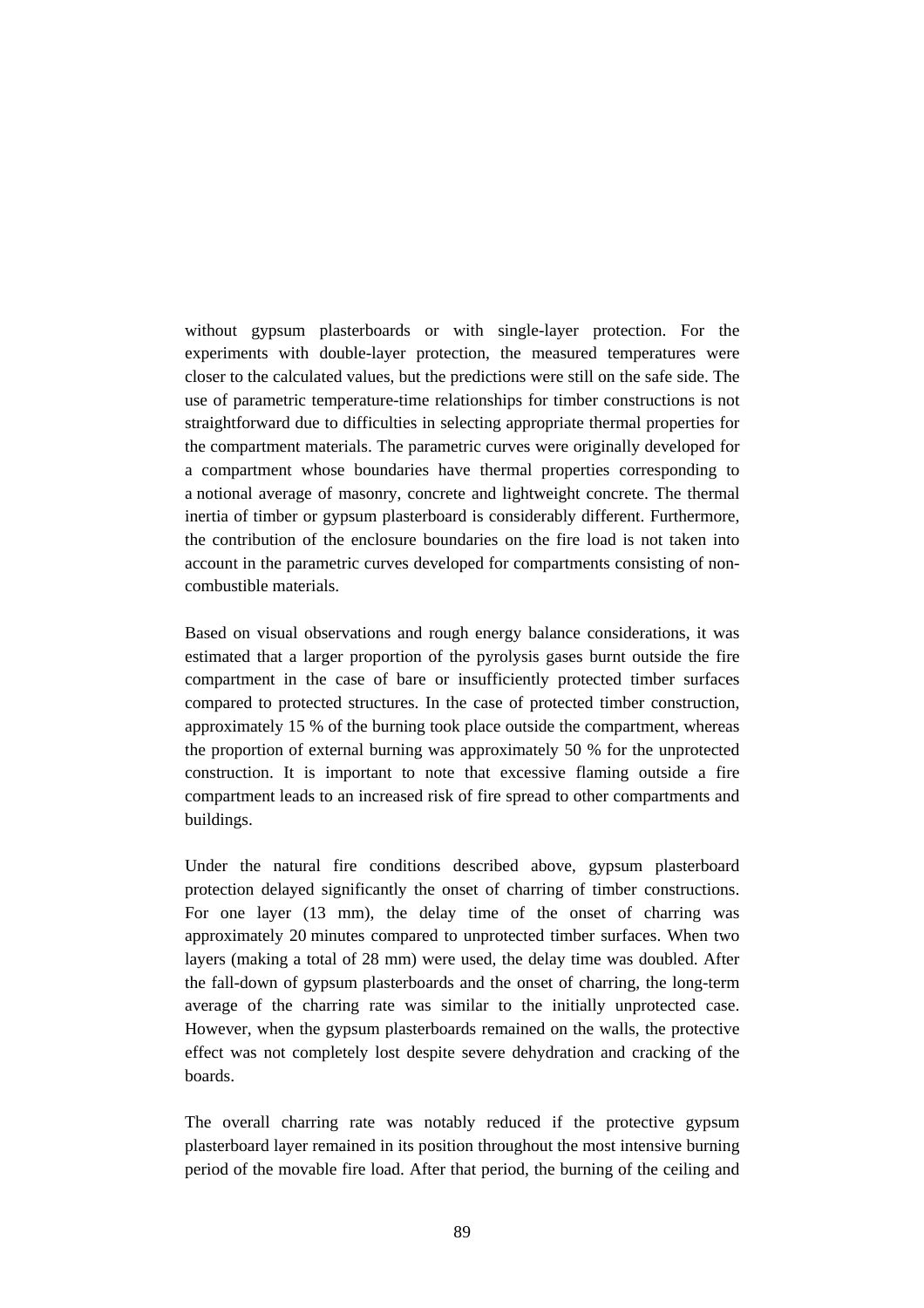without gypsum plasterboards or with single-layer protection. For the experiments with double-layer protection, the measured temperatures were closer to the calculated values, but the predictions were still on the safe side. The use of parametric temperature-time relationships for timber constructions is not straightforward due to difficulties in selecting appropriate thermal properties for the compartment materials. The parametric curves were originally developed for a compartment whose boundaries have thermal properties corresponding to a notional average of masonry, concrete and lightweight concrete. The thermal inertia of timber or gypsum plasterboard is considerably different. Furthermore, the contribution of the enclosure boundaries on the fire load is not taken into account in the parametric curves developed for compartments consisting of non-combustible materials.

Based on visual observations and rough energy balance considerations, it was estimated that a larger proportion of the pyrolysis gases burnt outside the fire compartment in the case of bare or insufficiently protected timber surfaces compared to protected structures. In the case of protected timber construction, approximately 15 % of the burning took place outside the compartment, whereas the proportion of external burning was approximately 50 % for the unprotected construction. It is important to note that excessive flaming outside a fire compartment leads to an increased risk of fire spread to other compartments and buildings.

Under the natural fire conditions described above, gypsum plasterboard protection delayed significantly the onset of charring of timber constructions. For one layer (13 mm), the delay time of the onset of charring was approximately 20 minutes compared to unprotected timber surfaces. When two layers (making a total of 28 mm) were used, the delay time was doubled. After the fall-down of gypsum plasterboards and the onset of charring, the long-term average of the charring rate was similar to the initially unprotected case. However, when the gypsum plasterboards remained on the walls, the protective effect was not completely lost despite severe dehydration and cracking of the boards.

The overall charring rate was notably reduced if the protective gypsum plasterboard layer remained in its position throughout the most intensive burning period of the movable fire load. After that period, the burning of the ceiling and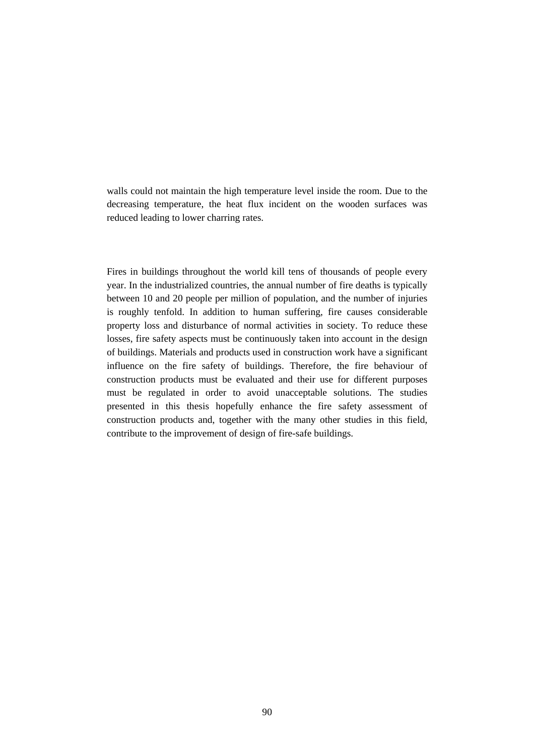walls could not maintain the high temperature level inside the room. Due to the decreasing temperature, the heat flux incident on the wooden surfaces was reduced leading to lower charring rates.

Fires in buildings throughout the world kill tens of thousands of people every year. In the industrialized countries, the annual number of fire deaths is typically between 10 and 20 people per million of population, and the number of injuries is roughly tenfold. In addition to human suffering, fire causes considerable property loss and disturbance of normal activities in society. To reduce these losses, fire safety aspects must be continuously taken into account in the design of buildings. Materials and products used in construction work have a significant influence on the fire safety of buildings. Therefore, the fire behaviour of construction products must be evaluated and their use for different purposes must be regulated in order to avoid unacceptable solutions. The studies presented in this thesis hopefully enhance the fire safety assessment of construction products and, together with the many other studies in this field, contribute to the improvement of design of fire-safe buildings.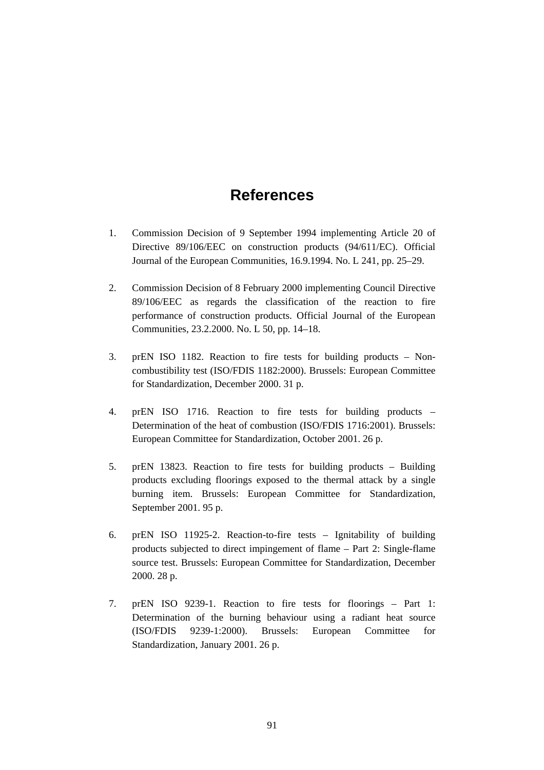# References

1. Commission Decision of 9 September 1994 implementing Article 20 of Directive 89/106/EEC on construction products (94/611/EC). Official Journal of the European Communities, 16.9.1994. No. L 241, pp. 25–29.

2. Commission Decision of 8 February 2000 implementing Council Directive 89/106/EEC as regards the classification of the reaction to fire performance of construction products. Official Journal of the European Communities, 23.2.2000. No. L 50, pp. 14–18.

3. prEN ISO 1182. Reaction to fire tests for building products – Non-combustibility test (ISO/FDIS 1182:2000). Brussels: European Committee for Standardization, December 2000. 31 p.

4. prEN ISO 1716. Reaction to fire tests for building products – Determination of the heat of combustion (ISO/FDIS 1716:2001). Brussels: European Committee for Standardization, October 2001. 26 p.

5. prEN 13823. Reaction to fire tests for building products – Building products excluding floorings exposed to the thermal attack by a single burning item. Brussels: European Committee for Standardization, September 2001. 95 p.

6. prEN ISO 11925-2. Reaction-to-fire tests – Ignitability of building products subjected to direct impingement of flame – Part 2: Single-flame source test. Brussels: European Committee for Standardization, December 2000. 28 p.

7. prEN ISO 9239-1. Reaction to fire tests for floorings – Part 1: Determination of the burning behaviour using a radiant heat source (ISO/FDIS 9239-1:2000). Brussels: European Committee for Standardization, January 2001. 26 p.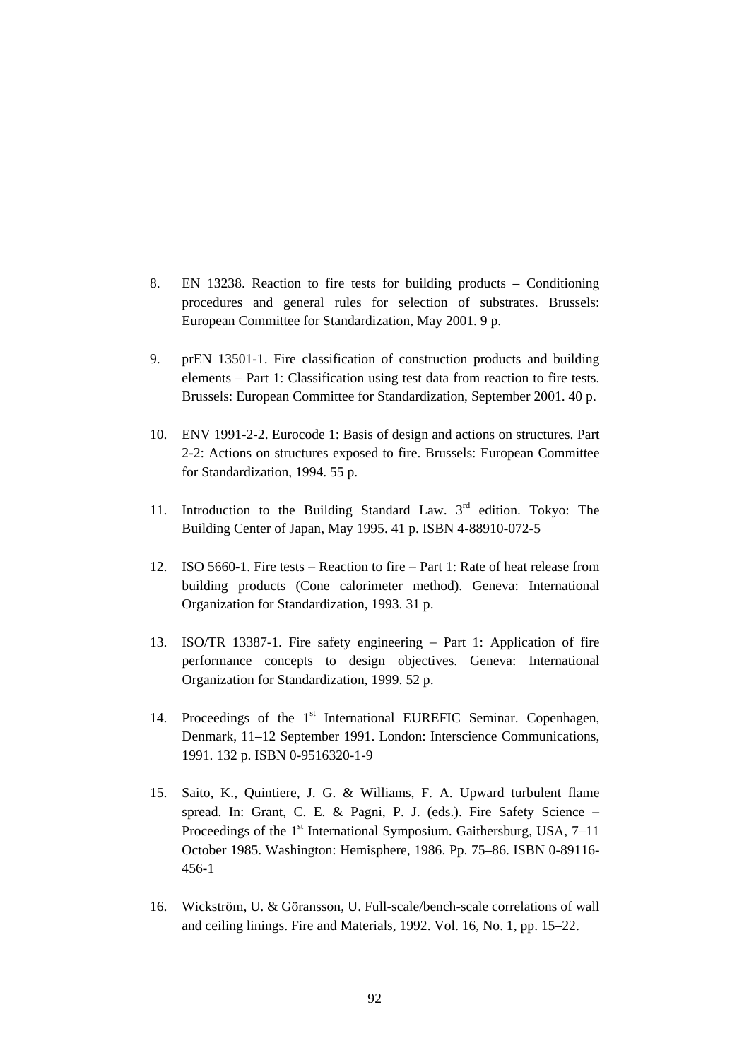8. EN 13238. Reaction to fire tests for building products – Conditioning procedures and general rules for selection of substrates. Brussels: European Committee for Standardization, May 2001. 9 p.

9. prEN 13501-1. Fire classification of construction products and building elements – Part 1: Classification using test data from reaction to fire tests. Brussels: European Committee for Standardization, September 2001. 40 p.

10. ENV 1991-2-2. Eurocode 1: Basis of design and actions on structures. Part 2-2: Actions on structures exposed to fire. Brussels: European Committee for Standardization, 1994. 55 p.

11. Introduction to the Building Standard Law. 3rd edition. Tokyo: The Building Center of Japan, May 1995. 41 p. ISBN 4-88910-072-5

12. ISO 5660-1. Fire tests – Reaction to fire – Part 1: Rate of heat release from building products (Cone calorimeter method). Geneva: International Organization for Standardization, 1993. 31 p.

13. ISO/TR 13387-1. Fire safety engineering – Part 1: Application of fire performance concepts to design objectives. Geneva: International Organization for Standardization, 1999. 52 p.

14. Proceedings of the 1st International EUREFIC Seminar. Copenhagen, Denmark, 11–12 September 1991. London: Interscience Communications, 1991. 132 p. ISBN 0-9516320-1-9

15. Saito, K., Quintiere, J. G. & Williams, F. A. Upward turbulent flame spread. In: Grant, C. E. & Pagni, P. J. (eds.). Fire Safety Science – Proceedings of the 1st International Symposium. Gaithersburg, USA, 7–11 October 1985. Washington: Hemisphere, 1986. Pp. 75–86. ISBN 0-89116-456-1

16. Wickström, U. & Göransson, U. Full-scale/bench-scale correlations of wall and ceiling linings. Fire and Materials, 1992. Vol. 16, No. 1, pp. 15–22.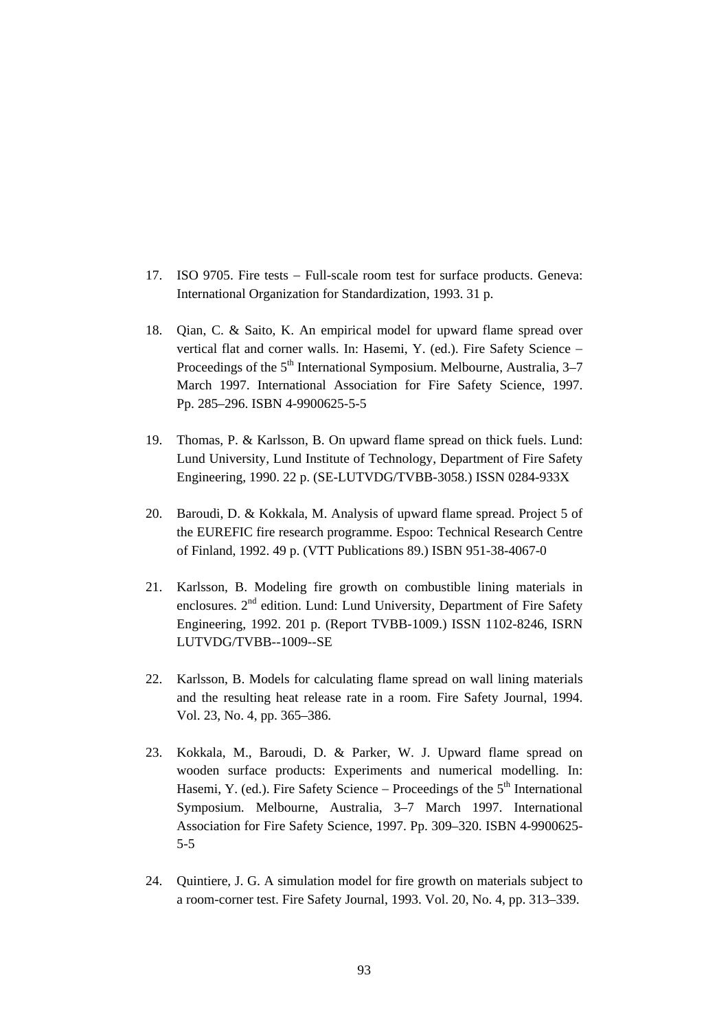17. ISO 9705. Fire tests – Full-scale room test for surface products. Geneva: International Organization for Standardization, 1993. 31 p.

18. Qian, C. & Saito, K. An empirical model for upward flame spread over vertical flat and corner walls. In: Hasemi, Y. (ed.). Fire Safety Science – Proceedings of the 5th International Symposium. Melbourne, Australia, 3–7 March 1997. International Association for Fire Safety Science, 1997. Pp. 285–296. ISBN 4-9900625-5-5

19. Thomas, P. & Karlsson, B. On upward flame spread on thick fuels. Lund: Lund University, Lund Institute of Technology, Department of Fire Safety Engineering, 1990. 22 p. (SE-LUTVDG/TVBB-3058.) ISSN 0284-933X

20. Baroudi, D. & Kokkala, M. Analysis of upward flame spread. Project 5 of the EUREFIC fire research programme. Espoo: Technical Research Centre of Finland, 1992. 49 p. (VTT Publications 89.) ISBN 951-38-4067-0

21. Karlsson, B. Modeling fire growth on combustible lining materials in enclosures. 2nd edition. Lund: Lund University, Department of Fire Safety Engineering, 1992. 201 p. (Report TVBB-1009.) ISSN 1102-8246, ISRN LUTVDG/TVBB--1009--SE

22. Karlsson, B. Models for calculating flame spread on wall lining materials and the resulting heat release rate in a room. Fire Safety Journal, 1994. Vol. 23, No. 4, pp. 365–386.

23. Kokkala, M., Baroudi, D. & Parker, W. J. Upward flame spread on wooden surface products: Experiments and numerical modelling. In: Hasemi, Y. (ed.). Fire Safety Science – Proceedings of the 5th International Symposium. Melbourne, Australia, 3–7 March 1997. International Association for Fire Safety Science, 1997. Pp. 309–320. ISBN 4-9900625-5-5

24. Quintiere, J. G. A simulation model for fire growth on materials subject to a room-corner test. Fire Safety Journal, 1993. Vol. 20, No. 4, pp. 313–339.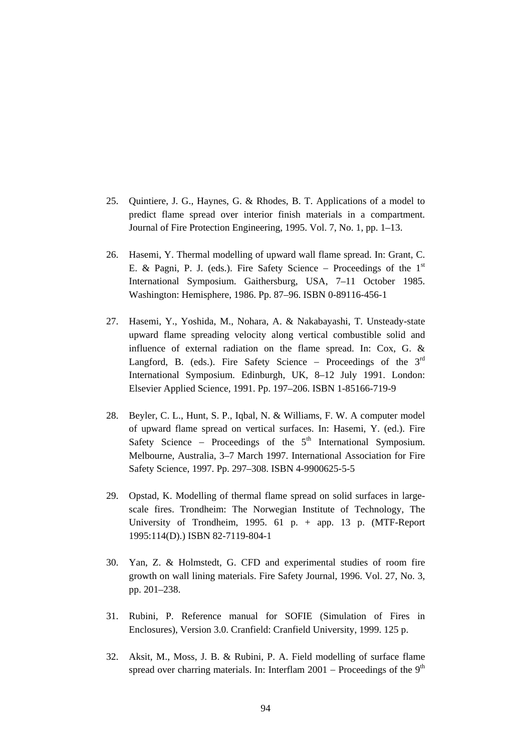25. Quintiere, J. G., Haynes, G. & Rhodes, B. T. Applications of a model to predict flame spread over interior finish materials in a compartment. Journal of Fire Protection Engineering, 1995. Vol. 7, No. 1, pp. 1–13.

26. Hasemi, Y. Thermal modelling of upward wall flame spread. In: Grant, C. E. & Pagni, P. J. (eds.). Fire Safety Science – Proceedings of the 1st International Symposium. Gaithersburg, USA, 7–11 October 1985. Washington: Hemisphere, 1986. Pp. 87–96. ISBN 0-89116-456-1

27. Hasemi, Y., Yoshida, M., Nohara, A. & Nakabayashi, T. Unsteady-state upward flame spreading velocity along vertical combustible solid and influence of external radiation on the flame spread. In: Cox, G. & Langford, B. (eds.). Fire Safety Science – Proceedings of the 3rd International Symposium. Edinburgh, UK, 8–12 July 1991. London: Elsevier Applied Science, 1991. Pp. 197–206. ISBN 1-85166-719-9

28. Beyler, C. L., Hunt, S. P., Iqbal, N. & Williams, F. W. A computer model of upward flame spread on vertical surfaces. In: Hasemi, Y. (ed.). Fire Safety Science – Proceedings of the 5th International Symposium. Melbourne, Australia, 3–7 March 1997. International Association for Fire Safety Science, 1997. Pp. 297–308. ISBN 4-9900625-5-5

29. Opstad, K. Modelling of thermal flame spread on solid surfaces in large-scale fires. Trondheim: The Norwegian Institute of Technology, The University of Trondheim, 1995. 61 p. + app. 13 p. (MTF-Report 1995:114(D).) ISBN 82-7119-804-1

30. Yan, Z. & Holmstedt, G. CFD and experimental studies of room fire growth on wall lining materials. Fire Safety Journal, 1996. Vol. 27, No. 3, pp. 201–238.

31. Rubini, P. Reference manual for SOFIE (Simulation of Fires in Enclosures), Version 3.0. Cranfield: Cranfield University, 1999. 125 p.

32. Aksit, M., Moss, J. B. & Rubini, P. A. Field modelling of surface flame spread over charring materials. In: Interflam 2001 – Proceedings of the 9th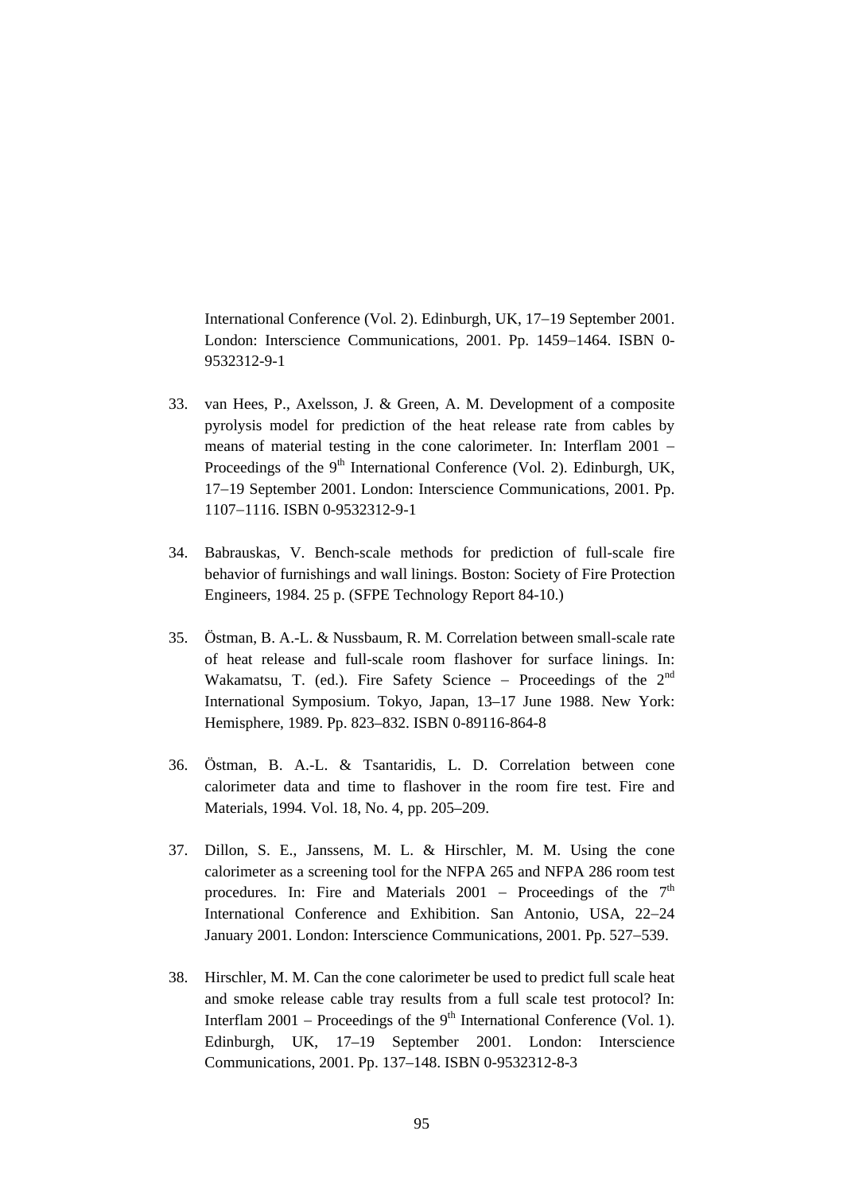International Conference (Vol. 2). Edinburgh, UK, 17–19 September 2001. London: Interscience Communications, 2001. Pp. 1459–1464. ISBN 0-9532312-9-1

33. van Hees, P., Axelsson, J. & Green, A. M. Development of a composite pyrolysis model for prediction of the heat release rate from cables by means of material testing in the cone calorimeter. In: Interflam 2001 – Proceedings of the 9th International Conference (Vol. 2). Edinburgh, UK, 17–19 September 2001. London: Interscience Communications, 2001. Pp. 1107–1116. ISBN 0-9532312-9-1

34. Babrauskas, V. Bench-scale methods for prediction of full-scale fire behavior of furnishings and wall linings. Boston: Society of Fire Protection Engineers, 1984. 25 p. (SFPE Technology Report 84-10.)

35. Östman, B. A.-L. & Nussbaum, R. M. Correlation between small-scale rate of heat release and full-scale room flashover for surface linings. In: Wakamatsu, T. (ed.). Fire Safety Science – Proceedings of the 2nd International Symposium. Tokyo, Japan, 13–17 June 1988. New York: Hemisphere, 1989. Pp. 823–832. ISBN 0-89116-864-8

36. Östman, B. A.-L. & Tsantaridis, L. D. Correlation between cone calorimeter data and time to flashover in the room fire test. Fire and Materials, 1994. Vol. 18, No. 4, pp. 205–209.

37. Dillon, S. E., Janssens, M. L. & Hirschler, M. M. Using the cone calorimeter as a screening tool for the NFPA 265 and NFPA 286 room test procedures. In: Fire and Materials 2001 – Proceedings of the 7th International Conference and Exhibition. San Antonio, USA, 22–24 January 2001. London: Interscience Communications, 2001. Pp. 527–539.

38. Hirschler, M. M. Can the cone calorimeter be used to predict full scale heat and smoke release cable tray results from a full scale test protocol? In: Interflam 2001 – Proceedings of the 9th International Conference (Vol. 1). Edinburgh, UK, 17–19 September 2001. London: Interscience Communications, 2001. Pp. 137–148. ISBN 0-9532312-8-3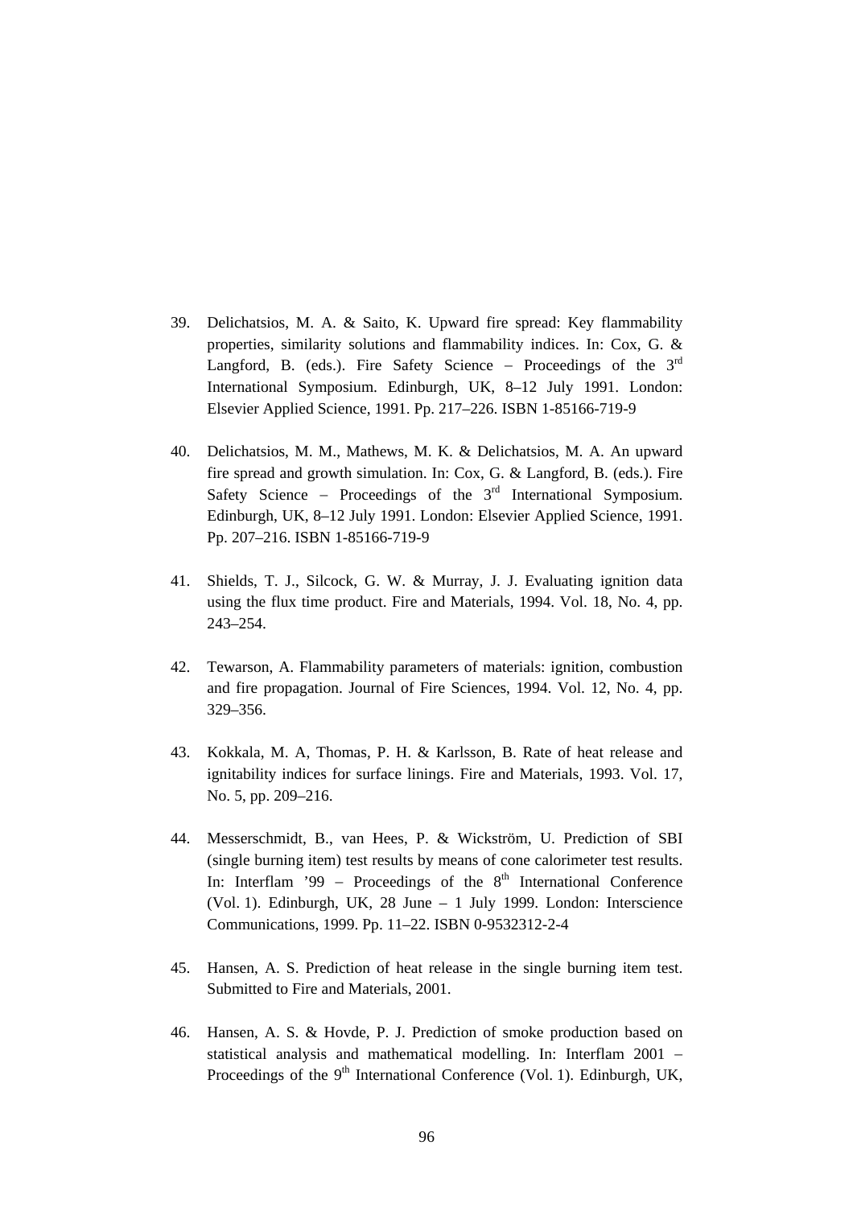39. Delichatsios, M. A. & Saito, K. Upward fire spread: Key flammability properties, similarity solutions and flammability indices. In: Cox, G. & Langford, B. (eds.). Fire Safety Science – Proceedings of the 3rd International Symposium. Edinburgh, UK, 8–12 July 1991. London: Elsevier Applied Science, 1991. Pp. 217–226. ISBN 1-85166-719-9

40. Delichatsios, M. M., Mathews, M. K. & Delichatsios, M. A. An upward fire spread and growth simulation. In: Cox, G. & Langford, B. (eds.). Fire Safety Science – Proceedings of the 3rd International Symposium. Edinburgh, UK, 8–12 July 1991. London: Elsevier Applied Science, 1991. Pp. 207–216. ISBN 1-85166-719-9

41. Shields, T. J., Silcock, G. W. & Murray, J. J. Evaluating ignition data using the flux time product. Fire and Materials, 1994. Vol. 18, No. 4, pp. 243–254.

42. Tewarson, A. Flammability parameters of materials: ignition, combustion and fire propagation. Journal of Fire Sciences, 1994. Vol. 12, No. 4, pp. 329–356.

43. Kokkala, M. A, Thomas, P. H. & Karlsson, B. Rate of heat release and ignitability indices for surface linings. Fire and Materials, 1993. Vol. 17, No. 5, pp. 209–216.

44. Messerschmidt, B., van Hees, P. & Wickström, U. Prediction of SBI (single burning item) test results by means of cone calorimeter test results. In: Interflam '99 – Proceedings of the 8th International Conference (Vol. 1). Edinburgh, UK, 28 June – 1 July 1999. London: Interscience Communications, 1999. Pp. 11–22. ISBN 0-9532312-2-4

45. Hansen, A. S. Prediction of heat release in the single burning item test. Submitted to Fire and Materials, 2001.

46. Hansen, A. S. & Hovde, P. J. Prediction of smoke production based on statistical analysis and mathematical modelling. In: Interflam 2001 – Proceedings of the 9th International Conference (Vol. 1). Edinburgh, UK,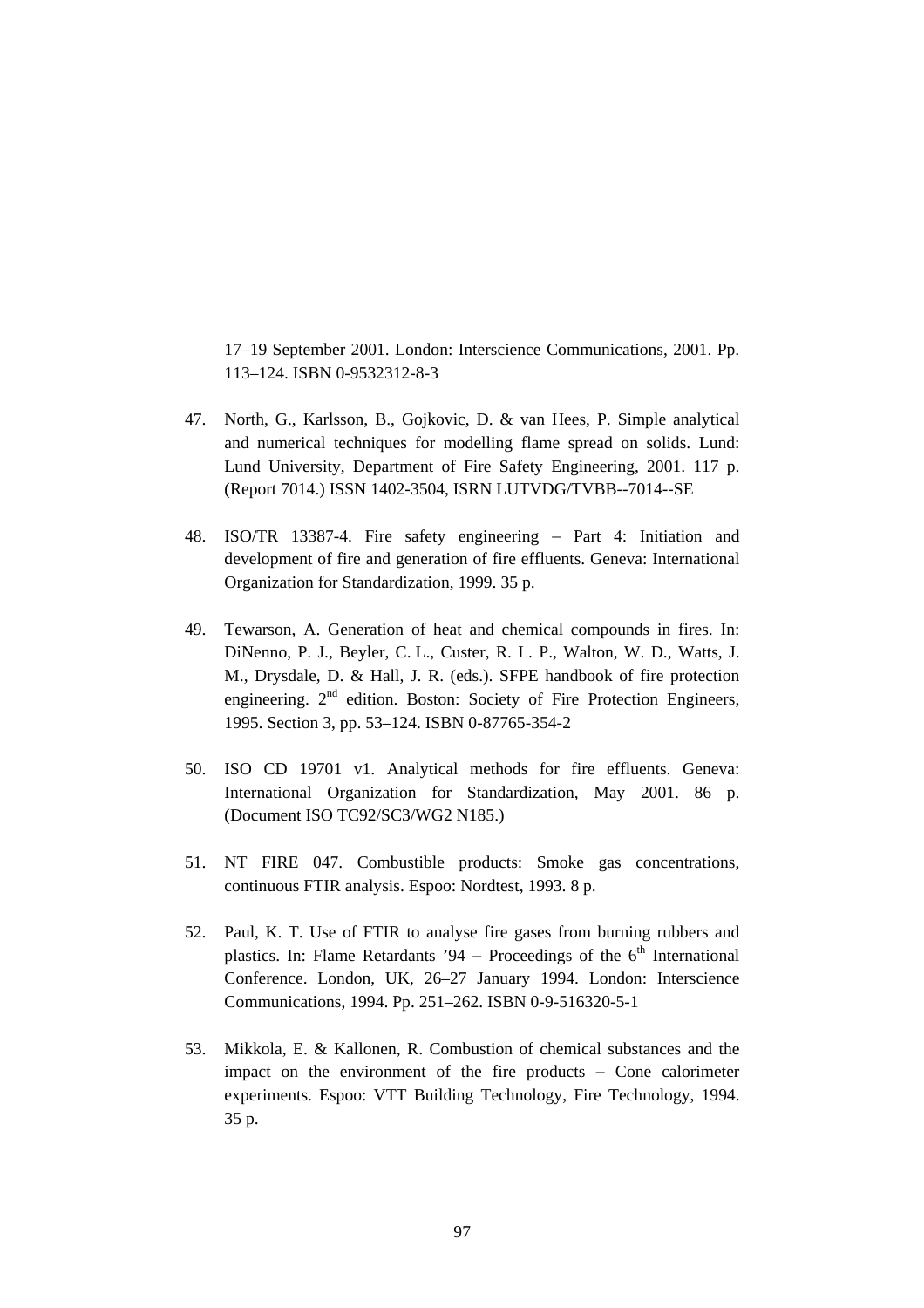17–19 September 2001. London: Interscience Communications, 2001. Pp. 113–124. ISBN 0-9532312-8-3

47. North, G., Karlsson, B., Gojkovic, D. & van Hees, P. Simple analytical and numerical techniques for modelling flame spread on solids. Lund: Lund University, Department of Fire Safety Engineering, 2001. 117 p. (Report 7014.) ISSN 1402-3504, ISRN LUTVDG/TVBB--7014--SE

48. ISO/TR 13387-4. Fire safety engineering – Part 4: Initiation and development of fire and generation of fire effluents. Geneva: International Organization for Standardization, 1999. 35 p.

49. Tewarson, A. Generation of heat and chemical compounds in fires. In: DiNenno, P. J., Beyler, C. L., Custer, R. L. P., Walton, W. D., Watts, J. M., Drysdale, D. & Hall, J. R. (eds.). SFPE handbook of fire protection engineering. 2nd edition. Boston: Society of Fire Protection Engineers, 1995. Section 3, pp. 53–124. ISBN 0-87765-354-2

50. ISO CD 19701 v1. Analytical methods for fire effluents. Geneva: International Organization for Standardization, May 2001. 86 p. (Document ISO TC92/SC3/WG2 N185.)

51. NT FIRE 047. Combustible products: Smoke gas concentrations, continuous FTIR analysis. Espoo: Nordtest, 1993. 8 p.

52. Paul, K. T. Use of FTIR to analyse fire gases from burning rubbers and plastics. In: Flame Retardants '94 – Proceedings of the 6th International Conference. London, UK, 26–27 January 1994. London: Interscience Communications, 1994. Pp. 251–262. ISBN 0-9-516320-5-1

53. Mikkola, E. & Kallonen, R. Combustion of chemical substances and the impact on the environment of the fire products – Cone calorimeter experiments. Espoo: VTT Building Technology, Fire Technology, 1994. 35 p.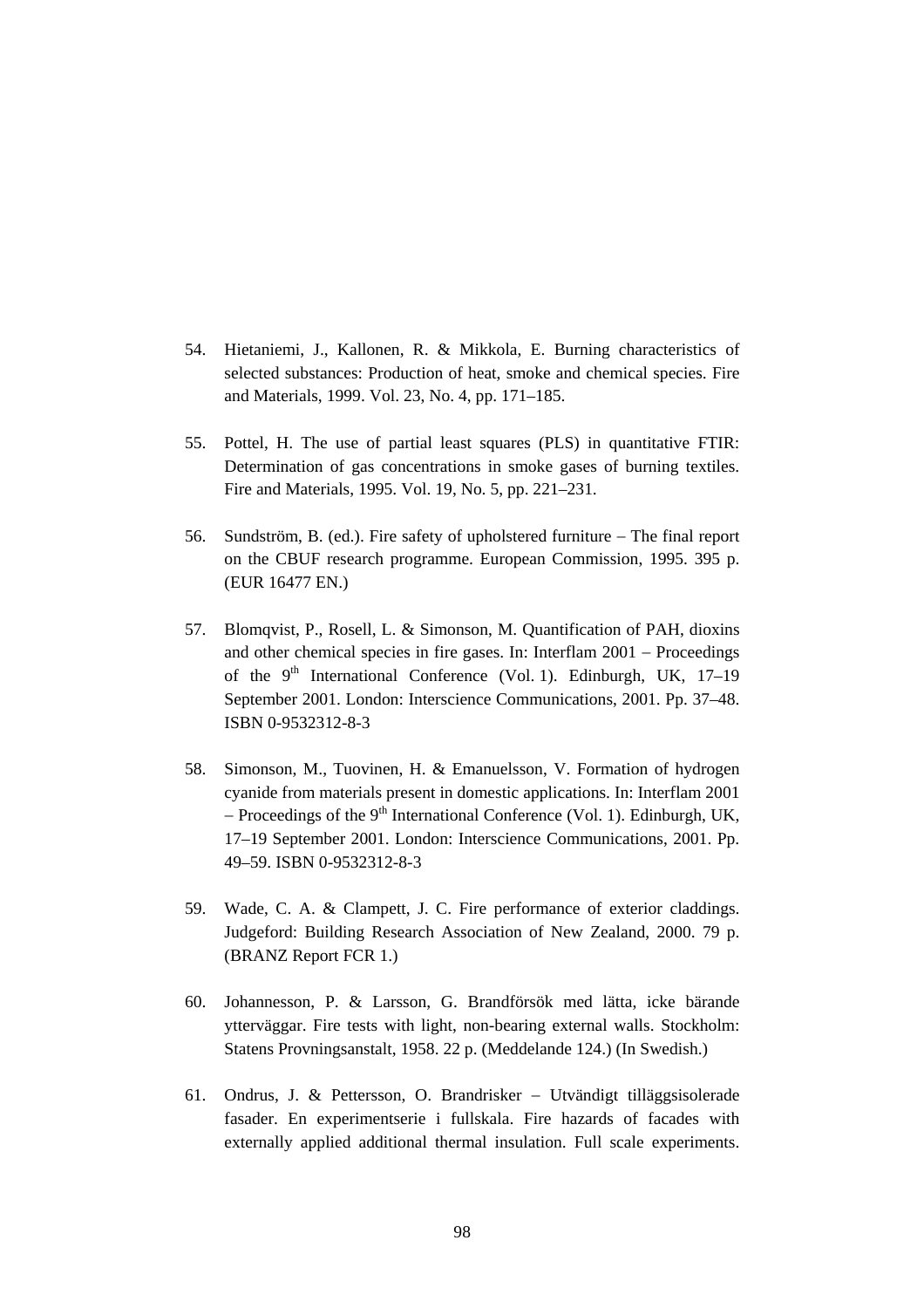54. Hietaniemi, J., Kallonen, R. & Mikkola, E. Burning characteristics of selected substances: Production of heat, smoke and chemical species. Fire and Materials, 1999. Vol. 23, No. 4, pp. 171–185.

55. Pottel, H. The use of partial least squares (PLS) in quantitative FTIR: Determination of gas concentrations in smoke gases of burning textiles. Fire and Materials, 1995. Vol. 19, No. 5, pp. 221–231.

56. Sundström, B. (ed.). Fire safety of upholstered furniture – The final report on the CBUF research programme. European Commission, 1995. 395 p. (EUR 16477 EN.)

57. Blomqvist, P., Rosell, L. & Simonson, M. Quantification of PAH, dioxins and other chemical species in fire gases. In: Interflam 2001 – Proceedings of the 9th International Conference (Vol. 1). Edinburgh, UK, 17–19 September 2001. London: Interscience Communications, 2001. Pp. 37–48. ISBN 0-9532312-8-3

58. Simonson, M., Tuovinen, H. & Emanuelsson, V. Formation of hydrogen cyanide from materials present in domestic applications. In: Interflam 2001 – Proceedings of the 9th International Conference (Vol. 1). Edinburgh, UK, 17–19 September 2001. London: Interscience Communications, 2001. Pp. 49–59. ISBN 0-9532312-8-3

59. Wade, C. A. & Clampett, J. C. Fire performance of exterior claddings. Judgeford: Building Research Association of New Zealand, 2000. 79 p. (BRANZ Report FCR 1.)

60. Johannesson, P. & Larsson, G. Brandförsök med lätta, icke bärande ytterväggar. Fire tests with light, non-bearing external walls. Stockholm: Statens Provningsanstalt, 1958. 22 p. (Meddelande 124.) (In Swedish.)

61. Ondrus, J. & Pettersson, O. Brandrisker – Utvändigt tilläggsisolerade fasader. En experimentserie i fullskala. Fire hazards of facades with externally applied additional thermal insulation. Full scale experiments.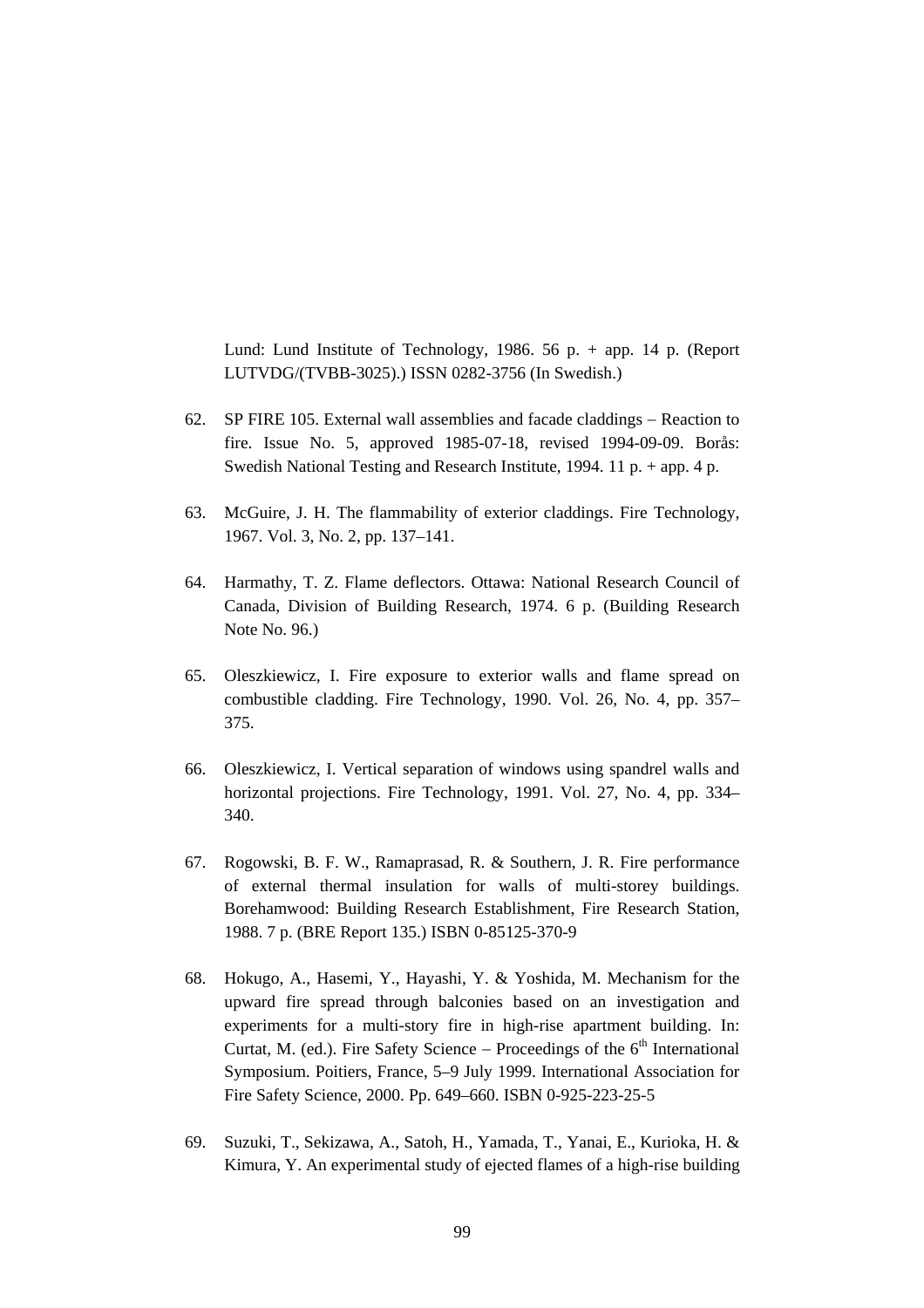Lund: Lund Institute of Technology, 1986. 56 p. + app. 14 p. (Report LUTVDG/(TVBB-3025).) ISSN 0282-3756 (In Swedish.)

62. SP FIRE 105. External wall assemblies and facade claddings – Reaction to fire. Issue No. 5, approved 1985-07-18, revised 1994-09-09. Borås: Swedish National Testing and Research Institute, 1994. 11 p. + app. 4 p.

63. McGuire, J. H. The flammability of exterior claddings. Fire Technology, 1967. Vol. 3, No. 2, pp. 137–141.

64. Harmathy, T. Z. Flame deflectors. Ottawa: National Research Council of Canada, Division of Building Research, 1974. 6 p. (Building Research Note No. 96.)

65. Oleszkiewicz, I. Fire exposure to exterior walls and flame spread on combustible cladding. Fire Technology, 1990. Vol. 26, No. 4, pp. 357–375.

66. Oleszkiewicz, I. Vertical separation of windows using spandrel walls and horizontal projections. Fire Technology, 1991. Vol. 27, No. 4, pp. 334–340.

67. Rogowski, B. F. W., Ramaprasad, R. & Southern, J. R. Fire performance of external thermal insulation for walls of multi-storey buildings. Borehamwood: Building Research Establishment, Fire Research Station, 1988. 7 p. (BRE Report 135.) ISBN 0-85125-370-9

68. Hokugo, A., Hasemi, Y., Hayashi, Y. & Yoshida, M. Mechanism for the upward fire spread through balconies based on an investigation and experiments for a multi-story fire in high-rise apartment building. In: Curtat, M. (ed.). Fire Safety Science – Proceedings of the 6th International Symposium. Poitiers, France, 5–9 July 1999. International Association for Fire Safety Science, 2000. Pp. 649–660. ISBN 0-925-223-25-5

69. Suzuki, T., Sekizawa, A., Satoh, H., Yamada, T., Yanai, E., Kurioka, H. & Kimura, Y. An experimental study of ejected flames of a high-rise building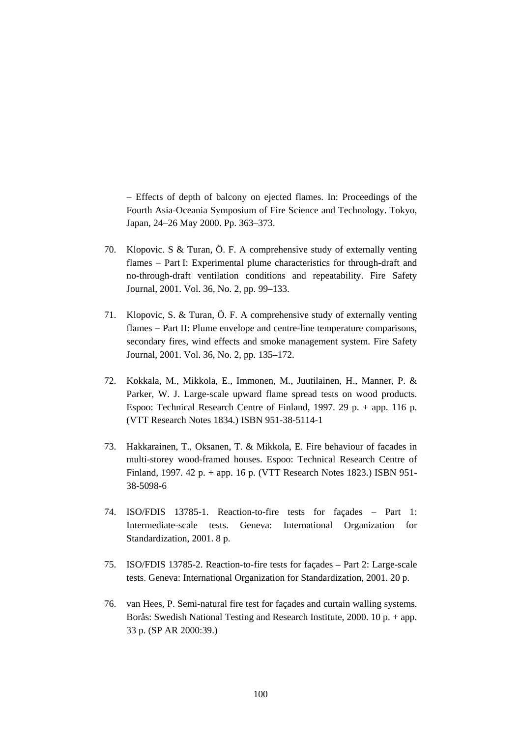– Effects of depth of balcony on ejected flames. In: Proceedings of the Fourth Asia-Oceania Symposium of Fire Science and Technology. Tokyo, Japan, 24–26 May 2000. Pp. 363–373.

70. Klopovic. S & Turan, Ö. F. A comprehensive study of externally venting flames – Part I: Experimental plume characteristics for through-draft and no-through-draft ventilation conditions and repeatability. Fire Safety Journal, 2001. Vol. 36, No. 2, pp. 99–133.

71. Klopovic, S. & Turan, Ö. F. A comprehensive study of externally venting flames – Part II: Plume envelope and centre-line temperature comparisons, secondary fires, wind effects and smoke management system. Fire Safety Journal, 2001. Vol. 36, No. 2, pp. 135–172.

72. Kokkala, M., Mikkola, E., Immonen, M., Juutilainen, H., Manner, P. & Parker, W. J. Large-scale upward flame spread tests on wood products. Espoo: Technical Research Centre of Finland, 1997. 29 p. + app. 116 p. (VTT Research Notes 1834.) ISBN 951-38-5114-1

73. Hakkarainen, T., Oksanen, T. & Mikkola, E. Fire behaviour of facades in multi-storey wood-framed houses. Espoo: Technical Research Centre of Finland, 1997. 42 p. + app. 16 p. (VTT Research Notes 1823.) ISBN 951-38-5098-6

74. ISO/FDIS 13785-1. Reaction-to-fire tests for façades – Part 1: Intermediate-scale tests. Geneva: International Organization for Standardization, 2001. 8 p.

75. ISO/FDIS 13785-2. Reaction-to-fire tests for façades – Part 2: Large-scale tests. Geneva: International Organization for Standardization, 2001. 20 p.

76. van Hees, P. Semi-natural fire test for façades and curtain walling systems. Borås: Swedish National Testing and Research Institute, 2000. 10 p. + app. 33 p. (SP AR 2000:39.)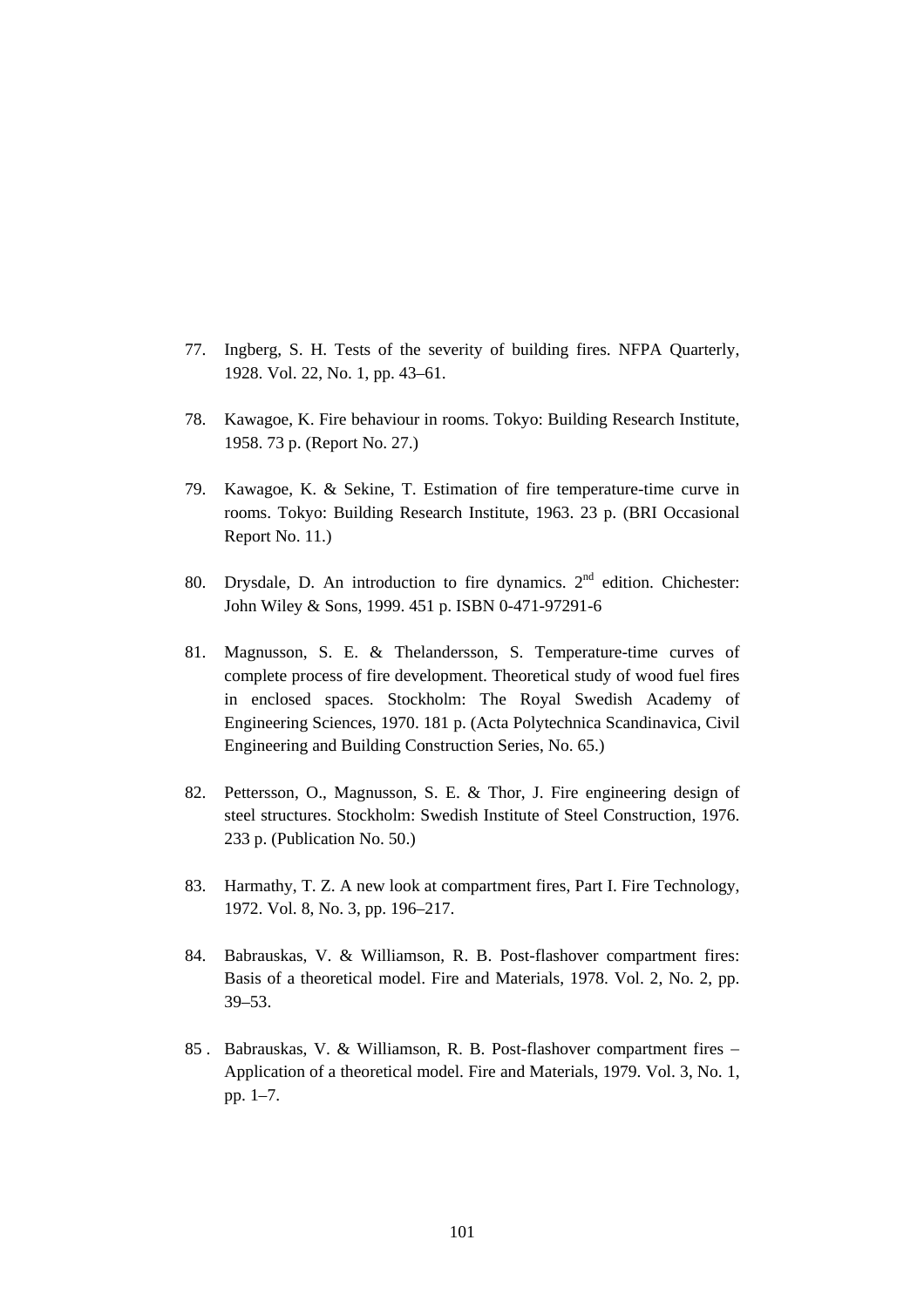77. Ingberg, S. H. Tests of the severity of building fires. NFPA Quarterly, 1928. Vol. 22, No. 1, pp. 43–61.

78. Kawagoe, K. Fire behaviour in rooms. Tokyo: Building Research Institute, 1958. 73 p. (Report No. 27.)

79. Kawagoe, K. & Sekine, T. Estimation of fire temperature-time curve in rooms. Tokyo: Building Research Institute, 1963. 23 p. (BRI Occasional Report No. 11.)

80. Drysdale, D. An introduction to fire dynamics. 2nd edition. Chichester: John Wiley & Sons, 1999. 451 p. ISBN 0-471-97291-6

81. Magnusson, S. E. & Thelandersson, S. Temperature-time curves of complete process of fire development. Theoretical study of wood fuel fires in enclosed spaces. Stockholm: The Royal Swedish Academy of Engineering Sciences, 1970. 181 p. (Acta Polytechnica Scandinavica, Civil Engineering and Building Construction Series, No. 65.)

82. Pettersson, O., Magnusson, S. E. & Thor, J. Fire engineering design of steel structures. Stockholm: Swedish Institute of Steel Construction, 1976. 233 p. (Publication No. 50.)

83. Harmathy, T. Z. A new look at compartment fires, Part I. Fire Technology, 1972. Vol. 8, No. 3, pp. 196–217.

84. Babrauskas, V. & Williamson, R. B. Post-flashover compartment fires: Basis of a theoretical model. Fire and Materials, 1978. Vol. 2, No. 2, pp. 39–53.

85. Babrauskas, V. & Williamson, R. B. Post-flashover compartment fires – Application of a theoretical model. Fire and Materials, 1979. Vol. 3, No. 1, pp. 1–7.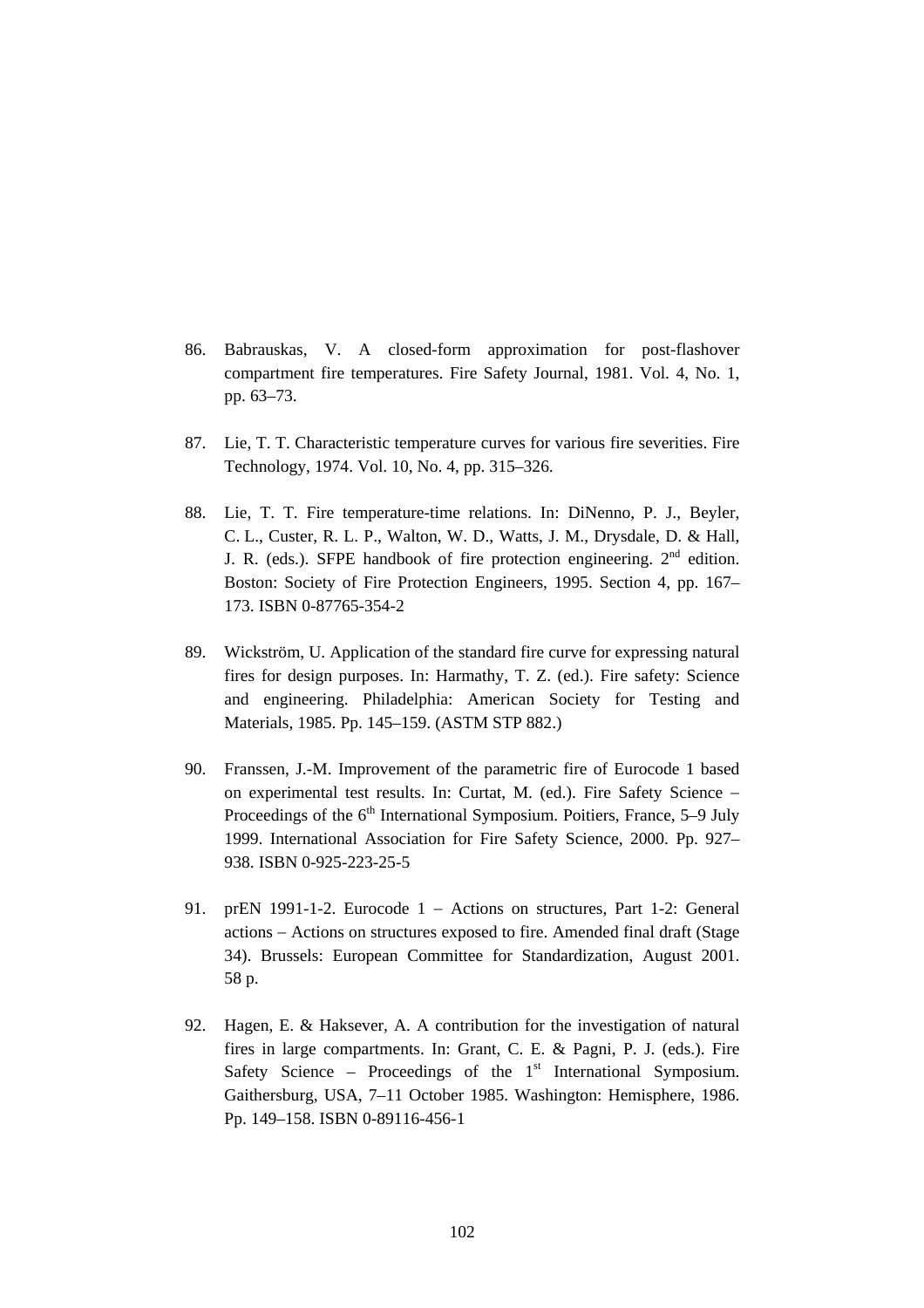86. Babrauskas, V. A closed-form approximation for post-flashover compartment fire temperatures. Fire Safety Journal, 1981. Vol. 4, No. 1, pp. 63–73.

87. Lie, T. T. Characteristic temperature curves for various fire severities. Fire Technology, 1974. Vol. 10, No. 4, pp. 315–326.

88. Lie, T. T. Fire temperature-time relations. In: DiNenno, P. J., Beyler, C. L., Custer, R. L. P., Walton, W. D., Watts, J. M., Drysdale, D. & Hall, J. R. (eds.). SFPE handbook of fire protection engineering. 2nd edition. Boston: Society of Fire Protection Engineers, 1995. Section 4, pp. 167–173. ISBN 0-87765-354-2

89. Wickström, U. Application of the standard fire curve for expressing natural fires for design purposes. In: Harmathy, T. Z. (ed.). Fire safety: Science and engineering. Philadelphia: American Society for Testing and Materials, 1985. Pp. 145–159. (ASTM STP 882.)

90. Franssen, J.-M. Improvement of the parametric fire of Eurocode 1 based on experimental test results. In: Curtat, M. (ed.). Fire Safety Science – Proceedings of the 6th International Symposium. Poitiers, France, 5–9 July 1999. International Association for Fire Safety Science, 2000. Pp. 927–938. ISBN 0-925-223-25-5

91. prEN 1991-1-2. Eurocode 1 – Actions on structures, Part 1-2: General actions – Actions on structures exposed to fire. Amended final draft (Stage 34). Brussels: European Committee for Standardization, August 2001. 58 p.

92. Hagen, E. & Haksever, A. A contribution for the investigation of natural fires in large compartments. In: Grant, C. E. & Pagni, P. J. (eds.). Fire Safety Science – Proceedings of the 1st International Symposium. Gaithersburg, USA, 7–11 October 1985. Washington: Hemisphere, 1986. Pp. 149–158. ISBN 0-89116-456-1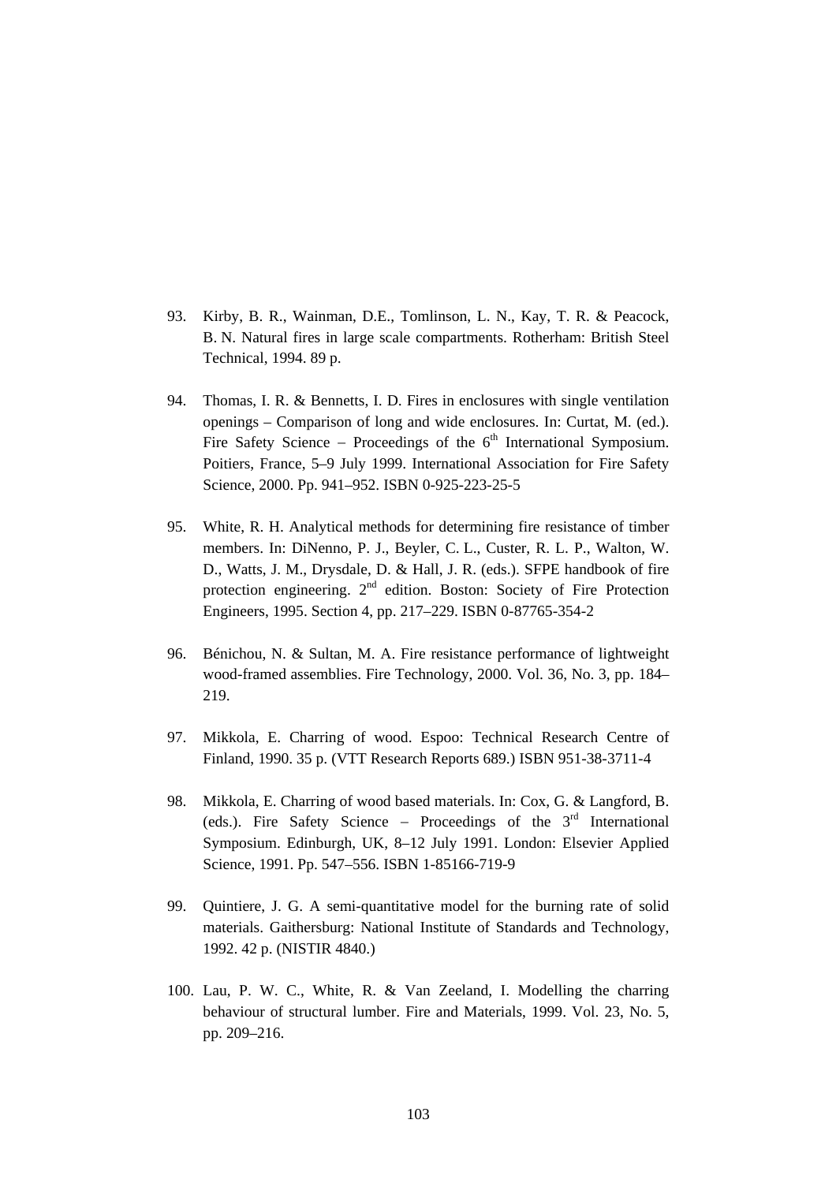93. Kirby, B. R., Wainman, D.E., Tomlinson, L. N., Kay, T. R. & Peacock, B. N. Natural fires in large scale compartments. Rotherham: British Steel Technical, 1994. 89 p.

94. Thomas, I. R. & Bennetts, I. D. Fires in enclosures with single ventilation openings – Comparison of long and wide enclosures. In: Curtat, M. (ed.). Fire Safety Science – Proceedings of the 6th International Symposium. Poitiers, France, 5–9 July 1999. International Association for Fire Safety Science, 2000. Pp. 941–952. ISBN 0-925-223-25-5

95. White, R. H. Analytical methods for determining fire resistance of timber members. In: DiNenno, P. J., Beyler, C. L., Custer, R. L. P., Walton, W. D., Watts, J. M., Drysdale, D. & Hall, J. R. (eds.). SFPE handbook of fire protection engineering. 2nd edition. Boston: Society of Fire Protection Engineers, 1995. Section 4, pp. 217–229. ISBN 0-87765-354-2

96. Bénichou, N. & Sultan, M. A. Fire resistance performance of lightweight wood-framed assemblies. Fire Technology, 2000. Vol. 36, No. 3, pp. 184–219.

97. Mikkola, E. Charring of wood. Espoo: Technical Research Centre of Finland, 1990. 35 p. (VTT Research Reports 689.) ISBN 951-38-3711-4

98. Mikkola, E. Charring of wood based materials. In: Cox, G. & Langford, B. (eds.). Fire Safety Science – Proceedings of the 3rd International Symposium. Edinburgh, UK, 8–12 July 1991. London: Elsevier Applied Science, 1991. Pp. 547–556. ISBN 1-85166-719-9

99. Quintiere, J. G. A semi-quantitative model for the burning rate of solid materials. Gaithersburg: National Institute of Standards and Technology, 1992. 42 p. (NISTIR 4840.)

100. Lau, P. W. C., White, R. & Van Zeeland, I. Modelling the charring behaviour of structural lumber. Fire and Materials, 1999. Vol. 23, No. 5, pp. 209–216.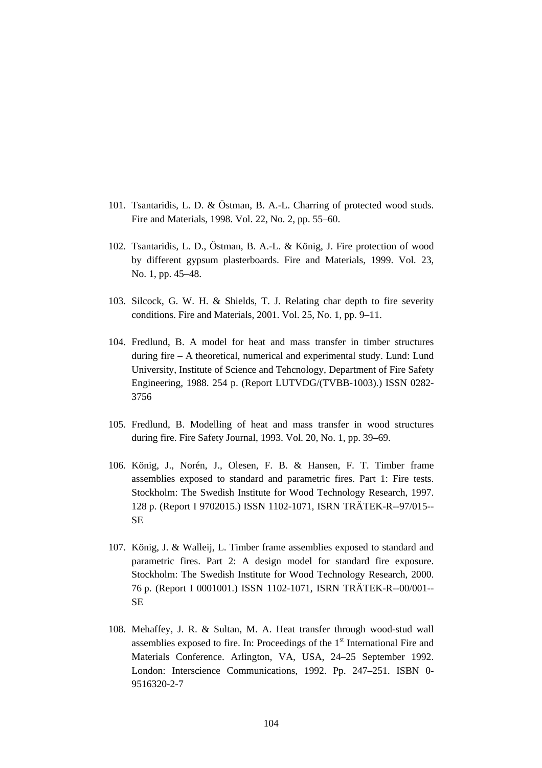101. Tsantaridis, L. D. & Östman, B. A.-L. Charring of protected wood studs. Fire and Materials, 1998. Vol. 22, No. 2, pp. 55–60.

102. Tsantaridis, L. D., Östman, B. A.-L. & König, J. Fire protection of wood by different gypsum plasterboards. Fire and Materials, 1999. Vol. 23, No. 1, pp. 45–48.

103. Silcock, G. W. H. & Shields, T. J. Relating char depth to fire severity conditions. Fire and Materials, 2001. Vol. 25, No. 1, pp. 9–11.

104. Fredlund, B. A model for heat and mass transfer in timber structures during fire – A theoretical, numerical and experimental study. Lund: Lund University, Institute of Science and Tehcnology, Department of Fire Safety Engineering, 1988. 254 p. (Report LUTVDG/(TVBB-1003).) ISSN 0282-3756

105. Fredlund, B. Modelling of heat and mass transfer in wood structures during fire. Fire Safety Journal, 1993. Vol. 20, No. 1, pp. 39–69.

106. König, J., Norén, J., Olesen, F. B. & Hansen, F. T. Timber frame assemblies exposed to standard and parametric fires. Part 1: Fire tests. Stockholm: The Swedish Institute for Wood Technology Research, 1997. 128 p. (Report I 9702015.) ISSN 1102-1071, ISRN TRÄTEK-R--97/015--SE

107. König, J. & Walleij, L. Timber frame assemblies exposed to standard and parametric fires. Part 2: A design model for standard fire exposure. Stockholm: The Swedish Institute for Wood Technology Research, 2000. 76 p. (Report I 0001001.) ISSN 1102-1071, ISRN TRÄTEK-R--00/001--SE

108. Mehaffey, J. R. & Sultan, M. A. Heat transfer through wood-stud wall assemblies exposed to fire. In: Proceedings of the 1st International Fire and Materials Conference. Arlington, VA, USA, 24–25 September 1992. London: Interscience Communications, 1992. Pp. 247–251. ISBN 0-9516320-2-7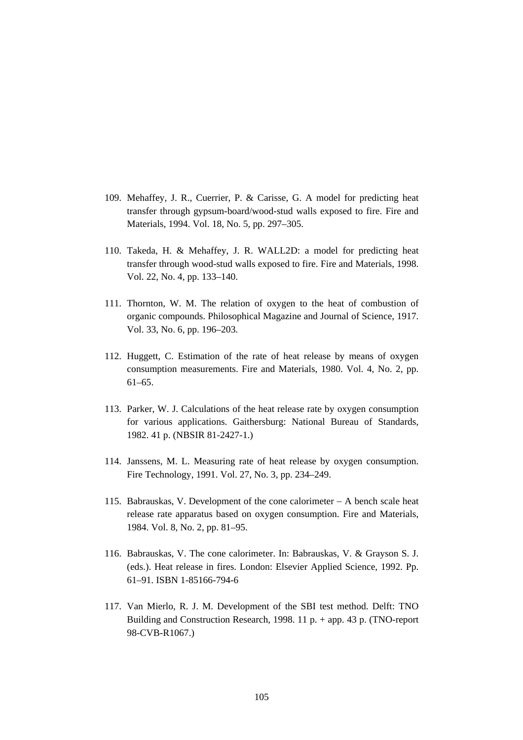109. Mehaffey, J. R., Cuerrier, P. & Carisse, G. A model for predicting heat transfer through gypsum-board/wood-stud walls exposed to fire. Fire and Materials, 1994. Vol. 18, No. 5, pp. 297–305.

110. Takeda, H. & Mehaffey, J. R. WALL2D: a model for predicting heat transfer through wood-stud walls exposed to fire. Fire and Materials, 1998. Vol. 22, No. 4, pp. 133–140.

111. Thornton, W. M. The relation of oxygen to the heat of combustion of organic compounds. Philosophical Magazine and Journal of Science, 1917. Vol. 33, No. 6, pp. 196–203.

112. Huggett, C. Estimation of the rate of heat release by means of oxygen consumption measurements. Fire and Materials, 1980. Vol. 4, No. 2, pp. 61–65.

113. Parker, W. J. Calculations of the heat release rate by oxygen consumption for various applications. Gaithersburg: National Bureau of Standards, 1982. 41 p. (NBSIR 81-2427-1.)

114. Janssens, M. L. Measuring rate of heat release by oxygen consumption. Fire Technology, 1991. Vol. 27, No. 3, pp. 234–249.

115. Babrauskas, V. Development of the cone calorimeter – A bench scale heat release rate apparatus based on oxygen consumption. Fire and Materials, 1984. Vol. 8, No. 2, pp. 81–95.

116. Babrauskas, V. The cone calorimeter. In: Babrauskas, V. & Grayson S. J. (eds.). Heat release in fires. London: Elsevier Applied Science, 1992. Pp. 61–91. ISBN 1-85166-794-6

117. Van Mierlo, R. J. M. Development of the SBI test method. Delft: TNO Building and Construction Research, 1998. 11 p. + app. 43 p. (TNO-report 98-CVB-R1067.)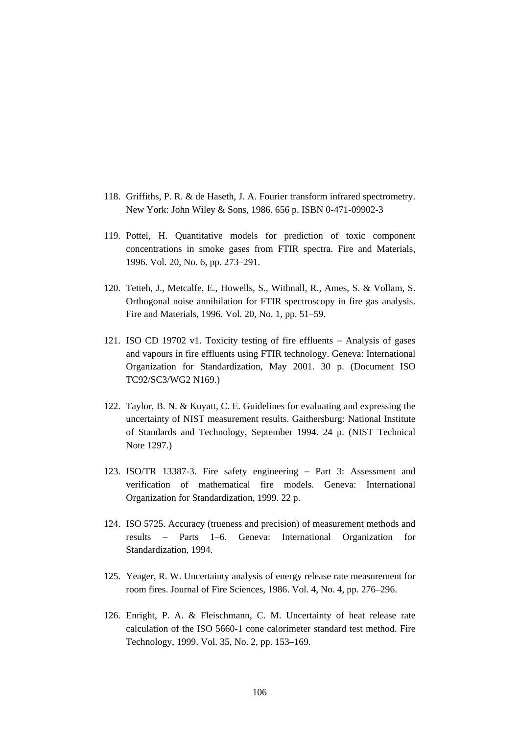118. Griffiths, P. R. & de Haseth, J. A. Fourier transform infrared spectrometry. New York: John Wiley & Sons, 1986. 656 p. ISBN 0-471-09902-3

119. Pottel, H. Quantitative models for prediction of toxic component concentrations in smoke gases from FTIR spectra. Fire and Materials, 1996. Vol. 20, No. 6, pp. 273–291.

120. Tetteh, J., Metcalfe, E., Howells, S., Withnall, R., Ames, S. & Vollam, S. Orthogonal noise annihilation for FTIR spectroscopy in fire gas analysis. Fire and Materials, 1996. Vol. 20, No. 1, pp. 51–59.

121. ISO CD 19702 v1. Toxicity testing of fire effluents – Analysis of gases and vapours in fire effluents using FTIR technology. Geneva: International Organization for Standardization, May 2001. 30 p. (Document ISO TC92/SC3/WG2 N169.)

122. Taylor, B. N. & Kuyatt, C. E. Guidelines for evaluating and expressing the uncertainty of NIST measurement results. Gaithersburg: National Institute of Standards and Technology, September 1994. 24 p. (NIST Technical Note 1297.)

123. ISO/TR 13387-3. Fire safety engineering – Part 3: Assessment and verification of mathematical fire models. Geneva: International Organization for Standardization, 1999. 22 p.

124. ISO 5725. Accuracy (trueness and precision) of measurement methods and results – Parts 1–6. Geneva: International Organization for Standardization, 1994.

125. Yeager, R. W. Uncertainty analysis of energy release rate measurement for room fires. Journal of Fire Sciences, 1986. Vol. 4, No. 4, pp. 276–296.

126. Enright, P. A. & Fleischmann, C. M. Uncertainty of heat release rate calculation of the ISO 5660-1 cone calorimeter standard test method. Fire Technology, 1999. Vol. 35, No. 2, pp. 153–169.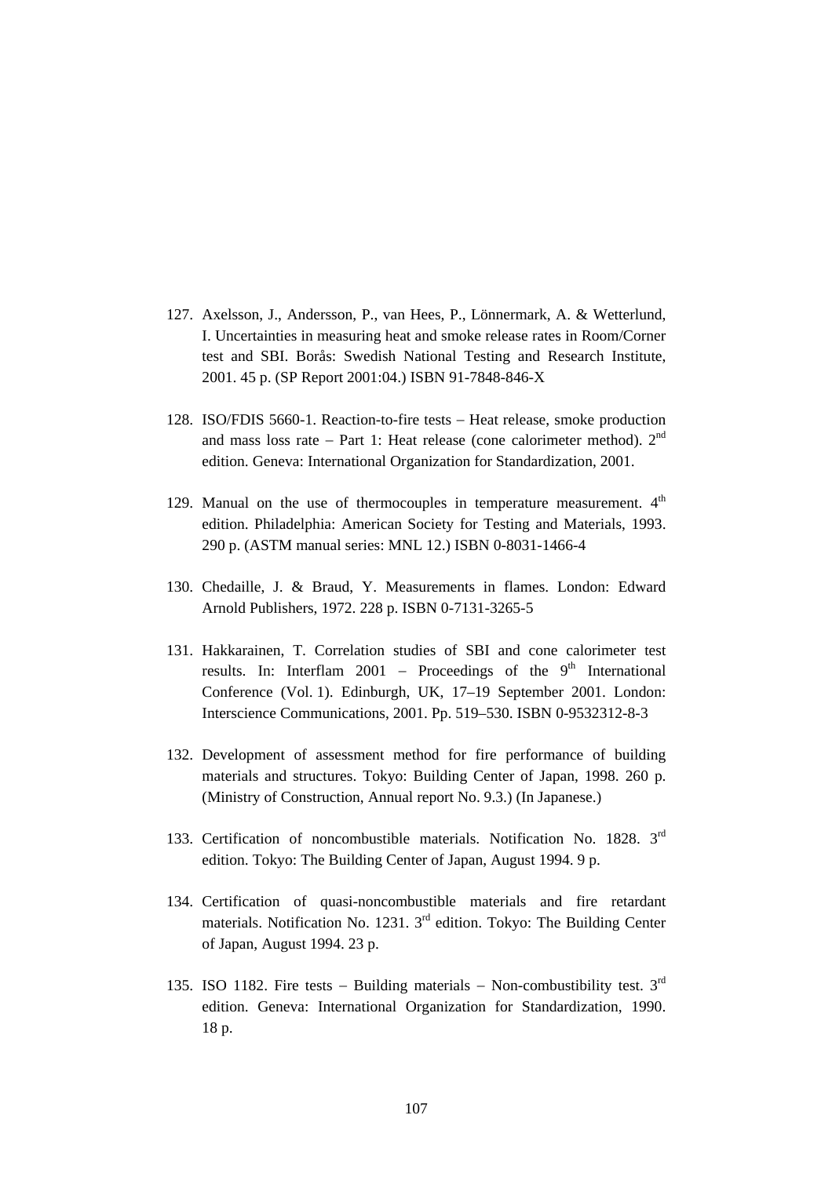127. Axelsson, J., Andersson, P., van Hees, P., Lönnermark, A. & Wetterlund, I. Uncertainties in measuring heat and smoke release rates in Room/Corner test and SBI. Borås: Swedish National Testing and Research Institute, 2001. 45 p. (SP Report 2001:04.) ISBN 91-7848-846-X

128. ISO/FDIS 5660-1. Reaction-to-fire tests – Heat release, smoke production and mass loss rate – Part 1: Heat release (cone calorimeter method). 2nd edition. Geneva: International Organization for Standardization, 2001.

129. Manual on the use of thermocouples in temperature measurement. 4th edition. Philadelphia: American Society for Testing and Materials, 1993. 290 p. (ASTM manual series: MNL 12.) ISBN 0-8031-1466-4

130. Chedaille, J. & Braud, Y. Measurements in flames. London: Edward Arnold Publishers, 1972. 228 p. ISBN 0-7131-3265-5

131. Hakkarainen, T. Correlation studies of SBI and cone calorimeter test results. In: Interflam 2001 – Proceedings of the 9th International Conference (Vol. 1). Edinburgh, UK, 17–19 September 2001. London: Interscience Communications, 2001. Pp. 519–530. ISBN 0-9532312-8-3

132. Development of assessment method for fire performance of building materials and structures. Tokyo: Building Center of Japan, 1998. 260 p. (Ministry of Construction, Annual report No. 9.3.) (In Japanese.)

133. Certification of noncombustible materials. Notification No. 1828. 3rd edition. Tokyo: The Building Center of Japan, August 1994. 9 p.

134. Certification of quasi-noncombustible materials and fire retardant materials. Notification No. 1231. 3rd edition. Tokyo: The Building Center of Japan, August 1994. 23 p.

135. ISO 1182. Fire tests – Building materials – Non-combustibility test. 3rd edition. Geneva: International Organization for Standardization, 1990. 18 p.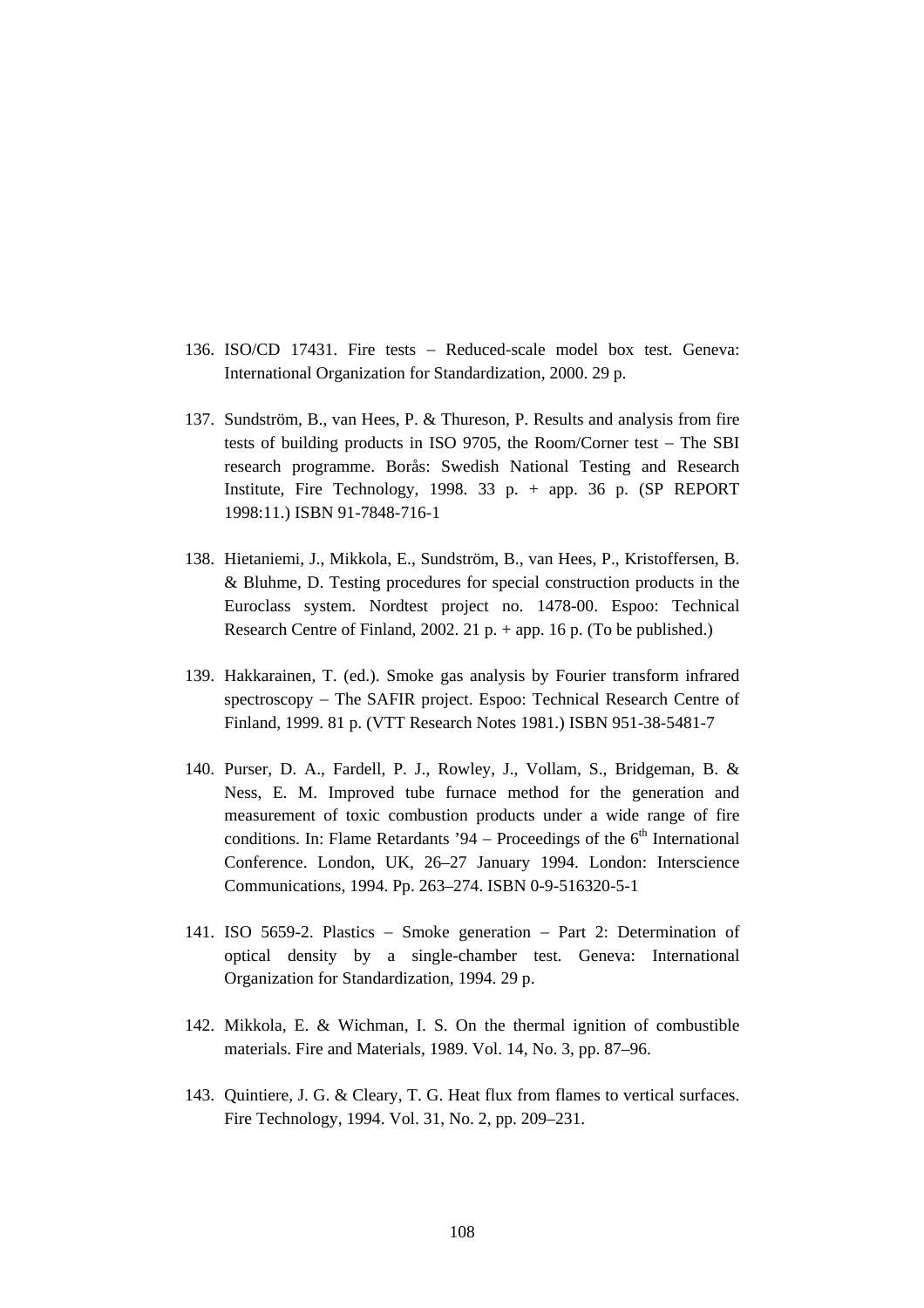136. ISO/CD 17431. Fire tests – Reduced-scale model box test. Geneva: International Organization for Standardization, 2000. 29 p.

137. Sundström, B., van Hees, P. & Thureson, P. Results and analysis from fire tests of building products in ISO 9705, the Room/Corner test – The SBI research programme. Borås: Swedish National Testing and Research Institute, Fire Technology, 1998. 33 p. + app. 36 p. (SP REPORT 1998:11.) ISBN 91-7848-716-1

138. Hietaniemi, J., Mikkola, E., Sundström, B., van Hees, P., Kristoffersen, B. & Bluhme, D. Testing procedures for special construction products in the Euroclass system. Nordtest project no. 1478-00. Espoo: Technical Research Centre of Finland, 2002. 21 p. + app. 16 p. (To be published.)

139. Hakkarainen, T. (ed.). Smoke gas analysis by Fourier transform infrared spectroscopy – The SAFIR project. Espoo: Technical Research Centre of Finland, 1999. 81 p. (VTT Research Notes 1981.) ISBN 951-38-5481-7

140. Purser, D. A., Fardell, P. J., Rowley, J., Vollam, S., Bridgeman, B. & Ness, E. M. Improved tube furnace method for the generation and measurement of toxic combustion products under a wide range of fire conditions. In: Flame Retardants '94 – Proceedings of the 6th International Conference. London, UK, 26–27 January 1994. London: Interscience Communications, 1994. Pp. 263–274. ISBN 0-9-516320-5-1

141. ISO 5659-2. Plastics – Smoke generation – Part 2: Determination of optical density by a single-chamber test. Geneva: International Organization for Standardization, 1994. 29 p.

142. Mikkola, E. & Wichman, I. S. On the thermal ignition of combustible materials. Fire and Materials, 1989. Vol. 14, No. 3, pp. 87–96.

143. Quintiere, J. G. & Cleary, T. G. Heat flux from flames to vertical surfaces. Fire Technology, 1994. Vol. 31, No. 2, pp. 209–231.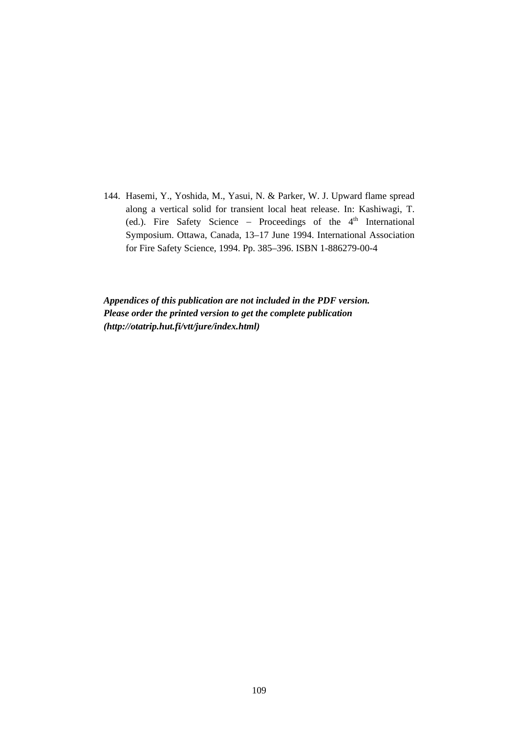144. Hasemi, Y., Yoshida, M., Yasui, N. & Parker, W. J. Upward flame spread along a vertical solid for transient local heat release. In: Kashiwagi, T. (ed.). Fire Safety Science – Proceedings of the 4$^{th}$ International Symposium. Ottawa, Canada, 13–17 June 1994. International Association for Fire Safety Science, 1994. Pp. 385–396. ISBN 1-886279-00-4

***Appendices of this publication are not included in the PDF version. Please order the printed version to get the complete publication (http://otatrip.hut.fi/vtt/jure/index.html)***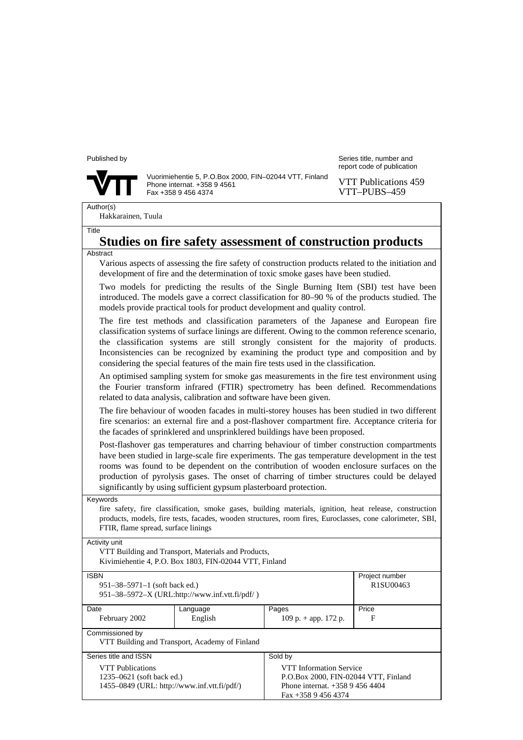Published by

VTT

Vuorimiehentie 5, P.O.Box 2000, FIN–02044 VTT, Finland
Phone internat. +358 9 4561
Fax +358 9 456 4374

Series title, number and report code of publication

VTT Publications 459
VTT–PUBS–459

Author(s)

Hakkarainen, Tuula

Title

# Studies on fire safety assessment of construction products

Abstract

Various aspects of assessing the fire safety of construction products related to the initiation and development of fire and the determination of toxic smoke gases have been studied.

Two models for predicting the results of the Single Burning Item (SBI) test have been introduced. The models gave a correct classification for 80–90 % of the products studied. The models provide practical tools for product development and quality control.

The fire test methods and classification parameters of the Japanese and European fire classification systems of surface linings are different. Owing to the common reference scenario, the classification systems are still strongly consistent for the majority of products. Inconsistencies can be recognized by examining the product type and composition and by considering the special features of the main fire tests used in the classification.

An optimised sampling system for smoke gas measurements in the fire test environment using the Fourier transform infrared (FTIR) spectrometry has been defined. Recommendations related to data analysis, calibration and software have been given.

The fire behaviour of wooden facades in multi-storey houses has been studied in two different fire scenarios: an external fire and a post-flashover compartment fire. Acceptance criteria for the facades of sprinklered and unsprinklered buildings have been proposed.

Post-flashover gas temperatures and charring behaviour of timber construction compartments have been studied in large-scale fire experiments. The gas temperature development in the test rooms was found to be dependent on the contribution of wooden enclosure surfaces on the production of pyrolysis gases. The onset of charring of timber structures could be delayed significantly by using sufficient gypsum plasterboard protection.

Keywords

fire safety, fire classification, smoke gases, building materials, ignition, heat release, construction products, models, fire tests, facades, wooden structures, room fires, Euroclasses, cone calorimeter, SBI, FTIR, flame spread, surface linings

Activity unit

VTT Building and Transport, Materials and Products,
Kivimiehentie 4, P.O. Box 1803, FIN-02044 VTT, Finland

| ISBN | | | Project number |
|---|---|---|---|
| 951–38–5971–1 (soft back ed.)<br>951–38–5972–X (URL:http://www.inf.vtt.fi/pdf/ ) | | | R1SU00463 |
| Date | Language | Pages | Price |
| February 2002 | English | 109 p. + app. 172 p. | F |

Commissioned by

VTT Building and Transport, Academy of Finland

| Series title and ISSN | Sold by |
|---|---|
| VTT Publications<br>1235–0621 (soft back ed.)<br>1455–0849 (URL: http://www.inf.vtt.fi/pdf/) | VTT Information Service<br>P.O.Box 2000, FIN-02044 VTT, Finland<br>Phone internat. +358 9 456 4404<br>Fax +358 9 456 4374 |